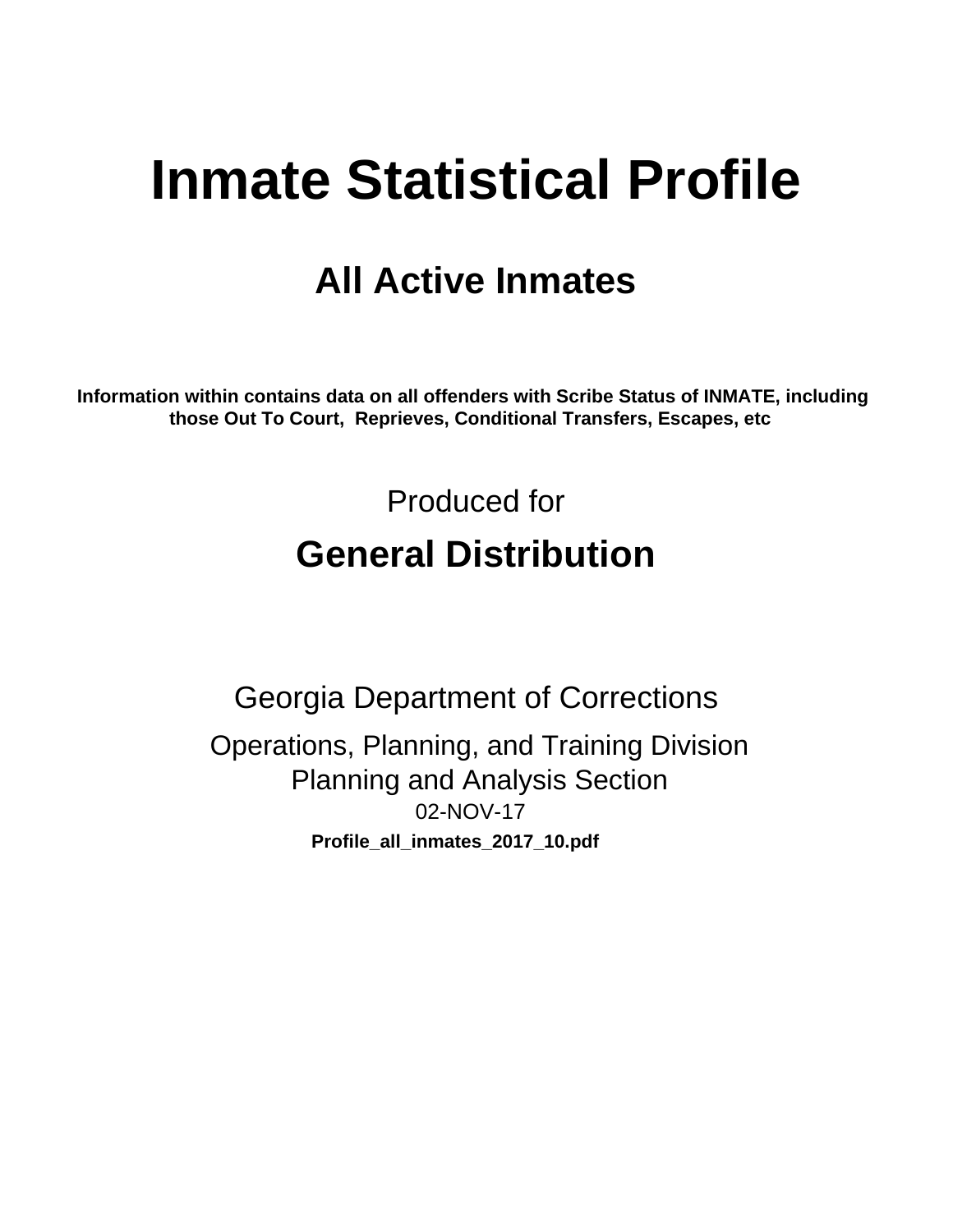# Inmate Statistical Profile

## All Active Inmates

**Information within contains data on all offenders with Scribe Status of INMATE, including those Out To Court, Reprieves, Conditional Transfers, Escapes, etc**

Produced for

## General Distribution

Georgia Department of Corrections

Operations, Planning, and Training Division
Planning and Analysis Section
02-NOV-17

**Profile_all_inmates_2017_10.pdf**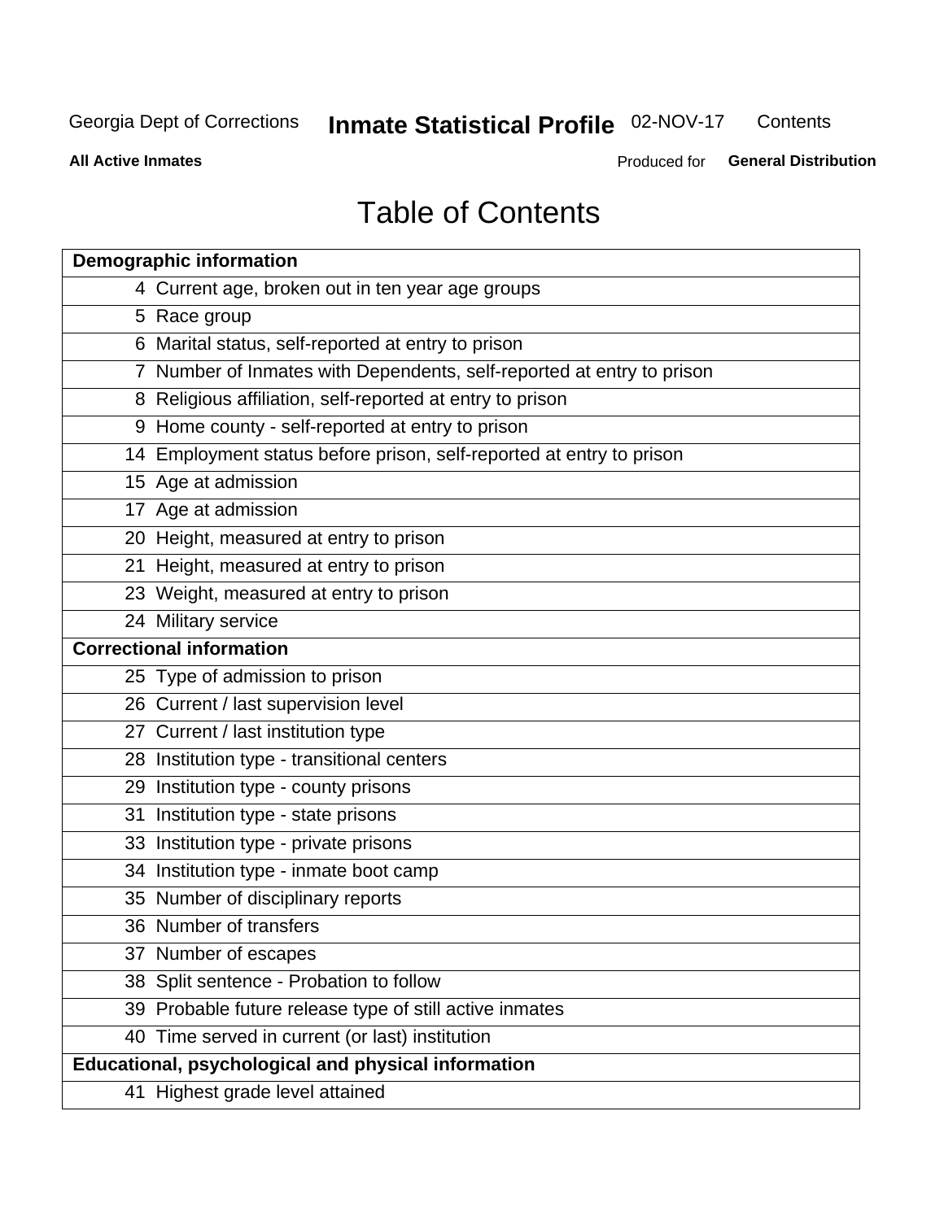Georgia Dept of Corrections **Inmate Statistical Profile** 02-NOV-17 Contents

**All Active Inmates** Produced for **General Distribution**

# Table of Contents

| **Demographic information** | |
|---|---|
| 4 | Current age, broken out in ten year age groups |
| 5 | Race group |
| 6 | Marital status, self-reported at entry to prison |
| 7 | Number of Inmates with Dependents, self-reported at entry to prison |
| 8 | Religious affiliation, self-reported at entry to prison |
| 9 | Home county - self-reported at entry to prison |
| 14 | Employment status before prison, self-reported at entry to prison |
| 15 | Age at admission |
| 17 | Age at admission |
| 20 | Height, measured at entry to prison |
| 21 | Height, measured at entry to prison |
| 23 | Weight, measured at entry to prison |
| 24 | Military service |
| **Correctional information** | |
| 25 | Type of admission to prison |
| 26 | Current / last supervision level |
| 27 | Current / last institution type |
| 28 | Institution type - transitional centers |
| 29 | Institution type - county prisons |
| 31 | Institution type - state prisons |
| 33 | Institution type - private prisons |
| 34 | Institution type - inmate boot camp |
| 35 | Number of disciplinary reports |
| 36 | Number of transfers |
| 37 | Number of escapes |
| 38 | Split sentence - Probation to follow |
| 39 | Probable future release type of still active inmates |
| 40 | Time served in current (or last) institution |
| **Educational, psychological and physical information** | |
| 41 | Highest grade level attained |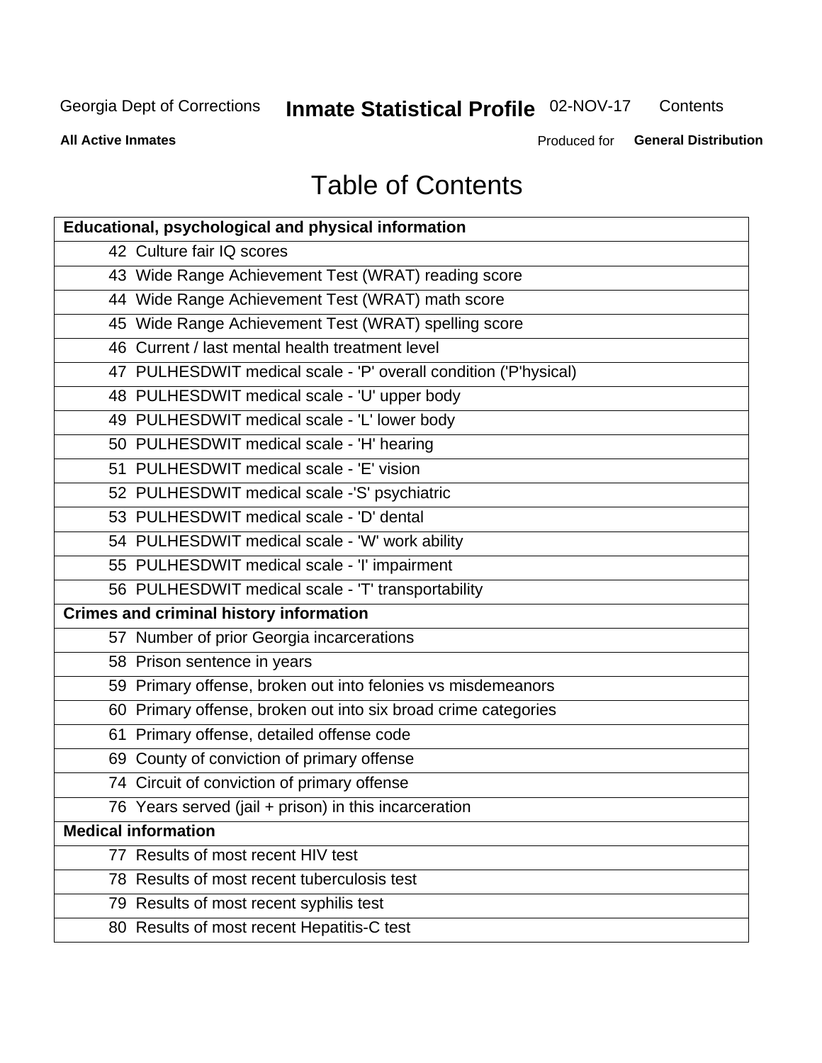# Table of Contents

| Educational, psychological and physical information | |
|---|---|
| 42 | Culture fair IQ scores |
| 43 | Wide Range Achievement Test (WRAT) reading score |
| 44 | Wide Range Achievement Test (WRAT) math score |
| 45 | Wide Range Achievement Test (WRAT) spelling score |
| 46 | Current / last mental health treatment level |
| 47 | PULHESDWIT medical scale - 'P' overall condition ('P'hysical) |
| 48 | PULHESDWIT medical scale - 'U' upper body |
| 49 | PULHESDWIT medical scale - 'L' lower body |
| 50 | PULHESDWIT medical scale - 'H' hearing |
| 51 | PULHESDWIT medical scale - 'E' vision |
| 52 | PULHESDWIT medical scale -'S' psychiatric |
| 53 | PULHESDWIT medical scale - 'D' dental |
| 54 | PULHESDWIT medical scale - 'W' work ability |
| 55 | PULHESDWIT medical scale - 'I' impairment |
| 56 | PULHESDWIT medical scale - 'T' transportability |
| **Crimes and criminal history information** | |
| 57 | Number of prior Georgia incarcerations |
| 58 | Prison sentence in years |
| 59 | Primary offense, broken out into felonies vs misdemeanors |
| 60 | Primary offense, broken out into six broad crime categories |
| 61 | Primary offense, detailed offense code |
| 69 | County of conviction of primary offense |
| 74 | Circuit of conviction of primary offense |
| 76 | Years served (jail + prison) in this incarceration |
| **Medical information** | |
| 77 | Results of most recent HIV test |
| 78 | Results of most recent tuberculosis test |
| 79 | Results of most recent syphilis test |
| 80 | Results of most recent Hepatitis-C test |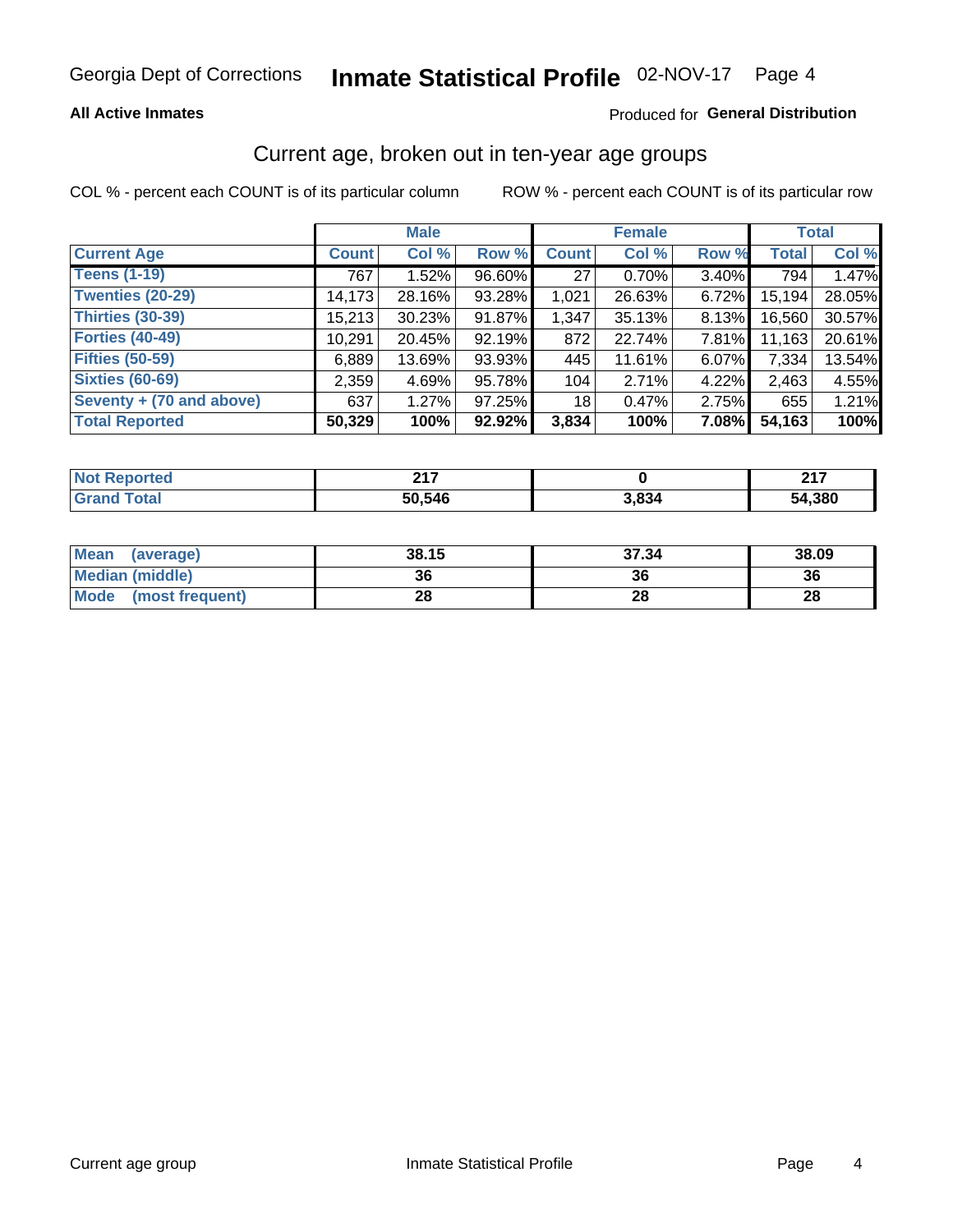Georgia Dept of Corrections **Inmate Statistical Profile** 02-NOV-17

**All Active Inmates**

Produced for **General Distribution**

## Current age, broken out in ten-year age groups

COL % - percent each COUNT is of its particular column

ROW % - percent each COUNT is of its particular row

| | Male | | | Female | | | Total | |
|---|---|---|---|---|---|---|---|---|
| **Current Age** | **Count** | **Col %** | **Row %** | **Count** | **Col %** | **Row %** | **Total** | **Col %** |
| **Teens (1-19)** | 767 | 1.52% | 96.60% | 27 | 0.70% | 3.40% | 794 | 1.47% |
| **Twenties (20-29)** | 14,173 | 28.16% | 93.28% | 1,021 | 26.63% | 6.72% | 15,194 | 28.05% |
| **Thirties (30-39)** | 15,213 | 30.23% | 91.87% | 1,347 | 35.13% | 8.13% | 16,560 | 30.57% |
| **Forties (40-49)** | 10,291 | 20.45% | 92.19% | 872 | 22.74% | 7.81% | 11,163 | 20.61% |
| **Fifties (50-59)** | 6,889 | 13.69% | 93.93% | 445 | 11.61% | 6.07% | 7,334 | 13.54% |
| **Sixties (60-69)** | 2,359 | 4.69% | 95.78% | 104 | 2.71% | 4.22% | 2,463 | 4.55% |
| **Seventy + (70 and above)** | 637 | 1.27% | 97.25% | 18 | 0.47% | 2.75% | 655 | 1.21% |
| **Total Reported** | **50,329** | **100%** | **92.92%** | **3,834** | **100%** | **7.08%** | **54,163** | **100%** |

| | Male | Female | Total |
|---|---|---|---|
| **Not Reported** | **217** | **0** | **217** |
| **Grand Total** | **50,546** | **3,834** | **54,380** |

| | Male | Female | Total |
|---|---|---|---|
| **Mean (average)** | **38.15** | **37.34** | **38.09** |
| **Median (middle)** | **36** | **36** | **36** |
| **Mode (most frequent)** | **28** | **28** | **28** |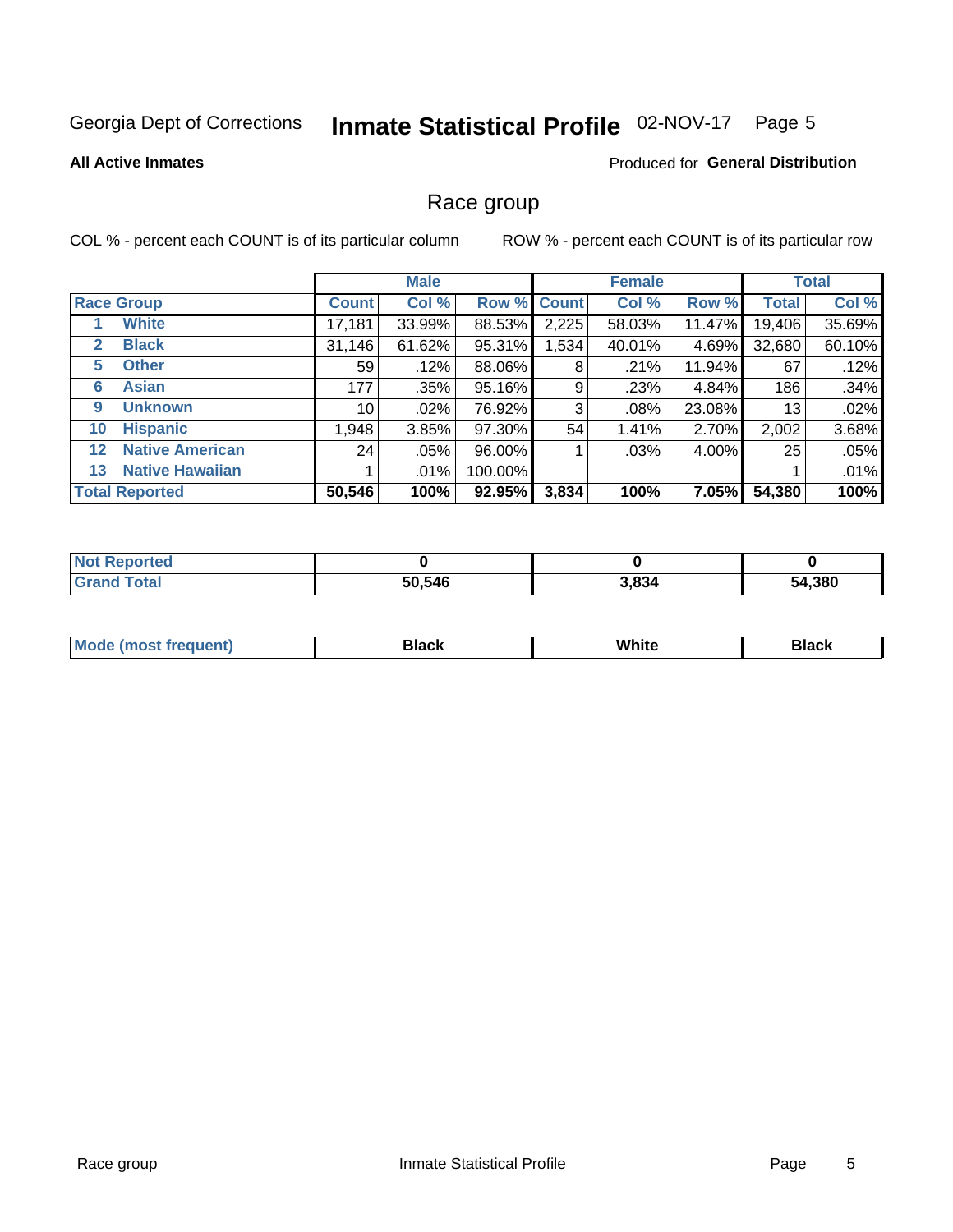Georgia Dept of Corrections **Inmate Statistical Profile** 02-NOV-17 Page 5

**All Active Inmates**

Produced for **General Distribution**

## Race group

COL % - percent each COUNT is of its particular column

ROW % - percent each COUNT is of its particular row

| | | Male | | | Female | | | Total | |
|---|---|---|---|---|---|---|---|---|---|
| **Race Group** | | **Count** | **Col %** | **Row %** | **Count** | **Col %** | **Row %** | **Total** | **Col %** |
| 1 | **White** | 17,181 | 33.99% | 88.53% | 2,225 | 58.03% | 11.47% | 19,406 | 35.69% |
| 2 | **Black** | 31,146 | 61.62% | 95.31% | 1,534 | 40.01% | 4.69% | 32,680 | 60.10% |
| 5 | **Other** | 59 | .12% | 88.06% | 8 | .21% | 11.94% | 67 | .12% |
| 6 | **Asian** | 177 | .35% | 95.16% | 9 | .23% | 4.84% | 186 | .34% |
| 9 | **Unknown** | 10 | .02% | 76.92% | 3 | .08% | 23.08% | 13 | .02% |
| 10 | **Hispanic** | 1,948 | 3.85% | 97.30% | 54 | 1.41% | 2.70% | 2,002 | 3.68% |
| 12 | **Native American** | 24 | .05% | 96.00% | 1 | .03% | 4.00% | 25 | .05% |
| 13 | **Native Hawaiian** | 1 | .01% | 100.00% | | | | 1 | .01% |
| **Total Reported** | | **50,546** | **100%** | **92.95%** | **3,834** | **100%** | **7.05%** | **54,380** | **100%** |

| | Male | Female | Total |
|---|---|---|---|
| **Not Reported** | **0** | **0** | **0** |
| **Grand Total** | **50,546** | **3,834** | **54,380** |

| | Male | Female | Total |
|---|---|---|---|
| **Mode (most frequent)** | **Black** | **White** | **Black** |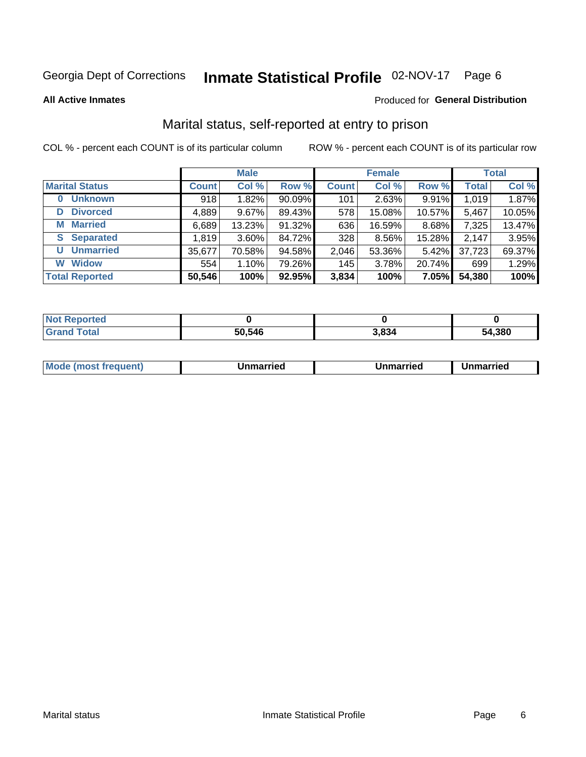Georgia Dept of Corrections **Inmate Statistical Profile** 02-NOV-17 Page 6

**All Active Inmates**

Produced for **General Distribution**

## Marital status, self-reported at entry to prison

COL % - percent each COUNT is of its particular column

ROW % - percent each COUNT is of its particular row

| | Male | | | Female | | | Total | |
|---|---|---|---|---|---|---|---|---|
| **Marital Status** | **Count** | **Col %** | **Row %** | **Count** | **Col %** | **Row %** | **Total** | **Col %** |
| **0 Unknown** | 918 | 1.82% | 90.09% | 101 | 2.63% | 9.91% | 1,019 | 1.87% |
| **D Divorced** | 4,889 | 9.67% | 89.43% | 578 | 15.08% | 10.57% | 5,467 | 10.05% |
| **M Married** | 6,689 | 13.23% | 91.32% | 636 | 16.59% | 8.68% | 7,325 | 13.47% |
| **S Separated** | 1,819 | 3.60% | 84.72% | 328 | 8.56% | 15.28% | 2,147 | 3.95% |
| **U Unmarried** | 35,677 | 70.58% | 94.58% | 2,046 | 53.36% | 5.42% | 37,723 | 69.37% |
| **W Widow** | 554 | 1.10% | 79.26% | 145 | 3.78% | 20.74% | 699 | 1.29% |
| **Total Reported** | **50,546** | **100%** | **92.95%** | **3,834** | **100%** | **7.05%** | **54,380** | **100%** |

| | Male | Female | Total |
|---|---|---|---|
| **Not Reported** | **0** | **0** | **0** |
| **Grand Total** | **50,546** | **3,834** | **54,380** |

| | Male | Female | Total |
|---|---|---|---|
| **Mode (most frequent)** | **Unmarried** | **Unmarried** | **Unmarried** |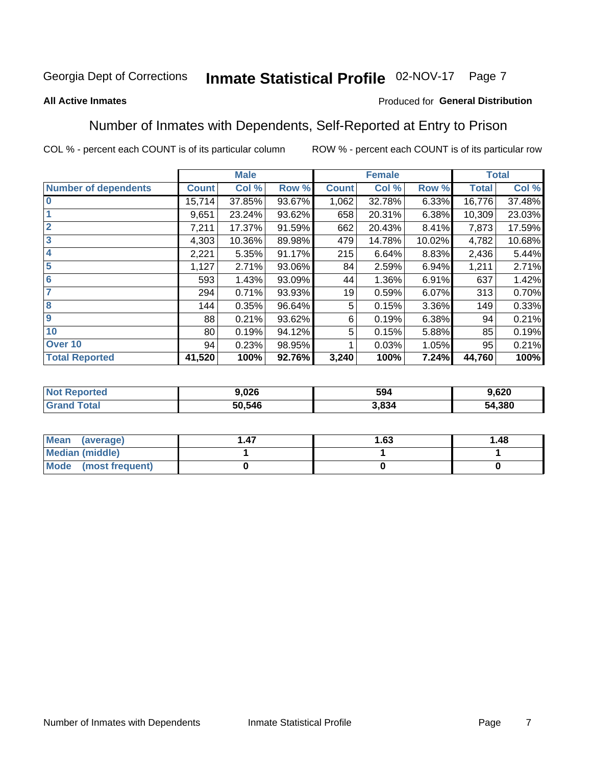Georgia Dept of Corrections **Inmate Statistical Profile** 02-NOV-17

**All Active Inmates**

Produced for **General Distribution**

## Number of Inmates with Dependents, Self-Reported at Entry to Prison

COL % - percent each COUNT is of its particular column    ROW % - percent each COUNT is of its particular row

| | Male | | | Female | | | Total | |
|---|---|---|---|---|---|---|---|---|
| **Number of dependents** | **Count** | **Col %** | **Row %** | **Count** | **Col %** | **Row %** | **Total** | **Col %** |
| **0** | 15,714 | 37.85% | 93.67% | 1,062 | 32.78% | 6.33% | 16,776 | 37.48% |
| **1** | 9,651 | 23.24% | 93.62% | 658 | 20.31% | 6.38% | 10,309 | 23.03% |
| **2** | 7,211 | 17.37% | 91.59% | 662 | 20.43% | 8.41% | 7,873 | 17.59% |
| **3** | 4,303 | 10.36% | 89.98% | 479 | 14.78% | 10.02% | 4,782 | 10.68% |
| **4** | 2,221 | 5.35% | 91.17% | 215 | 6.64% | 8.83% | 2,436 | 5.44% |
| **5** | 1,127 | 2.71% | 93.06% | 84 | 2.59% | 6.94% | 1,211 | 2.71% |
| **6** | 593 | 1.43% | 93.09% | 44 | 1.36% | 6.91% | 637 | 1.42% |
| **7** | 294 | 0.71% | 93.93% | 19 | 0.59% | 6.07% | 313 | 0.70% |
| **8** | 144 | 0.35% | 96.64% | 5 | 0.15% | 3.36% | 149 | 0.33% |
| **9** | 88 | 0.21% | 93.62% | 6 | 0.19% | 6.38% | 94 | 0.21% |
| **10** | 80 | 0.19% | 94.12% | 5 | 0.15% | 5.88% | 85 | 0.19% |
| **Over 10** | 94 | 0.23% | 98.95% | 1 | 0.03% | 1.05% | 95 | 0.21% |
| **Total Reported** | **41,520** | **100%** | **92.76%** | **3,240** | **100%** | **7.24%** | **44,760** | **100%** |

| | Male | Female | Total |
|---|---|---|---|
| **Not Reported** | **9,026** | **594** | **9,620** |
| **Grand Total** | **50,546** | **3,834** | **54,380** |

| | Male | Female | Total |
|---|---|---|---|
| **Mean (average)** | **1.47** | **1.63** | **1.48** |
| **Median (middle)** | **1** | **1** | **1** |
| **Mode (most frequent)** | **0** | **0** | **0** |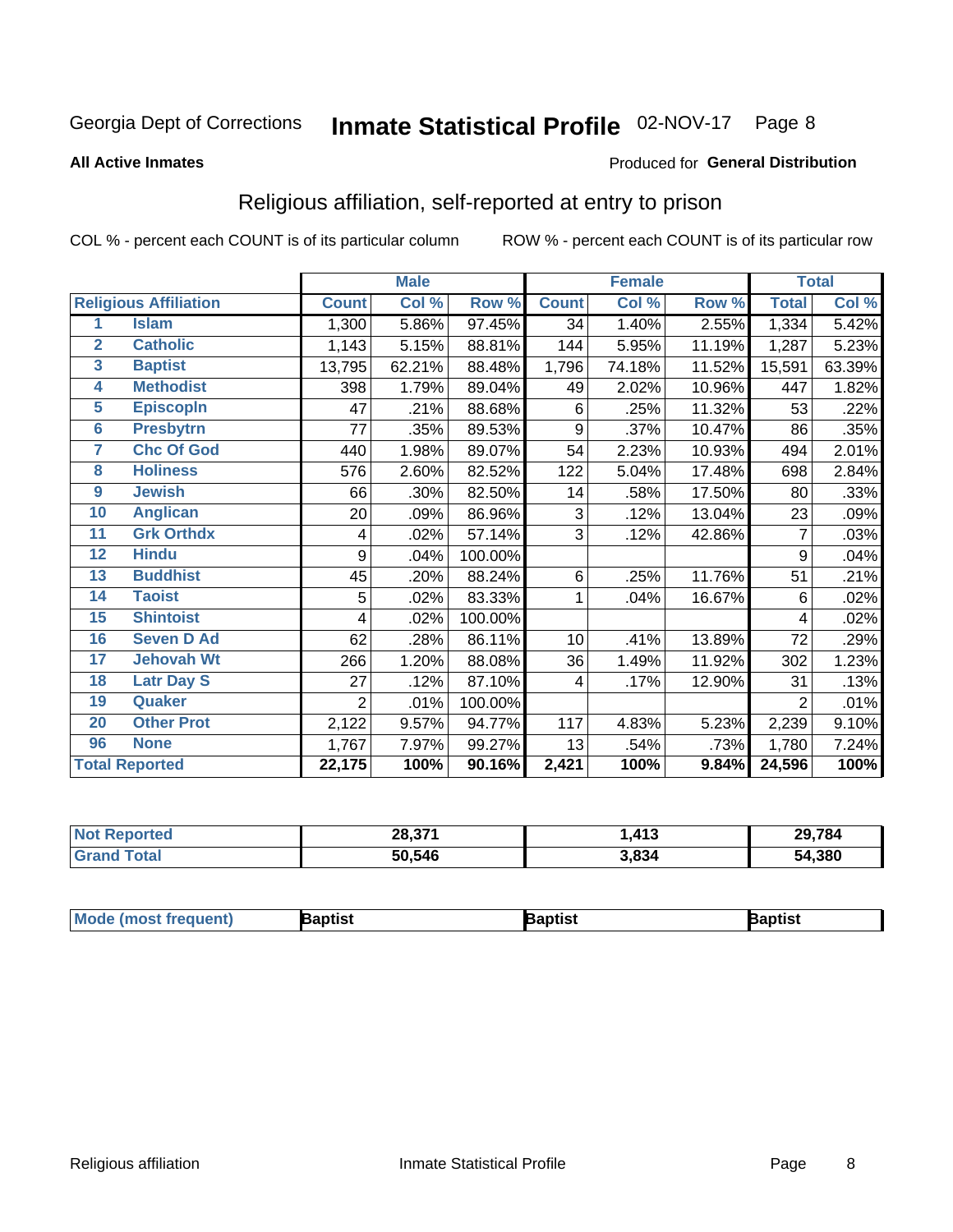Georgia Dept of Corrections **Inmate Statistical Profile** 02-NOV-17 Page 8

**All Active Inmates**

Produced for **General Distribution**

## Religious affiliation, self-reported at entry to prison

COL % - percent each COUNT is of its particular column ROW % - percent each COUNT is of its particular row

| | | Male | | | Female | | | Total | |
|---|---|---|---|---|---|---|---|---|---|
| **Religious Affiliation** | | **Count** | **Col %** | **Row %** | **Count** | **Col %** | **Row %** | **Total** | **Col %** |
| 1 | Islam | 1,300 | 5.86% | 97.45% | 34 | 1.40% | 2.55% | 1,334 | 5.42% |
| 2 | Catholic | 1,143 | 5.15% | 88.81% | 144 | 5.95% | 11.19% | 1,287 | 5.23% |
| 3 | Baptist | 13,795 | 62.21% | 88.48% | 1,796 | 74.18% | 11.52% | 15,591 | 63.39% |
| 4 | Methodist | 398 | 1.79% | 89.04% | 49 | 2.02% | 10.96% | 447 | 1.82% |
| 5 | Episcopln | 47 | .21% | 88.68% | 6 | .25% | 11.32% | 53 | .22% |
| 6 | Presbytrn | 77 | .35% | 89.53% | 9 | .37% | 10.47% | 86 | .35% |
| 7 | Chc Of God | 440 | 1.98% | 89.07% | 54 | 2.23% | 10.93% | 494 | 2.01% |
| 8 | Holiness | 576 | 2.60% | 82.52% | 122 | 5.04% | 17.48% | 698 | 2.84% |
| 9 | Jewish | 66 | .30% | 82.50% | 14 | .58% | 17.50% | 80 | .33% |
| 10 | Anglican | 20 | .09% | 86.96% | 3 | .12% | 13.04% | 23 | .09% |
| 11 | Grk Orthdx | 4 | .02% | 57.14% | 3 | .12% | 42.86% | 7 | .03% |
| 12 | Hindu | 9 | .04% | 100.00% | | | | 9 | .04% |
| 13 | Buddhist | 45 | .20% | 88.24% | 6 | .25% | 11.76% | 51 | .21% |
| 14 | Taoist | 5 | .02% | 83.33% | 1 | .04% | 16.67% | 6 | .02% |
| 15 | Shintoist | 4 | .02% | 100.00% | | | | 4 | .02% |
| 16 | Seven D Ad | 62 | .28% | 86.11% | 10 | .41% | 13.89% | 72 | .29% |
| 17 | Jehovah Wt | 266 | 1.20% | 88.08% | 36 | 1.49% | 11.92% | 302 | 1.23% |
| 18 | Latr Day S | 27 | .12% | 87.10% | 4 | .17% | 12.90% | 31 | .13% |
| 19 | Quaker | 2 | .01% | 100.00% | | | | 2 | .01% |
| 20 | Other Prot | 2,122 | 9.57% | 94.77% | 117 | 4.83% | 5.23% | 2,239 | 9.10% |
| 96 | None | 1,767 | 7.97% | 99.27% | 13 | .54% | .73% | 1,780 | 7.24% |
| **Total Reported** | | **22,175** | **100%** | **90.16%** | **2,421** | **100%** | **9.84%** | **24,596** | **100%** |

| | Male | Female | Total |
|---|---|---|---|
| **Not Reported** | **28,371** | **1,413** | **29,784** |
| **Grand Total** | **50,546** | **3,834** | **54,380** |

| | Male | Female | Total |
|---|---|---|---|
| **Mode (most frequent)** | **Baptist** | **Baptist** | **Baptist** |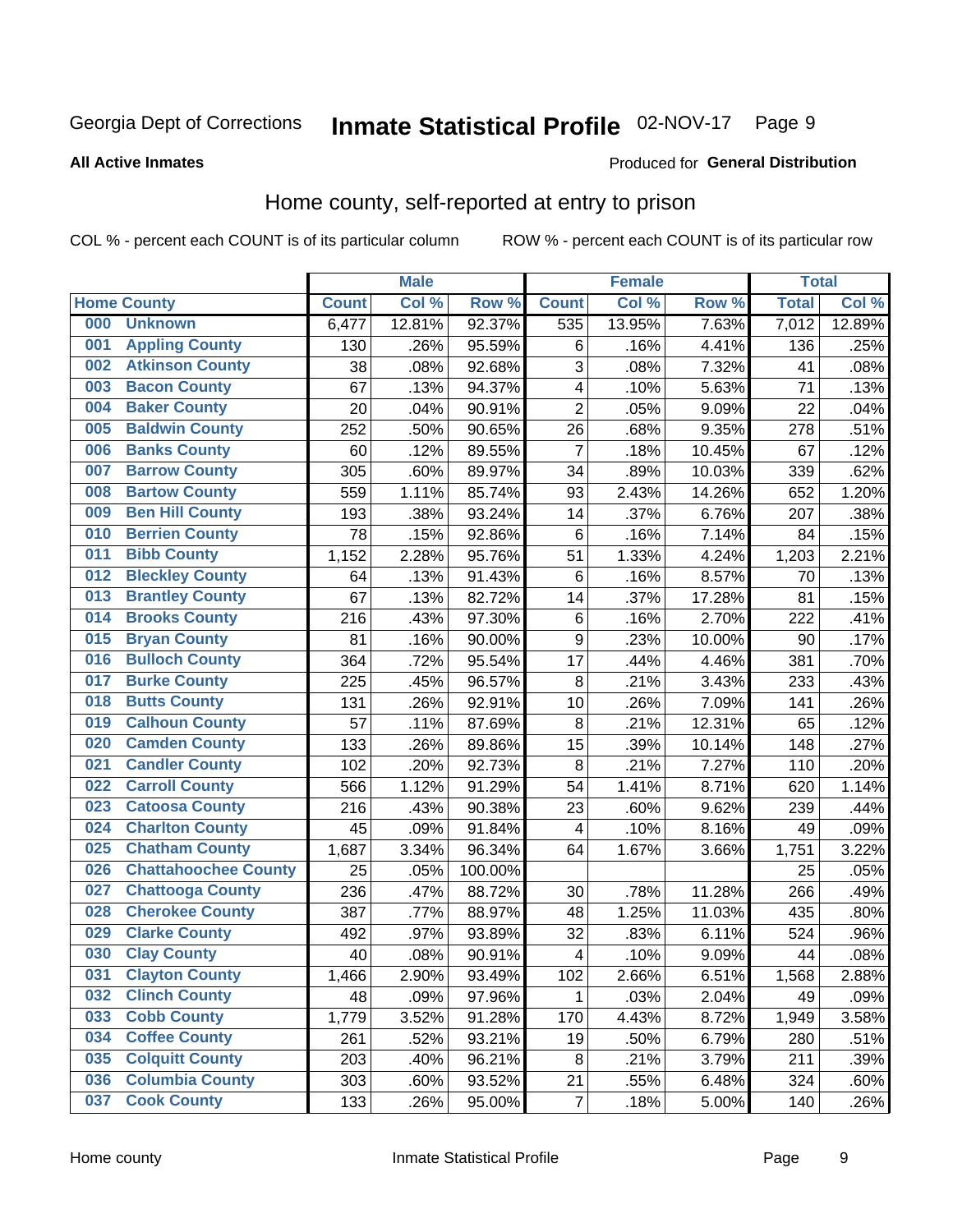# Georgia Dept of Corrections — Inmate Statistical Profile — 02-NOV-17

**All Active Inmates**

Produced for **General Distribution**

## Home county, self-reported at entry to prison

COL % - percent each COUNT is of its particular column

ROW % - percent each COUNT is of its particular row

| Home County | | Male | | | Female | | | Total | |
|---|---|---|---|---|---|---|---|---|---|
| | | Count | Col % | Row % | Count | Col % | Row % | Total | Col % |
| 000 | Unknown | 6,477 | 12.81% | 92.37% | 535 | 13.95% | 7.63% | 7,012 | 12.89% |
| 001 | Appling County | 130 | .26% | 95.59% | 6 | .16% | 4.41% | 136 | .25% |
| 002 | Atkinson County | 38 | .08% | 92.68% | 3 | .08% | 7.32% | 41 | .08% |
| 003 | Bacon County | 67 | .13% | 94.37% | 4 | .10% | 5.63% | 71 | .13% |
| 004 | Baker County | 20 | .04% | 90.91% | 2 | .05% | 9.09% | 22 | .04% |
| 005 | Baldwin County | 252 | .50% | 90.65% | 26 | .68% | 9.35% | 278 | .51% |
| 006 | Banks County | 60 | .12% | 89.55% | 7 | .18% | 10.45% | 67 | .12% |
| 007 | Barrow County | 305 | .60% | 89.97% | 34 | .89% | 10.03% | 339 | .62% |
| 008 | Bartow County | 559 | 1.11% | 85.74% | 93 | 2.43% | 14.26% | 652 | 1.20% |
| 009 | Ben Hill County | 193 | .38% | 93.24% | 14 | .37% | 6.76% | 207 | .38% |
| 010 | Berrien County | 78 | .15% | 92.86% | 6 | .16% | 7.14% | 84 | .15% |
| 011 | Bibb County | 1,152 | 2.28% | 95.76% | 51 | 1.33% | 4.24% | 1,203 | 2.21% |
| 012 | Bleckley County | 64 | .13% | 91.43% | 6 | .16% | 8.57% | 70 | .13% |
| 013 | Brantley County | 67 | .13% | 82.72% | 14 | .37% | 17.28% | 81 | .15% |
| 014 | Brooks County | 216 | .43% | 97.30% | 6 | .16% | 2.70% | 222 | .41% |
| 015 | Bryan County | 81 | .16% | 90.00% | 9 | .23% | 10.00% | 90 | .17% |
| 016 | Bulloch County | 364 | .72% | 95.54% | 17 | .44% | 4.46% | 381 | .70% |
| 017 | Burke County | 225 | .45% | 96.57% | 8 | .21% | 3.43% | 233 | .43% |
| 018 | Butts County | 131 | .26% | 92.91% | 10 | .26% | 7.09% | 141 | .26% |
| 019 | Calhoun County | 57 | .11% | 87.69% | 8 | .21% | 12.31% | 65 | .12% |
| 020 | Camden County | 133 | .26% | 89.86% | 15 | .39% | 10.14% | 148 | .27% |
| 021 | Candler County | 102 | .20% | 92.73% | 8 | .21% | 7.27% | 110 | .20% |
| 022 | Carroll County | 566 | 1.12% | 91.29% | 54 | 1.41% | 8.71% | 620 | 1.14% |
| 023 | Catoosa County | 216 | .43% | 90.38% | 23 | .60% | 9.62% | 239 | .44% |
| 024 | Charlton County | 45 | .09% | 91.84% | 4 | .10% | 8.16% | 49 | .09% |
| 025 | Chatham County | 1,687 | 3.34% | 96.34% | 64 | 1.67% | 3.66% | 1,751 | 3.22% |
| 026 | Chattahoochee County | 25 | .05% | 100.00% | | | | 25 | .05% |
| 027 | Chattooga County | 236 | .47% | 88.72% | 30 | .78% | 11.28% | 266 | .49% |
| 028 | Cherokee County | 387 | .77% | 88.97% | 48 | 1.25% | 11.03% | 435 | .80% |
| 029 | Clarke County | 492 | .97% | 93.89% | 32 | .83% | 6.11% | 524 | .96% |
| 030 | Clay County | 40 | .08% | 90.91% | 4 | .10% | 9.09% | 44 | .08% |
| 031 | Clayton County | 1,466 | 2.90% | 93.49% | 102 | 2.66% | 6.51% | 1,568 | 2.88% |
| 032 | Clinch County | 48 | .09% | 97.96% | 1 | .03% | 2.04% | 49 | .09% |
| 033 | Cobb County | 1,779 | 3.52% | 91.28% | 170 | 4.43% | 8.72% | 1,949 | 3.58% |
| 034 | Coffee County | 261 | .52% | 93.21% | 19 | .50% | 6.79% | 280 | .51% |
| 035 | Colquitt County | 203 | .40% | 96.21% | 8 | .21% | 3.79% | 211 | .39% |
| 036 | Columbia County | 303 | .60% | 93.52% | 21 | .55% | 6.48% | 324 | .60% |
| 037 | Cook County | 133 | .26% | 95.00% | 7 | .18% | 5.00% | 140 | .26% |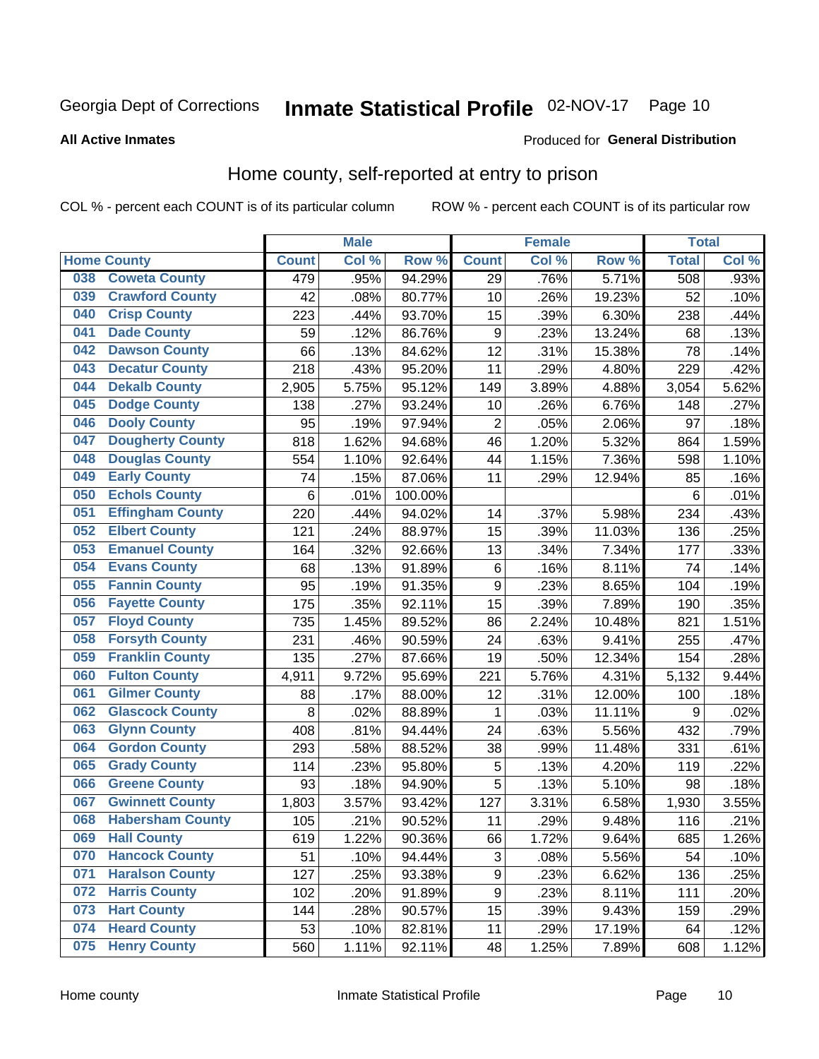Georgia Dept of Corrections **Inmate Statistical Profile** 02-NOV-17 Page 10

**All Active Inmates**

Produced for **General Distribution**

## Home county, self-reported at entry to prison

COL % - percent each COUNT is of its particular column ROW % - percent each COUNT is of its particular row

| Home County | | Male | | | Female | | | Total | |
|---|---|---|---|---|---|---|---|---|---|
| | | Count | Col % | Row % | Count | Col % | Row % | Total | Col % |
| 038 | Coweta County | 479 | .95% | 94.29% | 29 | .76% | 5.71% | 508 | .93% |
| 039 | Crawford County | 42 | .08% | 80.77% | 10 | .26% | 19.23% | 52 | .10% |
| 040 | Crisp County | 223 | .44% | 93.70% | 15 | .39% | 6.30% | 238 | .44% |
| 041 | Dade County | 59 | .12% | 86.76% | 9 | .23% | 13.24% | 68 | .13% |
| 042 | Dawson County | 66 | .13% | 84.62% | 12 | .31% | 15.38% | 78 | .14% |
| 043 | Decatur County | 218 | .43% | 95.20% | 11 | .29% | 4.80% | 229 | .42% |
| 044 | Dekalb County | 2,905 | 5.75% | 95.12% | 149 | 3.89% | 4.88% | 3,054 | 5.62% |
| 045 | Dodge County | 138 | .27% | 93.24% | 10 | .26% | 6.76% | 148 | .27% |
| 046 | Dooly County | 95 | .19% | 97.94% | 2 | .05% | 2.06% | 97 | .18% |
| 047 | Dougherty County | 818 | 1.62% | 94.68% | 46 | 1.20% | 5.32% | 864 | 1.59% |
| 048 | Douglas County | 554 | 1.10% | 92.64% | 44 | 1.15% | 7.36% | 598 | 1.10% |
| 049 | Early County | 74 | .15% | 87.06% | 11 | .29% | 12.94% | 85 | .16% |
| 050 | Echols County | 6 | .01% | 100.00% | | | | 6 | .01% |
| 051 | Effingham County | 220 | .44% | 94.02% | 14 | .37% | 5.98% | 234 | .43% |
| 052 | Elbert County | 121 | .24% | 88.97% | 15 | .39% | 11.03% | 136 | .25% |
| 053 | Emanuel County | 164 | .32% | 92.66% | 13 | .34% | 7.34% | 177 | .33% |
| 054 | Evans County | 68 | .13% | 91.89% | 6 | .16% | 8.11% | 74 | .14% |
| 055 | Fannin County | 95 | .19% | 91.35% | 9 | .23% | 8.65% | 104 | .19% |
| 056 | Fayette County | 175 | .35% | 92.11% | 15 | .39% | 7.89% | 190 | .35% |
| 057 | Floyd County | 735 | 1.45% | 89.52% | 86 | 2.24% | 10.48% | 821 | 1.51% |
| 058 | Forsyth County | 231 | .46% | 90.59% | 24 | .63% | 9.41% | 255 | .47% |
| 059 | Franklin County | 135 | .27% | 87.66% | 19 | .50% | 12.34% | 154 | .28% |
| 060 | Fulton County | 4,911 | 9.72% | 95.69% | 221 | 5.76% | 4.31% | 5,132 | 9.44% |
| 061 | Gilmer County | 88 | .17% | 88.00% | 12 | .31% | 12.00% | 100 | .18% |
| 062 | Glascock County | 8 | .02% | 88.89% | 1 | .03% | 11.11% | 9 | .02% |
| 063 | Glynn County | 408 | .81% | 94.44% | 24 | .63% | 5.56% | 432 | .79% |
| 064 | Gordon County | 293 | .58% | 88.52% | 38 | .99% | 11.48% | 331 | .61% |
| 065 | Grady County | 114 | .23% | 95.80% | 5 | .13% | 4.20% | 119 | .22% |
| 066 | Greene County | 93 | .18% | 94.90% | 5 | .13% | 5.10% | 98 | .18% |
| 067 | Gwinnett County | 1,803 | 3.57% | 93.42% | 127 | 3.31% | 6.58% | 1,930 | 3.55% |
| 068 | Habersham County | 105 | .21% | 90.52% | 11 | .29% | 9.48% | 116 | .21% |
| 069 | Hall County | 619 | 1.22% | 90.36% | 66 | 1.72% | 9.64% | 685 | 1.26% |
| 070 | Hancock County | 51 | .10% | 94.44% | 3 | .08% | 5.56% | 54 | .10% |
| 071 | Haralson County | 127 | .25% | 93.38% | 9 | .23% | 6.62% | 136 | .25% |
| 072 | Harris County | 102 | .20% | 91.89% | 9 | .23% | 8.11% | 111 | .20% |
| 073 | Hart County | 144 | .28% | 90.57% | 15 | .39% | 9.43% | 159 | .29% |
| 074 | Heard County | 53 | .10% | 82.81% | 11 | .29% | 17.19% | 64 | .12% |
| 075 | Henry County | 560 | 1.11% | 92.11% | 48 | 1.25% | 7.89% | 608 | 1.12% |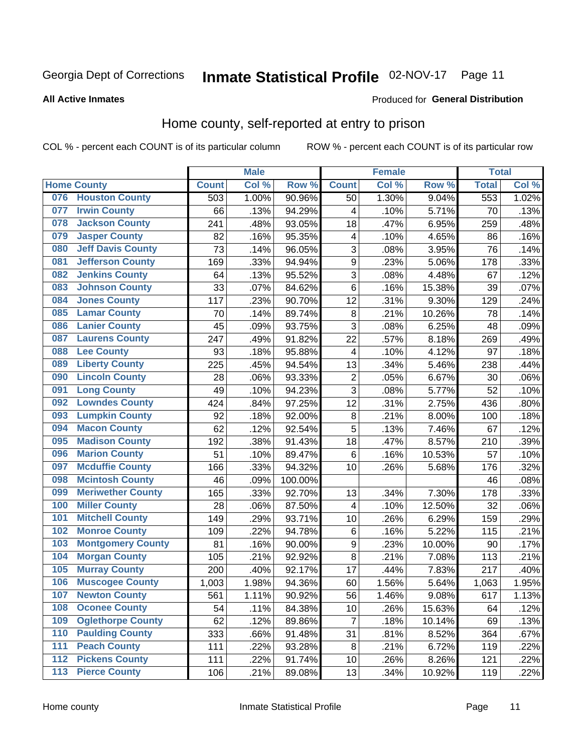# Inmate Statistical Profile

Georgia Dept of Corrections — 02-NOV-17

**All Active Inmates**

Produced for **General Distribution**

## Home county, self-reported at entry to prison

COL % - percent each COUNT is of its particular column

ROW % - percent each COUNT is of its particular row

| Home County | | Male | | | Female | | | Total | |
|---|---|---|---|---|---|---|---|---|---|
| | | Count | Col % | Row % | Count | Col % | Row % | Total | Col % |
| 076 | Houston County | 503 | 1.00% | 90.96% | 50 | 1.30% | 9.04% | 553 | 1.02% |
| 077 | Irwin County | 66 | .13% | 94.29% | 4 | .10% | 5.71% | 70 | .13% |
| 078 | Jackson County | 241 | .48% | 93.05% | 18 | .47% | 6.95% | 259 | .48% |
| 079 | Jasper County | 82 | .16% | 95.35% | 4 | .10% | 4.65% | 86 | .16% |
| 080 | Jeff Davis County | 73 | .14% | 96.05% | 3 | .08% | 3.95% | 76 | .14% |
| 081 | Jefferson County | 169 | .33% | 94.94% | 9 | .23% | 5.06% | 178 | .33% |
| 082 | Jenkins County | 64 | .13% | 95.52% | 3 | .08% | 4.48% | 67 | .12% |
| 083 | Johnson County | 33 | .07% | 84.62% | 6 | .16% | 15.38% | 39 | .07% |
| 084 | Jones County | 117 | .23% | 90.70% | 12 | .31% | 9.30% | 129 | .24% |
| 085 | Lamar County | 70 | .14% | 89.74% | 8 | .21% | 10.26% | 78 | .14% |
| 086 | Lanier County | 45 | .09% | 93.75% | 3 | .08% | 6.25% | 48 | .09% |
| 087 | Laurens County | 247 | .49% | 91.82% | 22 | .57% | 8.18% | 269 | .49% |
| 088 | Lee County | 93 | .18% | 95.88% | 4 | .10% | 4.12% | 97 | .18% |
| 089 | Liberty County | 225 | .45% | 94.54% | 13 | .34% | 5.46% | 238 | .44% |
| 090 | Lincoln County | 28 | .06% | 93.33% | 2 | .05% | 6.67% | 30 | .06% |
| 091 | Long County | 49 | .10% | 94.23% | 3 | .08% | 5.77% | 52 | .10% |
| 092 | Lowndes County | 424 | .84% | 97.25% | 12 | .31% | 2.75% | 436 | .80% |
| 093 | Lumpkin County | 92 | .18% | 92.00% | 8 | .21% | 8.00% | 100 | .18% |
| 094 | Macon County | 62 | .12% | 92.54% | 5 | .13% | 7.46% | 67 | .12% |
| 095 | Madison County | 192 | .38% | 91.43% | 18 | .47% | 8.57% | 210 | .39% |
| 096 | Marion County | 51 | .10% | 89.47% | 6 | .16% | 10.53% | 57 | .10% |
| 097 | Mcduffie County | 166 | .33% | 94.32% | 10 | .26% | 5.68% | 176 | .32% |
| 098 | Mcintosh County | 46 | .09% | 100.00% | | | | 46 | .08% |
| 099 | Meriwether County | 165 | .33% | 92.70% | 13 | .34% | 7.30% | 178 | .33% |
| 100 | Miller County | 28 | .06% | 87.50% | 4 | .10% | 12.50% | 32 | .06% |
| 101 | Mitchell County | 149 | .29% | 93.71% | 10 | .26% | 6.29% | 159 | .29% |
| 102 | Monroe County | 109 | .22% | 94.78% | 6 | .16% | 5.22% | 115 | .21% |
| 103 | Montgomery County | 81 | .16% | 90.00% | 9 | .23% | 10.00% | 90 | .17% |
| 104 | Morgan County | 105 | .21% | 92.92% | 8 | .21% | 7.08% | 113 | .21% |
| 105 | Murray County | 200 | .40% | 92.17% | 17 | .44% | 7.83% | 217 | .40% |
| 106 | Muscogee County | 1,003 | 1.98% | 94.36% | 60 | 1.56% | 5.64% | 1,063 | 1.95% |
| 107 | Newton County | 561 | 1.11% | 90.92% | 56 | 1.46% | 9.08% | 617 | 1.13% |
| 108 | Oconee County | 54 | .11% | 84.38% | 10 | .26% | 15.63% | 64 | .12% |
| 109 | Oglethorpe County | 62 | .12% | 89.86% | 7 | .18% | 10.14% | 69 | .13% |
| 110 | Paulding County | 333 | .66% | 91.48% | 31 | .81% | 8.52% | 364 | .67% |
| 111 | Peach County | 111 | .22% | 93.28% | 8 | .21% | 6.72% | 119 | .22% |
| 112 | Pickens County | 111 | .22% | 91.74% | 10 | .26% | 8.26% | 121 | .22% |
| 113 | Pierce County | 106 | .21% | 89.08% | 13 | .34% | 10.92% | 119 | .22% |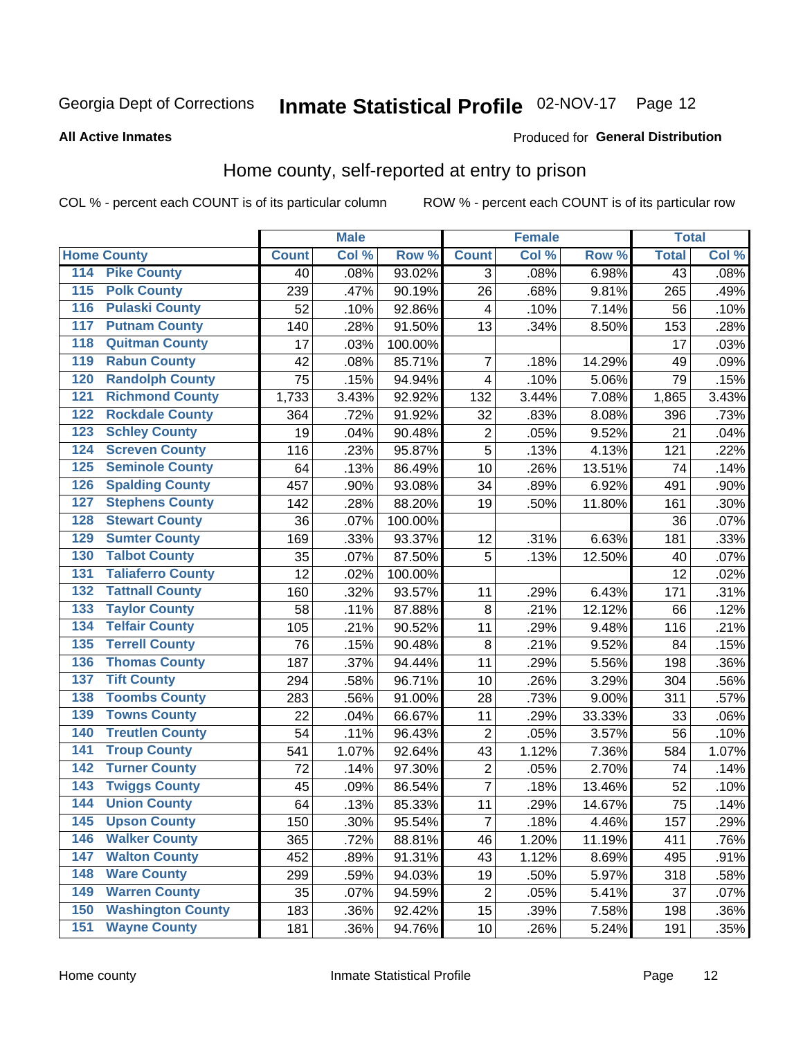Georgia Dept of Corrections **Inmate Statistical Profile** 02-NOV-17 Page 12

**All Active Inmates**

Produced for **General Distribution**

## Home county, self-reported at entry to prison

COL % - percent each COUNT is of its particular column ROW % - percent each COUNT is of its particular row

| Home County | | Male | | | Female | | | Total | |
|---|---|---|---|---|---|---|---|---|---|
| | | Count | Col % | Row % | Count | Col % | Row % | Total | Col % |
| 114 | Pike County | 40 | .08% | 93.02% | 3 | .08% | 6.98% | 43 | .08% |
| 115 | Polk County | 239 | .47% | 90.19% | 26 | .68% | 9.81% | 265 | .49% |
| 116 | Pulaski County | 52 | .10% | 92.86% | 4 | .10% | 7.14% | 56 | .10% |
| 117 | Putnam County | 140 | .28% | 91.50% | 13 | .34% | 8.50% | 153 | .28% |
| 118 | Quitman County | 17 | .03% | 100.00% | | | | 17 | .03% |
| 119 | Rabun County | 42 | .08% | 85.71% | 7 | .18% | 14.29% | 49 | .09% |
| 120 | Randolph County | 75 | .15% | 94.94% | 4 | .10% | 5.06% | 79 | .15% |
| 121 | Richmond County | 1,733 | 3.43% | 92.92% | 132 | 3.44% | 7.08% | 1,865 | 3.43% |
| 122 | Rockdale County | 364 | .72% | 91.92% | 32 | .83% | 8.08% | 396 | .73% |
| 123 | Schley County | 19 | .04% | 90.48% | 2 | .05% | 9.52% | 21 | .04% |
| 124 | Screven County | 116 | .23% | 95.87% | 5 | .13% | 4.13% | 121 | .22% |
| 125 | Seminole County | 64 | .13% | 86.49% | 10 | .26% | 13.51% | 74 | .14% |
| 126 | Spalding County | 457 | .90% | 93.08% | 34 | .89% | 6.92% | 491 | .90% |
| 127 | Stephens County | 142 | .28% | 88.20% | 19 | .50% | 11.80% | 161 | .30% |
| 128 | Stewart County | 36 | .07% | 100.00% | | | | 36 | .07% |
| 129 | Sumter County | 169 | .33% | 93.37% | 12 | .31% | 6.63% | 181 | .33% |
| 130 | Talbot County | 35 | .07% | 87.50% | 5 | .13% | 12.50% | 40 | .07% |
| 131 | Taliaferro County | 12 | .02% | 100.00% | | | | 12 | .02% |
| 132 | Tattnall County | 160 | .32% | 93.57% | 11 | .29% | 6.43% | 171 | .31% |
| 133 | Taylor County | 58 | .11% | 87.88% | 8 | .21% | 12.12% | 66 | .12% |
| 134 | Telfair County | 105 | .21% | 90.52% | 11 | .29% | 9.48% | 116 | .21% |
| 135 | Terrell County | 76 | .15% | 90.48% | 8 | .21% | 9.52% | 84 | .15% |
| 136 | Thomas County | 187 | .37% | 94.44% | 11 | .29% | 5.56% | 198 | .36% |
| 137 | Tift County | 294 | .58% | 96.71% | 10 | .26% | 3.29% | 304 | .56% |
| 138 | Toombs County | 283 | .56% | 91.00% | 28 | .73% | 9.00% | 311 | .57% |
| 139 | Towns County | 22 | .04% | 66.67% | 11 | .29% | 33.33% | 33 | .06% |
| 140 | Treutlen County | 54 | .11% | 96.43% | 2 | .05% | 3.57% | 56 | .10% |
| 141 | Troup County | 541 | 1.07% | 92.64% | 43 | 1.12% | 7.36% | 584 | 1.07% |
| 142 | Turner County | 72 | .14% | 97.30% | 2 | .05% | 2.70% | 74 | .14% |
| 143 | Twiggs County | 45 | .09% | 86.54% | 7 | .18% | 13.46% | 52 | .10% |
| 144 | Union County | 64 | .13% | 85.33% | 11 | .29% | 14.67% | 75 | .14% |
| 145 | Upson County | 150 | .30% | 95.54% | 7 | .18% | 4.46% | 157 | .29% |
| 146 | Walker County | 365 | .72% | 88.81% | 46 | 1.20% | 11.19% | 411 | .76% |
| 147 | Walton County | 452 | .89% | 91.31% | 43 | 1.12% | 8.69% | 495 | .91% |
| 148 | Ware County | 299 | .59% | 94.03% | 19 | .50% | 5.97% | 318 | .58% |
| 149 | Warren County | 35 | .07% | 94.59% | 2 | .05% | 5.41% | 37 | .07% |
| 150 | Washington County | 183 | .36% | 92.42% | 15 | .39% | 7.58% | 198 | .36% |
| 151 | Wayne County | 181 | .36% | 94.76% | 10 | .26% | 5.24% | 191 | .35% |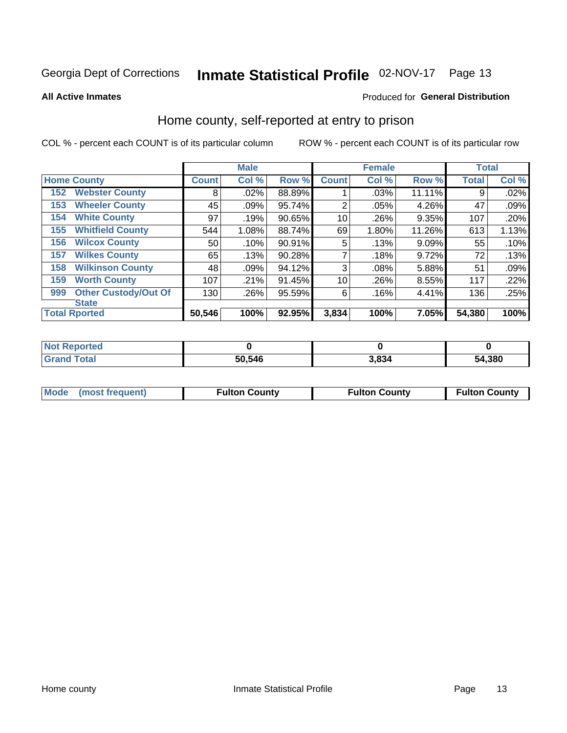Georgia Dept of Corrections **Inmate Statistical Profile** 02-NOV-17

**All Active Inmates**

Produced for **General Distribution**

## Home county, self-reported at entry to prison

COL % - percent each COUNT is of its particular column ROW % - percent each COUNT is of its particular row

| Home County | | Male | | | Female | | | Total | |
|---|---|---|---|---|---|---|---|---|---|
| | | Count | Col % | Row % | Count | Col % | Row % | Total | Col % |
| 152 | Webster County | 8 | .02% | 88.89% | 1 | .03% | 11.11% | 9 | .02% |
| 153 | Wheeler County | 45 | .09% | 95.74% | 2 | .05% | 4.26% | 47 | .09% |
| 154 | White County | 97 | .19% | 90.65% | 10 | .26% | 9.35% | 107 | .20% |
| 155 | Whitfield County | 544 | 1.08% | 88.74% | 69 | 1.80% | 11.26% | 613 | 1.13% |
| 156 | Wilcox County | 50 | .10% | 90.91% | 5 | .13% | 9.09% | 55 | .10% |
| 157 | Wilkes County | 65 | .13% | 90.28% | 7 | .18% | 9.72% | 72 | .13% |
| 158 | Wilkinson County | 48 | .09% | 94.12% | 3 | .08% | 5.88% | 51 | .09% |
| 159 | Worth County | 107 | .21% | 91.45% | 10 | .26% | 8.55% | 117 | .22% |
| 999 | Other Custody/Out Of State | 130 | .26% | 95.59% | 6 | .16% | 4.41% | 136 | .25% |
| **Total Rported** | | **50,546** | **100%** | **92.95%** | **3,834** | **100%** | **7.05%** | **54,380** | **100%** |

| | Male | Female | Total |
|---|---|---|---|
| Not Reported | **0** | **0** | **0** |
| Grand Total | **50,546** | **3,834** | **54,380** |

| | Male | Female | Total |
|---|---|---|---|
| Mode (most frequent) | **Fulton County** | **Fulton County** | **Fulton County** |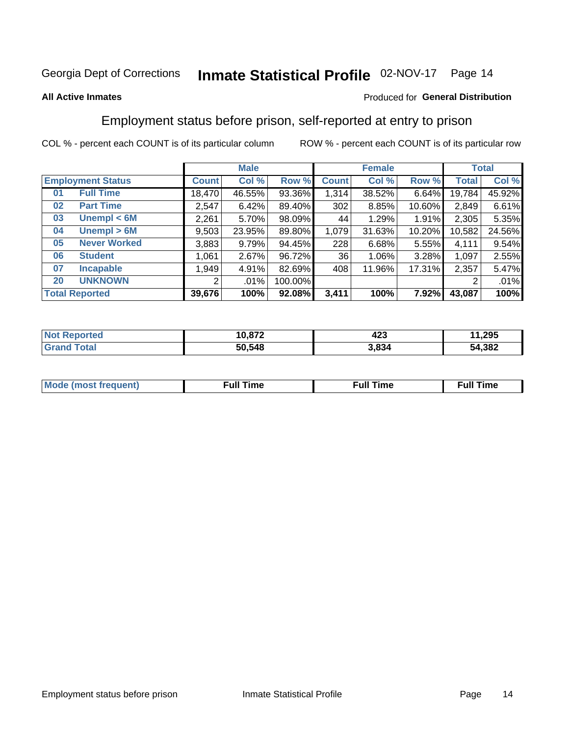Georgia Dept of Corrections **Inmate Statistical Profile** 02-NOV-17 Page 14

**All Active Inmates**

Produced for **General Distribution**

## Employment status before prison, self-reported at entry to prison

COL % - percent each COUNT is of its particular column

ROW % - percent each COUNT is of its particular row

| | | Male | | | Female | | | Total | |
|---|---|---|---|---|---|---|---|---|---|
| **Employment Status** | | **Count** | **Col %** | **Row %** | **Count** | **Col %** | **Row %** | **Total** | **Col %** |
| 01 | Full Time | 18,470 | 46.55% | 93.36% | 1,314 | 38.52% | 6.64% | 19,784 | 45.92% |
| 02 | Part Time | 2,547 | 6.42% | 89.40% | 302 | 8.85% | 10.60% | 2,849 | 6.61% |
| 03 | Unempl < 6M | 2,261 | 5.70% | 98.09% | 44 | 1.29% | 1.91% | 2,305 | 5.35% |
| 04 | Unempl > 6M | 9,503 | 23.95% | 89.80% | 1,079 | 31.63% | 10.20% | 10,582 | 24.56% |
| 05 | Never Worked | 3,883 | 9.79% | 94.45% | 228 | 6.68% | 5.55% | 4,111 | 9.54% |
| 06 | Student | 1,061 | 2.67% | 96.72% | 36 | 1.06% | 3.28% | 1,097 | 2.55% |
| 07 | Incapable | 1,949 | 4.91% | 82.69% | 408 | 11.96% | 17.31% | 2,357 | 5.47% |
| 20 | UNKNOWN | 2 | .01% | 100.00% | | | | 2 | .01% |
| **Total Reported** | | **39,676** | **100%** | **92.08%** | **3,411** | **100%** | **7.92%** | **43,087** | **100%** |

| | Male | Female | Total |
|---|---|---|---|
| Not Reported | 10,872 | 423 | 11,295 |
| Grand Total | 50,548 | 3,834 | 54,382 |

| | Male | Female | Total |
|---|---|---|---|
| Mode (most frequent) | Full Time | Full Time | Full Time |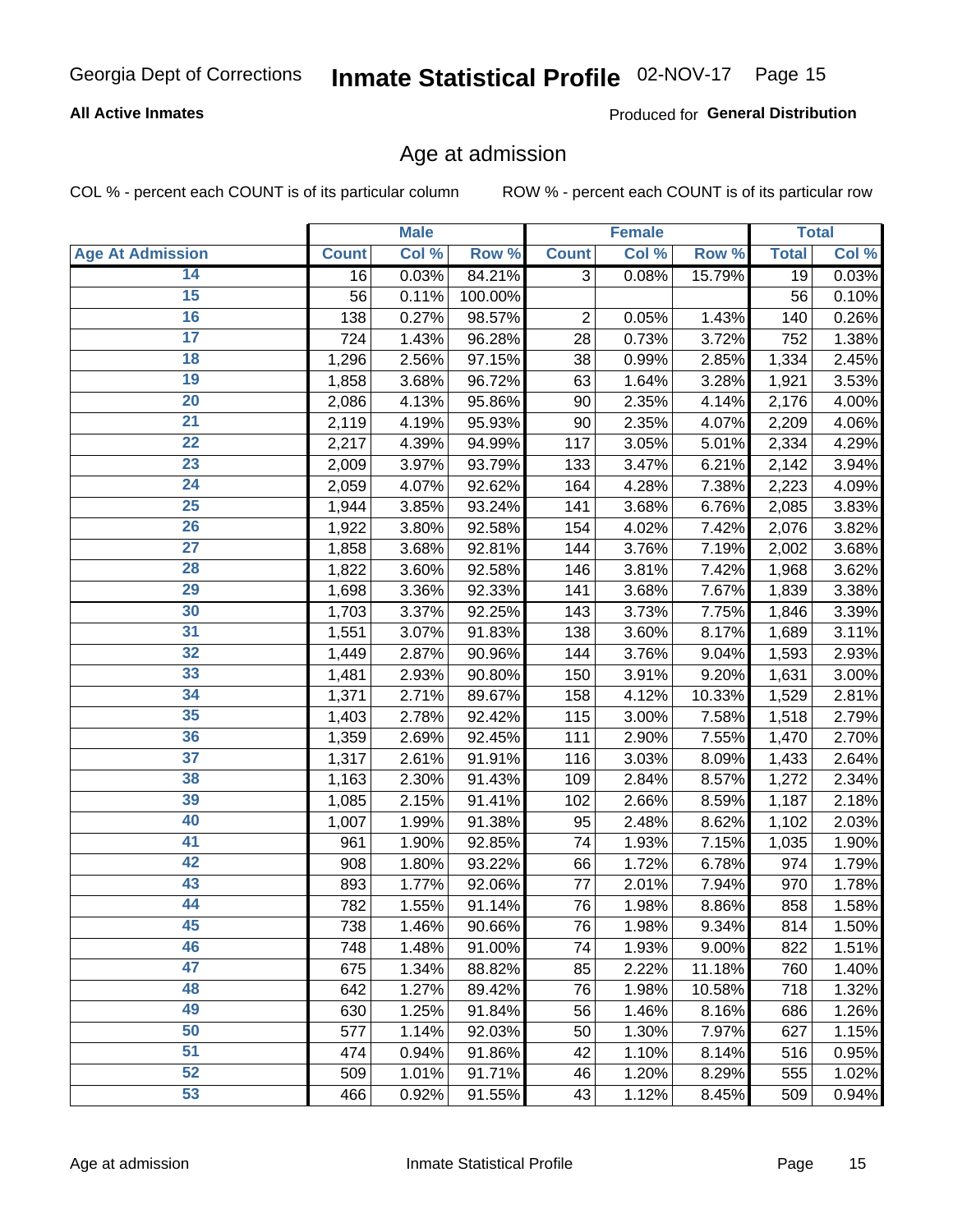# Age at admission

**All Active Inmates**

Produced for **General Distribution**

COL % - percent each COUNT is of its particular column

ROW % - percent each COUNT is of its particular row

| | Male | | | Female | | | Total | |
|---|---|---|---|---|---|---|---|---|
| **Age At Admission** | **Count** | **Col %** | **Row %** | **Count** | **Col %** | **Row %** | **Total** | **Col %** |
| 14 | 16 | 0.03% | 84.21% | 3 | 0.08% | 15.79% | 19 | 0.03% |
| 15 | 56 | 0.11% | 100.00% | | | | 56 | 0.10% |
| 16 | 138 | 0.27% | 98.57% | 2 | 0.05% | 1.43% | 140 | 0.26% |
| 17 | 724 | 1.43% | 96.28% | 28 | 0.73% | 3.72% | 752 | 1.38% |
| 18 | 1,296 | 2.56% | 97.15% | 38 | 0.99% | 2.85% | 1,334 | 2.45% |
| 19 | 1,858 | 3.68% | 96.72% | 63 | 1.64% | 3.28% | 1,921 | 3.53% |
| 20 | 2,086 | 4.13% | 95.86% | 90 | 2.35% | 4.14% | 2,176 | 4.00% |
| 21 | 2,119 | 4.19% | 95.93% | 90 | 2.35% | 4.07% | 2,209 | 4.06% |
| 22 | 2,217 | 4.39% | 94.99% | 117 | 3.05% | 5.01% | 2,334 | 4.29% |
| 23 | 2,009 | 3.97% | 93.79% | 133 | 3.47% | 6.21% | 2,142 | 3.94% |
| 24 | 2,059 | 4.07% | 92.62% | 164 | 4.28% | 7.38% | 2,223 | 4.09% |
| 25 | 1,944 | 3.85% | 93.24% | 141 | 3.68% | 6.76% | 2,085 | 3.83% |
| 26 | 1,922 | 3.80% | 92.58% | 154 | 4.02% | 7.42% | 2,076 | 3.82% |
| 27 | 1,858 | 3.68% | 92.81% | 144 | 3.76% | 7.19% | 2,002 | 3.68% |
| 28 | 1,822 | 3.60% | 92.58% | 146 | 3.81% | 7.42% | 1,968 | 3.62% |
| 29 | 1,698 | 3.36% | 92.33% | 141 | 3.68% | 7.67% | 1,839 | 3.38% |
| 30 | 1,703 | 3.37% | 92.25% | 143 | 3.73% | 7.75% | 1,846 | 3.39% |
| 31 | 1,551 | 3.07% | 91.83% | 138 | 3.60% | 8.17% | 1,689 | 3.11% |
| 32 | 1,449 | 2.87% | 90.96% | 144 | 3.76% | 9.04% | 1,593 | 2.93% |
| 33 | 1,481 | 2.93% | 90.80% | 150 | 3.91% | 9.20% | 1,631 | 3.00% |
| 34 | 1,371 | 2.71% | 89.67% | 158 | 4.12% | 10.33% | 1,529 | 2.81% |
| 35 | 1,403 | 2.78% | 92.42% | 115 | 3.00% | 7.58% | 1,518 | 2.79% |
| 36 | 1,359 | 2.69% | 92.45% | 111 | 2.90% | 7.55% | 1,470 | 2.70% |
| 37 | 1,317 | 2.61% | 91.91% | 116 | 3.03% | 8.09% | 1,433 | 2.64% |
| 38 | 1,163 | 2.30% | 91.43% | 109 | 2.84% | 8.57% | 1,272 | 2.34% |
| 39 | 1,085 | 2.15% | 91.41% | 102 | 2.66% | 8.59% | 1,187 | 2.18% |
| 40 | 1,007 | 1.99% | 91.38% | 95 | 2.48% | 8.62% | 1,102 | 2.03% |
| 41 | 961 | 1.90% | 92.85% | 74 | 1.93% | 7.15% | 1,035 | 1.90% |
| 42 | 908 | 1.80% | 93.22% | 66 | 1.72% | 6.78% | 974 | 1.79% |
| 43 | 893 | 1.77% | 92.06% | 77 | 2.01% | 7.94% | 970 | 1.78% |
| 44 | 782 | 1.55% | 91.14% | 76 | 1.98% | 8.86% | 858 | 1.58% |
| 45 | 738 | 1.46% | 90.66% | 76 | 1.98% | 9.34% | 814 | 1.50% |
| 46 | 748 | 1.48% | 91.00% | 74 | 1.93% | 9.00% | 822 | 1.51% |
| 47 | 675 | 1.34% | 88.82% | 85 | 2.22% | 11.18% | 760 | 1.40% |
| 48 | 642 | 1.27% | 89.42% | 76 | 1.98% | 10.58% | 718 | 1.32% |
| 49 | 630 | 1.25% | 91.84% | 56 | 1.46% | 8.16% | 686 | 1.26% |
| 50 | 577 | 1.14% | 92.03% | 50 | 1.30% | 7.97% | 627 | 1.15% |
| 51 | 474 | 0.94% | 91.86% | 42 | 1.10% | 8.14% | 516 | 0.95% |
| 52 | 509 | 1.01% | 91.71% | 46 | 1.20% | 8.29% | 555 | 1.02% |
| 53 | 466 | 0.92% | 91.55% | 43 | 1.12% | 8.45% | 509 | 0.94% |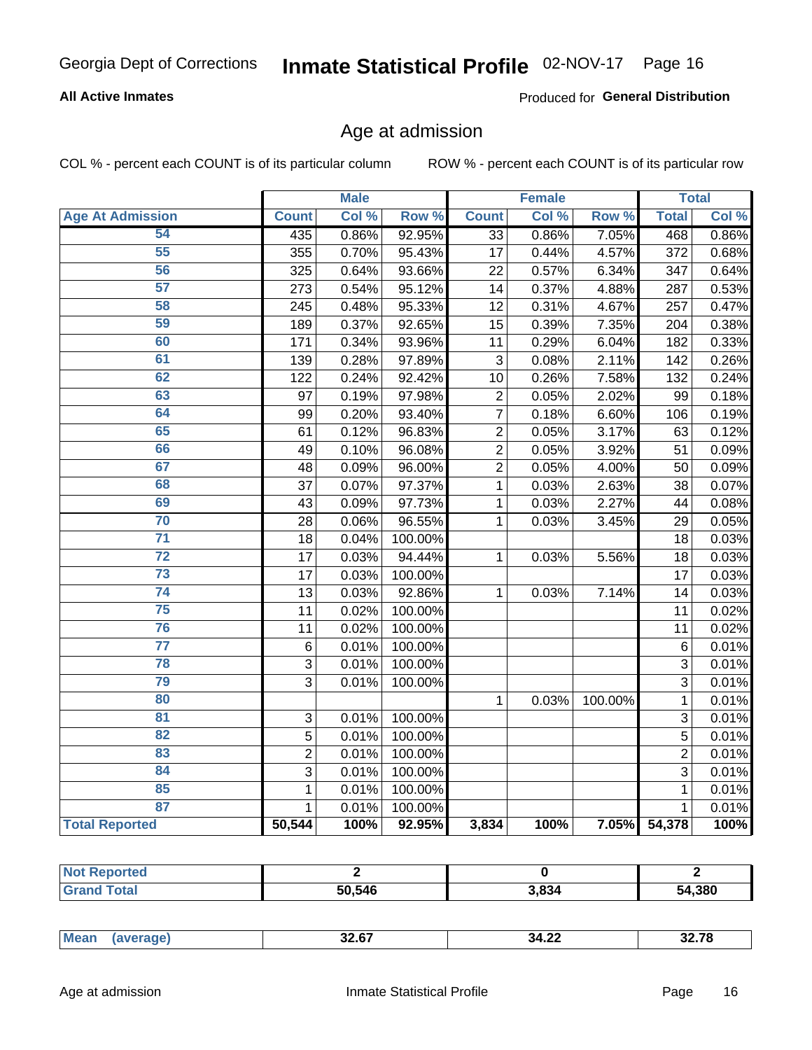Georgia Dept of Corrections **Inmate Statistical Profile** 02-NOV-17

**All Active Inmates**

Produced for **General Distribution**

## Age at admission

COL % - percent each COUNT is of its particular column

ROW % - percent each COUNT is of its particular row

| | Male | | | Female | | | Total | |
|---|---|---|---|---|---|---|---|---|
| **Age At Admission** | **Count** | **Col %** | **Row %** | **Count** | **Col %** | **Row %** | **Total** | **Col %** |
| 54 | 435 | 0.86% | 92.95% | 33 | 0.86% | 7.05% | 468 | 0.86% |
| 55 | 355 | 0.70% | 95.43% | 17 | 0.44% | 4.57% | 372 | 0.68% |
| 56 | 325 | 0.64% | 93.66% | 22 | 0.57% | 6.34% | 347 | 0.64% |
| 57 | 273 | 0.54% | 95.12% | 14 | 0.37% | 4.88% | 287 | 0.53% |
| 58 | 245 | 0.48% | 95.33% | 12 | 0.31% | 4.67% | 257 | 0.47% |
| 59 | 189 | 0.37% | 92.65% | 15 | 0.39% | 7.35% | 204 | 0.38% |
| 60 | 171 | 0.34% | 93.96% | 11 | 0.29% | 6.04% | 182 | 0.33% |
| 61 | 139 | 0.28% | 97.89% | 3 | 0.08% | 2.11% | 142 | 0.26% |
| 62 | 122 | 0.24% | 92.42% | 10 | 0.26% | 7.58% | 132 | 0.24% |
| 63 | 97 | 0.19% | 97.98% | 2 | 0.05% | 2.02% | 99 | 0.18% |
| 64 | 99 | 0.20% | 93.40% | 7 | 0.18% | 6.60% | 106 | 0.19% |
| 65 | 61 | 0.12% | 96.83% | 2 | 0.05% | 3.17% | 63 | 0.12% |
| 66 | 49 | 0.10% | 96.08% | 2 | 0.05% | 3.92% | 51 | 0.09% |
| 67 | 48 | 0.09% | 96.00% | 2 | 0.05% | 4.00% | 50 | 0.09% |
| 68 | 37 | 0.07% | 97.37% | 1 | 0.03% | 2.63% | 38 | 0.07% |
| 69 | 43 | 0.09% | 97.73% | 1 | 0.03% | 2.27% | 44 | 0.08% |
| 70 | 28 | 0.06% | 96.55% | 1 | 0.03% | 3.45% | 29 | 0.05% |
| 71 | 18 | 0.04% | 100.00% | | | | 18 | 0.03% |
| 72 | 17 | 0.03% | 94.44% | 1 | 0.03% | 5.56% | 18 | 0.03% |
| 73 | 17 | 0.03% | 100.00% | | | | 17 | 0.03% |
| 74 | 13 | 0.03% | 92.86% | 1 | 0.03% | 7.14% | 14 | 0.03% |
| 75 | 11 | 0.02% | 100.00% | | | | 11 | 0.02% |
| 76 | 11 | 0.02% | 100.00% | | | | 11 | 0.02% |
| 77 | 6 | 0.01% | 100.00% | | | | 6 | 0.01% |
| 78 | 3 | 0.01% | 100.00% | | | | 3 | 0.01% |
| 79 | 3 | 0.01% | 100.00% | | | | 3 | 0.01% |
| 80 | | | | 1 | 0.03% | 100.00% | 1 | 0.01% |
| 81 | 3 | 0.01% | 100.00% | | | | 3 | 0.01% |
| 82 | 5 | 0.01% | 100.00% | | | | 5 | 0.01% |
| 83 | 2 | 0.01% | 100.00% | | | | 2 | 0.01% |
| 84 | 3 | 0.01% | 100.00% | | | | 3 | 0.01% |
| 85 | 1 | 0.01% | 100.00% | | | | 1 | 0.01% |
| 87 | 1 | 0.01% | 100.00% | | | | 1 | 0.01% |
| **Total Reported** | **50,544** | **100%** | **92.95%** | **3,834** | **100%** | **7.05%** | **54,378** | **100%** |

| | Male | Female | Total |
|---|---|---|---|
| **Not Reported** | **2** | **0** | **2** |
| **Grand Total** | **50,546** | **3,834** | **54,380** |

| | Male | Female | Total |
|---|---|---|---|
| **Mean (average)** | **32.67** | **34.22** | **32.78** |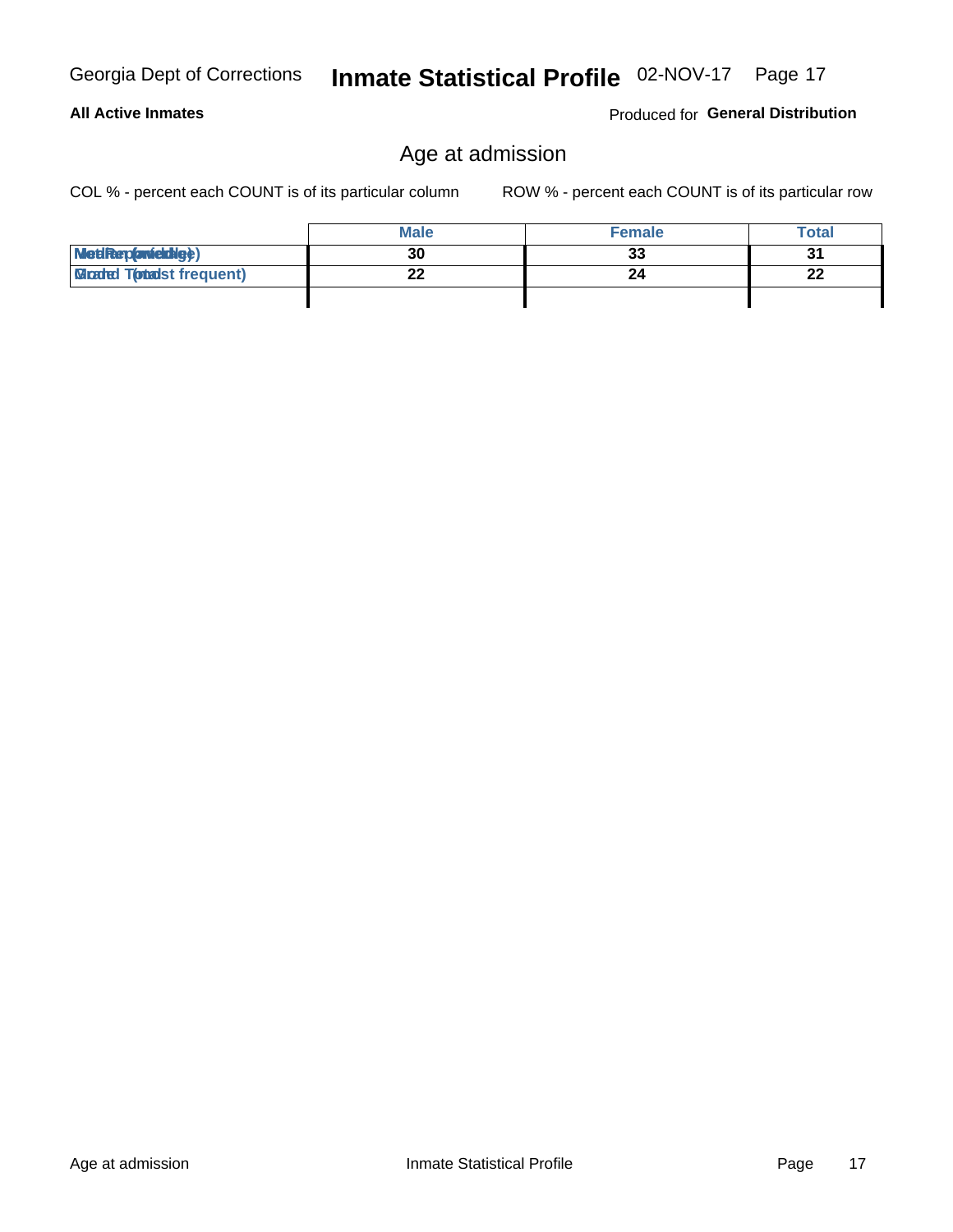## All Active Inmates

Produced for **General Distribution**

### Age at admission

COL % - percent each COUNT is of its particular column

ROW % - percent each COUNT is of its particular row

| | Male | Female | Total |
|---|---|---|---|
| Median (middle) | 30 | 33 | 31 |
| Mode (most frequent) | 22 | 24 | 22 |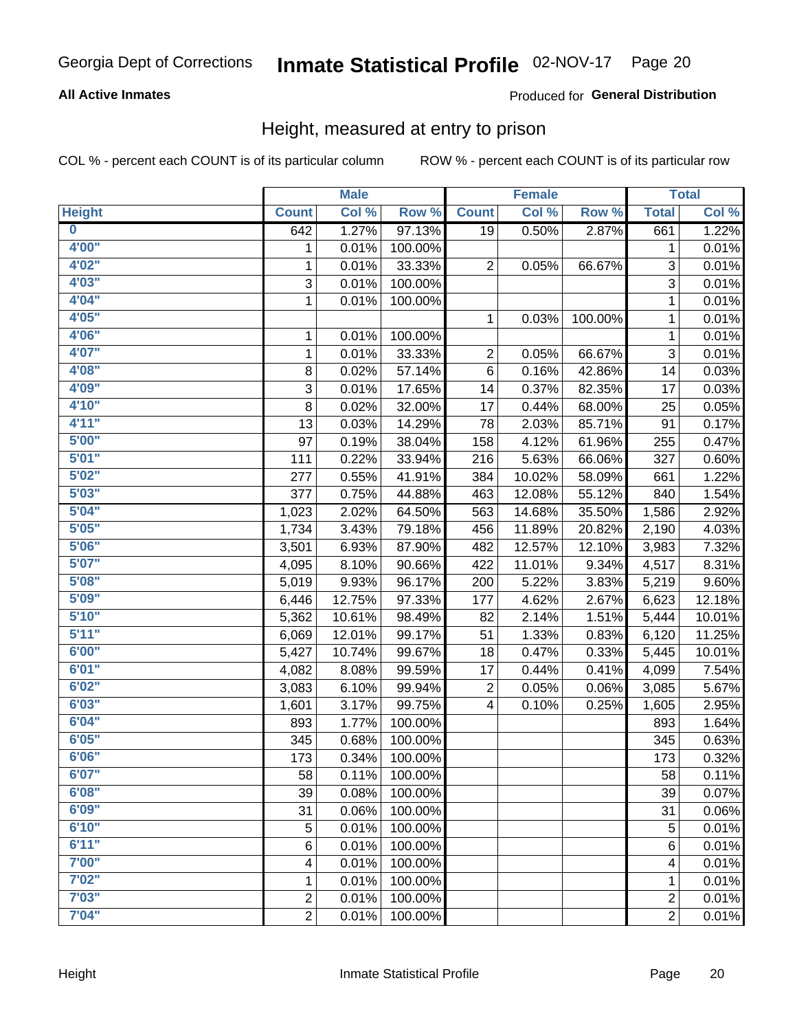Georgia Dept of Corrections **Inmate Statistical Profile** 02-NOV-17

**All Active Inmates**

Produced for **General Distribution**

## Height, measured at entry to prison

COL % - percent each COUNT is of its particular column ROW % - percent each COUNT is of its particular row

| | Male | | | Female | | | Total | |
|---|---|---|---|---|---|---|---|---|
| Height | Count | Col % | Row % | Count | Col % | Row % | Total | Col % |
| 0 | 642 | 1.27% | 97.13% | 19 | 0.50% | 2.87% | 661 | 1.22% |
| 4'00" | 1 | 0.01% | 100.00% | | | | 1 | 0.01% |
| 4'02" | 1 | 0.01% | 33.33% | 2 | 0.05% | 66.67% | 3 | 0.01% |
| 4'03" | 3 | 0.01% | 100.00% | | | | 3 | 0.01% |
| 4'04" | 1 | 0.01% | 100.00% | | | | 1 | 0.01% |
| 4'05" | | | | 1 | 0.03% | 100.00% | 1 | 0.01% |
| 4'06" | 1 | 0.01% | 100.00% | | | | 1 | 0.01% |
| 4'07" | 1 | 0.01% | 33.33% | 2 | 0.05% | 66.67% | 3 | 0.01% |
| 4'08" | 8 | 0.02% | 57.14% | 6 | 0.16% | 42.86% | 14 | 0.03% |
| 4'09" | 3 | 0.01% | 17.65% | 14 | 0.37% | 82.35% | 17 | 0.03% |
| 4'10" | 8 | 0.02% | 32.00% | 17 | 0.44% | 68.00% | 25 | 0.05% |
| 4'11" | 13 | 0.03% | 14.29% | 78 | 2.03% | 85.71% | 91 | 0.17% |
| 5'00" | 97 | 0.19% | 38.04% | 158 | 4.12% | 61.96% | 255 | 0.47% |
| 5'01" | 111 | 0.22% | 33.94% | 216 | 5.63% | 66.06% | 327 | 0.60% |
| 5'02" | 277 | 0.55% | 41.91% | 384 | 10.02% | 58.09% | 661 | 1.22% |
| 5'03" | 377 | 0.75% | 44.88% | 463 | 12.08% | 55.12% | 840 | 1.54% |
| 5'04" | 1,023 | 2.02% | 64.50% | 563 | 14.68% | 35.50% | 1,586 | 2.92% |
| 5'05" | 1,734 | 3.43% | 79.18% | 456 | 11.89% | 20.82% | 2,190 | 4.03% |
| 5'06" | 3,501 | 6.93% | 87.90% | 482 | 12.57% | 12.10% | 3,983 | 7.32% |
| 5'07" | 4,095 | 8.10% | 90.66% | 422 | 11.01% | 9.34% | 4,517 | 8.31% |
| 5'08" | 5,019 | 9.93% | 96.17% | 200 | 5.22% | 3.83% | 5,219 | 9.60% |
| 5'09" | 6,446 | 12.75% | 97.33% | 177 | 4.62% | 2.67% | 6,623 | 12.18% |
| 5'10" | 5,362 | 10.61% | 98.49% | 82 | 2.14% | 1.51% | 5,444 | 10.01% |
| 5'11" | 6,069 | 12.01% | 99.17% | 51 | 1.33% | 0.83% | 6,120 | 11.25% |
| 6'00" | 5,427 | 10.74% | 99.67% | 18 | 0.47% | 0.33% | 5,445 | 10.01% |
| 6'01" | 4,082 | 8.08% | 99.59% | 17 | 0.44% | 0.41% | 4,099 | 7.54% |
| 6'02" | 3,083 | 6.10% | 99.94% | 2 | 0.05% | 0.06% | 3,085 | 5.67% |
| 6'03" | 1,601 | 3.17% | 99.75% | 4 | 0.10% | 0.25% | 1,605 | 2.95% |
| 6'04" | 893 | 1.77% | 100.00% | | | | 893 | 1.64% |
| 6'05" | 345 | 0.68% | 100.00% | | | | 345 | 0.63% |
| 6'06" | 173 | 0.34% | 100.00% | | | | 173 | 0.32% |
| 6'07" | 58 | 0.11% | 100.00% | | | | 58 | 0.11% |
| 6'08" | 39 | 0.08% | 100.00% | | | | 39 | 0.07% |
| 6'09" | 31 | 0.06% | 100.00% | | | | 31 | 0.06% |
| 6'10" | 5 | 0.01% | 100.00% | | | | 5 | 0.01% |
| 6'11" | 6 | 0.01% | 100.00% | | | | 6 | 0.01% |
| 7'00" | 4 | 0.01% | 100.00% | | | | 4 | 0.01% |
| 7'02" | 1 | 0.01% | 100.00% | | | | 1 | 0.01% |
| 7'03" | 2 | 0.01% | 100.00% | | | | 2 | 0.01% |
| 7'04" | 2 | 0.01% | 100.00% | | | | 2 | 0.01% |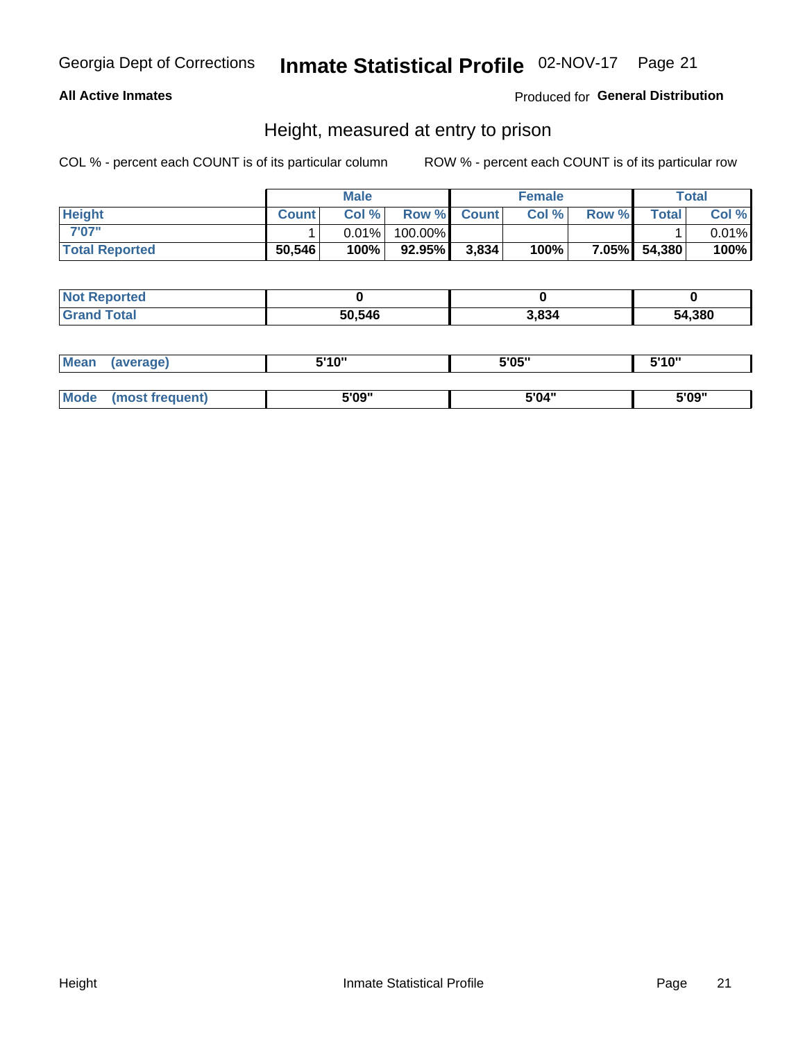Georgia Dept of Corrections **Inmate Statistical Profile** 02-NOV-17

**All Active Inmates**

Produced for **General Distribution**

## Height, measured at entry to prison

COL % - percent each COUNT is of its particular column ROW % - percent each COUNT is of its particular row

| | Male | | | Female | | | Total | |
|---|---|---|---|---|---|---|---|---|
| **Height** | **Count** | **Col %** | **Row %** | **Count** | **Col %** | **Row %** | **Total** | **Col %** |
| **7'07"** | 1 | 0.01% | 100.00% | | | | 1 | 0.01% |
| **Total Reported** | **50,546** | **100%** | **92.95%** | **3,834** | **100%** | **7.05%** | **54,380** | **100%** |

| | Male | Female | Total |
|---|---|---|---|
| **Not Reported** | **0** | **0** | **0** |
| **Grand Total** | **50,546** | **3,834** | **54,380** |

| | Male | Female | Total |
|---|---|---|---|
| **Mean (average)** | **5'10"** | **5'05"** | **5'10"** |
| **Mode (most frequent)** | **5'09"** | **5'04"** | **5'09"** |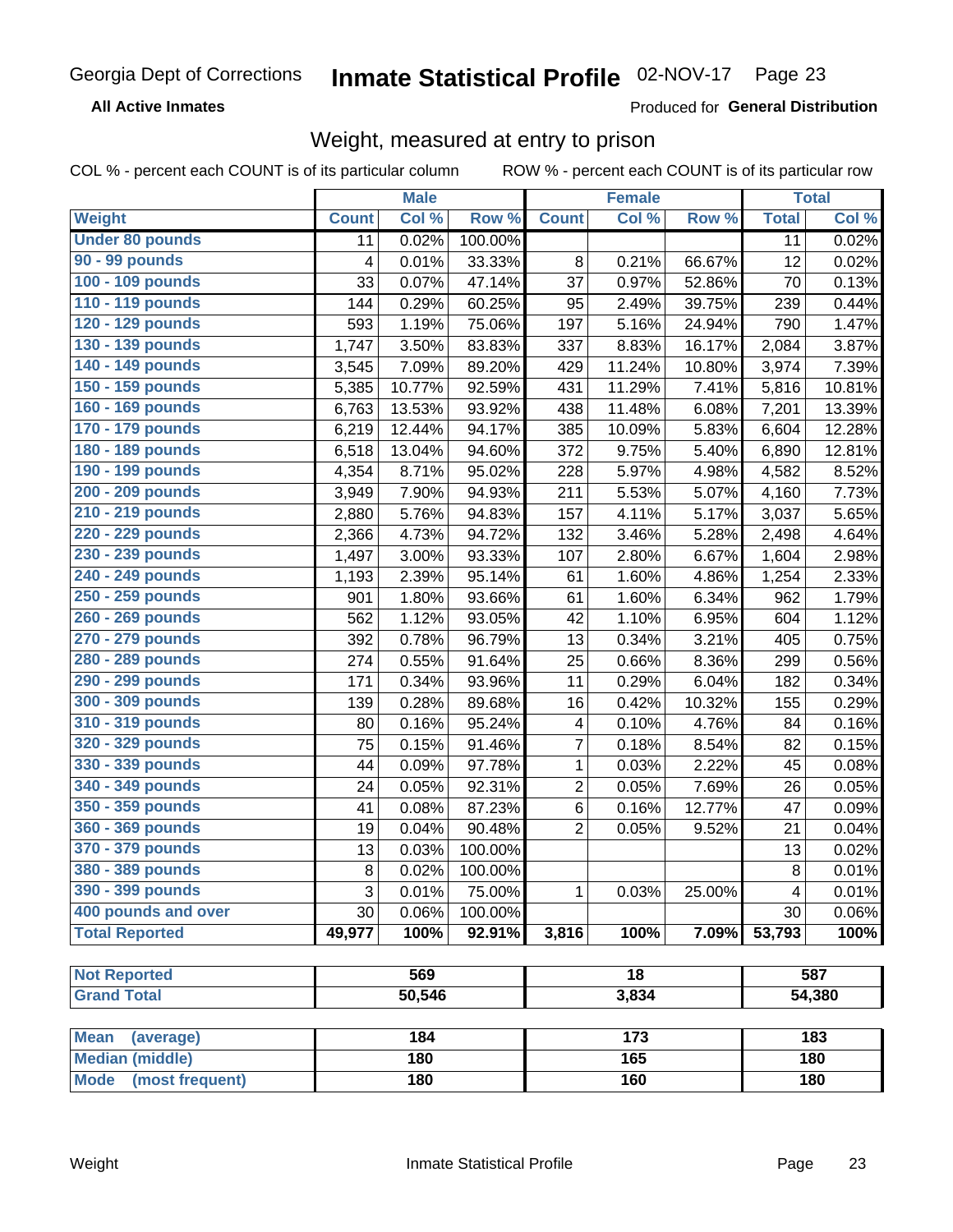Georgia Dept of Corrections **Inmate Statistical Profile** 02-NOV-17

**All Active Inmates**

Produced for **General Distribution**

## Weight, measured at entry to prison

COL % - percent each COUNT is of its particular column ROW % - percent each COUNT is of its particular row

| | Male | | | Female | | | Total | |
|---|---|---|---|---|---|---|---|---|
| **Weight** | **Count** | **Col %** | **Row %** | **Count** | **Col %** | **Row %** | **Total** | **Col %** |
| **Under 80 pounds** | 11 | 0.02% | 100.00% | | | | 11 | 0.02% |
| **90 - 99 pounds** | 4 | 0.01% | 33.33% | 8 | 0.21% | 66.67% | 12 | 0.02% |
| **100 - 109 pounds** | 33 | 0.07% | 47.14% | 37 | 0.97% | 52.86% | 70 | 0.13% |
| **110 - 119 pounds** | 144 | 0.29% | 60.25% | 95 | 2.49% | 39.75% | 239 | 0.44% |
| **120 - 129 pounds** | 593 | 1.19% | 75.06% | 197 | 5.16% | 24.94% | 790 | 1.47% |
| **130 - 139 pounds** | 1,747 | 3.50% | 83.83% | 337 | 8.83% | 16.17% | 2,084 | 3.87% |
| **140 - 149 pounds** | 3,545 | 7.09% | 89.20% | 429 | 11.24% | 10.80% | 3,974 | 7.39% |
| **150 - 159 pounds** | 5,385 | 10.77% | 92.59% | 431 | 11.29% | 7.41% | 5,816 | 10.81% |
| **160 - 169 pounds** | 6,763 | 13.53% | 93.92% | 438 | 11.48% | 6.08% | 7,201 | 13.39% |
| **170 - 179 pounds** | 6,219 | 12.44% | 94.17% | 385 | 10.09% | 5.83% | 6,604 | 12.28% |
| **180 - 189 pounds** | 6,518 | 13.04% | 94.60% | 372 | 9.75% | 5.40% | 6,890 | 12.81% |
| **190 - 199 pounds** | 4,354 | 8.71% | 95.02% | 228 | 5.97% | 4.98% | 4,582 | 8.52% |
| **200 - 209 pounds** | 3,949 | 7.90% | 94.93% | 211 | 5.53% | 5.07% | 4,160 | 7.73% |
| **210 - 219 pounds** | 2,880 | 5.76% | 94.83% | 157 | 4.11% | 5.17% | 3,037 | 5.65% |
| **220 - 229 pounds** | 2,366 | 4.73% | 94.72% | 132 | 3.46% | 5.28% | 2,498 | 4.64% |
| **230 - 239 pounds** | 1,497 | 3.00% | 93.33% | 107 | 2.80% | 6.67% | 1,604 | 2.98% |
| **240 - 249 pounds** | 1,193 | 2.39% | 95.14% | 61 | 1.60% | 4.86% | 1,254 | 2.33% |
| **250 - 259 pounds** | 901 | 1.80% | 93.66% | 61 | 1.60% | 6.34% | 962 | 1.79% |
| **260 - 269 pounds** | 562 | 1.12% | 93.05% | 42 | 1.10% | 6.95% | 604 | 1.12% |
| **270 - 279 pounds** | 392 | 0.78% | 96.79% | 13 | 0.34% | 3.21% | 405 | 0.75% |
| **280 - 289 pounds** | 274 | 0.55% | 91.64% | 25 | 0.66% | 8.36% | 299 | 0.56% |
| **290 - 299 pounds** | 171 | 0.34% | 93.96% | 11 | 0.29% | 6.04% | 182 | 0.34% |
| **300 - 309 pounds** | 139 | 0.28% | 89.68% | 16 | 0.42% | 10.32% | 155 | 0.29% |
| **310 - 319 pounds** | 80 | 0.16% | 95.24% | 4 | 0.10% | 4.76% | 84 | 0.16% |
| **320 - 329 pounds** | 75 | 0.15% | 91.46% | 7 | 0.18% | 8.54% | 82 | 0.15% |
| **330 - 339 pounds** | 44 | 0.09% | 97.78% | 1 | 0.03% | 2.22% | 45 | 0.08% |
| **340 - 349 pounds** | 24 | 0.05% | 92.31% | 2 | 0.05% | 7.69% | 26 | 0.05% |
| **350 - 359 pounds** | 41 | 0.08% | 87.23% | 6 | 0.16% | 12.77% | 47 | 0.09% |
| **360 - 369 pounds** | 19 | 0.04% | 90.48% | 2 | 0.05% | 9.52% | 21 | 0.04% |
| **370 - 379 pounds** | 13 | 0.03% | 100.00% | | | | 13 | 0.02% |
| **380 - 389 pounds** | 8 | 0.02% | 100.00% | | | | 8 | 0.01% |
| **390 - 399 pounds** | 3 | 0.01% | 75.00% | 1 | 0.03% | 25.00% | 4 | 0.01% |
| **400 pounds and over** | 30 | 0.06% | 100.00% | | | | 30 | 0.06% |
| **Total Reported** | **49,977** | **100%** | **92.91%** | **3,816** | **100%** | **7.09%** | **53,793** | **100%** |

| | Male | Female | Total |
|---|---|---|---|
| **Not Reported** | **569** | **18** | **587** |
| **Grand Total** | **50,546** | **3,834** | **54,380** |

| | Male | Female | Total |
|---|---|---|---|
| **Mean (average)** | **184** | **173** | **183** |
| **Median (middle)** | **180** | **165** | **180** |
| **Mode (most frequent)** | **180** | **160** | **180** |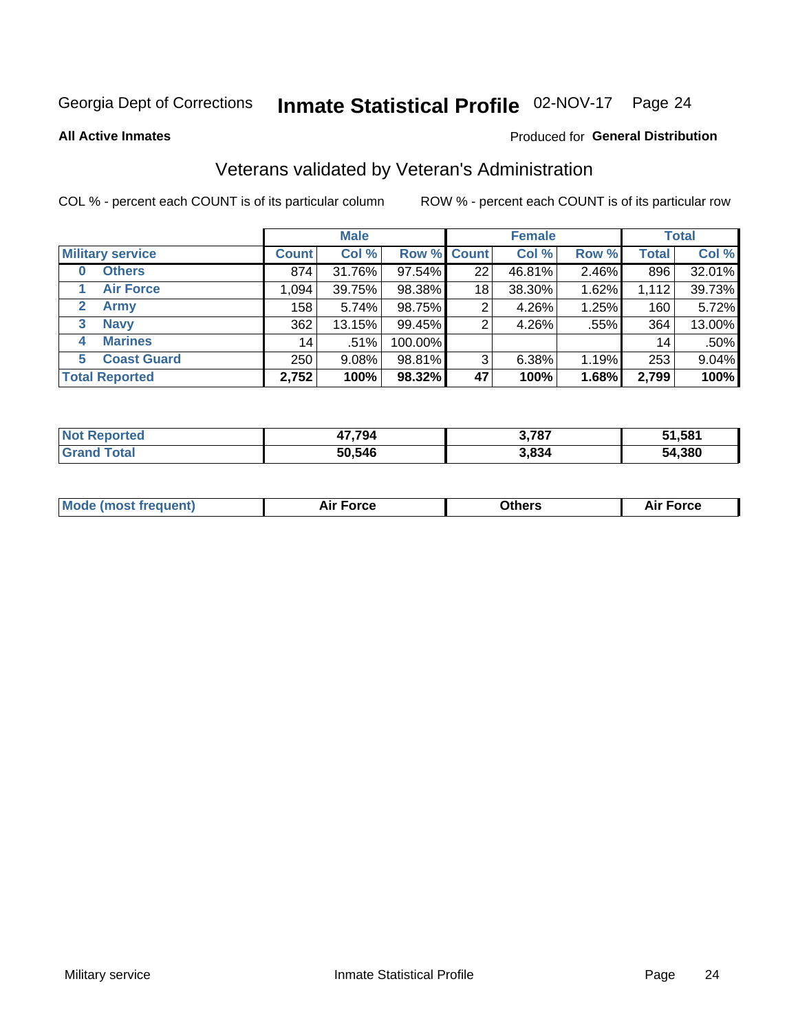Georgia Dept of Corrections **Inmate Statistical Profile** 02-NOV-17 Page 24

**All Active Inmates**

Produced for **General Distribution**

## Veterans validated by Veteran's Administration

COL % - percent each COUNT is of its particular column ROW % - percent each COUNT is of its particular row

| | Male | | | Female | | | Total | |
|---|---|---|---|---|---|---|---|---|
| **Military service** | **Count** | **Col %** | **Row %** | **Count** | **Col %** | **Row %** | **Total** | **Col %** |
| **0 Others** | 874 | 31.76% | 97.54% | 22 | 46.81% | 2.46% | 896 | 32.01% |
| **1 Air Force** | 1,094 | 39.75% | 98.38% | 18 | 38.30% | 1.62% | 1,112 | 39.73% |
| **2 Army** | 158 | 5.74% | 98.75% | 2 | 4.26% | 1.25% | 160 | 5.72% |
| **3 Navy** | 362 | 13.15% | 99.45% | 2 | 4.26% | .55% | 364 | 13.00% |
| **4 Marines** | 14 | .51% | 100.00% | | | | 14 | .50% |
| **5 Coast Guard** | 250 | 9.08% | 98.81% | 3 | 6.38% | 1.19% | 253 | 9.04% |
| **Total Reported** | **2,752** | **100%** | **98.32%** | **47** | **100%** | **1.68%** | **2,799** | **100%** |

| | Male | Female | Total |
|---|---|---|---|
| **Not Reported** | **47,794** | **3,787** | **51,581** |
| **Grand Total** | **50,546** | **3,834** | **54,380** |

| | Male | Female | Total |
|---|---|---|---|
| **Mode (most frequent)** | **Air Force** | **Others** | **Air Force** |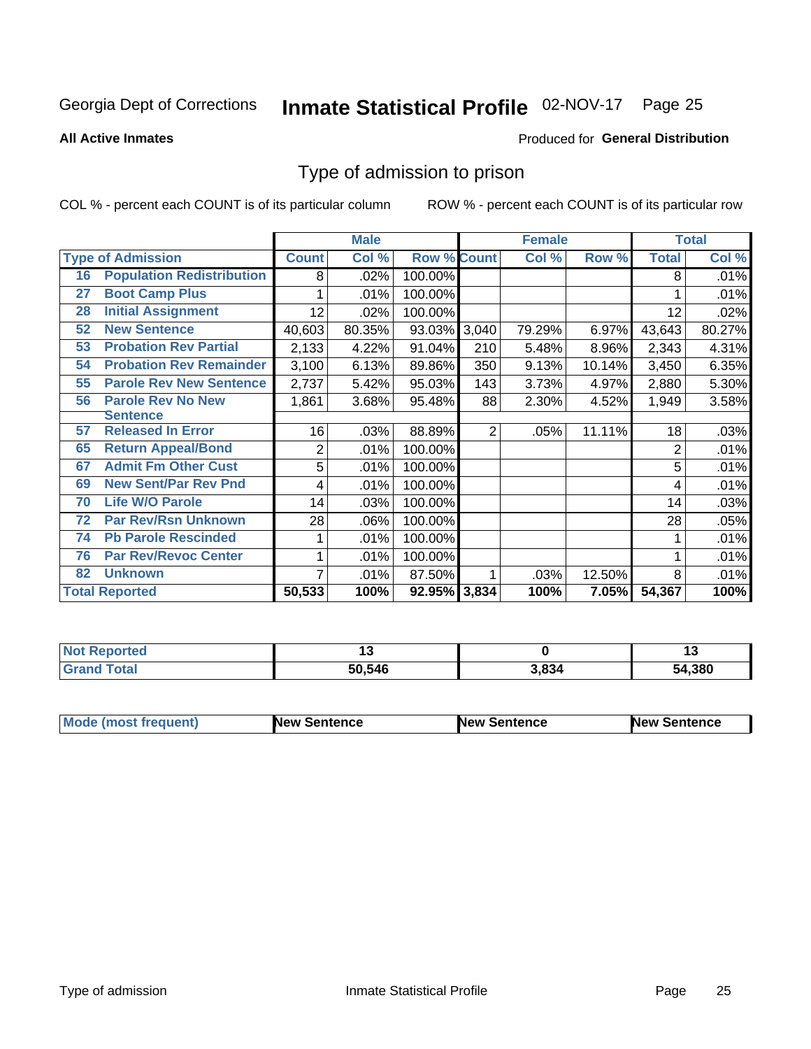Georgia Dept of Corrections **Inmate Statistical Profile** 02-NOV-17

**All Active Inmates**

Produced for **General Distribution**

## Type of admission to prison

COL % - percent each COUNT is of its particular column    ROW % - percent each COUNT is of its particular row

| Type of Admission | | Male | | | Female | | | Total | |
|---|---|---|---|---|---|---|---|---|---|
| | | Count | Col % | Row % | Count | Col % | Row % | Total | Col % |
| 16 | Population Redistribution | 8 | .02% | 100.00% | | | | 8 | .01% |
| 27 | Boot Camp Plus | 1 | .01% | 100.00% | | | | 1 | .01% |
| 28 | Initial Assignment | 12 | .02% | 100.00% | | | | 12 | .02% |
| 52 | New Sentence | 40,603 | 80.35% | 93.03% | 3,040 | 79.29% | 6.97% | 43,643 | 80.27% |
| 53 | Probation Rev Partial | 2,133 | 4.22% | 91.04% | 210 | 5.48% | 8.96% | 2,343 | 4.31% |
| 54 | Probation Rev Remainder | 3,100 | 6.13% | 89.86% | 350 | 9.13% | 10.14% | 3,450 | 6.35% |
| 55 | Parole Rev New Sentence | 2,737 | 5.42% | 95.03% | 143 | 3.73% | 4.97% | 2,880 | 5.30% |
| 56 | Parole Rev No New Sentence | 1,861 | 3.68% | 95.48% | 88 | 2.30% | 4.52% | 1,949 | 3.58% |
| 57 | Released In Error | 16 | .03% | 88.89% | 2 | .05% | 11.11% | 18 | .03% |
| 65 | Return Appeal/Bond | 2 | .01% | 100.00% | | | | 2 | .01% |
| 67 | Admit Fm Other Cust | 5 | .01% | 100.00% | | | | 5 | .01% |
| 69 | New Sent/Par Rev Pnd | 4 | .01% | 100.00% | | | | 4 | .01% |
| 70 | Life W/O Parole | 14 | .03% | 100.00% | | | | 14 | .03% |
| 72 | Par Rev/Rsn Unknown | 28 | .06% | 100.00% | | | | 28 | .05% |
| 74 | Pb Parole Rescinded | 1 | .01% | 100.00% | | | | 1 | .01% |
| 76 | Par Rev/Revoc Center | 1 | .01% | 100.00% | | | | 1 | .01% |
| 82 | Unknown | 7 | .01% | 87.50% | 1 | .03% | 12.50% | 8 | .01% |
| **Total Reported** | | **50,533** | **100%** | **92.95%** | **3,834** | **100%** | **7.05%** | **54,367** | **100%** |

| | Male | Female | Total |
|---|---|---|---|
| Not Reported | 13 | 0 | 13 |
| Grand Total | 50,546 | 3,834 | 54,380 |

| | Male | Female | Total |
|---|---|---|---|
| Mode (most frequent) | New Sentence | New Sentence | New Sentence |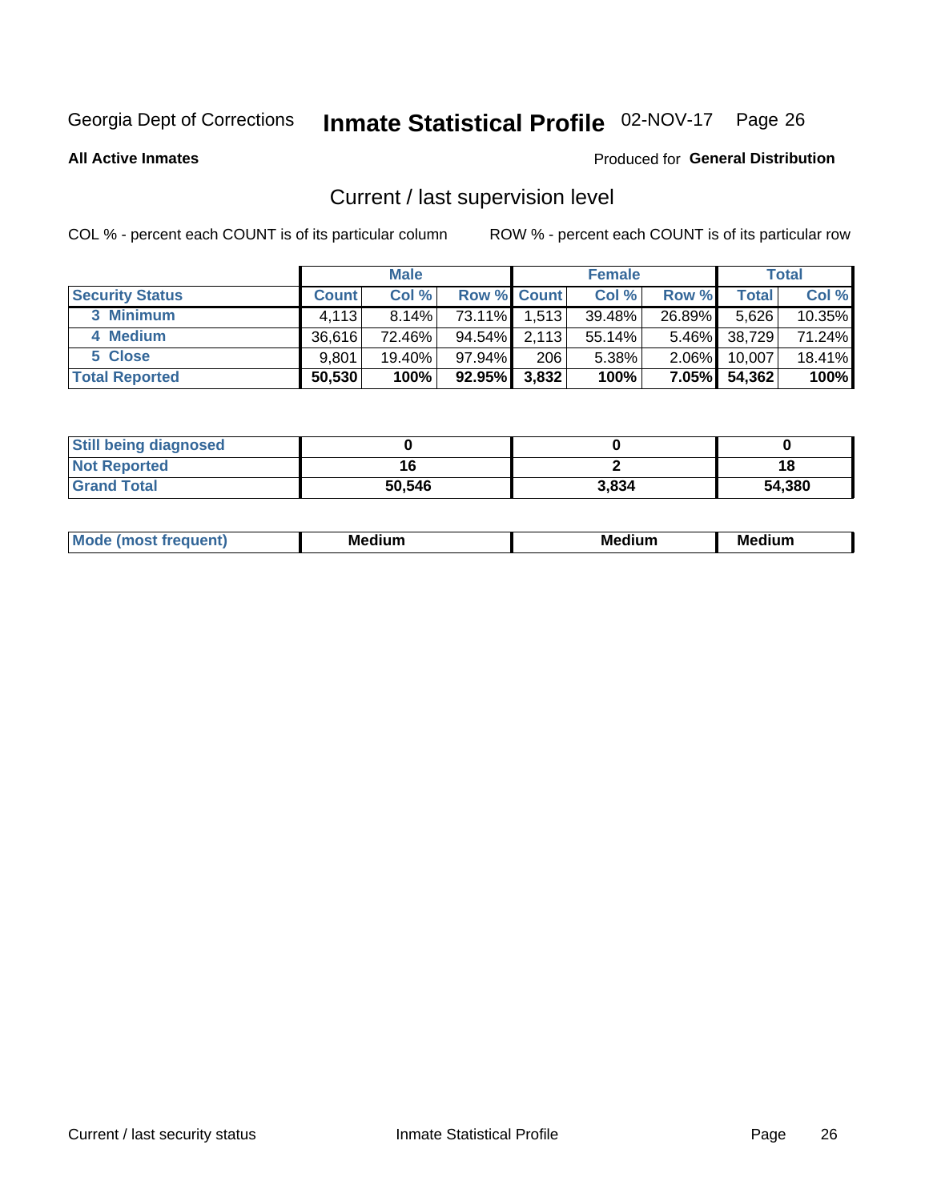Georgia Dept of Corrections **Inmate Statistical Profile** 02-NOV-17 Page 26

**All Active Inmates**

Produced for **General Distribution**

## Current / last supervision level

COL % - percent each COUNT is of its particular column ROW % - percent each COUNT is of its particular row

| | Male | | | Female | | | Total | |
|---|---|---|---|---|---|---|---|---|
| **Security Status** | **Count** | **Col %** | **Row %** | **Count** | **Col %** | **Row %** | **Total** | **Col %** |
| **3 Minimum** | 4,113 | 8.14% | 73.11% | 1,513 | 39.48% | 26.89% | 5,626 | 10.35% |
| **4 Medium** | 36,616 | 72.46% | 94.54% | 2,113 | 55.14% | 5.46% | 38,729 | 71.24% |
| **5 Close** | 9,801 | 19.40% | 97.94% | 206 | 5.38% | 2.06% | 10,007 | 18.41% |
| **Total Reported** | **50,530** | **100%** | **92.95%** | **3,832** | **100%** | **7.05%** | **54,362** | **100%** |

| | Male | Female | Total |
|---|---|---|---|
| **Still being diagnosed** | **0** | **0** | **0** |
| **Not Reported** | **16** | **2** | **18** |
| **Grand Total** | **50,546** | **3,834** | **54,380** |

| | Male | Female | Total |
|---|---|---|---|
| **Mode (most frequent)** | **Medium** | **Medium** | **Medium** |

Current / last security status Inmate Statistical Profile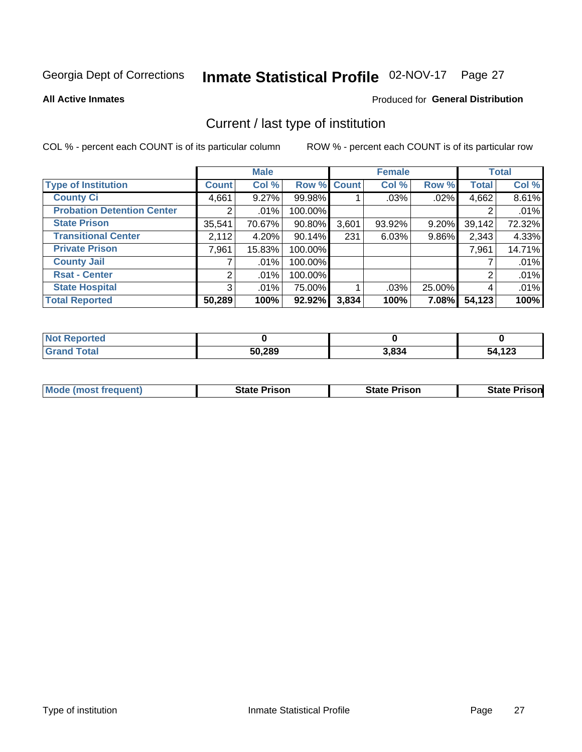Georgia Dept of Corrections **Inmate Statistical Profile** 02-NOV-17 Page 27

**All Active Inmates**

Produced for **General Distribution**

## Current / last type of institution

COL % - percent each COUNT is of its particular column

ROW % - percent each COUNT is of its particular row

| | Male | | | Female | | | Total | |
|---|---|---|---|---|---|---|---|---|
| **Type of Institution** | **Count** | **Col %** | **Row %** | **Count** | **Col %** | **Row %** | **Total** | **Col %** |
| **County Ci** | 4,661 | 9.27% | 99.98% | 1 | .03% | .02% | 4,662 | 8.61% |
| **Probation Detention Center** | 2 | .01% | 100.00% | | | | 2 | .01% |
| **State Prison** | 35,541 | 70.67% | 90.80% | 3,601 | 93.92% | 9.20% | 39,142 | 72.32% |
| **Transitional Center** | 2,112 | 4.20% | 90.14% | 231 | 6.03% | 9.86% | 2,343 | 4.33% |
| **Private Prison** | 7,961 | 15.83% | 100.00% | | | | 7,961 | 14.71% |
| **County Jail** | 7 | .01% | 100.00% | | | | 7 | .01% |
| **Rsat - Center** | 2 | .01% | 100.00% | | | | 2 | .01% |
| **State Hospital** | 3 | .01% | 75.00% | 1 | .03% | 25.00% | 4 | .01% |
| **Total Reported** | **50,289** | **100%** | **92.92%** | **3,834** | **100%** | **7.08%** | **54,123** | **100%** |

| | Male | Female | Total |
|---|---|---|---|
| **Not Reported** | **0** | **0** | **0** |
| **Grand Total** | **50,289** | **3,834** | **54,123** |

| | Male | Female | Total |
|---|---|---|---|
| **Mode (most frequent)** | **State Prison** | **State Prison** | **State Prison** |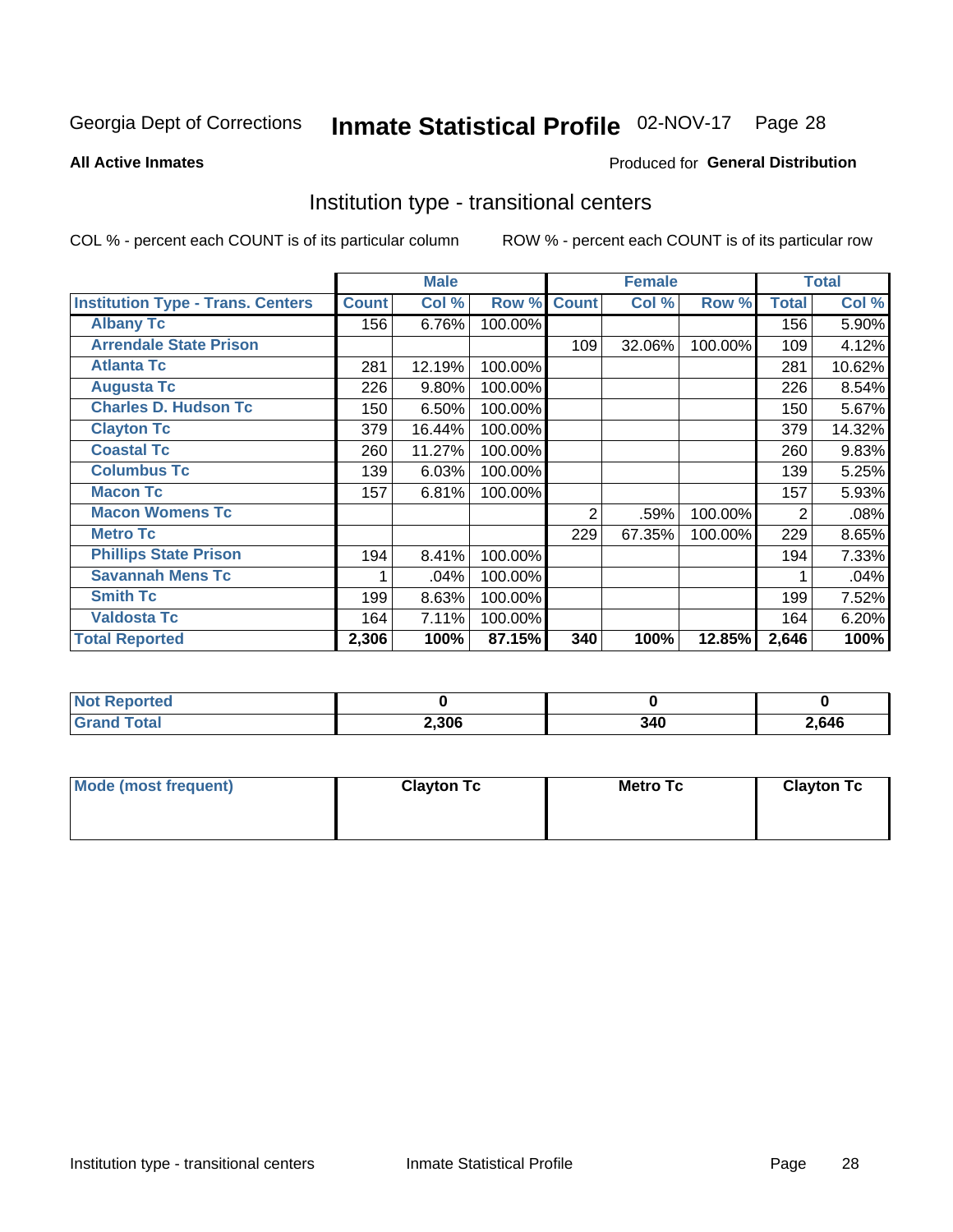Georgia Dept of Corrections **Inmate Statistical Profile** 02-NOV-17

**All Active Inmates**

Produced for **General Distribution**

## Institution type - transitional centers

COL % - percent each COUNT is of its particular column

ROW % - percent each COUNT is of its particular row

| | Male | | | Female | | | Total | |
|---|---|---|---|---|---|---|---|---|
| **Institution Type - Trans. Centers** | **Count** | **Col %** | **Row %** | **Count** | **Col %** | **Row %** | **Total** | **Col %** |
| **Albany Tc** | 156 | 6.76% | 100.00% | | | | 156 | 5.90% |
| **Arrendale State Prison** | | | | 109 | 32.06% | 100.00% | 109 | 4.12% |
| **Atlanta Tc** | 281 | 12.19% | 100.00% | | | | 281 | 10.62% |
| **Augusta Tc** | 226 | 9.80% | 100.00% | | | | 226 | 8.54% |
| **Charles D. Hudson Tc** | 150 | 6.50% | 100.00% | | | | 150 | 5.67% |
| **Clayton Tc** | 379 | 16.44% | 100.00% | | | | 379 | 14.32% |
| **Coastal Tc** | 260 | 11.27% | 100.00% | | | | 260 | 9.83% |
| **Columbus Tc** | 139 | 6.03% | 100.00% | | | | 139 | 5.25% |
| **Macon Tc** | 157 | 6.81% | 100.00% | | | | 157 | 5.93% |
| **Macon Womens Tc** | | | | 2 | .59% | 100.00% | 2 | .08% |
| **Metro Tc** | | | | 229 | 67.35% | 100.00% | 229 | 8.65% |
| **Phillips State Prison** | 194 | 8.41% | 100.00% | | | | 194 | 7.33% |
| **Savannah Mens Tc** | 1 | .04% | 100.00% | | | | 1 | .04% |
| **Smith Tc** | 199 | 8.63% | 100.00% | | | | 199 | 7.52% |
| **Valdosta Tc** | 164 | 7.11% | 100.00% | | | | 164 | 6.20% |
| **Total Reported** | **2,306** | **100%** | **87.15%** | **340** | **100%** | **12.85%** | **2,646** | **100%** |

| | Male | Female | Total |
|---|---|---|---|
| **Not Reported** | **0** | **0** | **0** |
| **Grand Total** | **2,306** | **340** | **2,646** |

| | Male | Female | Total |
|---|---|---|---|
| **Mode (most frequent)** | **Clayton Tc** | **Metro Tc** | **Clayton Tc** |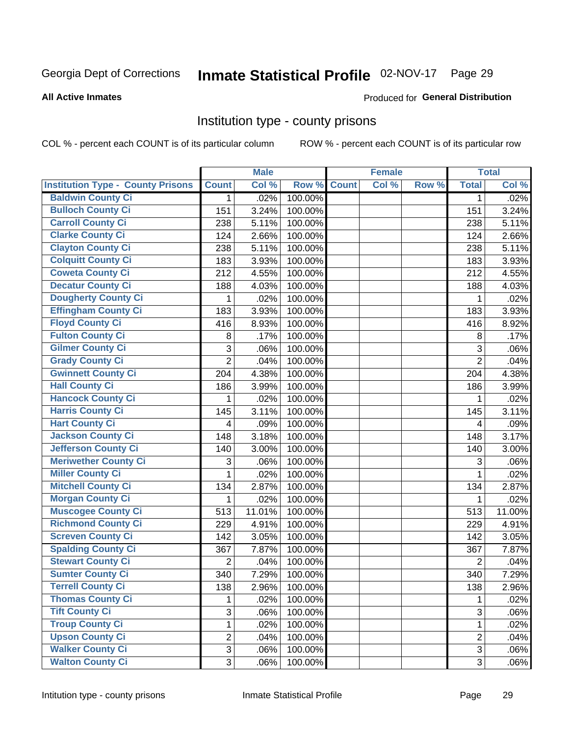Georgia Dept of Corrections **Inmate Statistical Profile** 02-NOV-17 Page 29

**All Active Inmates**

Produced for **General Distribution**

## Institution type - county prisons

COL % - percent each COUNT is of its particular column

ROW % - percent each COUNT is of its particular row

| | Male | | | Female | | | Total | |
|---|---|---|---|---|---|---|---|---|
| **Institution Type - County Prisons** | **Count** | **Col %** | **Row %** | **Count** | **Col %** | **Row %** | **Total** | **Col %** |
| **Baldwin County Ci** | 1 | .02% | 100.00% | | | | 1 | .02% |
| **Bulloch County Ci** | 151 | 3.24% | 100.00% | | | | 151 | 3.24% |
| **Carroll County Ci** | 238 | 5.11% | 100.00% | | | | 238 | 5.11% |
| **Clarke County Ci** | 124 | 2.66% | 100.00% | | | | 124 | 2.66% |
| **Clayton County Ci** | 238 | 5.11% | 100.00% | | | | 238 | 5.11% |
| **Colquitt County Ci** | 183 | 3.93% | 100.00% | | | | 183 | 3.93% |
| **Coweta County Ci** | 212 | 4.55% | 100.00% | | | | 212 | 4.55% |
| **Decatur County Ci** | 188 | 4.03% | 100.00% | | | | 188 | 4.03% |
| **Dougherty County Ci** | 1 | .02% | 100.00% | | | | 1 | .02% |
| **Effingham County Ci** | 183 | 3.93% | 100.00% | | | | 183 | 3.93% |
| **Floyd County Ci** | 416 | 8.93% | 100.00% | | | | 416 | 8.92% |
| **Fulton County Ci** | 8 | .17% | 100.00% | | | | 8 | .17% |
| **Gilmer County Ci** | 3 | .06% | 100.00% | | | | 3 | .06% |
| **Grady County Ci** | 2 | .04% | 100.00% | | | | 2 | .04% |
| **Gwinnett County Ci** | 204 | 4.38% | 100.00% | | | | 204 | 4.38% |
| **Hall County Ci** | 186 | 3.99% | 100.00% | | | | 186 | 3.99% |
| **Hancock County Ci** | 1 | .02% | 100.00% | | | | 1 | .02% |
| **Harris County Ci** | 145 | 3.11% | 100.00% | | | | 145 | 3.11% |
| **Hart County Ci** | 4 | .09% | 100.00% | | | | 4 | .09% |
| **Jackson County Ci** | 148 | 3.18% | 100.00% | | | | 148 | 3.17% |
| **Jefferson County Ci** | 140 | 3.00% | 100.00% | | | | 140 | 3.00% |
| **Meriwether County Ci** | 3 | .06% | 100.00% | | | | 3 | .06% |
| **Miller County Ci** | 1 | .02% | 100.00% | | | | 1 | .02% |
| **Mitchell County Ci** | 134 | 2.87% | 100.00% | | | | 134 | 2.87% |
| **Morgan County Ci** | 1 | .02% | 100.00% | | | | 1 | .02% |
| **Muscogee County Ci** | 513 | 11.01% | 100.00% | | | | 513 | 11.00% |
| **Richmond County Ci** | 229 | 4.91% | 100.00% | | | | 229 | 4.91% |
| **Screven County Ci** | 142 | 3.05% | 100.00% | | | | 142 | 3.05% |
| **Spalding County Ci** | 367 | 7.87% | 100.00% | | | | 367 | 7.87% |
| **Stewart County Ci** | 2 | .04% | 100.00% | | | | 2 | .04% |
| **Sumter County Ci** | 340 | 7.29% | 100.00% | | | | 340 | 7.29% |
| **Terrell County Ci** | 138 | 2.96% | 100.00% | | | | 138 | 2.96% |
| **Thomas County Ci** | 1 | .02% | 100.00% | | | | 1 | .02% |
| **Tift County Ci** | 3 | .06% | 100.00% | | | | 3 | .06% |
| **Troup County Ci** | 1 | .02% | 100.00% | | | | 1 | .02% |
| **Upson County Ci** | 2 | .04% | 100.00% | | | | 2 | .04% |
| **Walker County Ci** | 3 | .06% | 100.00% | | | | 3 | .06% |
| **Walton County Ci** | 3 | .06% | 100.00% | | | | 3 | .06% |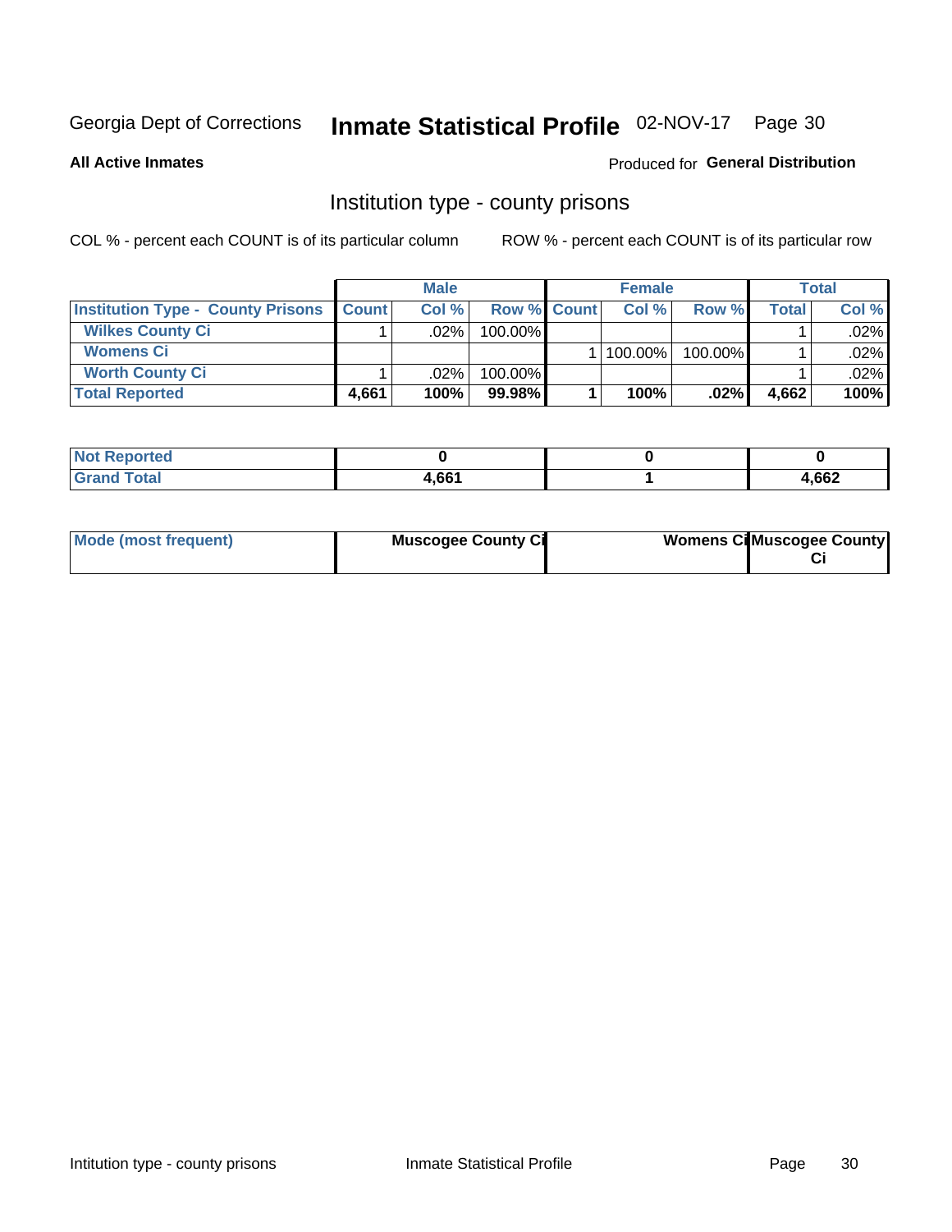Georgia Dept of Corrections **Inmate Statistical Profile** 02-NOV-17

**All Active Inmates**

Produced for **General Distribution**

## Institution type - county prisons

COL % - percent each COUNT is of its particular column

ROW % - percent each COUNT is of its particular row

| | Male | | | Female | | | Total | |
|---|---|---|---|---|---|---|---|---|
| **Institution Type - County Prisons** | **Count** | **Col %** | **Row %** | **Count** | **Col %** | **Row %** | **Total** | **Col %** |
| **Wilkes County Ci** | 1 | .02% | 100.00% | | | | 1 | .02% |
| **Womens Ci** | | | | 1 | 100.00% | 100.00% | 1 | .02% |
| **Worth County Ci** | 1 | .02% | 100.00% | | | | 1 | .02% |
| **Total Reported** | **4,661** | **100%** | **99.98%** | **1** | **100%** | **.02%** | **4,662** | **100%** |

| | Male | Female | Total |
|---|---|---|---|
| **Not Reported** | **0** | **0** | **0** |
| **Grand Total** | **4,661** | **1** | **4,662** |

| | Male | Female | Total |
|---|---|---|---|
| **Mode (most frequent)** | **Muscogee County Ci** | **Womens Ci** | **Muscogee County Ci** |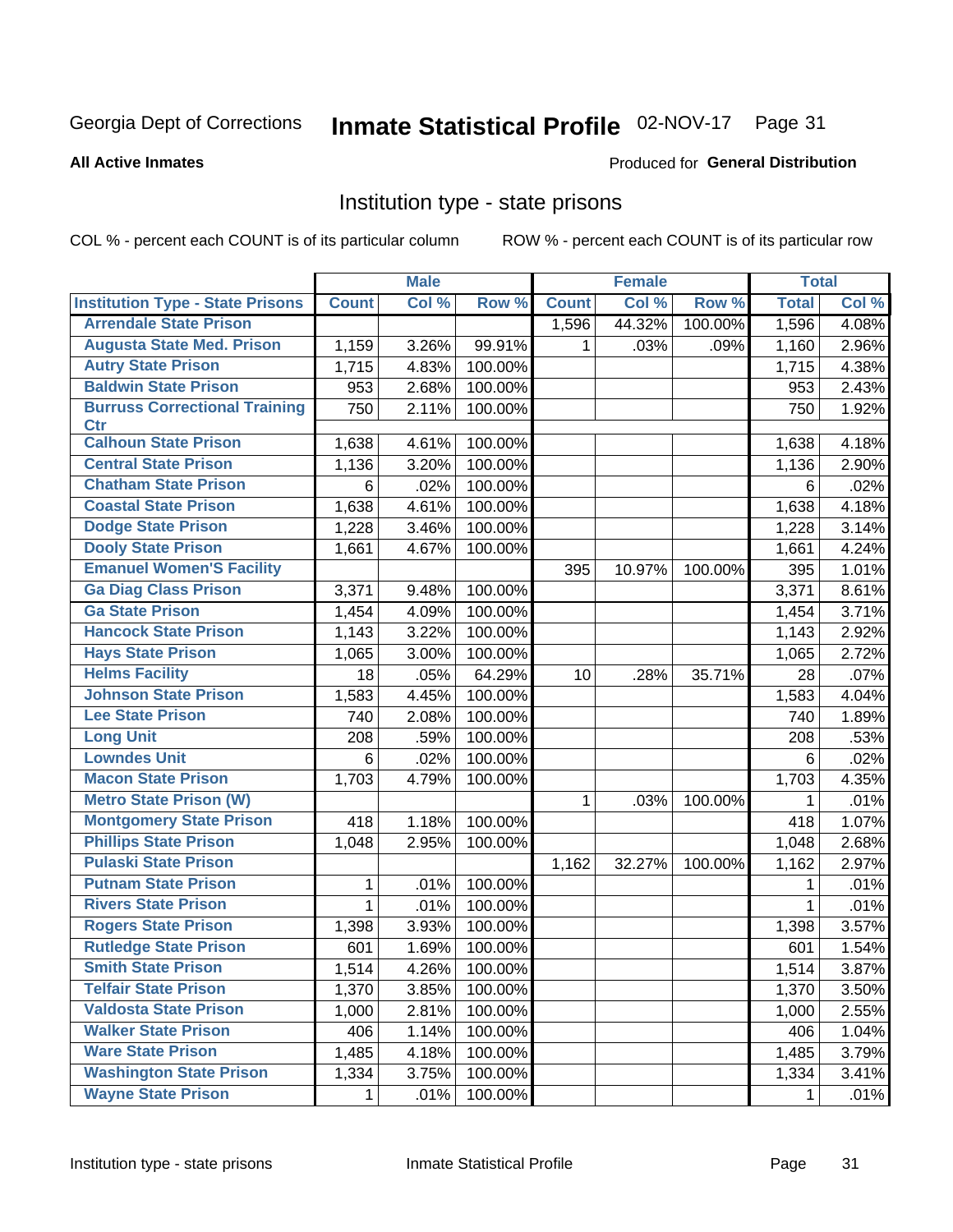Georgia Dept of Corrections **Inmate Statistical Profile** 02-NOV-17

**All Active Inmates**

Produced for **General Distribution**

## Institution type - state prisons

COL % - percent each COUNT is of its particular column ROW % - percent each COUNT is of its particular row

| | Male | | | Female | | | Total | |
|---|---|---|---|---|---|---|---|---|
| **Institution Type - State Prisons** | **Count** | **Col %** | **Row %** | **Count** | **Col %** | **Row %** | **Total** | **Col %** |
| Arrendale State Prison | | | | 1,596 | 44.32% | 100.00% | 1,596 | 4.08% |
| Augusta State Med. Prison | 1,159 | 3.26% | 99.91% | 1 | .03% | .09% | 1,160 | 2.96% |
| Autry State Prison | 1,715 | 4.83% | 100.00% | | | | 1,715 | 4.38% |
| Baldwin State Prison | 953 | 2.68% | 100.00% | | | | 953 | 2.43% |
| Burruss Correctional Training Ctr | 750 | 2.11% | 100.00% | | | | 750 | 1.92% |
| Calhoun State Prison | 1,638 | 4.61% | 100.00% | | | | 1,638 | 4.18% |
| Central State Prison | 1,136 | 3.20% | 100.00% | | | | 1,136 | 2.90% |
| Chatham State Prison | 6 | .02% | 100.00% | | | | 6 | .02% |
| Coastal State Prison | 1,638 | 4.61% | 100.00% | | | | 1,638 | 4.18% |
| Dodge State Prison | 1,228 | 3.46% | 100.00% | | | | 1,228 | 3.14% |
| Dooly State Prison | 1,661 | 4.67% | 100.00% | | | | 1,661 | 4.24% |
| Emanuel Women'S Facility | | | | 395 | 10.97% | 100.00% | 395 | 1.01% |
| Ga Diag Class Prison | 3,371 | 9.48% | 100.00% | | | | 3,371 | 8.61% |
| Ga State Prison | 1,454 | 4.09% | 100.00% | | | | 1,454 | 3.71% |
| Hancock State Prison | 1,143 | 3.22% | 100.00% | | | | 1,143 | 2.92% |
| Hays State Prison | 1,065 | 3.00% | 100.00% | | | | 1,065 | 2.72% |
| Helms Facility | 18 | .05% | 64.29% | 10 | .28% | 35.71% | 28 | .07% |
| Johnson State Prison | 1,583 | 4.45% | 100.00% | | | | 1,583 | 4.04% |
| Lee State Prison | 740 | 2.08% | 100.00% | | | | 740 | 1.89% |
| Long Unit | 208 | .59% | 100.00% | | | | 208 | .53% |
| Lowndes Unit | 6 | .02% | 100.00% | | | | 6 | .02% |
| Macon State Prison | 1,703 | 4.79% | 100.00% | | | | 1,703 | 4.35% |
| Metro State Prison (W) | | | | 1 | .03% | 100.00% | 1 | .01% |
| Montgomery State Prison | 418 | 1.18% | 100.00% | | | | 418 | 1.07% |
| Phillips State Prison | 1,048 | 2.95% | 100.00% | | | | 1,048 | 2.68% |
| Pulaski State Prison | | | | 1,162 | 32.27% | 100.00% | 1,162 | 2.97% |
| Putnam State Prison | 1 | .01% | 100.00% | | | | 1 | .01% |
| Rivers State Prison | 1 | .01% | 100.00% | | | | 1 | .01% |
| Rogers State Prison | 1,398 | 3.93% | 100.00% | | | | 1,398 | 3.57% |
| Rutledge State Prison | 601 | 1.69% | 100.00% | | | | 601 | 1.54% |
| Smith State Prison | 1,514 | 4.26% | 100.00% | | | | 1,514 | 3.87% |
| Telfair State Prison | 1,370 | 3.85% | 100.00% | | | | 1,370 | 3.50% |
| Valdosta State Prison | 1,000 | 2.81% | 100.00% | | | | 1,000 | 2.55% |
| Walker State Prison | 406 | 1.14% | 100.00% | | | | 406 | 1.04% |
| Ware State Prison | 1,485 | 4.18% | 100.00% | | | | 1,485 | 3.79% |
| Washington State Prison | 1,334 | 3.75% | 100.00% | | | | 1,334 | 3.41% |
| Wayne State Prison | 1 | .01% | 100.00% | | | | 1 | .01% |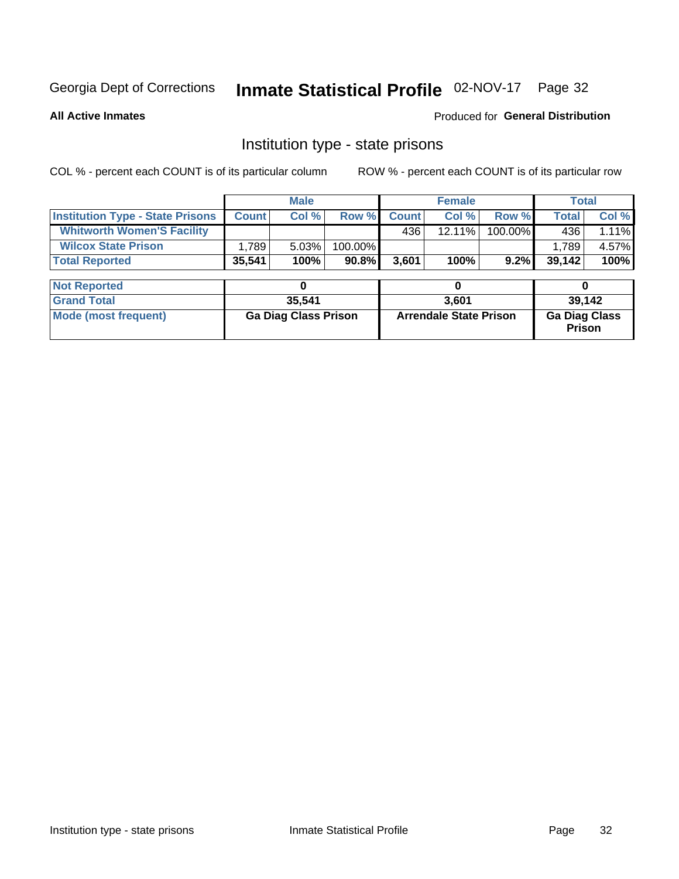Georgia Dept of Corrections **Inmate Statistical Profile** 02-NOV-17 Page 32

**All Active Inmates**

Produced for **General Distribution**

## Institution type - state prisons

COL % - percent each COUNT is of its particular column

ROW % - percent each COUNT is of its particular row

| | Male | | | Female | | | Total | |
|---|---|---|---|---|---|---|---|---|
| **Institution Type - State Prisons** | **Count** | **Col %** | **Row %** | **Count** | **Col %** | **Row %** | **Total** | **Col %** |
| **Whitworth Women'S Facility** | | | | 436 | 12.11% | 100.00% | 436 | 1.11% |
| **Wilcox State Prison** | 1,789 | 5.03% | 100.00% | | | | 1,789 | 4.57% |
| **Total Reported** | **35,541** | **100%** | **90.8%** | **3,601** | **100%** | **9.2%** | **39,142** | **100%** |

| | Male | Female | Total |
|---|---|---|---|
| **Not Reported** | **0** | **0** | **0** |
| **Grand Total** | **35,541** | **3,601** | **39,142** |
| **Mode (most frequent)** | **Ga Diag Class Prison** | **Arrendale State Prison** | **Ga Diag Class Prison** |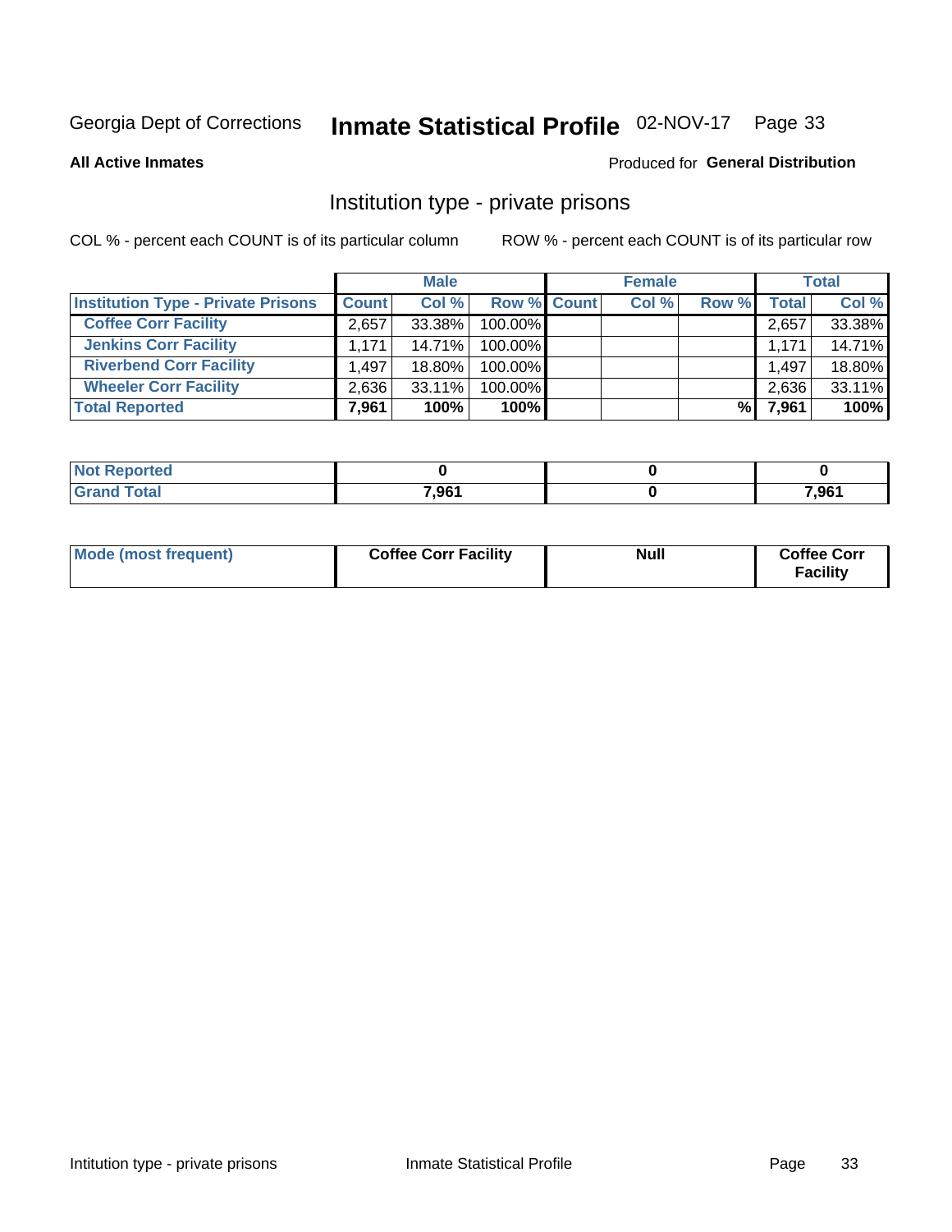Georgia Dept of Corrections **Inmate Statistical Profile** 02-NOV-17

**All Active Inmates**

Produced for **General Distribution**

## Institution type - private prisons

COL % - percent each COUNT is of its particular column

ROW % - percent each COUNT is of its particular row

| | Male | | | Female | | | Total | |
|---|---|---|---|---|---|---|---|---|
| **Institution Type - Private Prisons** | **Count** | **Col %** | **Row %** | **Count** | **Col %** | **Row %** | **Total** | **Col %** |
| **Coffee Corr Facility** | 2,657 | 33.38% | 100.00% | | | | 2,657 | 33.38% |
| **Jenkins Corr Facility** | 1,171 | 14.71% | 100.00% | | | | 1,171 | 14.71% |
| **Riverbend Corr Facility** | 1,497 | 18.80% | 100.00% | | | | 1,497 | 18.80% |
| **Wheeler Corr Facility** | 2,636 | 33.11% | 100.00% | | | | 2,636 | 33.11% |
| **Total Reported** | **7,961** | **100%** | **100%** | | | **%** | **7,961** | **100%** |

| | Male | Female | Total |
|---|---|---|---|
| **Not Reported** | **0** | **0** | **0** |
| **Grand Total** | **7,961** | **0** | **7,961** |

| | Male | Female | Total |
|---|---|---|---|
| **Mode (most frequent)** | **Coffee Corr Facility** | **Null** | **Coffee Corr Facility** |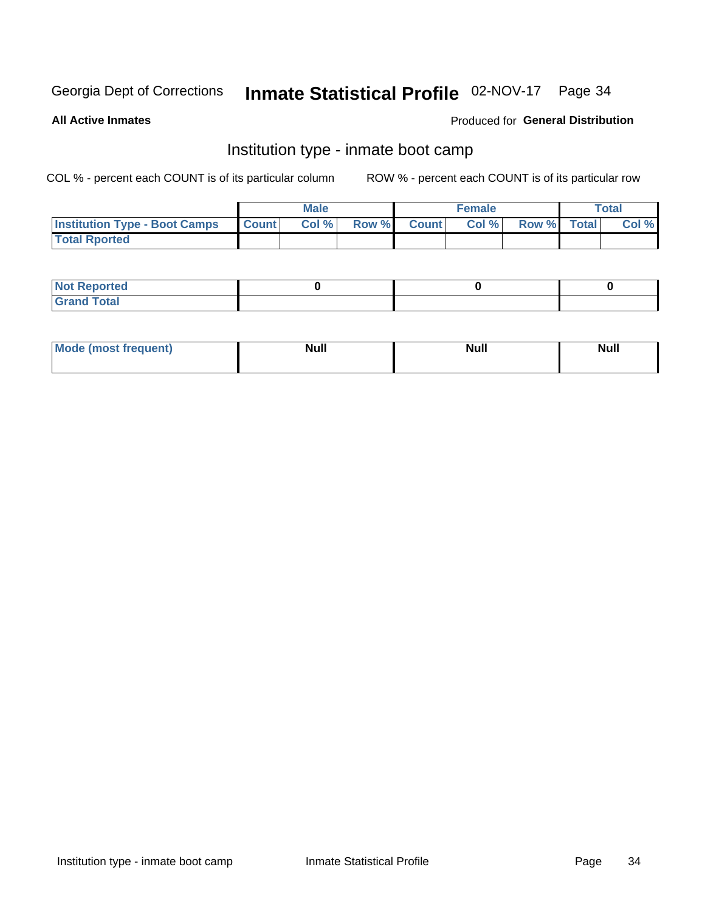Georgia Dept of Corrections **Inmate Statistical Profile** 02-NOV-17

**All Active Inmates**

Produced for **General Distribution**

## Institution type - inmate boot camp

COL % - percent each COUNT is of its particular column

ROW % - percent each COUNT is of its particular row

| | Male | | | Female | | | Total | |
|---|---|---|---|---|---|---|---|---|
| **Institution Type - Boot Camps** | **Count** | **Col %** | **Row %** | **Count** | **Col %** | **Row %** | **Total** | **Col %** |
| **Total Rported** | | | | | | | | |

| | Male | Female | Total |
|---|---|---|---|
| **Not Reported** | **0** | **0** | **0** |
| **Grand Total** | | | |

| | Male | Female | Total |
|---|---|---|---|
| **Mode (most frequent)** | **Null** | **Null** | **Null** |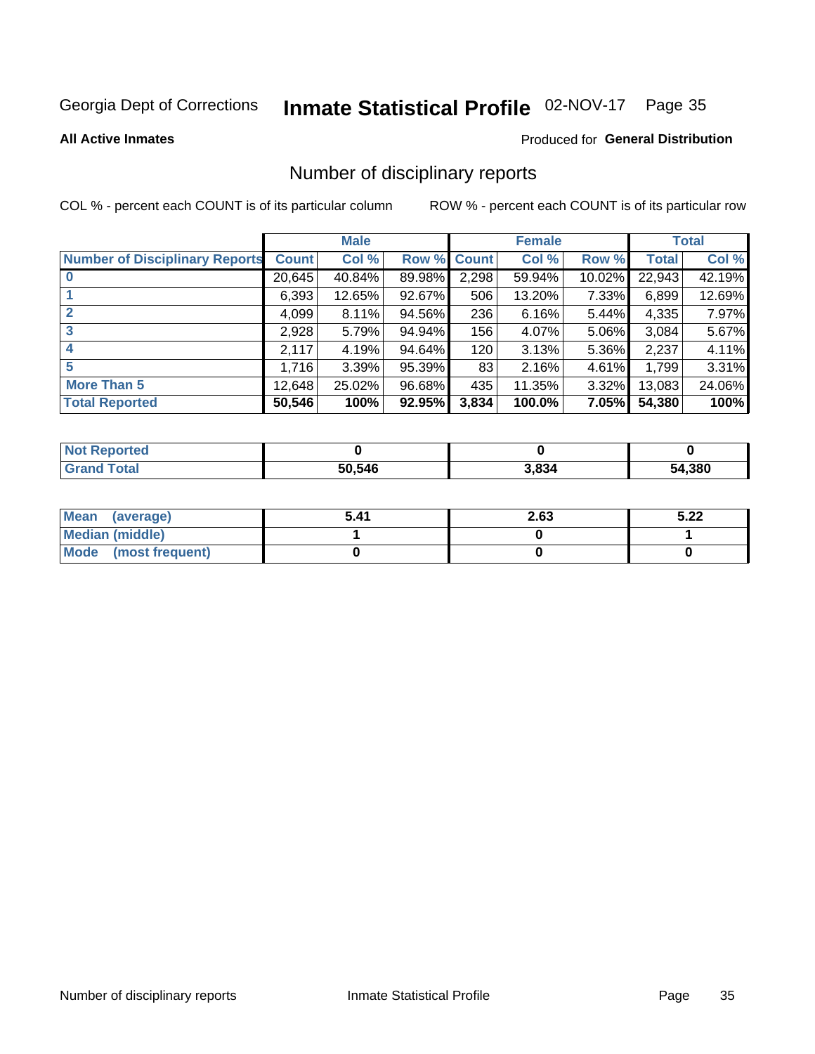Georgia Dept of Corrections **Inmate Statistical Profile** 02-NOV-17 Page 35

**All Active Inmates**

Produced for **General Distribution**

## Number of disciplinary reports

COL % - percent each COUNT is of its particular column ROW % - percent each COUNT is of its particular row

| | Male | | | Female | | | Total | |
|---|---|---|---|---|---|---|---|---|
| **Number of Disciplinary Reports** | **Count** | **Col %** | **Row %** | **Count** | **Col %** | **Row %** | **Total** | **Col %** |
| **0** | 20,645 | 40.84% | 89.98% | 2,298 | 59.94% | 10.02% | 22,943 | 42.19% |
| **1** | 6,393 | 12.65% | 92.67% | 506 | 13.20% | 7.33% | 6,899 | 12.69% |
| **2** | 4,099 | 8.11% | 94.56% | 236 | 6.16% | 5.44% | 4,335 | 7.97% |
| **3** | 2,928 | 5.79% | 94.94% | 156 | 4.07% | 5.06% | 3,084 | 5.67% |
| **4** | 2,117 | 4.19% | 94.64% | 120 | 3.13% | 5.36% | 2,237 | 4.11% |
| **5** | 1,716 | 3.39% | 95.39% | 83 | 2.16% | 4.61% | 1,799 | 3.31% |
| **More Than 5** | 12,648 | 25.02% | 96.68% | 435 | 11.35% | 3.32% | 13,083 | 24.06% |
| **Total Reported** | **50,546** | **100%** | **92.95%** | **3,834** | **100.0%** | **7.05%** | **54,380** | **100%** |

| | Male | Female | Total |
|---|---|---|---|
| **Not Reported** | **0** | **0** | **0** |
| **Grand Total** | **50,546** | **3,834** | **54,380** |

| | Male | Female | Total |
|---|---|---|---|
| **Mean (average)** | **5.41** | **2.63** | **5.22** |
| **Median (middle)** | **1** | **0** | **1** |
| **Mode (most frequent)** | **0** | **0** | **0** |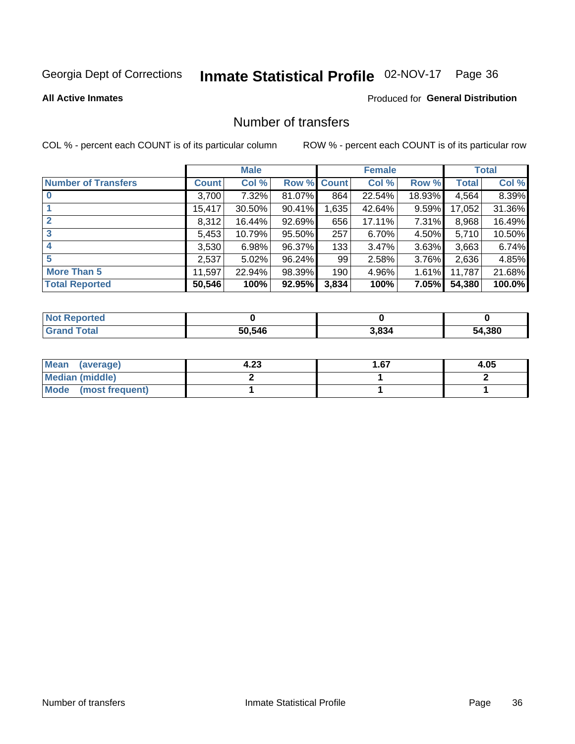Georgia Dept of Corrections **Inmate Statistical Profile** 02-NOV-17

**All Active Inmates**

Produced for **General Distribution**

# Number of transfers

COL % - percent each COUNT is of its particular column

ROW % - percent each COUNT is of its particular row

| | Male | | | Female | | | Total | |
|---|---|---|---|---|---|---|---|---|
| **Number of Transfers** | **Count** | **Col %** | **Row %** | **Count** | **Col %** | **Row %** | **Total** | **Col %** |
| **0** | 3,700 | 7.32% | 81.07% | 864 | 22.54% | 18.93% | 4,564 | 8.39% |
| **1** | 15,417 | 30.50% | 90.41% | 1,635 | 42.64% | 9.59% | 17,052 | 31.36% |
| **2** | 8,312 | 16.44% | 92.69% | 656 | 17.11% | 7.31% | 8,968 | 16.49% |
| **3** | 5,453 | 10.79% | 95.50% | 257 | 6.70% | 4.50% | 5,710 | 10.50% |
| **4** | 3,530 | 6.98% | 96.37% | 133 | 3.47% | 3.63% | 3,663 | 6.74% |
| **5** | 2,537 | 5.02% | 96.24% | 99 | 2.58% | 3.76% | 2,636 | 4.85% |
| **More Than 5** | 11,597 | 22.94% | 98.39% | 190 | 4.96% | 1.61% | 11,787 | 21.68% |
| **Total Reported** | **50,546** | **100%** | **92.95%** | **3,834** | **100%** | **7.05%** | **54,380** | **100.0%** |

| | Male | Female | Total |
|---|---|---|---|
| **Not Reported** | **0** | **0** | **0** |
| **Grand Total** | **50,546** | **3,834** | **54,380** |

| | Male | Female | Total |
|---|---|---|---|
| **Mean (average)** | **4.23** | **1.67** | **4.05** |
| **Median (middle)** | **2** | **1** | **2** |
| **Mode (most frequent)** | **1** | **1** | **1** |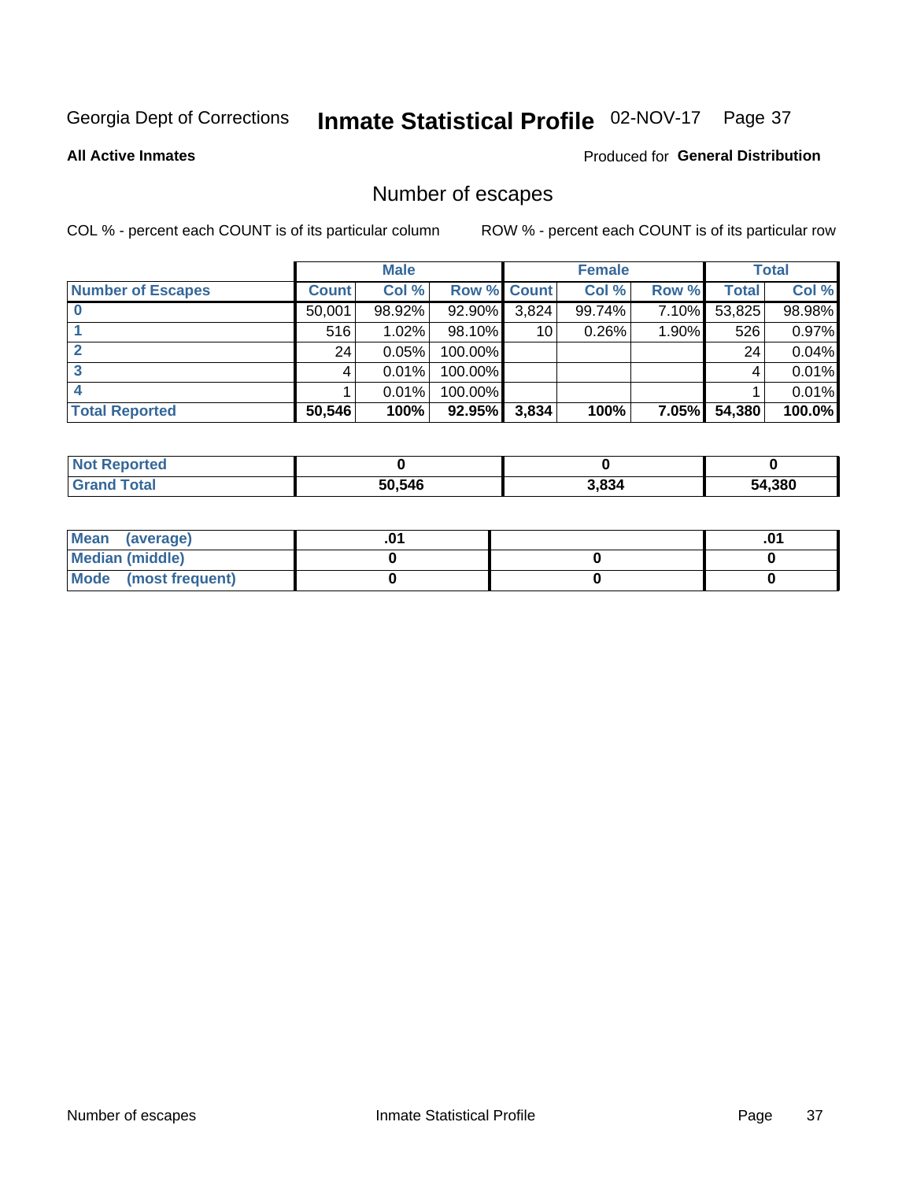Georgia Dept of Corrections **Inmate Statistical Profile** 02-NOV-17

**All Active Inmates**

Produced for **General Distribution**

## Number of escapes

COL % - percent each COUNT is of its particular column

ROW % - percent each COUNT is of its particular row

| | Male | | | Female | | | Total | |
|---|---|---|---|---|---|---|---|---|
| **Number of Escapes** | **Count** | **Col %** | **Row %** | **Count** | **Col %** | **Row %** | **Total** | **Col %** |
| **0** | 50,001 | 98.92% | 92.90% | 3,824 | 99.74% | 7.10% | 53,825 | 98.98% |
| **1** | 516 | 1.02% | 98.10% | 10 | 0.26% | 1.90% | 526 | 0.97% |
| **2** | 24 | 0.05% | 100.00% | | | | 24 | 0.04% |
| **3** | 4 | 0.01% | 100.00% | | | | 4 | 0.01% |
| **4** | 1 | 0.01% | 100.00% | | | | 1 | 0.01% |
| **Total Reported** | **50,546** | **100%** | **92.95%** | **3,834** | **100%** | **7.05%** | **54,380** | **100.0%** |

| | Male | Female | Total |
|---|---|---|---|
| **Not Reported** | **0** | **0** | **0** |
| **Grand Total** | **50,546** | **3,834** | **54,380** |

| | Male | Female | Total |
|---|---|---|---|
| **Mean (average)** | **.01** | | **.01** |
| **Median (middle)** | **0** | **0** | **0** |
| **Mode (most frequent)** | **0** | **0** | **0** |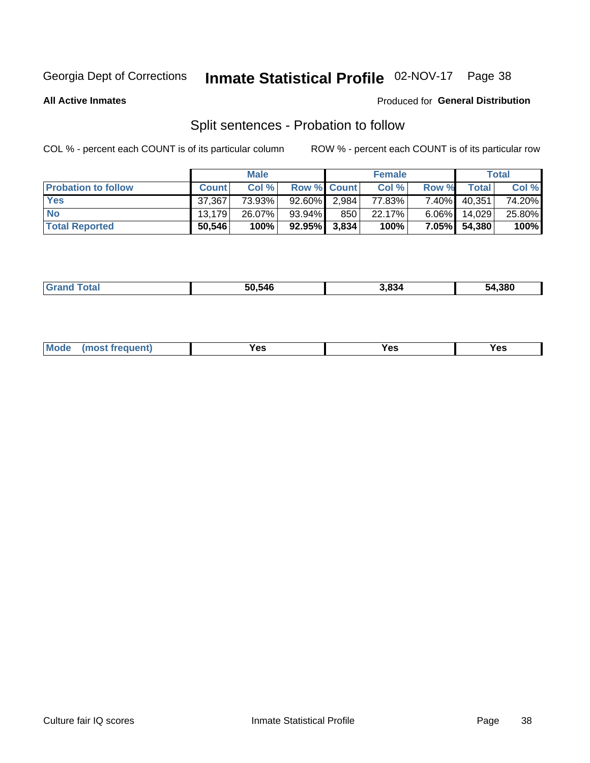Georgia Dept of Corrections **Inmate Statistical Profile** 02-NOV-17

**All Active Inmates**

Produced for **General Distribution**

## Split sentences - Probation to follow

COL % - percent each COUNT is of its particular column

ROW % - percent each COUNT is of its particular row

| | Male | | | Female | | | Total | |
|---|---|---|---|---|---|---|---|---|
| **Probation to follow** | **Count** | **Col %** | **Row %** | **Count** | **Col %** | **Row %** | **Total** | **Col %** |
| **Yes** | 37,367 | 73.93% | 92.60% | 2,984 | 77.83% | 7.40% | 40,351 | 74.20% |
| **No** | 13,179 | 26.07% | 93.94% | 850 | 22.17% | 6.06% | 14,029 | 25.80% |
| **Total Reported** | **50,546** | **100%** | **92.95%** | **3,834** | **100%** | **7.05%** | **54,380** | **100%** |

| | | | |
|---|---|---|---|
| **Grand Total** | **50,546** | **3,834** | **54,380** |

| | | | |
|---|---|---|---|
| **Mode (most frequent)** | **Yes** | **Yes** | **Yes** |

Culture fair IQ scores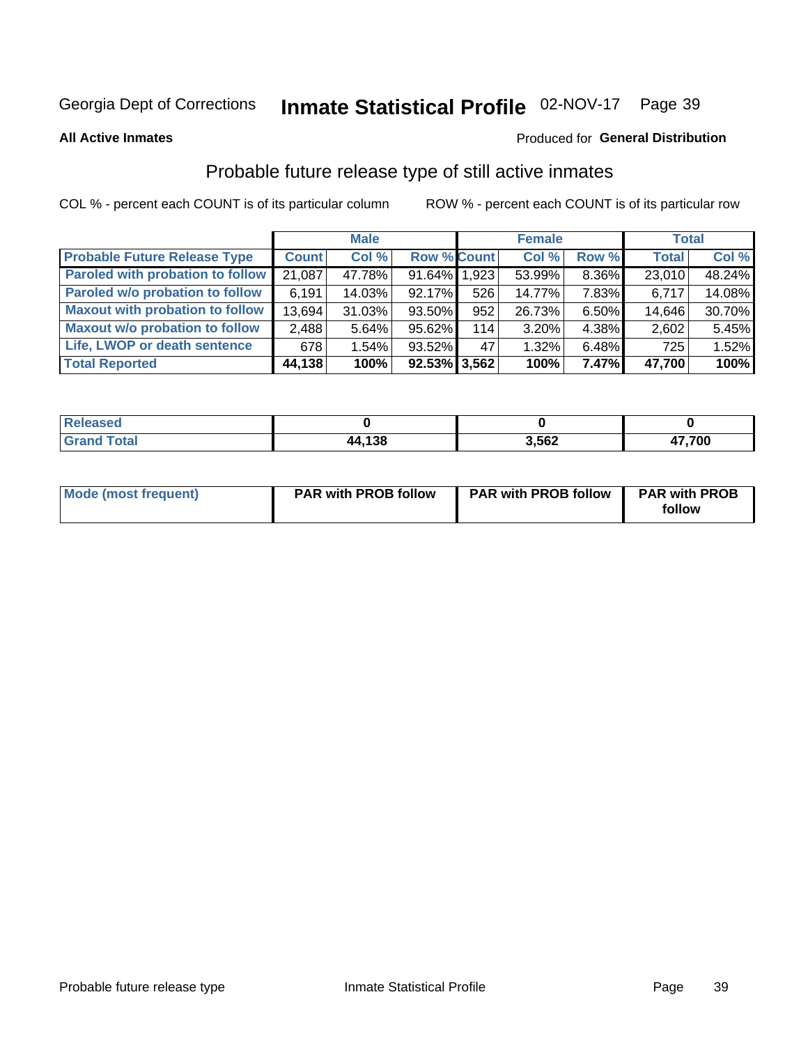Georgia Dept of Corrections **Inmate Statistical Profile** 02-NOV-17

**All Active Inmates**

Produced for **General Distribution**

## Probable future release type of still active inmates

COL % - percent each COUNT is of its particular column ROW % - percent each COUNT is of its particular row

| | Male | | | Female | | | Total | |
|---|---|---|---|---|---|---|---|---|
| **Probable Future Release Type** | **Count** | **Col %** | **Row %** | **Count** | **Col %** | **Row %** | **Total** | **Col %** |
| Paroled with probation to follow | 21,087 | 47.78% | 91.64% | 1,923 | 53.99% | 8.36% | 23,010 | 48.24% |
| Paroled w/o probation to follow | 6,191 | 14.03% | 92.17% | 526 | 14.77% | 7.83% | 6,717 | 14.08% |
| Maxout with probation to follow | 13,694 | 31.03% | 93.50% | 952 | 26.73% | 6.50% | 14,646 | 30.70% |
| Maxout w/o probation to follow | 2,488 | 5.64% | 95.62% | 114 | 3.20% | 4.38% | 2,602 | 5.45% |
| Life, LWOP or death sentence | 678 | 1.54% | 93.52% | 47 | 1.32% | 6.48% | 725 | 1.52% |
| **Total Reported** | **44,138** | **100%** | **92.53%** | **3,562** | **100%** | **7.47%** | **47,700** | **100%** |

| | Male | Female | Total |
|---|---|---|---|
| Released | 0 | 0 | 0 |
| Grand Total | 44,138 | 3,562 | 47,700 |

| | Male | Female | Total |
|---|---|---|---|
| Mode (most frequent) | PAR with PROB follow | PAR with PROB follow | PAR with PROB follow |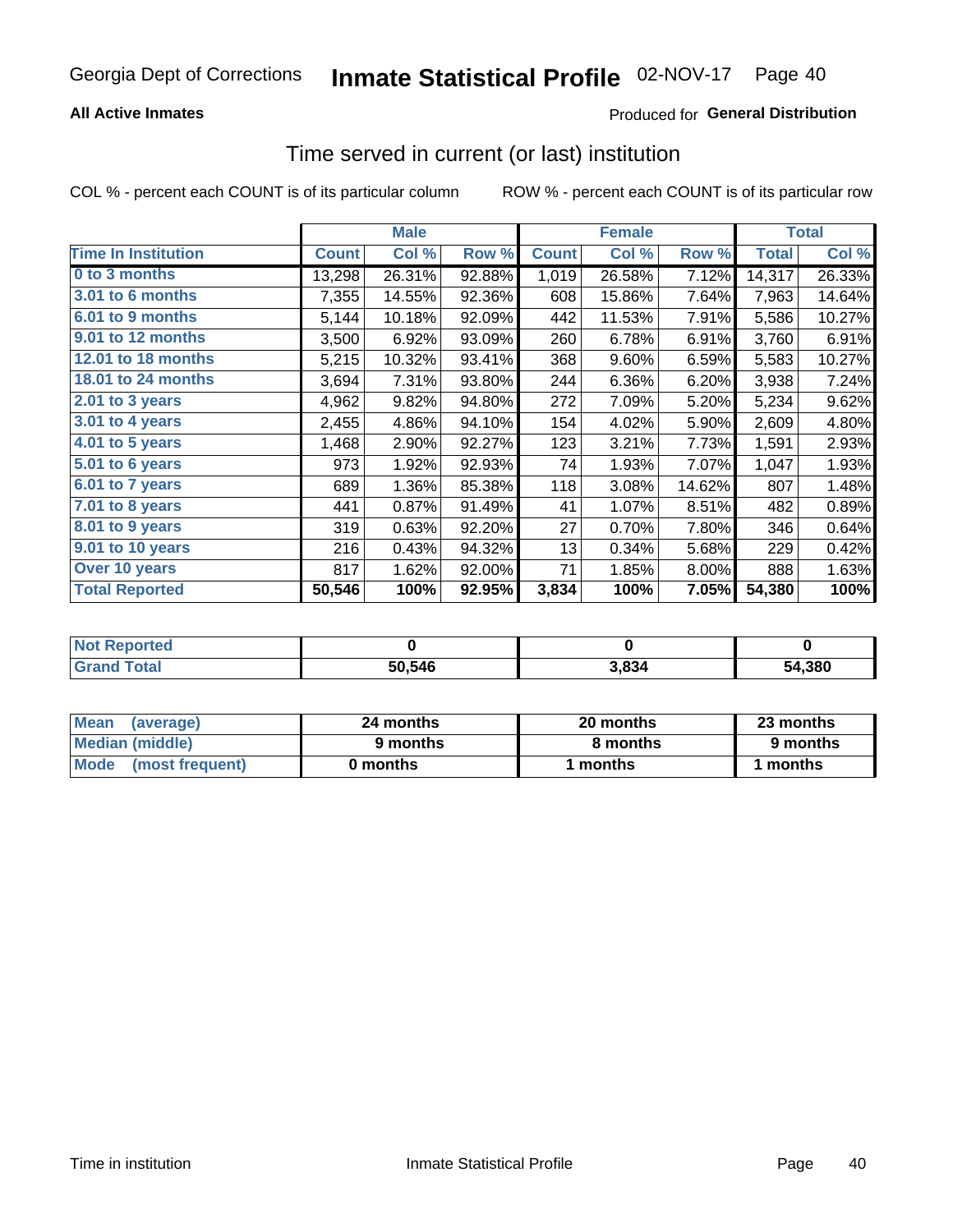Georgia Dept of Corrections **Inmate Statistical Profile** 02-NOV-17

**All Active Inmates**

Produced for **General Distribution**

## Time served in current (or last) institution

COL % - percent each COUNT is of its particular column

ROW % - percent each COUNT is of its particular row

| | Male | | | Female | | | Total | |
|---|---|---|---|---|---|---|---|---|
| **Time In Institution** | **Count** | **Col %** | **Row %** | **Count** | **Col %** | **Row %** | **Total** | **Col %** |
| **0 to 3 months** | 13,298 | 26.31% | 92.88% | 1,019 | 26.58% | 7.12% | 14,317 | 26.33% |
| **3.01 to 6 months** | 7,355 | 14.55% | 92.36% | 608 | 15.86% | 7.64% | 7,963 | 14.64% |
| **6.01 to 9 months** | 5,144 | 10.18% | 92.09% | 442 | 11.53% | 7.91% | 5,586 | 10.27% |
| **9.01 to 12 months** | 3,500 | 6.92% | 93.09% | 260 | 6.78% | 6.91% | 3,760 | 6.91% |
| **12.01 to 18 months** | 5,215 | 10.32% | 93.41% | 368 | 9.60% | 6.59% | 5,583 | 10.27% |
| **18.01 to 24 months** | 3,694 | 7.31% | 93.80% | 244 | 6.36% | 6.20% | 3,938 | 7.24% |
| **2.01 to 3 years** | 4,962 | 9.82% | 94.80% | 272 | 7.09% | 5.20% | 5,234 | 9.62% |
| **3.01 to 4 years** | 2,455 | 4.86% | 94.10% | 154 | 4.02% | 5.90% | 2,609 | 4.80% |
| **4.01 to 5 years** | 1,468 | 2.90% | 92.27% | 123 | 3.21% | 7.73% | 1,591 | 2.93% |
| **5.01 to 6 years** | 973 | 1.92% | 92.93% | 74 | 1.93% | 7.07% | 1,047 | 1.93% |
| **6.01 to 7 years** | 689 | 1.36% | 85.38% | 118 | 3.08% | 14.62% | 807 | 1.48% |
| **7.01 to 8 years** | 441 | 0.87% | 91.49% | 41 | 1.07% | 8.51% | 482 | 0.89% |
| **8.01 to 9 years** | 319 | 0.63% | 92.20% | 27 | 0.70% | 7.80% | 346 | 0.64% |
| **9.01 to 10 years** | 216 | 0.43% | 94.32% | 13 | 0.34% | 5.68% | 229 | 0.42% |
| **Over 10 years** | 817 | 1.62% | 92.00% | 71 | 1.85% | 8.00% | 888 | 1.63% |
| **Total Reported** | **50,546** | **100%** | **92.95%** | **3,834** | **100%** | **7.05%** | **54,380** | **100%** |

| | Male | Female | Total |
|---|---|---|---|
| **Not Reported** | **0** | **0** | **0** |
| **Grand Total** | **50,546** | **3,834** | **54,380** |

| | Male | Female | Total |
|---|---|---|---|
| **Mean (average)** | **24 months** | **20 months** | **23 months** |
| **Median (middle)** | **9 months** | **8 months** | **9 months** |
| **Mode (most frequent)** | **0 months** | **1 months** | **1 months** |

Time in institution Inmate Statistical Profile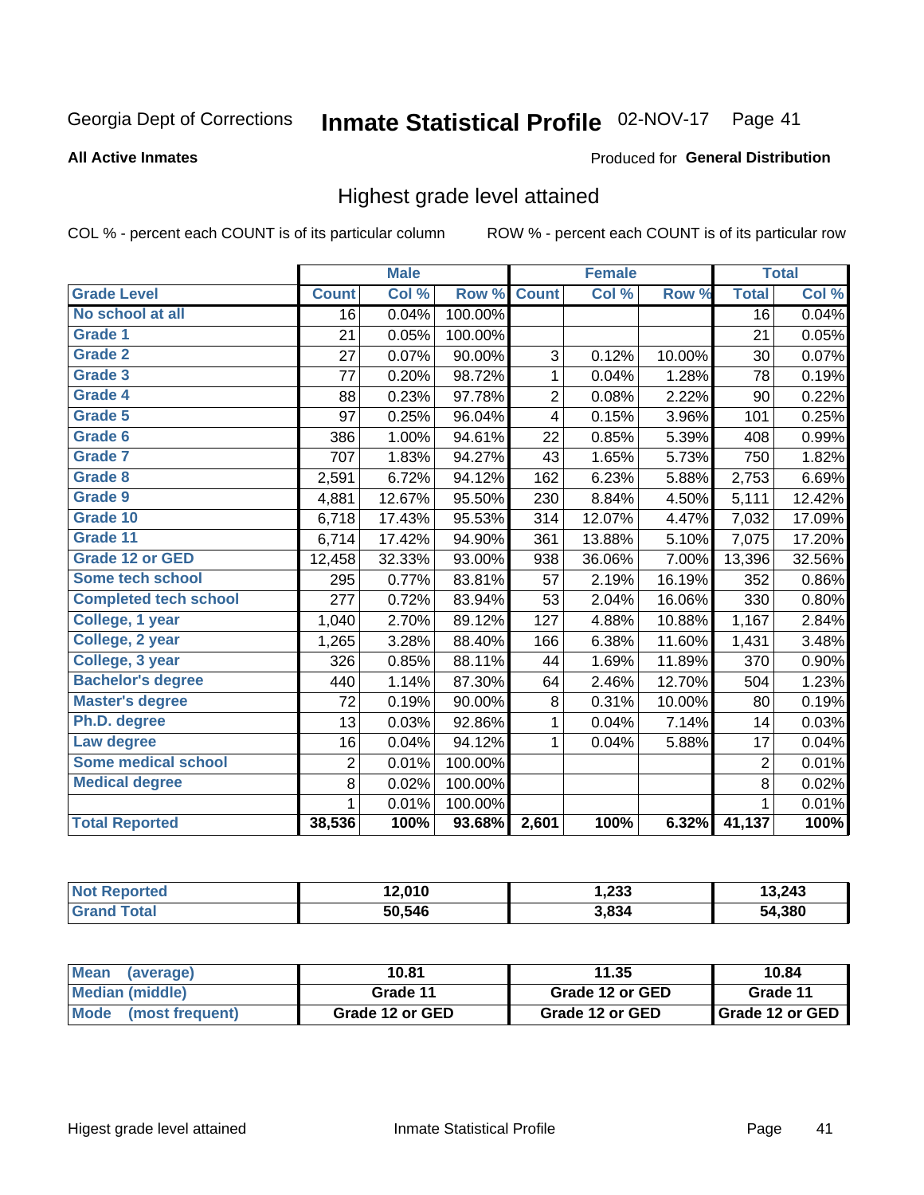Georgia Dept of Corrections **Inmate Statistical Profile** 02-NOV-17

**All Active Inmates**

Produced for **General Distribution**

## Highest grade level attained

COL % - percent each COUNT is of its particular column

ROW % - percent each COUNT is of its particular row

| | Male | | | Female | | | Total | |
|---|---|---|---|---|---|---|---|---|
| **Grade Level** | **Count** | **Col %** | **Row %** | **Count** | **Col %** | **Row %** | **Total** | **Col %** |
| No school at all | 16 | 0.04% | 100.00% | | | | 16 | 0.04% |
| Grade 1 | 21 | 0.05% | 100.00% | | | | 21 | 0.05% |
| Grade 2 | 27 | 0.07% | 90.00% | 3 | 0.12% | 10.00% | 30 | 0.07% |
| Grade 3 | 77 | 0.20% | 98.72% | 1 | 0.04% | 1.28% | 78 | 0.19% |
| Grade 4 | 88 | 0.23% | 97.78% | 2 | 0.08% | 2.22% | 90 | 0.22% |
| Grade 5 | 97 | 0.25% | 96.04% | 4 | 0.15% | 3.96% | 101 | 0.25% |
| Grade 6 | 386 | 1.00% | 94.61% | 22 | 0.85% | 5.39% | 408 | 0.99% |
| Grade 7 | 707 | 1.83% | 94.27% | 43 | 1.65% | 5.73% | 750 | 1.82% |
| Grade 8 | 2,591 | 6.72% | 94.12% | 162 | 6.23% | 5.88% | 2,753 | 6.69% |
| Grade 9 | 4,881 | 12.67% | 95.50% | 230 | 8.84% | 4.50% | 5,111 | 12.42% |
| Grade 10 | 6,718 | 17.43% | 95.53% | 314 | 12.07% | 4.47% | 7,032 | 17.09% |
| Grade 11 | 6,714 | 17.42% | 94.90% | 361 | 13.88% | 5.10% | 7,075 | 17.20% |
| Grade 12 or GED | 12,458 | 32.33% | 93.00% | 938 | 36.06% | 7.00% | 13,396 | 32.56% |
| Some tech school | 295 | 0.77% | 83.81% | 57 | 2.19% | 16.19% | 352 | 0.86% |
| Completed tech school | 277 | 0.72% | 83.94% | 53 | 2.04% | 16.06% | 330 | 0.80% |
| College, 1 year | 1,040 | 2.70% | 89.12% | 127 | 4.88% | 10.88% | 1,167 | 2.84% |
| College, 2 year | 1,265 | 3.28% | 88.40% | 166 | 6.38% | 11.60% | 1,431 | 3.48% |
| College, 3 year | 326 | 0.85% | 88.11% | 44 | 1.69% | 11.89% | 370 | 0.90% |
| Bachelor's degree | 440 | 1.14% | 87.30% | 64 | 2.46% | 12.70% | 504 | 1.23% |
| Master's degree | 72 | 0.19% | 90.00% | 8 | 0.31% | 10.00% | 80 | 0.19% |
| Ph.D. degree | 13 | 0.03% | 92.86% | 1 | 0.04% | 7.14% | 14 | 0.03% |
| Law degree | 16 | 0.04% | 94.12% | 1 | 0.04% | 5.88% | 17 | 0.04% |
| Some medical school | 2 | 0.01% | 100.00% | | | | 2 | 0.01% |
| Medical degree | 8 | 0.02% | 100.00% | | | | 8 | 0.02% |
| | 1 | 0.01% | 100.00% | | | | 1 | 0.01% |
| **Total Reported** | **38,536** | **100%** | **93.68%** | **2,601** | **100%** | **6.32%** | **41,137** | **100%** |

| | Male | Female | Total |
|---|---|---|---|
| Not Reported | 12,010 | 1,233 | 13,243 |
| Grand Total | 50,546 | 3,834 | 54,380 |

| | Male | Female | Total |
|---|---|---|---|
| Mean (average) | 10.81 | 11.35 | 10.84 |
| Median (middle) | Grade 11 | Grade 12 or GED | Grade 11 |
| Mode (most frequent) | Grade 12 or GED | Grade 12 or GED | Grade 12 or GED |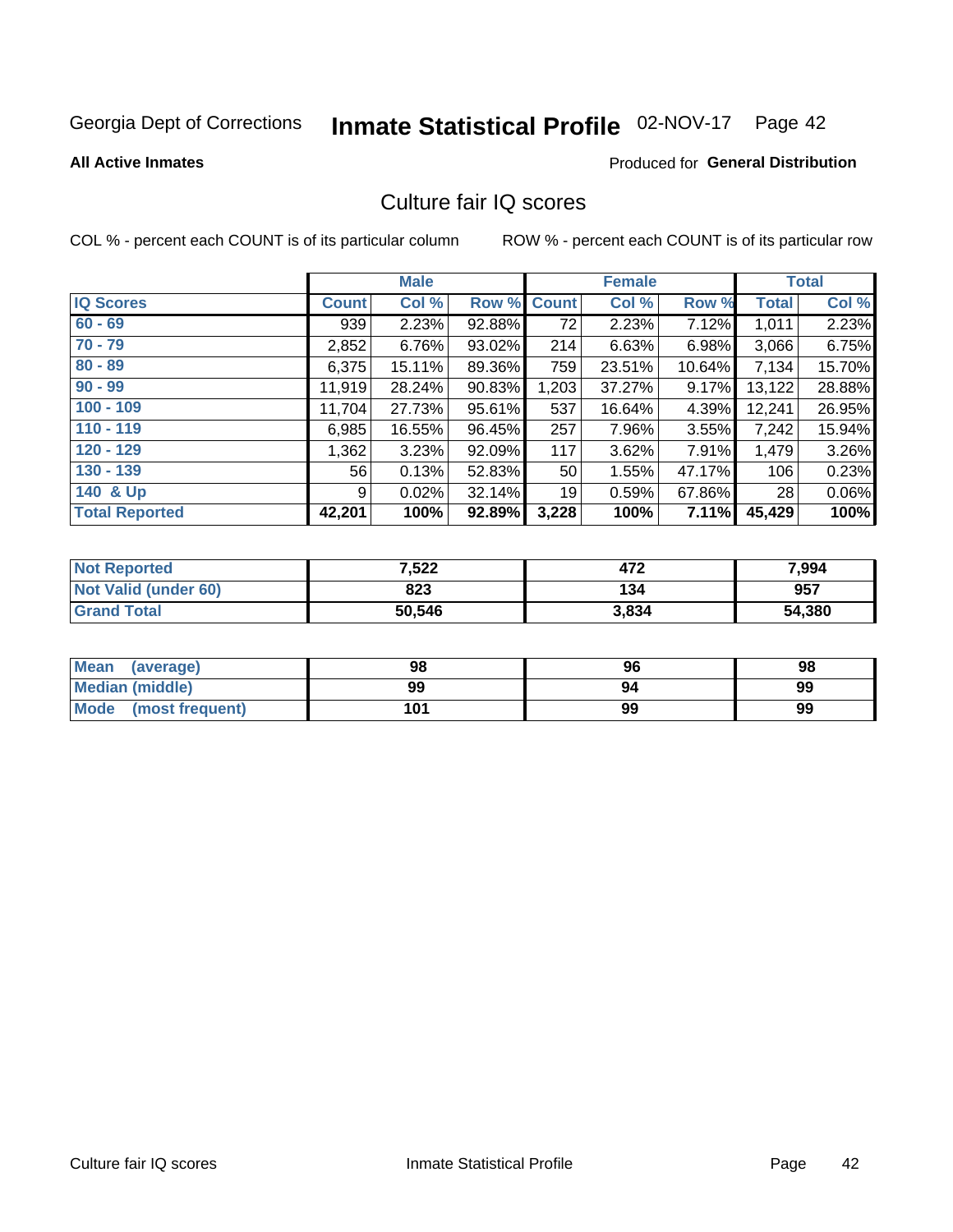Georgia Dept of Corrections **Inmate Statistical Profile** 02-NOV-17

**All Active Inmates**

Produced for **General Distribution**

## Culture fair IQ scores

COL % - percent each COUNT is of its particular column

ROW % - percent each COUNT is of its particular row

| | Male | | | Female | | | Total | |
|---|---|---|---|---|---|---|---|---|
| **IQ Scores** | **Count** | **Col %** | **Row %** | **Count** | **Col %** | **Row %** | **Total** | **Col %** |
| 60 - 69 | 939 | 2.23% | 92.88% | 72 | 2.23% | 7.12% | 1,011 | 2.23% |
| 70 - 79 | 2,852 | 6.76% | 93.02% | 214 | 6.63% | 6.98% | 3,066 | 6.75% |
| 80 - 89 | 6,375 | 15.11% | 89.36% | 759 | 23.51% | 10.64% | 7,134 | 15.70% |
| 90 - 99 | 11,919 | 28.24% | 90.83% | 1,203 | 37.27% | 9.17% | 13,122 | 28.88% |
| 100 - 109 | 11,704 | 27.73% | 95.61% | 537 | 16.64% | 4.39% | 12,241 | 26.95% |
| 110 - 119 | 6,985 | 16.55% | 96.45% | 257 | 7.96% | 3.55% | 7,242 | 15.94% |
| 120 - 129 | 1,362 | 3.23% | 92.09% | 117 | 3.62% | 7.91% | 1,479 | 3.26% |
| 130 - 139 | 56 | 0.13% | 52.83% | 50 | 1.55% | 47.17% | 106 | 0.23% |
| 140 & Up | 9 | 0.02% | 32.14% | 19 | 0.59% | 67.86% | 28 | 0.06% |
| **Total Reported** | **42,201** | **100%** | **92.89%** | **3,228** | **100%** | **7.11%** | **45,429** | **100%** |

| | Male | Female | Total |
|---|---|---|---|
| Not Reported | 7,522 | 472 | 7,994 |
| Not Valid (under 60) | 823 | 134 | 957 |
| Grand Total | 50,546 | 3,834 | 54,380 |

| | Male | Female | Total |
|---|---|---|---|
| Mean (average) | 98 | 96 | 98 |
| Median (middle) | 99 | 94 | 99 |
| Mode (most frequent) | 101 | 99 | 99 |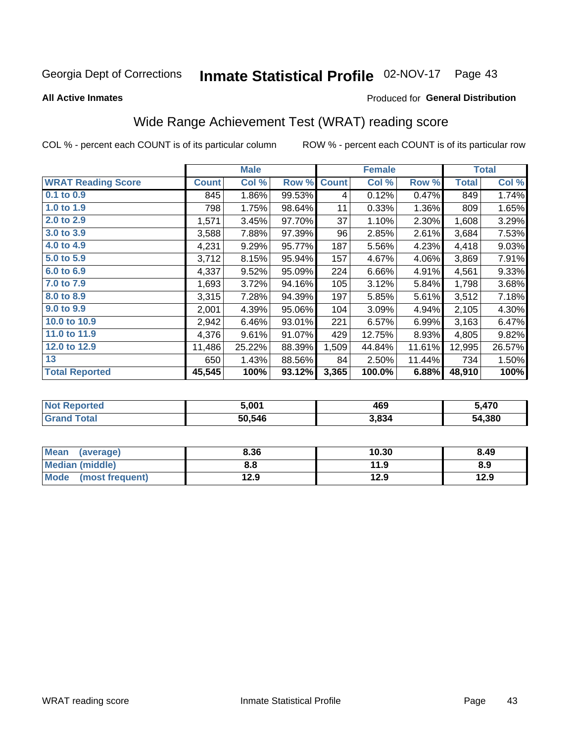Georgia Dept of Corrections **Inmate Statistical Profile** 02-NOV-17 Page 43

**All Active Inmates**

Produced for **General Distribution**

## Wide Range Achievement Test (WRAT) reading score

COL % - percent each COUNT is of its particular column ROW % - percent each COUNT is of its particular row

| | Male | | | Female | | | Total | |
|---|---|---|---|---|---|---|---|---|
| **WRAT Reading Score** | **Count** | **Col %** | **Row %** | **Count** | **Col %** | **Row %** | **Total** | **Col %** |
| 0.1 to 0.9 | 845 | 1.86% | 99.53% | 4 | 0.12% | 0.47% | 849 | 1.74% |
| 1.0 to 1.9 | 798 | 1.75% | 98.64% | 11 | 0.33% | 1.36% | 809 | 1.65% |
| 2.0 to 2.9 | 1,571 | 3.45% | 97.70% | 37 | 1.10% | 2.30% | 1,608 | 3.29% |
| 3.0 to 3.9 | 3,588 | 7.88% | 97.39% | 96 | 2.85% | 2.61% | 3,684 | 7.53% |
| 4.0 to 4.9 | 4,231 | 9.29% | 95.77% | 187 | 5.56% | 4.23% | 4,418 | 9.03% |
| 5.0 to 5.9 | 3,712 | 8.15% | 95.94% | 157 | 4.67% | 4.06% | 3,869 | 7.91% |
| 6.0 to 6.9 | 4,337 | 9.52% | 95.09% | 224 | 6.66% | 4.91% | 4,561 | 9.33% |
| 7.0 to 7.9 | 1,693 | 3.72% | 94.16% | 105 | 3.12% | 5.84% | 1,798 | 3.68% |
| 8.0 to 8.9 | 3,315 | 7.28% | 94.39% | 197 | 5.85% | 5.61% | 3,512 | 7.18% |
| 9.0 to 9.9 | 2,001 | 4.39% | 95.06% | 104 | 3.09% | 4.94% | 2,105 | 4.30% |
| 10.0 to 10.9 | 2,942 | 6.46% | 93.01% | 221 | 6.57% | 6.99% | 3,163 | 6.47% |
| 11.0 to 11.9 | 4,376 | 9.61% | 91.07% | 429 | 12.75% | 8.93% | 4,805 | 9.82% |
| 12.0 to 12.9 | 11,486 | 25.22% | 88.39% | 1,509 | 44.84% | 11.61% | 12,995 | 26.57% |
| 13 | 650 | 1.43% | 88.56% | 84 | 2.50% | 11.44% | 734 | 1.50% |
| **Total Reported** | **45,545** | **100%** | **93.12%** | **3,365** | **100.0%** | **6.88%** | **48,910** | **100%** |

| | Male | Female | Total |
|---|---|---|---|
| **Not Reported** | **5,001** | **469** | **5,470** |
| **Grand Total** | **50,546** | **3,834** | **54,380** |

| | Male | Female | Total |
|---|---|---|---|
| **Mean (average)** | **8.36** | **10.30** | **8.49** |
| **Median (middle)** | **8.8** | **11.9** | **8.9** |
| **Mode (most frequent)** | **12.9** | **12.9** | **12.9** |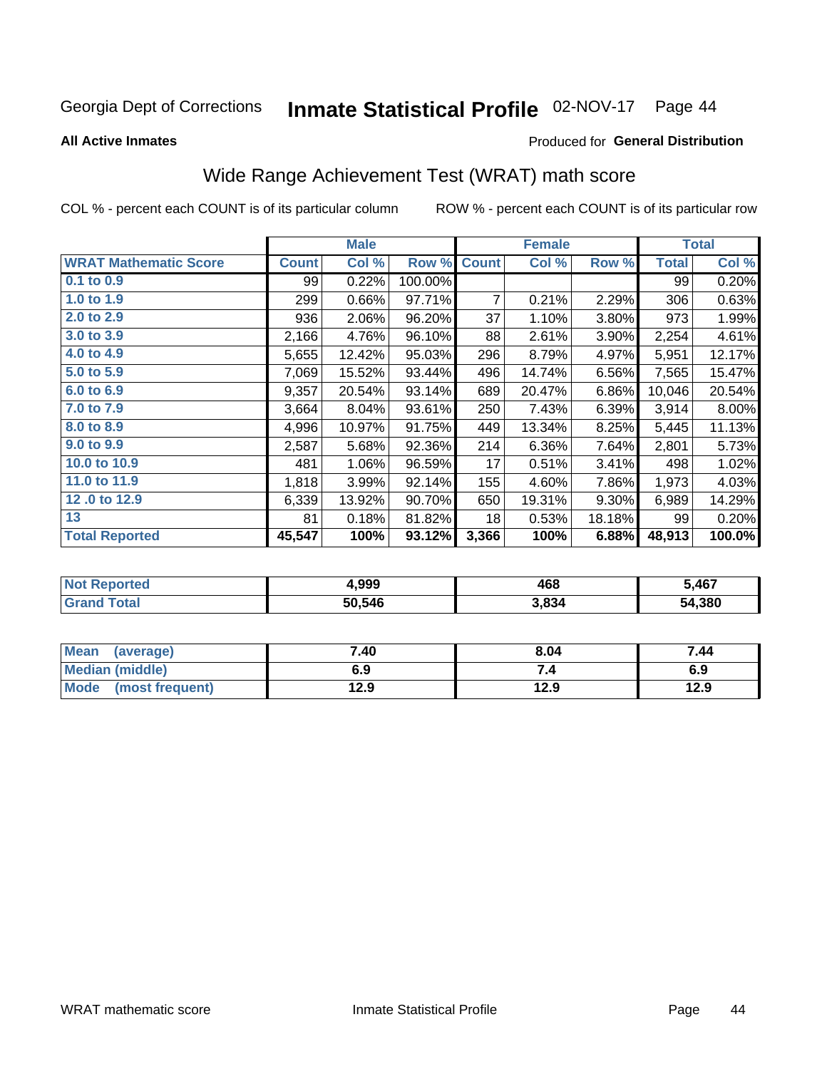Georgia Dept of Corrections **Inmate Statistical Profile** 02-NOV-17 Page 44

**All Active Inmates**

Produced for **General Distribution**

## Wide Range Achievement Test (WRAT) math score

COL % - percent each COUNT is of its particular column ROW % - percent each COUNT is of its particular row

| | Male | | | Female | | | Total | |
|---|---|---|---|---|---|---|---|---|
| **WRAT Mathematic Score** | **Count** | **Col %** | **Row %** | **Count** | **Col %** | **Row %** | **Total** | **Col %** |
| 0.1 to 0.9 | 99 | 0.22% | 100.00% | | | | 99 | 0.20% |
| 1.0 to 1.9 | 299 | 0.66% | 97.71% | 7 | 0.21% | 2.29% | 306 | 0.63% |
| 2.0 to 2.9 | 936 | 2.06% | 96.20% | 37 | 1.10% | 3.80% | 973 | 1.99% |
| 3.0 to 3.9 | 2,166 | 4.76% | 96.10% | 88 | 2.61% | 3.90% | 2,254 | 4.61% |
| 4.0 to 4.9 | 5,655 | 12.42% | 95.03% | 296 | 8.79% | 4.97% | 5,951 | 12.17% |
| 5.0 to 5.9 | 7,069 | 15.52% | 93.44% | 496 | 14.74% | 6.56% | 7,565 | 15.47% |
| 6.0 to 6.9 | 9,357 | 20.54% | 93.14% | 689 | 20.47% | 6.86% | 10,046 | 20.54% |
| 7.0 to 7.9 | 3,664 | 8.04% | 93.61% | 250 | 7.43% | 6.39% | 3,914 | 8.00% |
| 8.0 to 8.9 | 4,996 | 10.97% | 91.75% | 449 | 13.34% | 8.25% | 5,445 | 11.13% |
| 9.0 to 9.9 | 2,587 | 5.68% | 92.36% | 214 | 6.36% | 7.64% | 2,801 | 5.73% |
| 10.0 to 10.9 | 481 | 1.06% | 96.59% | 17 | 0.51% | 3.41% | 498 | 1.02% |
| 11.0 to 11.9 | 1,818 | 3.99% | 92.14% | 155 | 4.60% | 7.86% | 1,973 | 4.03% |
| 12 .0 to 12.9 | 6,339 | 13.92% | 90.70% | 650 | 19.31% | 9.30% | 6,989 | 14.29% |
| 13 | 81 | 0.18% | 81.82% | 18 | 0.53% | 18.18% | 99 | 0.20% |
| **Total Reported** | **45,547** | **100%** | **93.12%** | **3,366** | **100%** | **6.88%** | **48,913** | **100.0%** |

| | Male | Female | Total |
|---|---|---|---|
| **Not Reported** | **4,999** | **468** | **5,467** |
| **Grand Total** | **50,546** | **3,834** | **54,380** |

| | Male | Female | Total |
|---|---|---|---|
| **Mean (average)** | **7.40** | **8.04** | **7.44** |
| **Median (middle)** | **6.9** | **7.4** | **6.9** |
| **Mode (most frequent)** | **12.9** | **12.9** | **12.9** |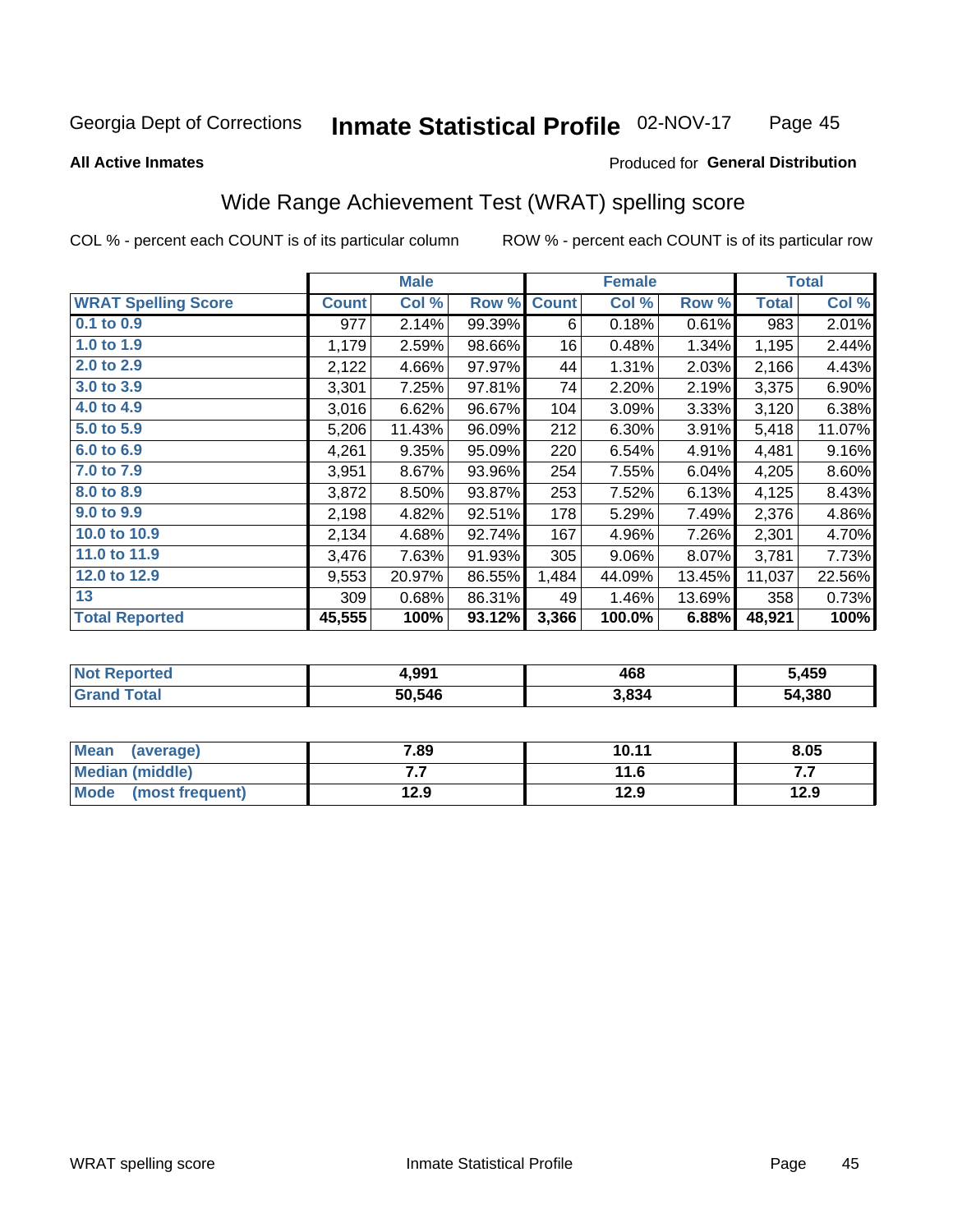Georgia Dept of Corrections **Inmate Statistical Profile** 02-NOV-17

**All Active Inmates**

Produced for **General Distribution**

## Wide Range Achievement Test (WRAT) spelling score

COL % - percent each COUNT is of its particular column ROW % - percent each COUNT is of its particular row

| | Male | | | Female | | | Total | |
|---|---|---|---|---|---|---|---|---|
| **WRAT Spelling Score** | **Count** | **Col %** | **Row %** | **Count** | **Col %** | **Row %** | **Total** | **Col %** |
| **0.1 to 0.9** | 977 | 2.14% | 99.39% | 6 | 0.18% | 0.61% | 983 | 2.01% |
| **1.0 to 1.9** | 1,179 | 2.59% | 98.66% | 16 | 0.48% | 1.34% | 1,195 | 2.44% |
| **2.0 to 2.9** | 2,122 | 4.66% | 97.97% | 44 | 1.31% | 2.03% | 2,166 | 4.43% |
| **3.0 to 3.9** | 3,301 | 7.25% | 97.81% | 74 | 2.20% | 2.19% | 3,375 | 6.90% |
| **4.0 to 4.9** | 3,016 | 6.62% | 96.67% | 104 | 3.09% | 3.33% | 3,120 | 6.38% |
| **5.0 to 5.9** | 5,206 | 11.43% | 96.09% | 212 | 6.30% | 3.91% | 5,418 | 11.07% |
| **6.0 to 6.9** | 4,261 | 9.35% | 95.09% | 220 | 6.54% | 4.91% | 4,481 | 9.16% |
| **7.0 to 7.9** | 3,951 | 8.67% | 93.96% | 254 | 7.55% | 6.04% | 4,205 | 8.60% |
| **8.0 to 8.9** | 3,872 | 8.50% | 93.87% | 253 | 7.52% | 6.13% | 4,125 | 8.43% |
| **9.0 to 9.9** | 2,198 | 4.82% | 92.51% | 178 | 5.29% | 7.49% | 2,376 | 4.86% |
| **10.0 to 10.9** | 2,134 | 4.68% | 92.74% | 167 | 4.96% | 7.26% | 2,301 | 4.70% |
| **11.0 to 11.9** | 3,476 | 7.63% | 91.93% | 305 | 9.06% | 8.07% | 3,781 | 7.73% |
| **12.0 to 12.9** | 9,553 | 20.97% | 86.55% | 1,484 | 44.09% | 13.45% | 11,037 | 22.56% |
| **13** | 309 | 0.68% | 86.31% | 49 | 1.46% | 13.69% | 358 | 0.73% |
| **Total Reported** | **45,555** | **100%** | **93.12%** | **3,366** | **100.0%** | **6.88%** | **48,921** | **100%** |

| | Male | Female | Total |
|---|---|---|---|
| **Not Reported** | **4,991** | **468** | **5,459** |
| **Grand Total** | **50,546** | **3,834** | **54,380** |

| | Male | Female | Total |
|---|---|---|---|
| **Mean (average)** | **7.89** | **10.11** | **8.05** |
| **Median (middle)** | **7.7** | **11.6** | **7.7** |
| **Mode (most frequent)** | **12.9** | **12.9** | **12.9** |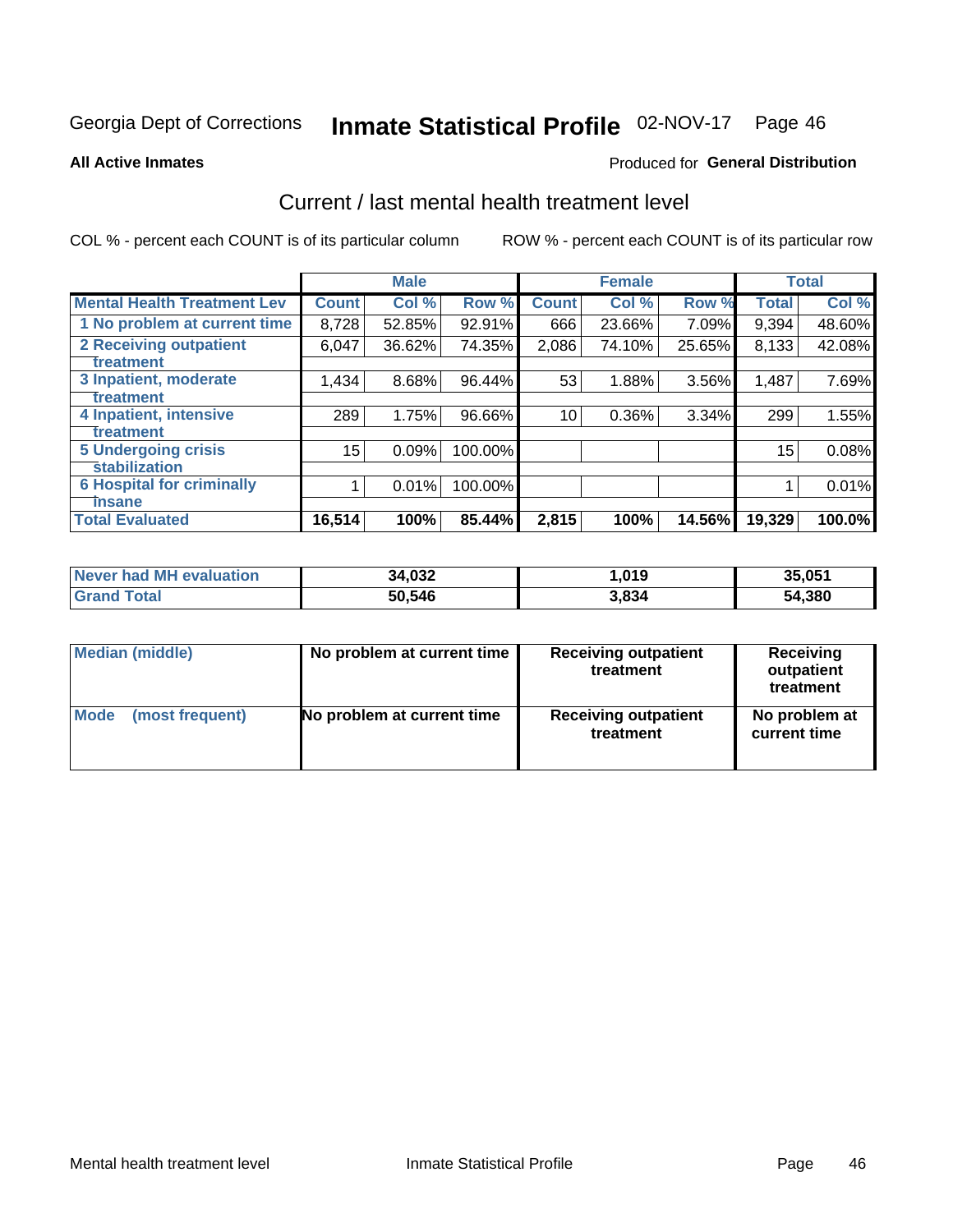Georgia Dept of Corrections **Inmate Statistical Profile** 02-NOV-17

**All Active Inmates**

Produced for **General Distribution**

## Current / last mental health treatment level

COL % - percent each COUNT is of its particular column

ROW % - percent each COUNT is of its particular row

| | Male | | | Female | | | Total | |
|---|---|---|---|---|---|---|---|---|
| **Mental Health Treatment Lev** | **Count** | **Col %** | **Row %** | **Count** | **Col %** | **Row %** | **Total** | **Col %** |
| 1 No problem at current time | 8,728 | 52.85% | 92.91% | 666 | 23.66% | 7.09% | 9,394 | 48.60% |
| 2 Receiving outpatient treatment | 6,047 | 36.62% | 74.35% | 2,086 | 74.10% | 25.65% | 8,133 | 42.08% |
| 3 Inpatient, moderate treatment | 1,434 | 8.68% | 96.44% | 53 | 1.88% | 3.56% | 1,487 | 7.69% |
| 4 Inpatient, intensive treatment | 289 | 1.75% | 96.66% | 10 | 0.36% | 3.34% | 299 | 1.55% |
| 5 Undergoing crisis stabilization | 15 | 0.09% | 100.00% | | | | 15 | 0.08% |
| 6 Hospital for criminally insane | 1 | 0.01% | 100.00% | | | | 1 | 0.01% |
| **Total Evaluated** | **16,514** | **100%** | **85.44%** | **2,815** | **100%** | **14.56%** | **19,329** | **100.0%** |

| | Male | Female | Total |
|---|---|---|---|
| **Never had MH evaluation** | **34,032** | **1,019** | **35,051** |
| **Grand Total** | **50,546** | **3,834** | **54,380** |

| | Male | Female | Total |
|---|---|---|---|
| **Median (middle)** | **No problem at current time** | **Receiving outpatient treatment** | **Receiving outpatient treatment** |
| **Mode (most frequent)** | **No problem at current time** | **Receiving outpatient treatment** | **No problem at current time** |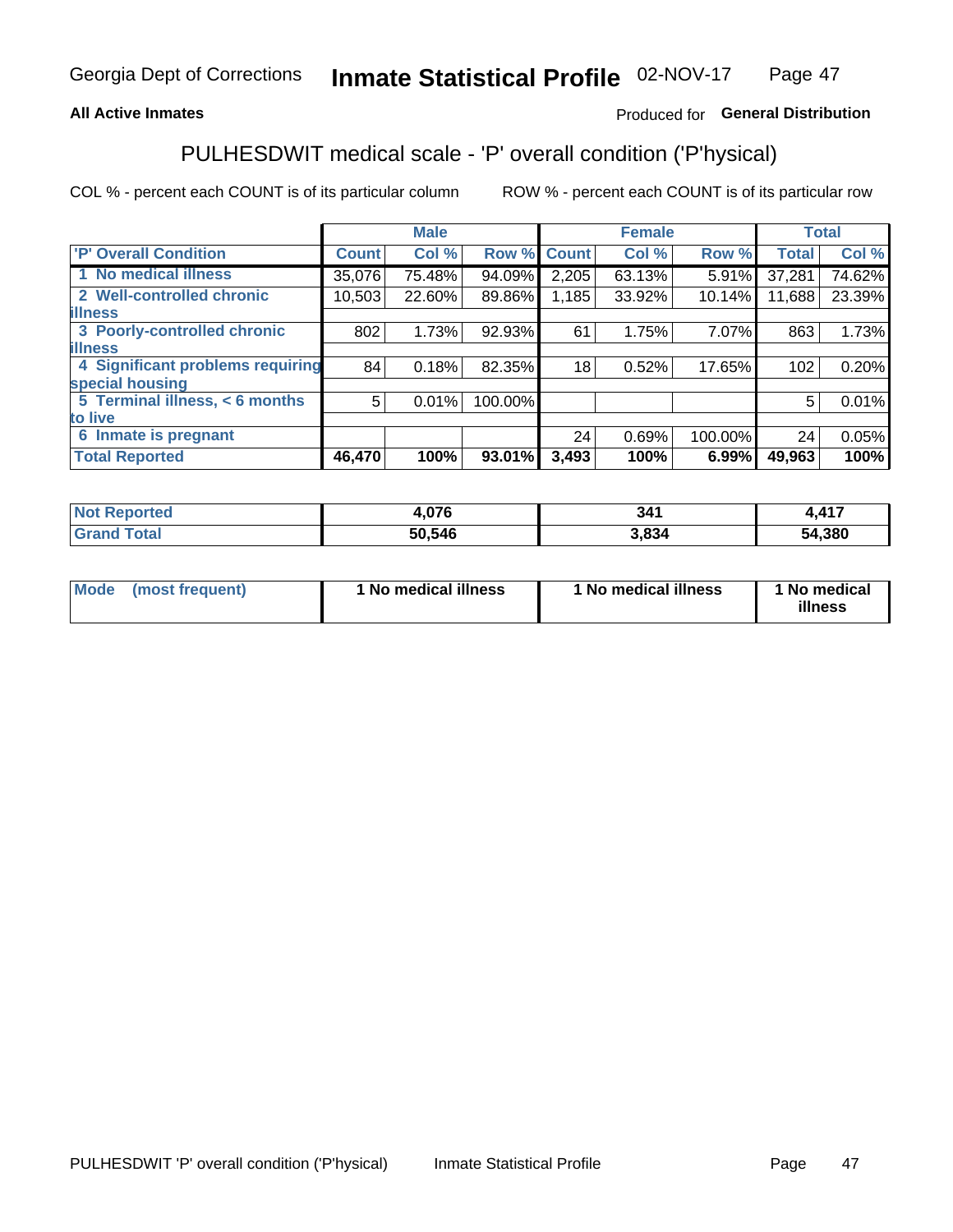Georgia Dept of Corrections **Inmate Statistical Profile** 02-NOV-17

**All Active Inmates**

Produced for **General Distribution**

## PULHESDWIT medical scale - 'P' overall condition ('P'hysical)

COL % - percent each COUNT is of its particular column

ROW % - percent each COUNT is of its particular row

| | Male | | | Female | | | Total | |
|---|---|---|---|---|---|---|---|---|
| 'P' Overall Condition | Count | Col % | Row % | Count | Col % | Row % | Total | Col % |
| 1 No medical illness | 35,076 | 75.48% | 94.09% | 2,205 | 63.13% | 5.91% | 37,281 | 74.62% |
| 2 Well-controlled chronic illness | 10,503 | 22.60% | 89.86% | 1,185 | 33.92% | 10.14% | 11,688 | 23.39% |
| 3 Poorly-controlled chronic illness | 802 | 1.73% | 92.93% | 61 | 1.75% | 7.07% | 863 | 1.73% |
| 4 Significant problems requiring special housing | 84 | 0.18% | 82.35% | 18 | 0.52% | 17.65% | 102 | 0.20% |
| 5 Terminal illness, < 6 months to live | 5 | 0.01% | 100.00% | | | | 5 | 0.01% |
| 6 Inmate is pregnant | | | | 24 | 0.69% | 100.00% | 24 | 0.05% |
| **Total Reported** | **46,470** | **100%** | **93.01%** | **3,493** | **100%** | **6.99%** | **49,963** | **100%** |

| | Male | Female | Total |
|---|---|---|---|
| Not Reported | 4,076 | 341 | 4,417 |
| Grand Total | 50,546 | 3,834 | 54,380 |

| | Male | Female | Total |
|---|---|---|---|
| Mode (most frequent) | 1 No medical illness | 1 No medical illness | 1 No medical illness |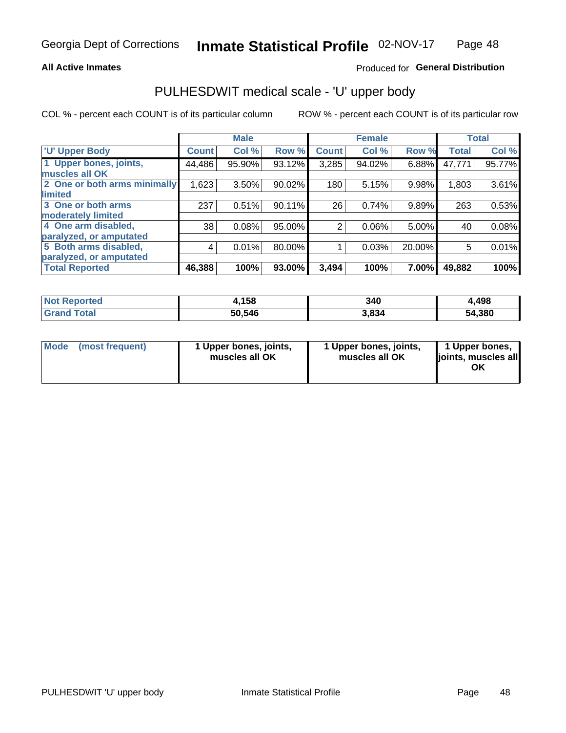Georgia Dept of Corrections **Inmate Statistical Profile** 02-NOV-17

**All Active Inmates**

Produced for **General Distribution**

## PULHESDWIT medical scale - 'U' upper body

COL % - percent each COUNT is of its particular column

ROW % - percent each COUNT is of its particular row

| | Male | | | Female | | | Total | |
|---|---|---|---|---|---|---|---|---|
| **'U' Upper Body** | **Count** | **Col %** | **Row %** | **Count** | **Col %** | **Row %** | **Total** | **Col %** |
| **1 Upper bones, joints, muscles all OK** | 44,486 | 95.90% | 93.12% | 3,285 | 94.02% | 6.88% | 47,771 | 95.77% |
| **2 One or both arms minimally limited** | 1,623 | 3.50% | 90.02% | 180 | 5.15% | 9.98% | 1,803 | 3.61% |
| **3 One or both arms moderately limited** | 237 | 0.51% | 90.11% | 26 | 0.74% | 9.89% | 263 | 0.53% |
| **4 One arm disabled, paralyzed, or amputated** | 38 | 0.08% | 95.00% | 2 | 0.06% | 5.00% | 40 | 0.08% |
| **5 Both arms disabled, paralyzed, or amputated** | 4 | 0.01% | 80.00% | 1 | 0.03% | 20.00% | 5 | 0.01% |
| **Total Reported** | **46,388** | **100%** | **93.00%** | **3,494** | **100%** | **7.00%** | **49,882** | **100%** |

| | Male | Female | Total |
|---|---|---|---|
| **Not Reported** | **4,158** | **340** | **4,498** |
| **Grand Total** | **50,546** | **3,834** | **54,380** |

| | Male | Female | Total |
|---|---|---|---|
| **Mode (most frequent)** | **1 Upper bones, joints, muscles all OK** | **1 Upper bones, joints, muscles all OK** | **1 Upper bones, joints, muscles all OK** |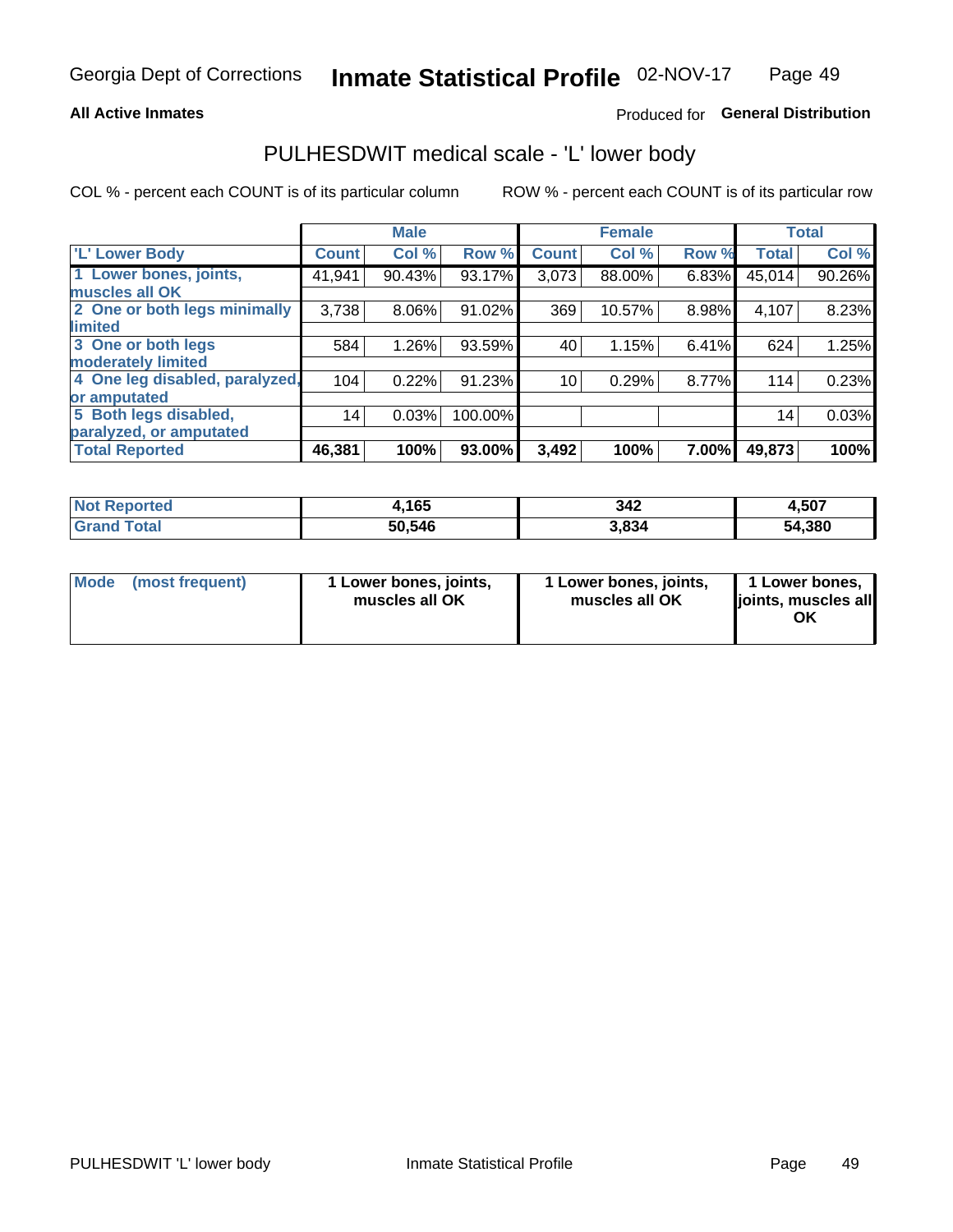Georgia Dept of Corrections **Inmate Statistical Profile** 02-NOV-17

**All Active Inmates**

Produced for **General Distribution**

## PULHESDWIT medical scale - 'L' lower body

COL % - percent each COUNT is of its particular column

ROW % - percent each COUNT is of its particular row

| | Male | | | Female | | | Total | |
|---|---|---|---|---|---|---|---|---|
| **'L' Lower Body** | **Count** | **Col %** | **Row %** | **Count** | **Col %** | **Row %** | **Total** | **Col %** |
| **1 Lower bones, joints, muscles all OK** | 41,941 | 90.43% | 93.17% | 3,073 | 88.00% | 6.83% | 45,014 | 90.26% |
| **2 One or both legs minimally limited** | 3,738 | 8.06% | 91.02% | 369 | 10.57% | 8.98% | 4,107 | 8.23% |
| **3 One or both legs moderately limited** | 584 | 1.26% | 93.59% | 40 | 1.15% | 6.41% | 624 | 1.25% |
| **4 One leg disabled, paralyzed, or amputated** | 104 | 0.22% | 91.23% | 10 | 0.29% | 8.77% | 114 | 0.23% |
| **5 Both legs disabled, paralyzed, or amputated** | 14 | 0.03% | 100.00% | | | | 14 | 0.03% |
| **Total Reported** | **46,381** | **100%** | **93.00%** | **3,492** | **100%** | **7.00%** | **49,873** | **100%** |

| | Male | Female | Total |
|---|---|---|---|
| **Not Reported** | **4,165** | **342** | **4,507** |
| **Grand Total** | **50,546** | **3,834** | **54,380** |

| | Male | Female | Total |
|---|---|---|---|
| **Mode (most frequent)** | **1 Lower bones, joints, muscles all OK** | **1 Lower bones, joints, muscles all OK** | **1 Lower bones, joints, muscles all OK** |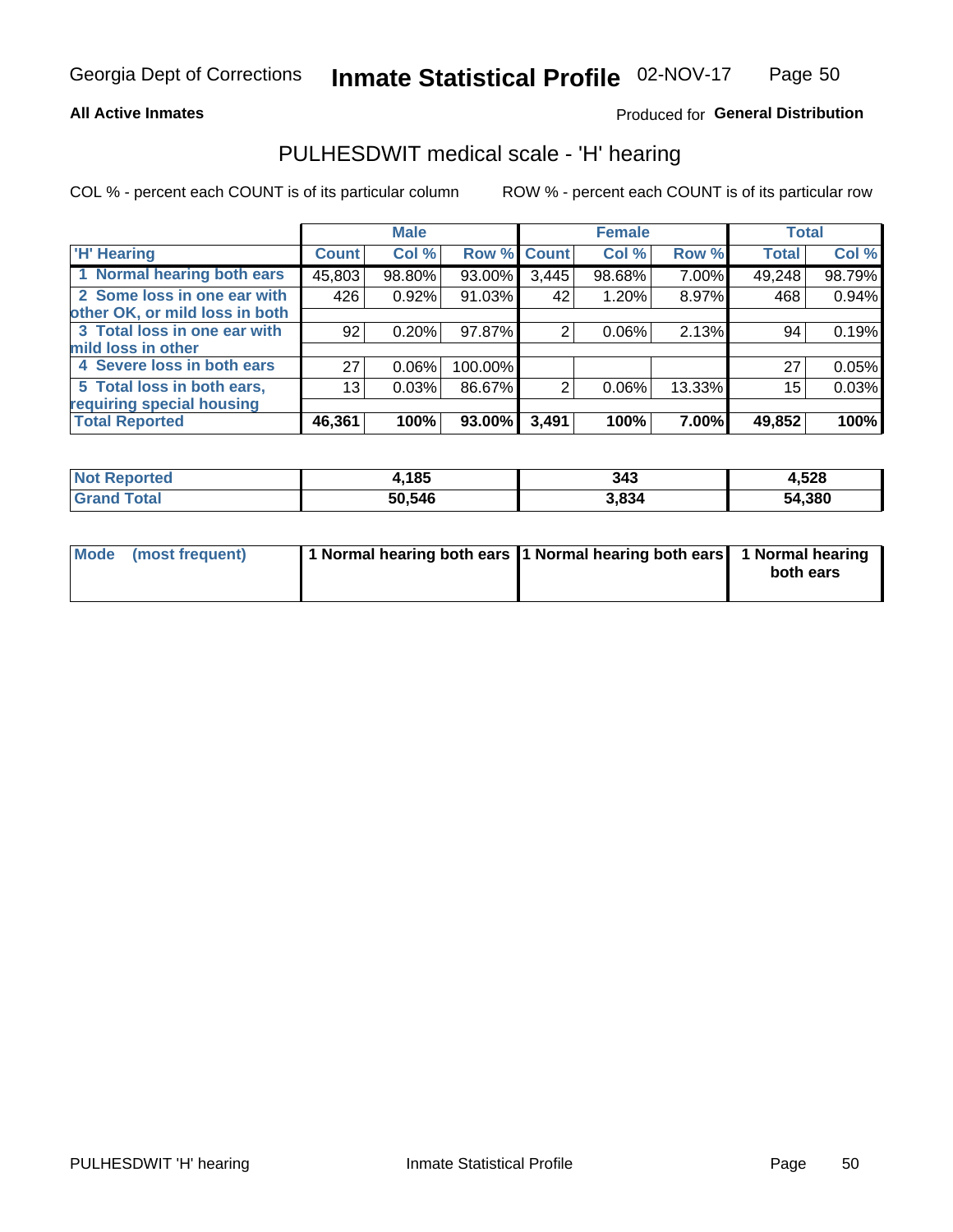**All Active Inmates**

Produced for **General Distribution**

## PULHESDWIT medical scale - 'H' hearing

COL % - percent each COUNT is of its particular column

ROW % - percent each COUNT is of its particular row

| | Male | | | Female | | | Total | |
|---|---|---|---|---|---|---|---|---|
| 'H' Hearing | Count | Col % | Row % | Count | Col % | Row % | Total | Col % |
| 1 Normal hearing both ears | 45,803 | 98.80% | 93.00% | 3,445 | 98.68% | 7.00% | 49,248 | 98.79% |
| 2 Some loss in one ear with other OK, or mild loss in both | 426 | 0.92% | 91.03% | 42 | 1.20% | 8.97% | 468 | 0.94% |
| 3 Total loss in one ear with mild loss in other | 92 | 0.20% | 97.87% | 2 | 0.06% | 2.13% | 94 | 0.19% |
| 4 Severe loss in both ears | 27 | 0.06% | 100.00% | | | | 27 | 0.05% |
| 5 Total loss in both ears, requiring special housing | 13 | 0.03% | 86.67% | 2 | 0.06% | 13.33% | 15 | 0.03% |
| **Total Reported** | **46,361** | **100%** | **93.00%** | **3,491** | **100%** | **7.00%** | **49,852** | **100%** |

| | Male | Female | Total |
|---|---|---|---|
| **Not Reported** | **4,185** | **343** | **4,528** |
| **Grand Total** | **50,546** | **3,834** | **54,380** |

| | Male | Female | Total |
|---|---|---|---|
| **Mode (most frequent)** | **1 Normal hearing both ears** | **1 Normal hearing both ears** | **1 Normal hearing both ears** |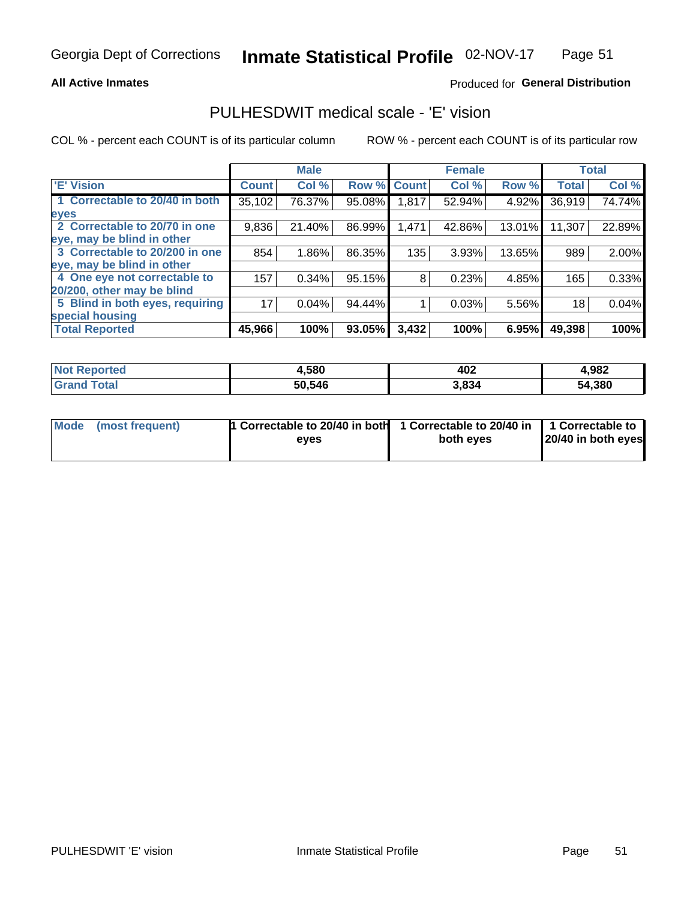Georgia Dept of Corrections **Inmate Statistical Profile** 02-NOV-17

**All Active Inmates**

Produced for **General Distribution**

## PULHESDWIT medical scale - 'E' vision

COL % - percent each COUNT is of its particular column

ROW % - percent each COUNT is of its particular row

| | Male | | | Female | | | Total | |
|---|---|---|---|---|---|---|---|---|
| 'E' Vision | Count | Col % | Row % | Count | Col % | Row % | Total | Col % |
| 1 Correctable to 20/40 in both eyes | 35,102 | 76.37% | 95.08% | 1,817 | 52.94% | 4.92% | 36,919 | 74.74% |
| 2 Correctable to 20/70 in one eye, may be blind in other | 9,836 | 21.40% | 86.99% | 1,471 | 42.86% | 13.01% | 11,307 | 22.89% |
| 3 Correctable to 20/200 in one eye, may be blind in other | 854 | 1.86% | 86.35% | 135 | 3.93% | 13.65% | 989 | 2.00% |
| 4 One eye not correctable to 20/200, other may be blind | 157 | 0.34% | 95.15% | 8 | 0.23% | 4.85% | 165 | 0.33% |
| 5 Blind in both eyes, requiring special housing | 17 | 0.04% | 94.44% | 1 | 0.03% | 5.56% | 18 | 0.04% |
| **Total Reported** | **45,966** | **100%** | **93.05%** | **3,432** | **100%** | **6.95%** | **49,398** | **100%** |

| | Male | Female | Total |
|---|---|---|---|
| **Not Reported** | **4,580** | **402** | **4,982** |
| **Grand Total** | **50,546** | **3,834** | **54,380** |

| | Male | Female | Total |
|---|---|---|---|
| **Mode (most frequent)** | **1 Correctable to 20/40 in both eyes** | **1 Correctable to 20/40 in both eyes** | **1 Correctable to 20/40 in both eyes** |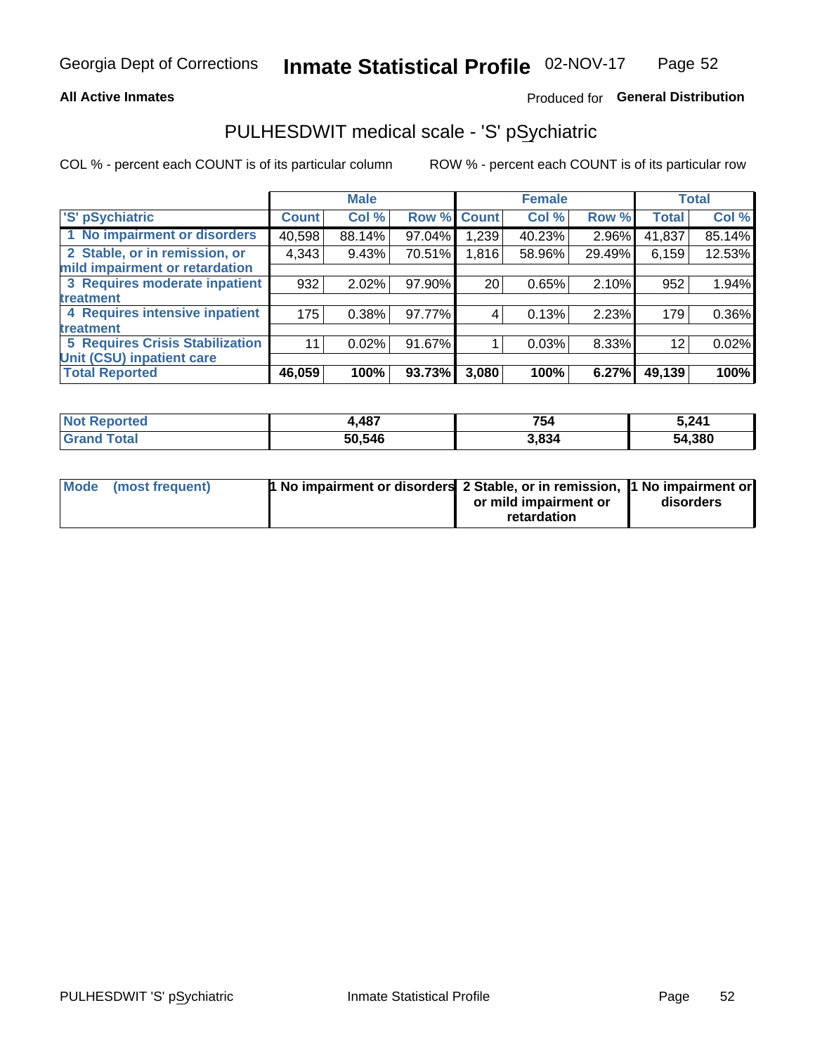Georgia Dept of Corrections **Inmate Statistical Profile** 02-NOV-17

**All Active Inmates** Produced for **General Distribution**

## PULHESDWIT medical scale - 'S' pSychiatric

COL % - percent each COUNT is of its particular column ROW % - percent each COUNT is of its particular row

| | Male | | | Female | | | Total | |
|---|---|---|---|---|---|---|---|---|
| 'S' pSychiatric | Count | Col % | Row % | Count | Col % | Row % | Total | Col % |
| 1 No impairment or disorders | 40,598 | 88.14% | 97.04% | 1,239 | 40.23% | 2.96% | 41,837 | 85.14% |
| 2 Stable, or in remission, or mild impairment or retardation | 4,343 | 9.43% | 70.51% | 1,816 | 58.96% | 29.49% | 6,159 | 12.53% |
| 3 Requires moderate inpatient treatment | 932 | 2.02% | 97.90% | 20 | 0.65% | 2.10% | 952 | 1.94% |
| 4 Requires intensive inpatient treatment | 175 | 0.38% | 97.77% | 4 | 0.13% | 2.23% | 179 | 0.36% |
| 5 Requires Crisis Stabilization Unit (CSU) inpatient care | 11 | 0.02% | 91.67% | 1 | 0.03% | 8.33% | 12 | 0.02% |
| **Total Reported** | **46,059** | **100%** | **93.73%** | **3,080** | **100%** | **6.27%** | **49,139** | **100%** |

| | Male | Female | Total |
|---|---|---|---|
| Not Reported | 4,487 | 754 | 5,241 |
| Grand Total | 50,546 | 3,834 | 54,380 |

| | Male | Female | Total |
|---|---|---|---|
| Mode (most frequent) | 1 No impairment or disorders | 2 Stable, or in remission, or mild impairment or retardation | 1 No impairment or disorders |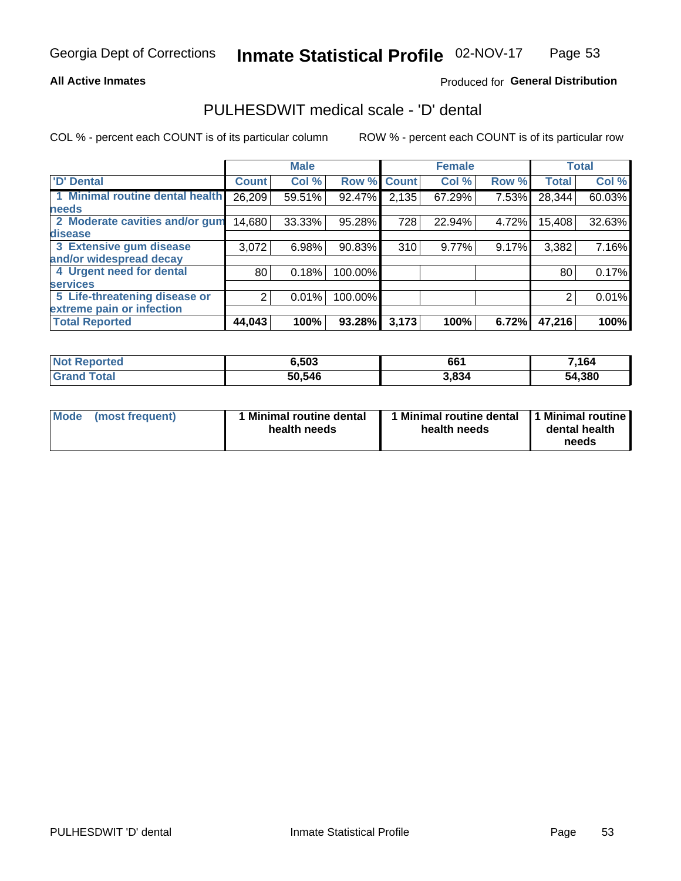Georgia Dept of Corrections **Inmate Statistical Profile** 02-NOV-17

**All Active Inmates**

Produced for **General Distribution**

## PULHESDWIT medical scale - 'D' dental

COL % - percent each COUNT is of its particular column

ROW % - percent each COUNT is of its particular row

| | Male | | | Female | | | Total | |
|---|---|---|---|---|---|---|---|---|
| 'D' Dental | Count | Col % | Row % | Count | Col % | Row % | Total | Col % |
| 1 Minimal routine dental health needs | 26,209 | 59.51% | 92.47% | 2,135 | 67.29% | 7.53% | 28,344 | 60.03% |
| 2 Moderate cavities and/or gum disease | 14,680 | 33.33% | 95.28% | 728 | 22.94% | 4.72% | 15,408 | 32.63% |
| 3 Extensive gum disease and/or widespread decay | 3,072 | 6.98% | 90.83% | 310 | 9.77% | 9.17% | 3,382 | 7.16% |
| 4 Urgent need for dental services | 80 | 0.18% | 100.00% | | | | 80 | 0.17% |
| 5 Life-threatening disease or extreme pain or infection | 2 | 0.01% | 100.00% | | | | 2 | 0.01% |
| **Total Reported** | **44,043** | **100%** | **93.28%** | **3,173** | **100%** | **6.72%** | **47,216** | **100%** |

| | Male | Female | Total |
|---|---|---|---|
| **Not Reported** | **6,503** | **661** | **7,164** |
| **Grand Total** | **50,546** | **3,834** | **54,380** |

| | Male | Female | Total |
|---|---|---|---|
| **Mode (most frequent)** | **1 Minimal routine dental health needs** | **1 Minimal routine dental health needs** | **1 Minimal routine dental health needs** |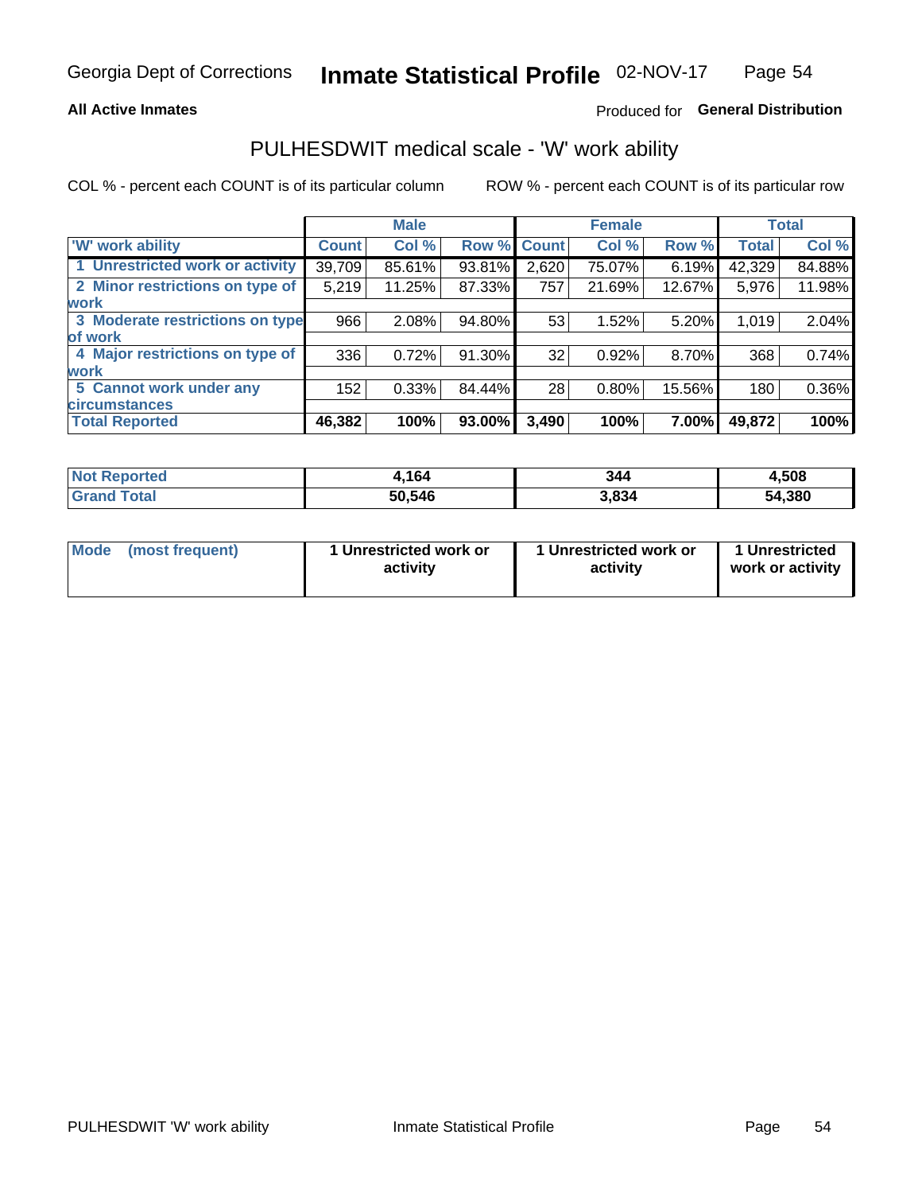Georgia Dept of Corrections **Inmate Statistical Profile** 02-NOV-17

**All Active Inmates**

Produced for **General Distribution**

## PULHESDWIT medical scale - 'W' work ability

COL % - percent each COUNT is of its particular column

ROW % - percent each COUNT is of its particular row

| | Male | | | Female | | | Total | |
|---|---|---|---|---|---|---|---|---|
| 'W' work ability | Count | Col % | Row % | Count | Col % | Row % | Total | Col % |
| 1 Unrestricted work or activity | 39,709 | 85.61% | 93.81% | 2,620 | 75.07% | 6.19% | 42,329 | 84.88% |
| 2 Minor restrictions on type of work | 5,219 | 11.25% | 87.33% | 757 | 21.69% | 12.67% | 5,976 | 11.98% |
| 3 Moderate restrictions on type of work | 966 | 2.08% | 94.80% | 53 | 1.52% | 5.20% | 1,019 | 2.04% |
| 4 Major restrictions on type of work | 336 | 0.72% | 91.30% | 32 | 0.92% | 8.70% | 368 | 0.74% |
| 5 Cannot work under any circumstances | 152 | 0.33% | 84.44% | 28 | 0.80% | 15.56% | 180 | 0.36% |
| **Total Reported** | **46,382** | **100%** | **93.00%** | **3,490** | **100%** | **7.00%** | **49,872** | **100%** |

| | Male | Female | Total |
|---|---|---|---|
| Not Reported | 4,164 | 344 | 4,508 |
| Grand Total | 50,546 | 3,834 | 54,380 |

| | Male | Female | Total |
|---|---|---|---|
| Mode (most frequent) | 1 Unrestricted work or activity | 1 Unrestricted work or activity | 1 Unrestricted work or activity |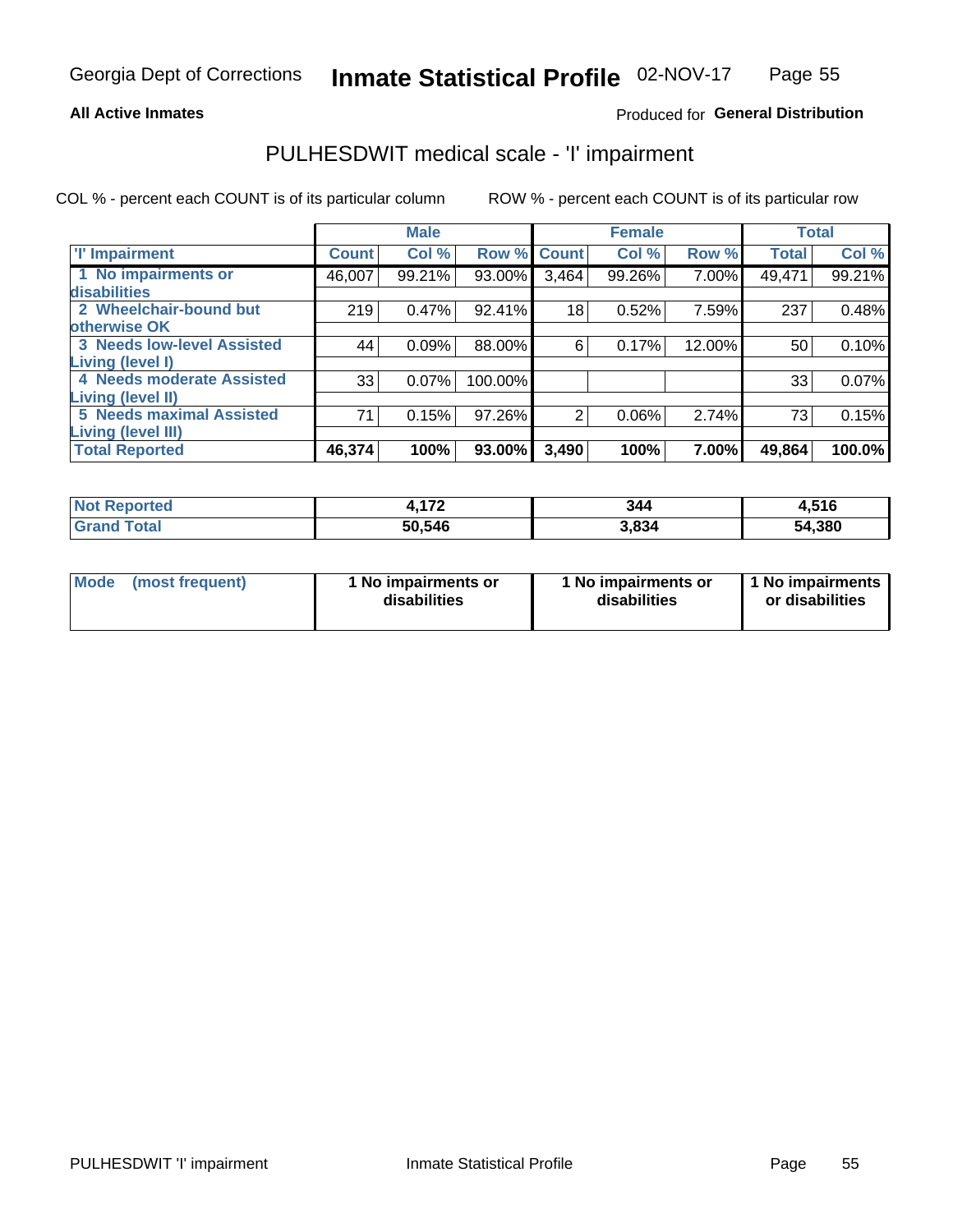Georgia Dept of Corrections **Inmate Statistical Profile** 02-NOV-17

**All Active Inmates**

Produced for **General Distribution**

## PULHESDWIT medical scale - 'I' impairment

COL % - percent each COUNT is of its particular column

ROW % - percent each COUNT is of its particular row

| | Male | | | Female | | | Total | |
|---|---|---|---|---|---|---|---|---|
| 'I' Impairment | Count | Col % | Row % | Count | Col % | Row % | Total | Col % |
| 1 No impairments or disabilities | 46,007 | 99.21% | 93.00% | 3,464 | 99.26% | 7.00% | 49,471 | 99.21% |
| 2 Wheelchair-bound but otherwise OK | 219 | 0.47% | 92.41% | 18 | 0.52% | 7.59% | 237 | 0.48% |
| 3 Needs low-level Assisted Living (level I) | 44 | 0.09% | 88.00% | 6 | 0.17% | 12.00% | 50 | 0.10% |
| 4 Needs moderate Assisted Living (level II) | 33 | 0.07% | 100.00% | | | | 33 | 0.07% |
| 5 Needs maximal Assisted Living (level III) | 71 | 0.15% | 97.26% | 2 | 0.06% | 2.74% | 73 | 0.15% |
| **Total Reported** | **46,374** | **100%** | **93.00%** | **3,490** | **100%** | **7.00%** | **49,864** | **100.0%** |

| | Male | Female | Total |
|---|---|---|---|
| Not Reported | 4,172 | 344 | 4,516 |
| Grand Total | 50,546 | 3,834 | 54,380 |

| | Male | Female | Total |
|---|---|---|---|
| Mode (most frequent) | 1 No impairments or disabilities | 1 No impairments or disabilities | 1 No impairments or disabilities |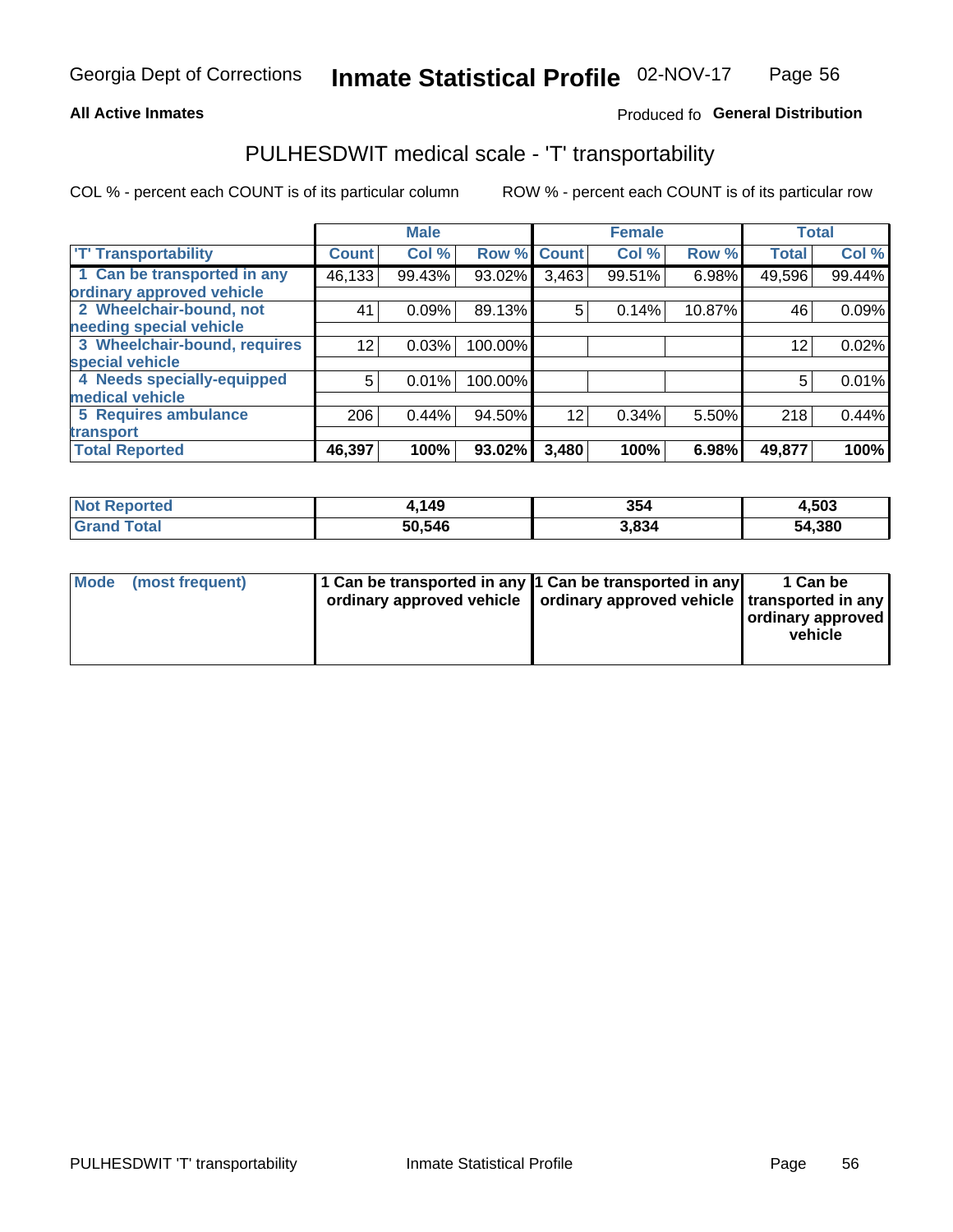Georgia Dept of Corrections **Inmate Statistical Profile** 02-NOV-17

**All Active Inmates**

Produced fo **General Distribution**

## PULHESDWIT medical scale - 'T' transportability

COL % - percent each COUNT is of its particular column

ROW % - percent each COUNT is of its particular row

| | Male | | | Female | | | Total | |
|---|---|---|---|---|---|---|---|---|
| 'T' Transportability | Count | Col % | Row % | Count | Col % | Row % | Total | Col % |
| 1 Can be transported in any ordinary approved vehicle | 46,133 | 99.43% | 93.02% | 3,463 | 99.51% | 6.98% | 49,596 | 99.44% |
| 2 Wheelchair-bound, not needing special vehicle | 41 | 0.09% | 89.13% | 5 | 0.14% | 10.87% | 46 | 0.09% |
| 3 Wheelchair-bound, requires special vehicle | 12 | 0.03% | 100.00% | | | | 12 | 0.02% |
| 4 Needs specially-equipped medical vehicle | 5 | 0.01% | 100.00% | | | | 5 | 0.01% |
| 5 Requires ambulance transport | 206 | 0.44% | 94.50% | 12 | 0.34% | 5.50% | 218 | 0.44% |
| **Total Reported** | **46,397** | **100%** | **93.02%** | **3,480** | **100%** | **6.98%** | **49,877** | **100%** |

| | Male | Female | Total |
|---|---|---|---|
| **Not Reported** | **4,149** | **354** | **4,503** |
| **Grand Total** | **50,546** | **3,834** | **54,380** |

| | Male | Female | Total |
|---|---|---|---|
| **Mode (most frequent)** | **1 Can be transported in any ordinary approved vehicle** | **1 Can be transported in any ordinary approved vehicle** | **1 Can be transported in any ordinary approved vehicle** |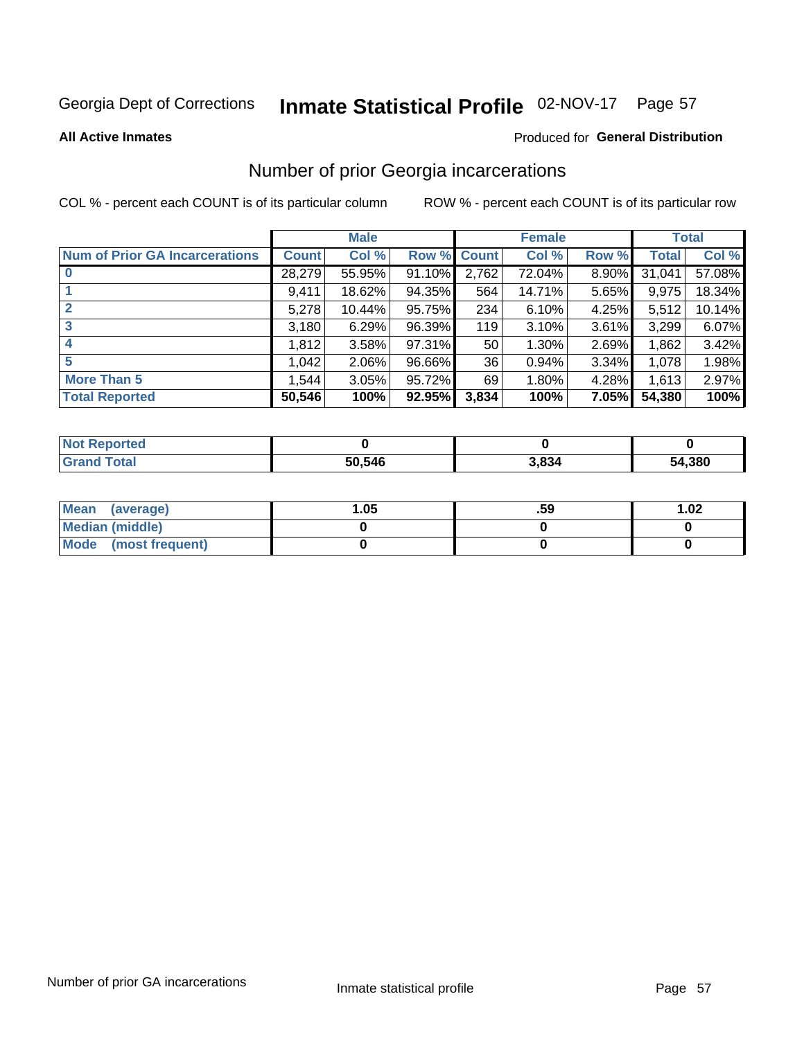Georgia Dept of Corrections **Inmate Statistical Profile** 02-NOV-17

**All Active Inmates**

Produced for **General Distribution**

## Number of prior Georgia incarcerations

COL % - percent each COUNT is of its particular column

ROW % - percent each COUNT is of its particular row

| | Male | | | Female | | | Total | |
|---|---|---|---|---|---|---|---|---|
| **Num of Prior GA Incarcerations** | **Count** | **Col %** | **Row %** | **Count** | **Col %** | **Row %** | **Total** | **Col %** |
| **0** | 28,279 | 55.95% | 91.10% | 2,762 | 72.04% | 8.90% | 31,041 | 57.08% |
| **1** | 9,411 | 18.62% | 94.35% | 564 | 14.71% | 5.65% | 9,975 | 18.34% |
| **2** | 5,278 | 10.44% | 95.75% | 234 | 6.10% | 4.25% | 5,512 | 10.14% |
| **3** | 3,180 | 6.29% | 96.39% | 119 | 3.10% | 3.61% | 3,299 | 6.07% |
| **4** | 1,812 | 3.58% | 97.31% | 50 | 1.30% | 2.69% | 1,862 | 3.42% |
| **5** | 1,042 | 2.06% | 96.66% | 36 | 0.94% | 3.34% | 1,078 | 1.98% |
| **More Than 5** | 1,544 | 3.05% | 95.72% | 69 | 1.80% | 4.28% | 1,613 | 2.97% |
| **Total Reported** | **50,546** | **100%** | **92.95%** | **3,834** | **100%** | **7.05%** | **54,380** | **100%** |

| | Male | Female | Total |
|---|---|---|---|
| **Not Reported** | **0** | **0** | **0** |
| **Grand Total** | **50,546** | **3,834** | **54,380** |

| | Male | Female | Total |
|---|---|---|---|
| **Mean (average)** | **1.05** | **.59** | **1.02** |
| **Median (middle)** | **0** | **0** | **0** |
| **Mode (most frequent)** | **0** | **0** | **0** |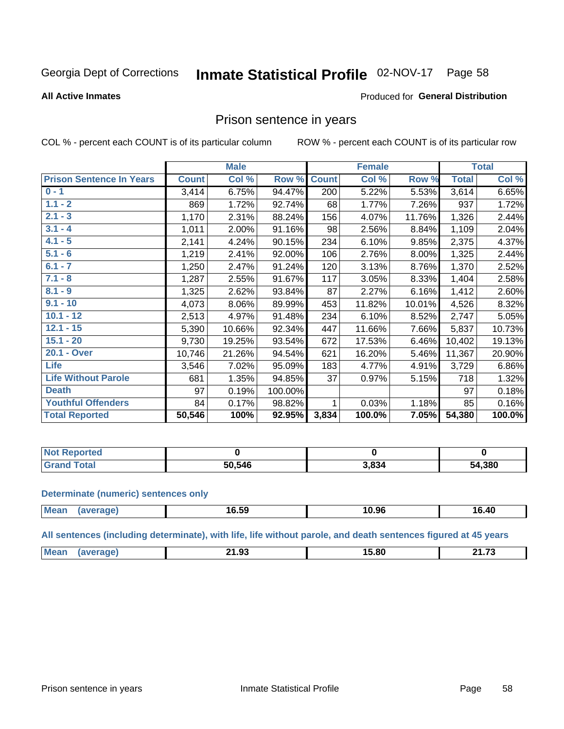Georgia Dept of Corrections **Inmate Statistical Profile** 02-NOV-17 Page 58

**All Active Inmates**

Produced for **General Distribution**

## Prison sentence in years

COL % - percent each COUNT is of its particular column ROW % - percent each COUNT is of its particular row

| | Male | | | Female | | | Total | |
|---|---|---|---|---|---|---|---|---|
| **Prison Sentence In Years** | **Count** | **Col %** | **Row %** | **Count** | **Col %** | **Row %** | **Total** | **Col %** |
| **0 - 1** | 3,414 | 6.75% | 94.47% | 200 | 5.22% | 5.53% | 3,614 | 6.65% |
| **1.1 - 2** | 869 | 1.72% | 92.74% | 68 | 1.77% | 7.26% | 937 | 1.72% |
| **2.1 - 3** | 1,170 | 2.31% | 88.24% | 156 | 4.07% | 11.76% | 1,326 | 2.44% |
| **3.1 - 4** | 1,011 | 2.00% | 91.16% | 98 | 2.56% | 8.84% | 1,109 | 2.04% |
| **4.1 - 5** | 2,141 | 4.24% | 90.15% | 234 | 6.10% | 9.85% | 2,375 | 4.37% |
| **5.1 - 6** | 1,219 | 2.41% | 92.00% | 106 | 2.76% | 8.00% | 1,325 | 2.44% |
| **6.1 - 7** | 1,250 | 2.47% | 91.24% | 120 | 3.13% | 8.76% | 1,370 | 2.52% |
| **7.1 - 8** | 1,287 | 2.55% | 91.67% | 117 | 3.05% | 8.33% | 1,404 | 2.58% |
| **8.1 - 9** | 1,325 | 2.62% | 93.84% | 87 | 2.27% | 6.16% | 1,412 | 2.60% |
| **9.1 - 10** | 4,073 | 8.06% | 89.99% | 453 | 11.82% | 10.01% | 4,526 | 8.32% |
| **10.1 - 12** | 2,513 | 4.97% | 91.48% | 234 | 6.10% | 8.52% | 2,747 | 5.05% |
| **12.1 - 15** | 5,390 | 10.66% | 92.34% | 447 | 11.66% | 7.66% | 5,837 | 10.73% |
| **15.1 - 20** | 9,730 | 19.25% | 93.54% | 672 | 17.53% | 6.46% | 10,402 | 19.13% |
| **20.1 - Over** | 10,746 | 21.26% | 94.54% | 621 | 16.20% | 5.46% | 11,367 | 20.90% |
| **Life** | 3,546 | 7.02% | 95.09% | 183 | 4.77% | 4.91% | 3,729 | 6.86% |
| **Life Without Parole** | 681 | 1.35% | 94.85% | 37 | 0.97% | 5.15% | 718 | 1.32% |
| **Death** | 97 | 0.19% | 100.00% | | | | 97 | 0.18% |
| **Youthful Offenders** | 84 | 0.17% | 98.82% | 1 | 0.03% | 1.18% | 85 | 0.16% |
| **Total Reported** | **50,546** | **100%** | **92.95%** | **3,834** | **100.0%** | **7.05%** | **54,380** | **100.0%** |

| | Male | Female | Total |
|---|---|---|---|
| **Not Reported** | **0** | **0** | **0** |
| **Grand Total** | **50,546** | **3,834** | **54,380** |

**Determinate (numeric) sentences only**

| | Male | Female | Total |
|---|---|---|---|
| **Mean (average)** | **16.59** | **10.96** | **16.40** |

**All sentences (including determinate), with life, life without parole, and death sentences figured at 45 years**

| | Male | Female | Total |
|---|---|---|---|
| **Mean (average)** | **21.93** | **15.80** | **21.73** |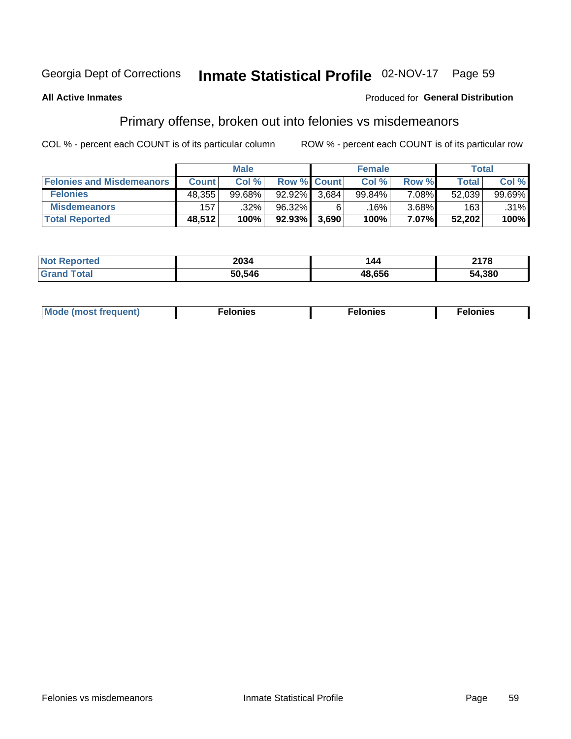Georgia Dept of Corrections **Inmate Statistical Profile** 02-NOV-17

**All Active Inmates**

Produced for **General Distribution**

## Primary offense, broken out into felonies vs misdemeanors

COL % - percent each COUNT is of its particular column ROW % - percent each COUNT is of its particular row

| | Male | | | Female | | | Total | |
|---|---|---|---|---|---|---|---|---|
| **Felonies and Misdemeanors** | **Count** | **Col %** | **Row %** | **Count** | **Col %** | **Row %** | **Total** | **Col %** |
| **Felonies** | 48,355 | 99.68% | 92.92% | 3,684 | 99.84% | 7.08% | 52,039 | 99.69% |
| **Misdemeanors** | 157 | .32% | 96.32% | 6 | .16% | 3.68% | 163 | .31% |
| **Total Reported** | **48,512** | **100%** | **92.93%** | **3,690** | **100%** | **7.07%** | **52,202** | **100%** |

| | Male | Female | Total |
|---|---|---|---|
| **Not Reported** | **2034** | **144** | **2178** |
| **Grand Total** | **50,546** | **48,656** | **54,380** |

| | Male | Female | Total |
|---|---|---|---|
| **Mode (most frequent)** | **Felonies** | **Felonies** | **Felonies** |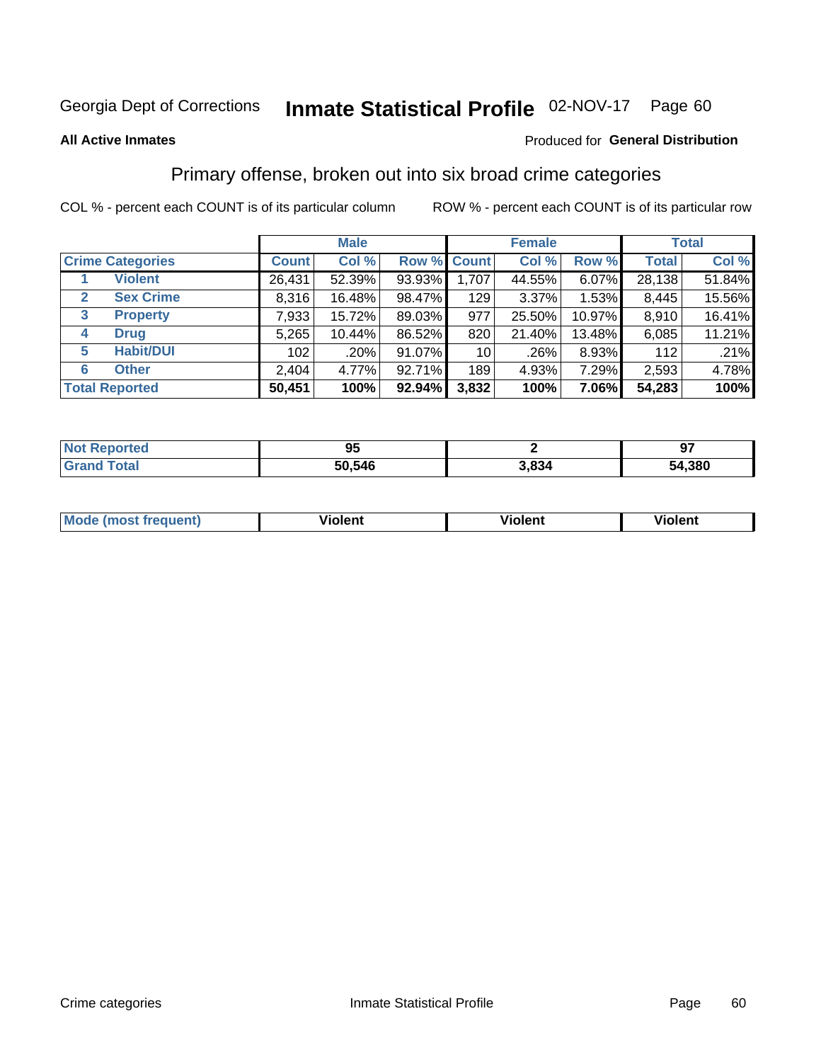Georgia Dept of Corrections **Inmate Statistical Profile** 02-NOV-17 Page 60

**All Active Inmates**

Produced for **General Distribution**

## Primary offense, broken out into six broad crime categories

COL % - percent each COUNT is of its particular column ROW % - percent each COUNT is of its particular row

| | | Male | | | Female | | | Total | |
|---|---|---|---|---|---|---|---|---|---|
| **Crime Categories** | | **Count** | **Col %** | **Row %** | **Count** | **Col %** | **Row %** | **Total** | **Col %** |
| 1 | Violent | 26,431 | 52.39% | 93.93% | 1,707 | 44.55% | 6.07% | 28,138 | 51.84% |
| 2 | Sex Crime | 8,316 | 16.48% | 98.47% | 129 | 3.37% | 1.53% | 8,445 | 15.56% |
| 3 | Property | 7,933 | 15.72% | 89.03% | 977 | 25.50% | 10.97% | 8,910 | 16.41% |
| 4 | Drug | 5,265 | 10.44% | 86.52% | 820 | 21.40% | 13.48% | 6,085 | 11.21% |
| 5 | Habit/DUI | 102 | .20% | 91.07% | 10 | .26% | 8.93% | 112 | .21% |
| 6 | Other | 2,404 | 4.77% | 92.71% | 189 | 4.93% | 7.29% | 2,593 | 4.78% |
| **Total Reported** | | **50,451** | **100%** | **92.94%** | **3,832** | **100%** | **7.06%** | **54,283** | **100%** |

| | Male | Female | Total |
|---|---|---|---|
| **Not Reported** | **95** | **2** | **97** |
| **Grand Total** | **50,546** | **3,834** | **54,380** |

| | Male | Female | Total |
|---|---|---|---|
| **Mode (most frequent)** | **Violent** | **Violent** | **Violent** |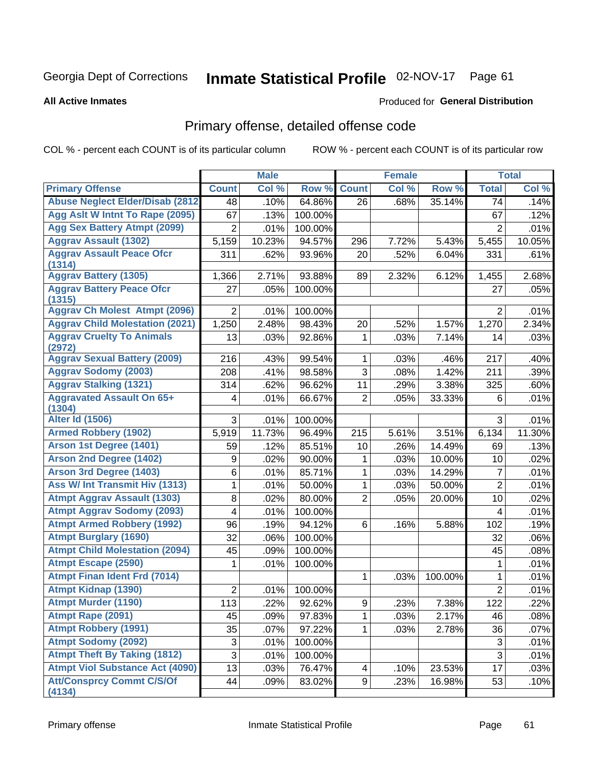Georgia Dept of Corrections **Inmate Statistical Profile** 02-NOV-17

**All Active Inmates**

Produced for **General Distribution**

## Primary offense, detailed offense code

COL % - percent each COUNT is of its particular column ROW % - percent each COUNT is of its particular row

| | Male | | | Female | | | Total | |
|---|---|---|---|---|---|---|---|---|
| **Primary Offense** | **Count** | **Col %** | **Row %** | **Count** | **Col %** | **Row %** | **Total** | **Col %** |
| Abuse Neglect Elder/Disab (2812 | 48 | .10% | 64.86% | 26 | .68% | 35.14% | 74 | .14% |
| Agg Aslt W Intnt To Rape (2095) | 67 | .13% | 100.00% | | | | 67 | .12% |
| Agg Sex Battery Atmpt (2099) | 2 | .01% | 100.00% | | | | 2 | .01% |
| Aggrav Assault (1302) | 5,159 | 10.23% | 94.57% | 296 | 7.72% | 5.43% | 5,455 | 10.05% |
| Aggrav Assault Peace Ofcr (1314) | 311 | .62% | 93.96% | 20 | .52% | 6.04% | 331 | .61% |
| Aggrav Battery (1305) | 1,366 | 2.71% | 93.88% | 89 | 2.32% | 6.12% | 1,455 | 2.68% |
| Aggrav Battery Peace Ofcr (1315) | 27 | .05% | 100.00% | | | | 27 | .05% |
| Aggrav Ch Molest Atmpt (2096) | 2 | .01% | 100.00% | | | | 2 | .01% |
| Aggrav Child Molestation (2021) | 1,250 | 2.48% | 98.43% | 20 | .52% | 1.57% | 1,270 | 2.34% |
| Aggrav Cruelty To Animals (2972) | 13 | .03% | 92.86% | 1 | .03% | 7.14% | 14 | .03% |
| Aggrav Sexual Battery (2009) | 216 | .43% | 99.54% | 1 | .03% | .46% | 217 | .40% |
| Aggrav Sodomy (2003) | 208 | .41% | 98.58% | 3 | .08% | 1.42% | 211 | .39% |
| Aggrav Stalking (1321) | 314 | .62% | 96.62% | 11 | .29% | 3.38% | 325 | .60% |
| Aggravated Assault On 65+ (1304) | 4 | .01% | 66.67% | 2 | .05% | 33.33% | 6 | .01% |
| Alter Id (1506) | 3 | .01% | 100.00% | | | | 3 | .01% |
| Armed Robbery (1902) | 5,919 | 11.73% | 96.49% | 215 | 5.61% | 3.51% | 6,134 | 11.30% |
| Arson 1st Degree (1401) | 59 | .12% | 85.51% | 10 | .26% | 14.49% | 69 | .13% |
| Arson 2nd Degree (1402) | 9 | .02% | 90.00% | 1 | .03% | 10.00% | 10 | .02% |
| Arson 3rd Degree (1403) | 6 | .01% | 85.71% | 1 | .03% | 14.29% | 7 | .01% |
| Ass W/ Int Transmit Hiv (1313) | 1 | .01% | 50.00% | 1 | .03% | 50.00% | 2 | .01% |
| Atmpt Aggrav Assault (1303) | 8 | .02% | 80.00% | 2 | .05% | 20.00% | 10 | .02% |
| Atmpt Aggrav Sodomy (2093) | 4 | .01% | 100.00% | | | | 4 | .01% |
| Atmpt Armed Robbery (1992) | 96 | .19% | 94.12% | 6 | .16% | 5.88% | 102 | .19% |
| Atmpt Burglary (1690) | 32 | .06% | 100.00% | | | | 32 | .06% |
| Atmpt Child Molestation (2094) | 45 | .09% | 100.00% | | | | 45 | .08% |
| Atmpt Escape (2590) | 1 | .01% | 100.00% | | | | 1 | .01% |
| Atmpt Finan Ident Frd (7014) | | | | 1 | .03% | 100.00% | 1 | .01% |
| Atmpt Kidnap (1390) | 2 | .01% | 100.00% | | | | 2 | .01% |
| Atmpt Murder (1190) | 113 | .22% | 92.62% | 9 | .23% | 7.38% | 122 | .22% |
| Atmpt Rape (2091) | 45 | .09% | 97.83% | 1 | .03% | 2.17% | 46 | .08% |
| Atmpt Robbery (1991) | 35 | .07% | 97.22% | 1 | .03% | 2.78% | 36 | .07% |
| Atmpt Sodomy (2092) | 3 | .01% | 100.00% | | | | 3 | .01% |
| Atmpt Theft By Taking (1812) | 3 | .01% | 100.00% | | | | 3 | .01% |
| Atmpt Viol Substance Act (4090) | 13 | .03% | 76.47% | 4 | .10% | 23.53% | 17 | .03% |
| Att/Consprcy Commt C/S/Of (4134) | 44 | .09% | 83.02% | 9 | .23% | 16.98% | 53 | .10% |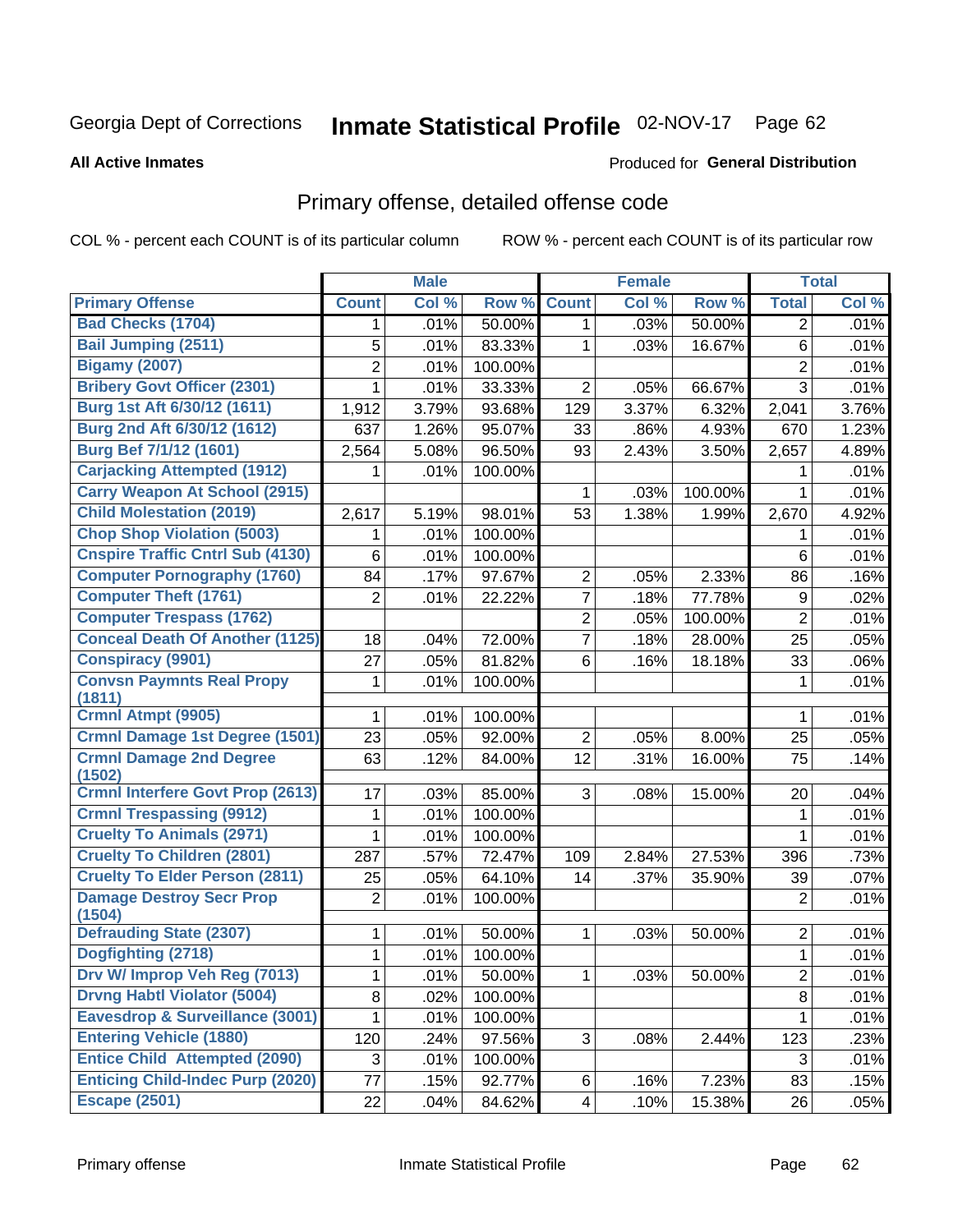Georgia Dept of Corrections **Inmate Statistical Profile** 02-NOV-17

**All Active Inmates**

Produced for **General Distribution**

## Primary offense, detailed offense code

COL % - percent each COUNT is of its particular column

ROW % - percent each COUNT is of its particular row

| | Male | | | Female | | | Total | |
|---|---|---|---|---|---|---|---|---|
| **Primary Offense** | **Count** | **Col %** | **Row %** | **Count** | **Col %** | **Row %** | **Total** | **Col %** |
| **Bad Checks (1704)** | 1 | .01% | 50.00% | 1 | .03% | 50.00% | 2 | .01% |
| **Bail Jumping (2511)** | 5 | .01% | 83.33% | 1 | .03% | 16.67% | 6 | .01% |
| **Bigamy (2007)** | 2 | .01% | 100.00% | | | | 2 | .01% |
| **Bribery Govt Officer (2301)** | 1 | .01% | 33.33% | 2 | .05% | 66.67% | 3 | .01% |
| **Burg 1st Aft 6/30/12 (1611)** | 1,912 | 3.79% | 93.68% | 129 | 3.37% | 6.32% | 2,041 | 3.76% |
| **Burg 2nd Aft 6/30/12 (1612)** | 637 | 1.26% | 95.07% | 33 | .86% | 4.93% | 670 | 1.23% |
| **Burg Bef 7/1/12 (1601)** | 2,564 | 5.08% | 96.50% | 93 | 2.43% | 3.50% | 2,657 | 4.89% |
| **Carjacking Attempted (1912)** | 1 | .01% | 100.00% | | | | 1 | .01% |
| **Carry Weapon At School (2915)** | | | | 1 | .03% | 100.00% | 1 | .01% |
| **Child Molestation (2019)** | 2,617 | 5.19% | 98.01% | 53 | 1.38% | 1.99% | 2,670 | 4.92% |
| **Chop Shop Violation (5003)** | 1 | .01% | 100.00% | | | | 1 | .01% |
| **Cnspire Traffic Cntrl Sub (4130)** | 6 | .01% | 100.00% | | | | 6 | .01% |
| **Computer Pornography (1760)** | 84 | .17% | 97.67% | 2 | .05% | 2.33% | 86 | .16% |
| **Computer Theft (1761)** | 2 | .01% | 22.22% | 7 | .18% | 77.78% | 9 | .02% |
| **Computer Trespass (1762)** | | | | 2 | .05% | 100.00% | 2 | .01% |
| **Conceal Death Of Another (1125)** | 18 | .04% | 72.00% | 7 | .18% | 28.00% | 25 | .05% |
| **Conspiracy (9901)** | 27 | .05% | 81.82% | 6 | .16% | 18.18% | 33 | .06% |
| **Convsn Paymnts Real Propy (1811)** | 1 | .01% | 100.00% | | | | 1 | .01% |
| **Crmnl Atmpt (9905)** | 1 | .01% | 100.00% | | | | 1 | .01% |
| **Crmnl Damage 1st Degree (1501)** | 23 | .05% | 92.00% | 2 | .05% | 8.00% | 25 | .05% |
| **Crmnl Damage 2nd Degree (1502)** | 63 | .12% | 84.00% | 12 | .31% | 16.00% | 75 | .14% |
| **Crmnl Interfere Govt Prop (2613)** | 17 | .03% | 85.00% | 3 | .08% | 15.00% | 20 | .04% |
| **Crmnl Trespassing (9912)** | 1 | .01% | 100.00% | | | | 1 | .01% |
| **Cruelty To Animals (2971)** | 1 | .01% | 100.00% | | | | 1 | .01% |
| **Cruelty To Children (2801)** | 287 | .57% | 72.47% | 109 | 2.84% | 27.53% | 396 | .73% |
| **Cruelty To Elder Person (2811)** | 25 | .05% | 64.10% | 14 | .37% | 35.90% | 39 | .07% |
| **Damage Destroy Secr Prop (1504)** | 2 | .01% | 100.00% | | | | 2 | .01% |
| **Defrauding State (2307)** | 1 | .01% | 50.00% | 1 | .03% | 50.00% | 2 | .01% |
| **Dogfighting (2718)** | 1 | .01% | 100.00% | | | | 1 | .01% |
| **Drv W/ Improp Veh Reg (7013)** | 1 | .01% | 50.00% | 1 | .03% | 50.00% | 2 | .01% |
| **Drvng Habtl Violator (5004)** | 8 | .02% | 100.00% | | | | 8 | .01% |
| **Eavesdrop & Surveillance (3001)** | 1 | .01% | 100.00% | | | | 1 | .01% |
| **Entering Vehicle (1880)** | 120 | .24% | 97.56% | 3 | .08% | 2.44% | 123 | .23% |
| **Entice Child Attempted (2090)** | 3 | .01% | 100.00% | | | | 3 | .01% |
| **Enticing Child-Indec Purp (2020)** | 77 | .15% | 92.77% | 6 | .16% | 7.23% | 83 | .15% |
| **Escape (2501)** | 22 | .04% | 84.62% | 4 | .10% | 15.38% | 26 | .05% |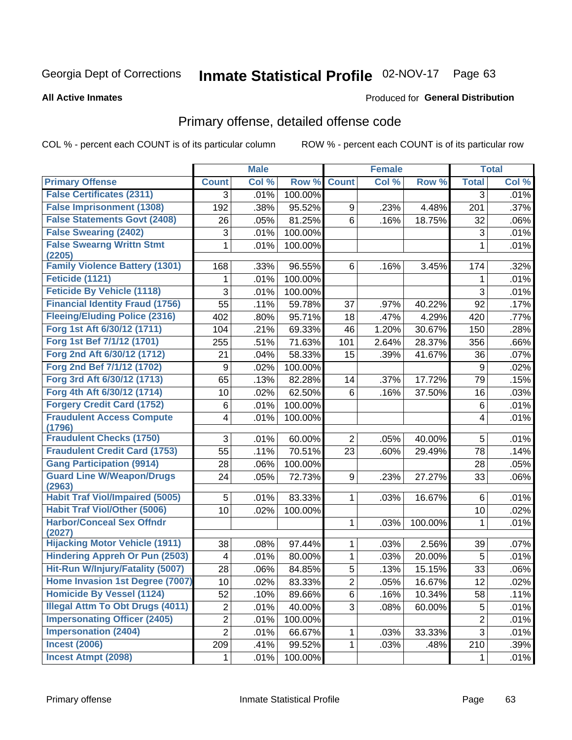Georgia Dept of Corrections **Inmate Statistical Profile** 02-NOV-17 Page 63

**All Active Inmates**

Produced for **General Distribution**

## Primary offense, detailed offense code

COL % - percent each COUNT is of its particular column ROW % - percent each COUNT is of its particular row

| | Male | | | Female | | | Total | |
|---|---|---|---|---|---|---|---|---|
| **Primary Offense** | **Count** | **Col %** | **Row %** | **Count** | **Col %** | **Row %** | **Total** | **Col %** |
| **False Certificates (2311)** | 3 | .01% | 100.00% | | | | 3 | .01% |
| **False Imprisonment (1308)** | 192 | .38% | 95.52% | 9 | .23% | 4.48% | 201 | .37% |
| **False Statements Govt (2408)** | 26 | .05% | 81.25% | 6 | .16% | 18.75% | 32 | .06% |
| **False Swearing (2402)** | 3 | .01% | 100.00% | | | | 3 | .01% |
| **False Swearng Writtn Stmt (2205)** | 1 | .01% | 100.00% | | | | 1 | .01% |
| **Family Violence Battery (1301)** | 168 | .33% | 96.55% | 6 | .16% | 3.45% | 174 | .32% |
| **Feticide (1121)** | 1 | .01% | 100.00% | | | | 1 | .01% |
| **Feticide By Vehicle (1118)** | 3 | .01% | 100.00% | | | | 3 | .01% |
| **Financial Identity Fraud (1756)** | 55 | .11% | 59.78% | 37 | .97% | 40.22% | 92 | .17% |
| **Fleeing/Eluding Police (2316)** | 402 | .80% | 95.71% | 18 | .47% | 4.29% | 420 | .77% |
| **Forg 1st Aft 6/30/12 (1711)** | 104 | .21% | 69.33% | 46 | 1.20% | 30.67% | 150 | .28% |
| **Forg 1st Bef 7/1/12 (1701)** | 255 | .51% | 71.63% | 101 | 2.64% | 28.37% | 356 | .66% |
| **Forg 2nd Aft 6/30/12 (1712)** | 21 | .04% | 58.33% | 15 | .39% | 41.67% | 36 | .07% |
| **Forg 2nd Bef 7/1/12 (1702)** | 9 | .02% | 100.00% | | | | 9 | .02% |
| **Forg 3rd Aft 6/30/12 (1713)** | 65 | .13% | 82.28% | 14 | .37% | 17.72% | 79 | .15% |
| **Forg 4th Aft 6/30/12 (1714)** | 10 | .02% | 62.50% | 6 | .16% | 37.50% | 16 | .03% |
| **Forgery Credit Card (1752)** | 6 | .01% | 100.00% | | | | 6 | .01% |
| **Fraudulent Access Compute (1796)** | 4 | .01% | 100.00% | | | | 4 | .01% |
| **Fraudulent Checks (1750)** | 3 | .01% | 60.00% | 2 | .05% | 40.00% | 5 | .01% |
| **Fraudulent Credit Card (1753)** | 55 | .11% | 70.51% | 23 | .60% | 29.49% | 78 | .14% |
| **Gang Participation (9914)** | 28 | .06% | 100.00% | | | | 28 | .05% |
| **Guard Line W/Weapon/Drugs (2963)** | 24 | .05% | 72.73% | 9 | .23% | 27.27% | 33 | .06% |
| **Habit Traf Viol/Impaired (5005)** | 5 | .01% | 83.33% | 1 | .03% | 16.67% | 6 | .01% |
| **Habit Traf Viol/Other (5006)** | 10 | .02% | 100.00% | | | | 10 | .02% |
| **Harbor/Conceal Sex Offndr (2027)** | | | | 1 | .03% | 100.00% | 1 | .01% |
| **Hijacking Motor Vehicle (1911)** | 38 | .08% | 97.44% | 1 | .03% | 2.56% | 39 | .07% |
| **Hindering Appreh Or Pun (2503)** | 4 | .01% | 80.00% | 1 | .03% | 20.00% | 5 | .01% |
| **Hit-Run W/Injury/Fatality (5007)** | 28 | .06% | 84.85% | 5 | .13% | 15.15% | 33 | .06% |
| **Home Invasion 1st Degree (7007)** | 10 | .02% | 83.33% | 2 | .05% | 16.67% | 12 | .02% |
| **Homicide By Vessel (1124)** | 52 | .10% | 89.66% | 6 | .16% | 10.34% | 58 | .11% |
| **Illegal Attm To Obt Drugs (4011)** | 2 | .01% | 40.00% | 3 | .08% | 60.00% | 5 | .01% |
| **Impersonating Officer (2405)** | 2 | .01% | 100.00% | | | | 2 | .01% |
| **Impersonation (2404)** | 2 | .01% | 66.67% | 1 | .03% | 33.33% | 3 | .01% |
| **Incest (2006)** | 209 | .41% | 99.52% | 1 | .03% | .48% | 210 | .39% |
| **Incest Atmpt (2098)** | 1 | .01% | 100.00% | | | | 1 | .01% |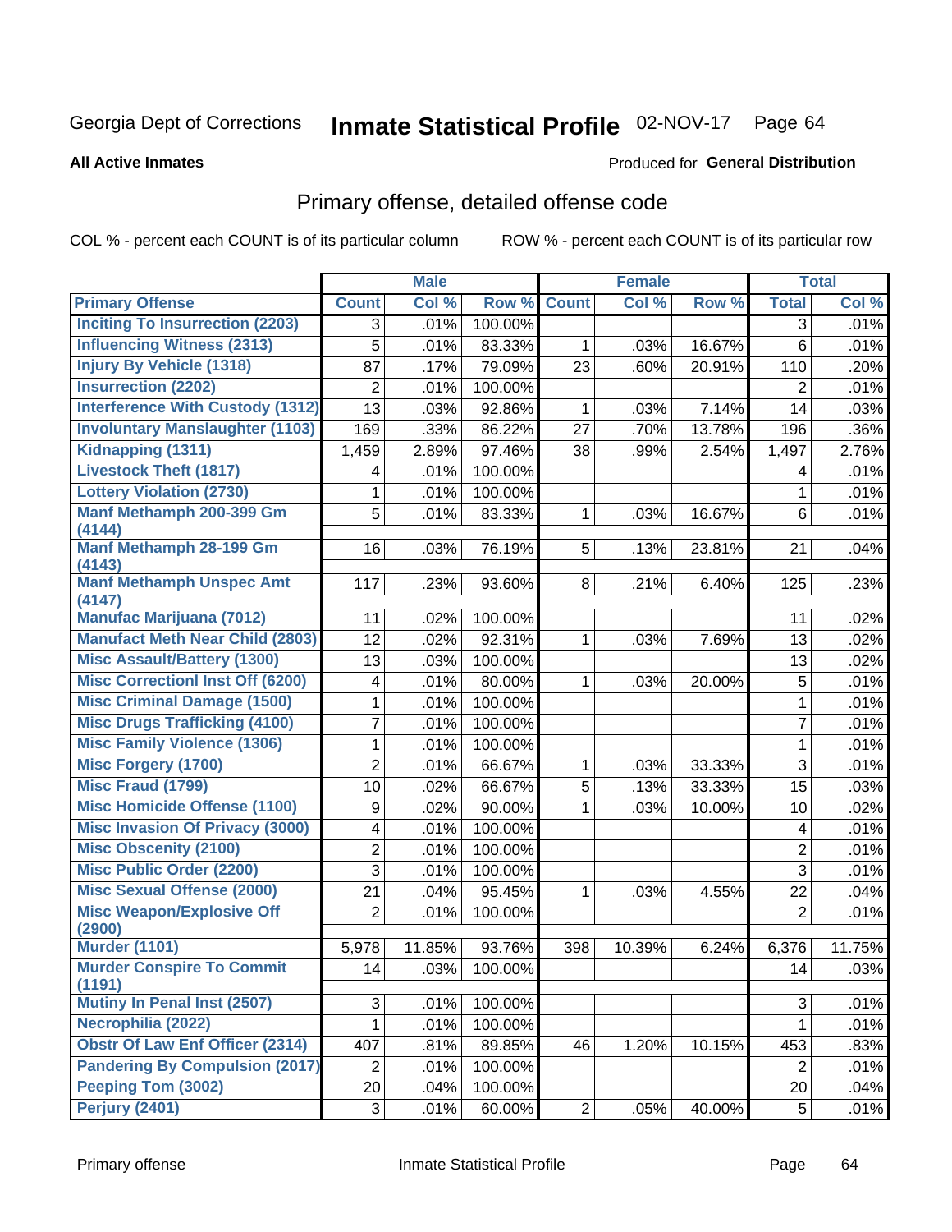Georgia Dept of Corrections **Inmate Statistical Profile** 02-NOV-17

**All Active Inmates**

Produced for **General Distribution**

## Primary offense, detailed offense code

COL % - percent each COUNT is of its particular column ROW % - percent each COUNT is of its particular row

| | Male | | | Female | | | Total | |
|---|---|---|---|---|---|---|---|---|
| **Primary Offense** | **Count** | **Col %** | **Row %** | **Count** | **Col %** | **Row %** | **Total** | **Col %** |
| Inciting To Insurrection (2203) | 3 | .01% | 100.00% | | | | 3 | .01% |
| Influencing Witness (2313) | 5 | .01% | 83.33% | 1 | .03% | 16.67% | 6 | .01% |
| Injury By Vehicle (1318) | 87 | .17% | 79.09% | 23 | .60% | 20.91% | 110 | .20% |
| Insurrection (2202) | 2 | .01% | 100.00% | | | | 2 | .01% |
| Interference With Custody (1312) | 13 | .03% | 92.86% | 1 | .03% | 7.14% | 14 | .03% |
| Involuntary Manslaughter (1103) | 169 | .33% | 86.22% | 27 | .70% | 13.78% | 196 | .36% |
| Kidnapping (1311) | 1,459 | 2.89% | 97.46% | 38 | .99% | 2.54% | 1,497 | 2.76% |
| Livestock Theft (1817) | 4 | .01% | 100.00% | | | | 4 | .01% |
| Lottery Violation (2730) | 1 | .01% | 100.00% | | | | 1 | .01% |
| Manf Methamph 200-399 Gm (4144) | 5 | .01% | 83.33% | 1 | .03% | 16.67% | 6 | .01% |
| Manf Methamph 28-199 Gm (4143) | 16 | .03% | 76.19% | 5 | .13% | 23.81% | 21 | .04% |
| Manf Methamph Unspec Amt (4147) | 117 | .23% | 93.60% | 8 | .21% | 6.40% | 125 | .23% |
| Manufac Marijuana (7012) | 11 | .02% | 100.00% | | | | 11 | .02% |
| Manufact Meth Near Child (2803) | 12 | .02% | 92.31% | 1 | .03% | 7.69% | 13 | .02% |
| Misc Assault/Battery (1300) | 13 | .03% | 100.00% | | | | 13 | .02% |
| Misc Correctionl Inst Off (6200) | 4 | .01% | 80.00% | 1 | .03% | 20.00% | 5 | .01% |
| Misc Criminal Damage (1500) | 1 | .01% | 100.00% | | | | 1 | .01% |
| Misc Drugs Trafficking (4100) | 7 | .01% | 100.00% | | | | 7 | .01% |
| Misc Family Violence (1306) | 1 | .01% | 100.00% | | | | 1 | .01% |
| Misc Forgery (1700) | 2 | .01% | 66.67% | 1 | .03% | 33.33% | 3 | .01% |
| Misc Fraud (1799) | 10 | .02% | 66.67% | 5 | .13% | 33.33% | 15 | .03% |
| Misc Homicide Offense (1100) | 9 | .02% | 90.00% | 1 | .03% | 10.00% | 10 | .02% |
| Misc Invasion Of Privacy (3000) | 4 | .01% | 100.00% | | | | 4 | .01% |
| Misc Obscenity (2100) | 2 | .01% | 100.00% | | | | 2 | .01% |
| Misc Public Order (2200) | 3 | .01% | 100.00% | | | | 3 | .01% |
| Misc Sexual Offense (2000) | 21 | .04% | 95.45% | 1 | .03% | 4.55% | 22 | .04% |
| Misc Weapon/Explosive Off (2900) | 2 | .01% | 100.00% | | | | 2 | .01% |
| Murder (1101) | 5,978 | 11.85% | 93.76% | 398 | 10.39% | 6.24% | 6,376 | 11.75% |
| Murder Conspire To Commit (1191) | 14 | .03% | 100.00% | | | | 14 | .03% |
| Mutiny In Penal Inst (2507) | 3 | .01% | 100.00% | | | | 3 | .01% |
| Necrophilia (2022) | 1 | .01% | 100.00% | | | | 1 | .01% |
| Obstr Of Law Enf Officer (2314) | 407 | .81% | 89.85% | 46 | 1.20% | 10.15% | 453 | .83% |
| Pandering By Compulsion (2017) | 2 | .01% | 100.00% | | | | 2 | .01% |
| Peeping Tom (3002) | 20 | .04% | 100.00% | | | | 20 | .04% |
| Perjury (2401) | 3 | .01% | 60.00% | 2 | .05% | 40.00% | 5 | .01% |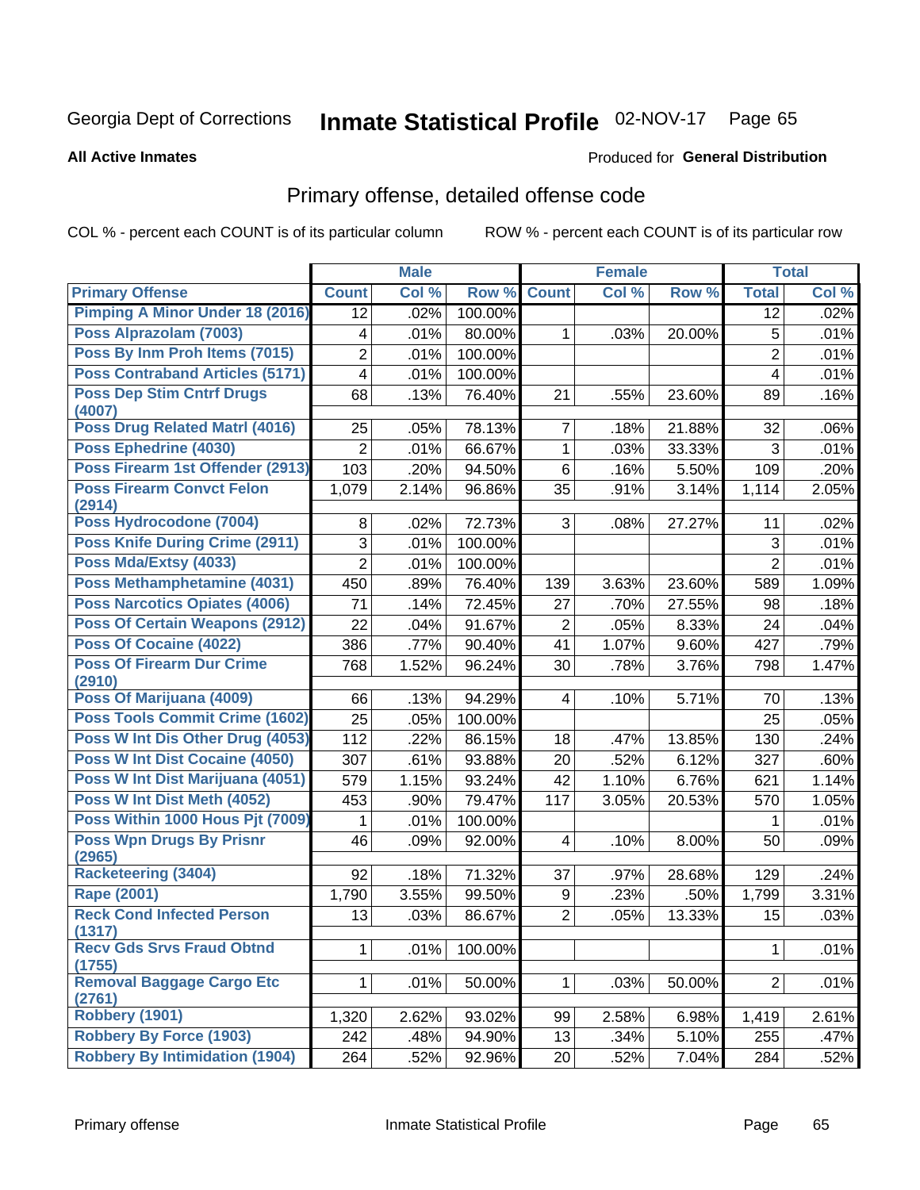Georgia Dept of Corrections **Inmate Statistical Profile** 02-NOV-17

**All Active Inmates**

Produced for **General Distribution**

## Primary offense, detailed offense code

COL % - percent each COUNT is of its particular column

ROW % - percent each COUNT is of its particular row

| | Male | | | Female | | | Total | |
|---|---|---|---|---|---|---|---|---|
| **Primary Offense** | **Count** | **Col %** | **Row %** | **Count** | **Col %** | **Row %** | **Total** | **Col %** |
| Pimping A Minor Under 18 (2016) | 12 | .02% | 100.00% | | | | 12 | .02% |
| Poss Alprazolam (7003) | 4 | .01% | 80.00% | 1 | .03% | 20.00% | 5 | .01% |
| Poss By Inm Proh Items (7015) | 2 | .01% | 100.00% | | | | 2 | .01% |
| Poss Contraband Articles (5171) | 4 | .01% | 100.00% | | | | 4 | .01% |
| Poss Dep Stim Cntrf Drugs (4007) | 68 | .13% | 76.40% | 21 | .55% | 23.60% | 89 | .16% |
| Poss Drug Related Matrl (4016) | 25 | .05% | 78.13% | 7 | .18% | 21.88% | 32 | .06% |
| Poss Ephedrine (4030) | 2 | .01% | 66.67% | 1 | .03% | 33.33% | 3 | .01% |
| Poss Firearm 1st Offender (2913) | 103 | .20% | 94.50% | 6 | .16% | 5.50% | 109 | .20% |
| Poss Firearm Convct Felon (2914) | 1,079 | 2.14% | 96.86% | 35 | .91% | 3.14% | 1,114 | 2.05% |
| Poss Hydrocodone (7004) | 8 | .02% | 72.73% | 3 | .08% | 27.27% | 11 | .02% |
| Poss Knife During Crime (2911) | 3 | .01% | 100.00% | | | | 3 | .01% |
| Poss Mda/Extsy (4033) | 2 | .01% | 100.00% | | | | 2 | .01% |
| Poss Methamphetamine (4031) | 450 | .89% | 76.40% | 139 | 3.63% | 23.60% | 589 | 1.09% |
| Poss Narcotics Opiates (4006) | 71 | .14% | 72.45% | 27 | .70% | 27.55% | 98 | .18% |
| Poss Of Certain Weapons (2912) | 22 | .04% | 91.67% | 2 | .05% | 8.33% | 24 | .04% |
| Poss Of Cocaine (4022) | 386 | .77% | 90.40% | 41 | 1.07% | 9.60% | 427 | .79% |
| Poss Of Firearm Dur Crime (2910) | 768 | 1.52% | 96.24% | 30 | .78% | 3.76% | 798 | 1.47% |
| Poss Of Marijuana (4009) | 66 | .13% | 94.29% | 4 | .10% | 5.71% | 70 | .13% |
| Poss Tools Commit Crime (1602) | 25 | .05% | 100.00% | | | | 25 | .05% |
| Poss W Int Dis Other Drug (4053) | 112 | .22% | 86.15% | 18 | .47% | 13.85% | 130 | .24% |
| Poss W Int Dist Cocaine (4050) | 307 | .61% | 93.88% | 20 | .52% | 6.12% | 327 | .60% |
| Poss W Int Dist Marijuana (4051) | 579 | 1.15% | 93.24% | 42 | 1.10% | 6.76% | 621 | 1.14% |
| Poss W Int Dist Meth (4052) | 453 | .90% | 79.47% | 117 | 3.05% | 20.53% | 570 | 1.05% |
| Poss Within 1000 Hous Pjt (7009) | 1 | .01% | 100.00% | | | | 1 | .01% |
| Poss Wpn Drugs By Prisnr (2965) | 46 | .09% | 92.00% | 4 | .10% | 8.00% | 50 | .09% |
| Racketeering (3404) | 92 | .18% | 71.32% | 37 | .97% | 28.68% | 129 | .24% |
| Rape (2001) | 1,790 | 3.55% | 99.50% | 9 | .23% | .50% | 1,799 | 3.31% |
| Reck Cond Infected Person (1317) | 13 | .03% | 86.67% | 2 | .05% | 13.33% | 15 | .03% |
| Recv Gds Srvs Fraud Obtnd (1755) | 1 | .01% | 100.00% | | | | 1 | .01% |
| Removal Baggage Cargo Etc (2761) | 1 | .01% | 50.00% | 1 | .03% | 50.00% | 2 | .01% |
| Robbery (1901) | 1,320 | 2.62% | 93.02% | 99 | 2.58% | 6.98% | 1,419 | 2.61% |
| Robbery By Force (1903) | 242 | .48% | 94.90% | 13 | .34% | 5.10% | 255 | .47% |
| Robbery By Intimidation (1904) | 264 | .52% | 92.96% | 20 | .52% | 7.04% | 284 | .52% |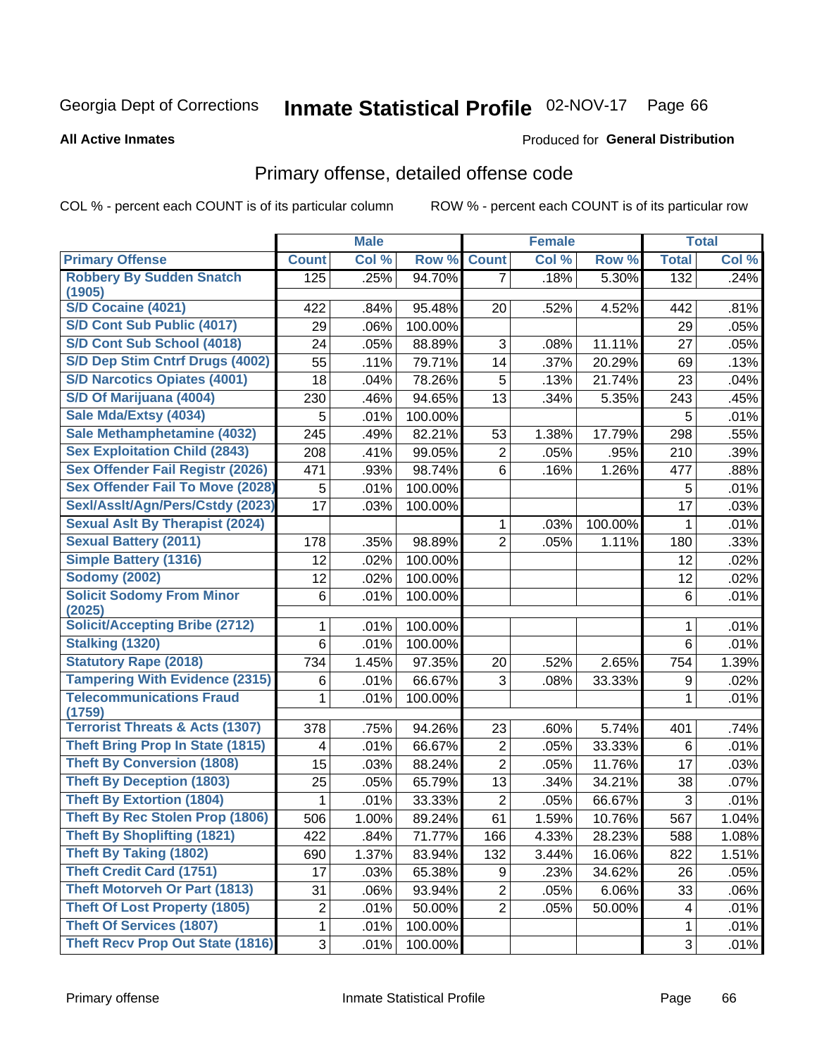Georgia Dept of Corrections **Inmate Statistical Profile** 02-NOV-17

**All Active Inmates**

Produced for **General Distribution**

## Primary offense, detailed offense code

COL % - percent each COUNT is of its particular column ROW % - percent each COUNT is of its particular row

| | Male | | | Female | | | Total | |
|---|---|---|---|---|---|---|---|---|
| **Primary Offense** | **Count** | **Col %** | **Row %** | **Count** | **Col %** | **Row %** | **Total** | **Col %** |
| Robbery By Sudden Snatch (1905) | 125 | .25% | 94.70% | 7 | .18% | 5.30% | 132 | .24% |
| S/D Cocaine (4021) | 422 | .84% | 95.48% | 20 | .52% | 4.52% | 442 | .81% |
| S/D Cont Sub Public (4017) | 29 | .06% | 100.00% | | | | 29 | .05% |
| S/D Cont Sub School (4018) | 24 | .05% | 88.89% | 3 | .08% | 11.11% | 27 | .05% |
| S/D Dep Stim Cntrf Drugs (4002) | 55 | .11% | 79.71% | 14 | .37% | 20.29% | 69 | .13% |
| S/D Narcotics Opiates (4001) | 18 | .04% | 78.26% | 5 | .13% | 21.74% | 23 | .04% |
| S/D Of Marijuana (4004) | 230 | .46% | 94.65% | 13 | .34% | 5.35% | 243 | .45% |
| Sale Mda/Extsy (4034) | 5 | .01% | 100.00% | | | | 5 | .01% |
| Sale Methamphetamine (4032) | 245 | .49% | 82.21% | 53 | 1.38% | 17.79% | 298 | .55% |
| Sex Exploitation Child (2843) | 208 | .41% | 99.05% | 2 | .05% | .95% | 210 | .39% |
| Sex Offender Fail Registr (2026) | 471 | .93% | 98.74% | 6 | .16% | 1.26% | 477 | .88% |
| Sex Offender Fail To Move (2028) | 5 | .01% | 100.00% | | | | 5 | .01% |
| Sexl/Asslt/Agn/Pers/Cstdy (2023) | 17 | .03% | 100.00% | | | | 17 | .03% |
| Sexual Aslt By Therapist (2024) | | | | 1 | .03% | 100.00% | 1 | .01% |
| Sexual Battery (2011) | 178 | .35% | 98.89% | 2 | .05% | 1.11% | 180 | .33% |
| Simple Battery (1316) | 12 | .02% | 100.00% | | | | 12 | .02% |
| Sodomy (2002) | 12 | .02% | 100.00% | | | | 12 | .02% |
| Solicit Sodomy From Minor (2025) | 6 | .01% | 100.00% | | | | 6 | .01% |
| Solicit/Accepting Bribe (2712) | 1 | .01% | 100.00% | | | | 1 | .01% |
| Stalking (1320) | 6 | .01% | 100.00% | | | | 6 | .01% |
| Statutory Rape (2018) | 734 | 1.45% | 97.35% | 20 | .52% | 2.65% | 754 | 1.39% |
| Tampering With Evidence (2315) | 6 | .01% | 66.67% | 3 | .08% | 33.33% | 9 | .02% |
| Telecommunications Fraud (1759) | 1 | .01% | 100.00% | | | | 1 | .01% |
| Terrorist Threats & Acts (1307) | 378 | .75% | 94.26% | 23 | .60% | 5.74% | 401 | .74% |
| Theft Bring Prop In State (1815) | 4 | .01% | 66.67% | 2 | .05% | 33.33% | 6 | .01% |
| Theft By Conversion (1808) | 15 | .03% | 88.24% | 2 | .05% | 11.76% | 17 | .03% |
| Theft By Deception (1803) | 25 | .05% | 65.79% | 13 | .34% | 34.21% | 38 | .07% |
| Theft By Extortion (1804) | 1 | .01% | 33.33% | 2 | .05% | 66.67% | 3 | .01% |
| Theft By Rec Stolen Prop (1806) | 506 | 1.00% | 89.24% | 61 | 1.59% | 10.76% | 567 | 1.04% |
| Theft By Shoplifting (1821) | 422 | .84% | 71.77% | 166 | 4.33% | 28.23% | 588 | 1.08% |
| Theft By Taking (1802) | 690 | 1.37% | 83.94% | 132 | 3.44% | 16.06% | 822 | 1.51% |
| Theft Credit Card (1751) | 17 | .03% | 65.38% | 9 | .23% | 34.62% | 26 | .05% |
| Theft Motorveh Or Part (1813) | 31 | .06% | 93.94% | 2 | .05% | 6.06% | 33 | .06% |
| Theft Of Lost Property (1805) | 2 | .01% | 50.00% | 2 | .05% | 50.00% | 4 | .01% |
| Theft Of Services (1807) | 1 | .01% | 100.00% | | | | 1 | .01% |
| Theft Recv Prop Out State (1816) | 3 | .01% | 100.00% | | | | 3 | .01% |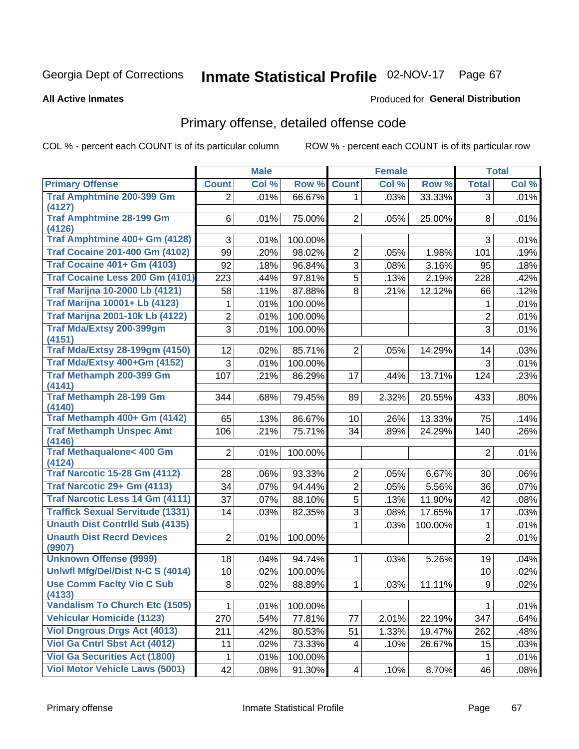Georgia Dept of Corrections **Inmate Statistical Profile** 02-NOV-17

**All Active Inmates**

Produced for **General Distribution**

## Primary offense, detailed offense code

COL % - percent each COUNT is of its particular column ROW % - percent each COUNT is of its particular row

| | Male | | | Female | | | Total | |
|---|---|---|---|---|---|---|---|---|
| Primary Offense | Count | Col % | Row % | Count | Col % | Row % | Total | Col % |
| Traf Amphtmine 200-399 Gm (4127) | 2 | .01% | 66.67% | 1 | .03% | 33.33% | 3 | .01% |
| Traf Amphtmine 28-199 Gm (4126) | 6 | .01% | 75.00% | 2 | .05% | 25.00% | 8 | .01% |
| Traf Amphtmine 400+ Gm (4128) | 3 | .01% | 100.00% | | | | 3 | .01% |
| Traf Cocaine 201-400 Gm (4102) | 99 | .20% | 98.02% | 2 | .05% | 1.98% | 101 | .19% |
| Traf Cocaine 401+ Gm (4103) | 92 | .18% | 96.84% | 3 | .08% | 3.16% | 95 | .18% |
| Traf Cocaine Less 200 Gm (4101) | 223 | .44% | 97.81% | 5 | .13% | 2.19% | 228 | .42% |
| Traf Marijna 10-2000 Lb (4121) | 58 | .11% | 87.88% | 8 | .21% | 12.12% | 66 | .12% |
| Traf Marijna 10001+ Lb (4123) | 1 | .01% | 100.00% | | | | 1 | .01% |
| Traf Marijna 2001-10k Lb (4122) | 2 | .01% | 100.00% | | | | 2 | .01% |
| Traf Mda/Extsy 200-399gm (4151) | 3 | .01% | 100.00% | | | | 3 | .01% |
| Traf Mda/Extsy 28-199gm (4150) | 12 | .02% | 85.71% | 2 | .05% | 14.29% | 14 | .03% |
| Traf Mda/Extsy 400+Gm (4152) | 3 | .01% | 100.00% | | | | 3 | .01% |
| Traf Methamph 200-399 Gm (4141) | 107 | .21% | 86.29% | 17 | .44% | 13.71% | 124 | .23% |
| Traf Methamph 28-199 Gm (4140) | 344 | .68% | 79.45% | 89 | 2.32% | 20.55% | 433 | .80% |
| Traf Methamph 400+ Gm (4142) | 65 | .13% | 86.67% | 10 | .26% | 13.33% | 75 | .14% |
| Traf Methamph Unspec Amt (4146) | 106 | .21% | 75.71% | 34 | .89% | 24.29% | 140 | .26% |
| Traf Methaqualone< 400 Gm (4124) | 2 | .01% | 100.00% | | | | 2 | .01% |
| Traf Narcotic 15-28 Gm (4112) | 28 | .06% | 93.33% | 2 | .05% | 6.67% | 30 | .06% |
| Traf Narcotic 29+ Gm (4113) | 34 | .07% | 94.44% | 2 | .05% | 5.56% | 36 | .07% |
| Traf Narcotic Less 14 Gm (4111) | 37 | .07% | 88.10% | 5 | .13% | 11.90% | 42 | .08% |
| Traffick Sexual Servitude (1331) | 14 | .03% | 82.35% | 3 | .08% | 17.65% | 17 | .03% |
| Unauth Dist Contrlld Sub (4135) | | | | 1 | .03% | 100.00% | 1 | .01% |
| Unauth Dist Recrd Devices (9907) | 2 | .01% | 100.00% | | | | 2 | .01% |
| Unknown Offense (9999) | 18 | .04% | 94.74% | 1 | .03% | 5.26% | 19 | .04% |
| Unlwfl Mfg/Del/Dist N-C S (4014) | 10 | .02% | 100.00% | | | | 10 | .02% |
| Use Comm Faclty Vio C Sub (4133) | 8 | .02% | 88.89% | 1 | .03% | 11.11% | 9 | .02% |
| Vandalism To Church Etc (1505) | 1 | .01% | 100.00% | | | | 1 | .01% |
| Vehicular Homicide (1123) | 270 | .54% | 77.81% | 77 | 2.01% | 22.19% | 347 | .64% |
| Viol Dngrous Drgs Act (4013) | 211 | .42% | 80.53% | 51 | 1.33% | 19.47% | 262 | .48% |
| Viol Ga Cntrl Sbst Act (4012) | 11 | .02% | 73.33% | 4 | .10% | 26.67% | 15 | .03% |
| Viol Ga Securities Act (1800) | 1 | .01% | 100.00% | | | | 1 | .01% |
| Viol Motor Vehicle Laws (5001) | 42 | .08% | 91.30% | 4 | .10% | 8.70% | 46 | .08% |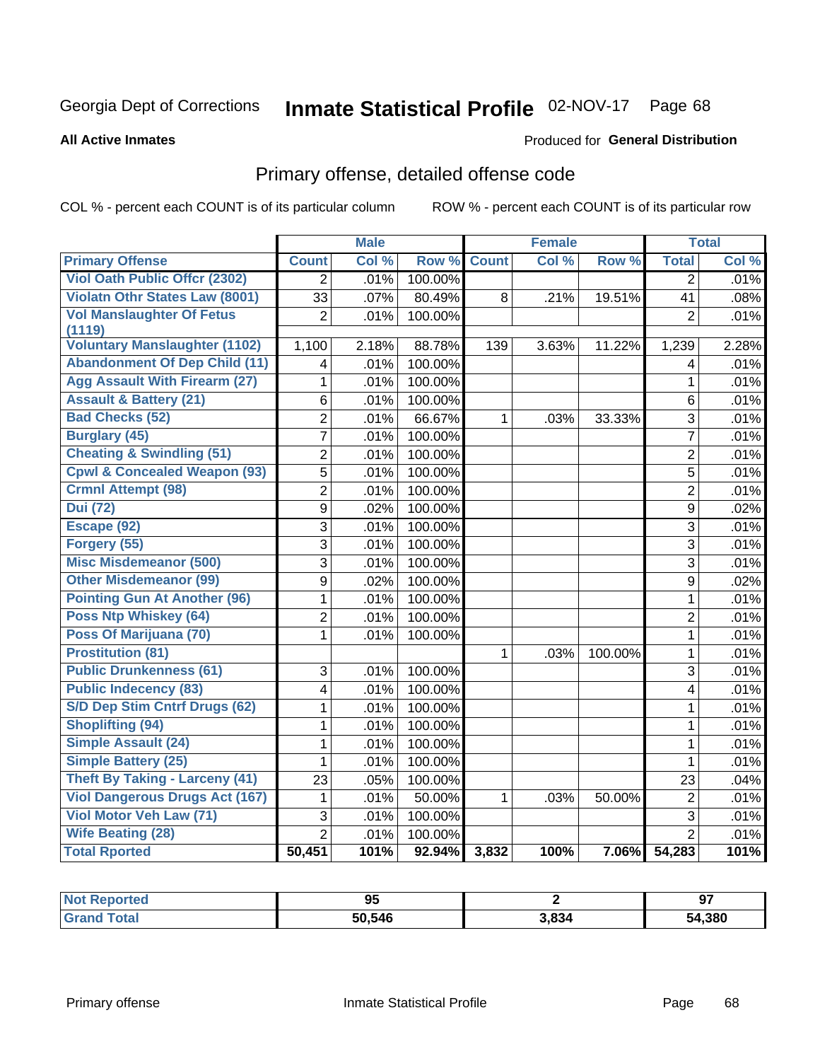Georgia Dept of Corrections **Inmate Statistical Profile** 02-NOV-17 Page 68

**All Active Inmates**

Produced for **General Distribution**

## Primary offense, detailed offense code

COL % - percent each COUNT is of its particular column ROW % - percent each COUNT is of its particular row

| | Male | | | Female | | | Total | |
|---|---|---|---|---|---|---|---|---|
| **Primary Offense** | **Count** | **Col %** | **Row %** | **Count** | **Col %** | **Row %** | **Total** | **Col %** |
| **Viol Oath Public Offcr (2302)** | 2 | .01% | 100.00% | | | | 2 | .01% |
| **Violatn Othr States Law (8001)** | 33 | .07% | 80.49% | 8 | .21% | 19.51% | 41 | .08% |
| **Vol Manslaughter Of Fetus (1119)** | 2 | .01% | 100.00% | | | | 2 | .01% |
| **Voluntary Manslaughter (1102)** | 1,100 | 2.18% | 88.78% | 139 | 3.63% | 11.22% | 1,239 | 2.28% |
| **Abandonment Of Dep Child (11)** | 4 | .01% | 100.00% | | | | 4 | .01% |
| **Agg Assault With Firearm (27)** | 1 | .01% | 100.00% | | | | 1 | .01% |
| **Assault & Battery (21)** | 6 | .01% | 100.00% | | | | 6 | .01% |
| **Bad Checks (52)** | 2 | .01% | 66.67% | 1 | .03% | 33.33% | 3 | .01% |
| **Burglary (45)** | 7 | .01% | 100.00% | | | | 7 | .01% |
| **Cheating & Swindling (51)** | 2 | .01% | 100.00% | | | | 2 | .01% |
| **Cpwl & Concealed Weapon (93)** | 5 | .01% | 100.00% | | | | 5 | .01% |
| **Crmnl Attempt (98)** | 2 | .01% | 100.00% | | | | 2 | .01% |
| **Dui (72)** | 9 | .02% | 100.00% | | | | 9 | .02% |
| **Escape (92)** | 3 | .01% | 100.00% | | | | 3 | .01% |
| **Forgery (55)** | 3 | .01% | 100.00% | | | | 3 | .01% |
| **Misc Misdemeanor (500)** | 3 | .01% | 100.00% | | | | 3 | .01% |
| **Other Misdemeanor (99)** | 9 | .02% | 100.00% | | | | 9 | .02% |
| **Pointing Gun At Another (96)** | 1 | .01% | 100.00% | | | | 1 | .01% |
| **Poss Ntp Whiskey (64)** | 2 | .01% | 100.00% | | | | 2 | .01% |
| **Poss Of Marijuana (70)** | 1 | .01% | 100.00% | | | | 1 | .01% |
| **Prostitution (81)** | | | | 1 | .03% | 100.00% | 1 | .01% |
| **Public Drunkenness (61)** | 3 | .01% | 100.00% | | | | 3 | .01% |
| **Public Indecency (83)** | 4 | .01% | 100.00% | | | | 4 | .01% |
| **S/D Dep Stim Cntrf Drugs (62)** | 1 | .01% | 100.00% | | | | 1 | .01% |
| **Shoplifting (94)** | 1 | .01% | 100.00% | | | | 1 | .01% |
| **Simple Assault (24)** | 1 | .01% | 100.00% | | | | 1 | .01% |
| **Simple Battery (25)** | 1 | .01% | 100.00% | | | | 1 | .01% |
| **Theft By Taking - Larceny (41)** | 23 | .05% | 100.00% | | | | 23 | .04% |
| **Viol Dangerous Drugs Act (167)** | 1 | .01% | 50.00% | 1 | .03% | 50.00% | 2 | .01% |
| **Viol Motor Veh Law (71)** | 3 | .01% | 100.00% | | | | 3 | .01% |
| **Wife Beating (28)** | 2 | .01% | 100.00% | | | | 2 | .01% |
| **Total Rported** | **50,451** | **101%** | **92.94%** | **3,832** | **100%** | **7.06%** | **54,283** | **101%** |

| | Male | Female | Total |
|---|---|---|---|
| **Not Reported** | **95** | **2** | **97** |
| **Grand Total** | **50,546** | **3,834** | **54,380** |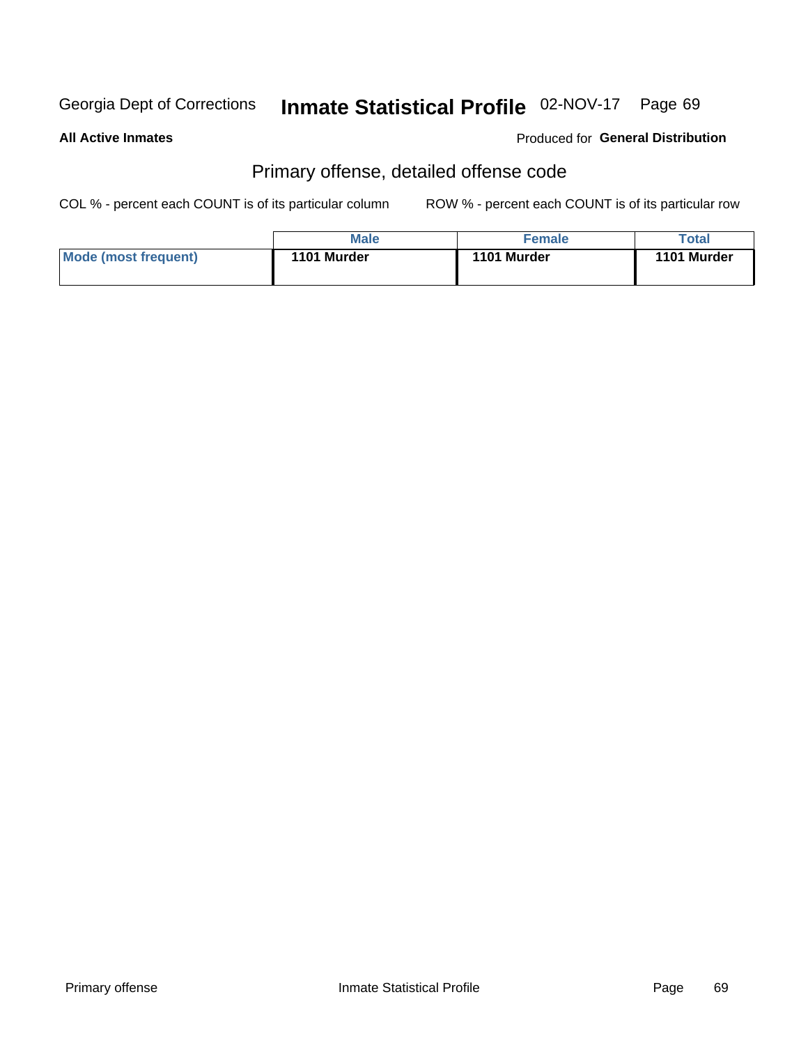## Primary offense, detailed offense code

COL % - percent each COUNT is of its particular column ROW % - percent each COUNT is of its particular row

| | Male | Female | Total |
|---|---|---|---|
| Mode (most frequent) | 1101 Murder | 1101 Murder | 1101 Murder |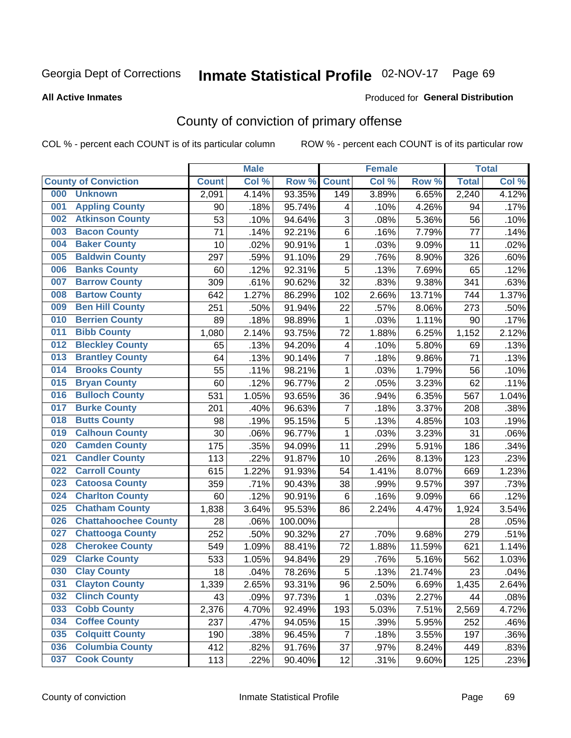Georgia Dept of Corrections **Inmate Statistical Profile** 02-NOV-17 Page 69

**All Active Inmates**

Produced for **General Distribution**

# County of conviction of primary offense

COL % - percent each COUNT is of its particular column ROW % - percent each COUNT is of its particular row

| County of Conviction | Male | | | Female | | | Total | |
|---|---|---|---|---|---|---|---|---|
| | Count | Col % | Row % | Count | Col % | Row % | Total | Col % |
| 000 Unknown | 2,091 | 4.14% | 93.35% | 149 | 3.89% | 6.65% | 2,240 | 4.12% |
| 001 Appling County | 90 | .18% | 95.74% | 4 | .10% | 4.26% | 94 | .17% |
| 002 Atkinson County | 53 | .10% | 94.64% | 3 | .08% | 5.36% | 56 | .10% |
| 003 Bacon County | 71 | .14% | 92.21% | 6 | .16% | 7.79% | 77 | .14% |
| 004 Baker County | 10 | .02% | 90.91% | 1 | .03% | 9.09% | 11 | .02% |
| 005 Baldwin County | 297 | .59% | 91.10% | 29 | .76% | 8.90% | 326 | .60% |
| 006 Banks County | 60 | .12% | 92.31% | 5 | .13% | 7.69% | 65 | .12% |
| 007 Barrow County | 309 | .61% | 90.62% | 32 | .83% | 9.38% | 341 | .63% |
| 008 Bartow County | 642 | 1.27% | 86.29% | 102 | 2.66% | 13.71% | 744 | 1.37% |
| 009 Ben Hill County | 251 | .50% | 91.94% | 22 | .57% | 8.06% | 273 | .50% |
| 010 Berrien County | 89 | .18% | 98.89% | 1 | .03% | 1.11% | 90 | .17% |
| 011 Bibb County | 1,080 | 2.14% | 93.75% | 72 | 1.88% | 6.25% | 1,152 | 2.12% |
| 012 Bleckley County | 65 | .13% | 94.20% | 4 | .10% | 5.80% | 69 | .13% |
| 013 Brantley County | 64 | .13% | 90.14% | 7 | .18% | 9.86% | 71 | .13% |
| 014 Brooks County | 55 | .11% | 98.21% | 1 | .03% | 1.79% | 56 | .10% |
| 015 Bryan County | 60 | .12% | 96.77% | 2 | .05% | 3.23% | 62 | .11% |
| 016 Bulloch County | 531 | 1.05% | 93.65% | 36 | .94% | 6.35% | 567 | 1.04% |
| 017 Burke County | 201 | .40% | 96.63% | 7 | .18% | 3.37% | 208 | .38% |
| 018 Butts County | 98 | .19% | 95.15% | 5 | .13% | 4.85% | 103 | .19% |
| 019 Calhoun County | 30 | .06% | 96.77% | 1 | .03% | 3.23% | 31 | .06% |
| 020 Camden County | 175 | .35% | 94.09% | 11 | .29% | 5.91% | 186 | .34% |
| 021 Candler County | 113 | .22% | 91.87% | 10 | .26% | 8.13% | 123 | .23% |
| 022 Carroll County | 615 | 1.22% | 91.93% | 54 | 1.41% | 8.07% | 669 | 1.23% |
| 023 Catoosa County | 359 | .71% | 90.43% | 38 | .99% | 9.57% | 397 | .73% |
| 024 Charlton County | 60 | .12% | 90.91% | 6 | .16% | 9.09% | 66 | .12% |
| 025 Chatham County | 1,838 | 3.64% | 95.53% | 86 | 2.24% | 4.47% | 1,924 | 3.54% |
| 026 Chattahoochee County | 28 | .06% | 100.00% | | | | 28 | .05% |
| 027 Chattooga County | 252 | .50% | 90.32% | 27 | .70% | 9.68% | 279 | .51% |
| 028 Cherokee County | 549 | 1.09% | 88.41% | 72 | 1.88% | 11.59% | 621 | 1.14% |
| 029 Clarke County | 533 | 1.05% | 94.84% | 29 | .76% | 5.16% | 562 | 1.03% |
| 030 Clay County | 18 | .04% | 78.26% | 5 | .13% | 21.74% | 23 | .04% |
| 031 Clayton County | 1,339 | 2.65% | 93.31% | 96 | 2.50% | 6.69% | 1,435 | 2.64% |
| 032 Clinch County | 43 | .09% | 97.73% | 1 | .03% | 2.27% | 44 | .08% |
| 033 Cobb County | 2,376 | 4.70% | 92.49% | 193 | 5.03% | 7.51% | 2,569 | 4.72% |
| 034 Coffee County | 237 | .47% | 94.05% | 15 | .39% | 5.95% | 252 | .46% |
| 035 Colquitt County | 190 | .38% | 96.45% | 7 | .18% | 3.55% | 197 | .36% |
| 036 Columbia County | 412 | .82% | 91.76% | 37 | .97% | 8.24% | 449 | .83% |
| 037 Cook County | 113 | .22% | 90.40% | 12 | .31% | 9.60% | 125 | .23% |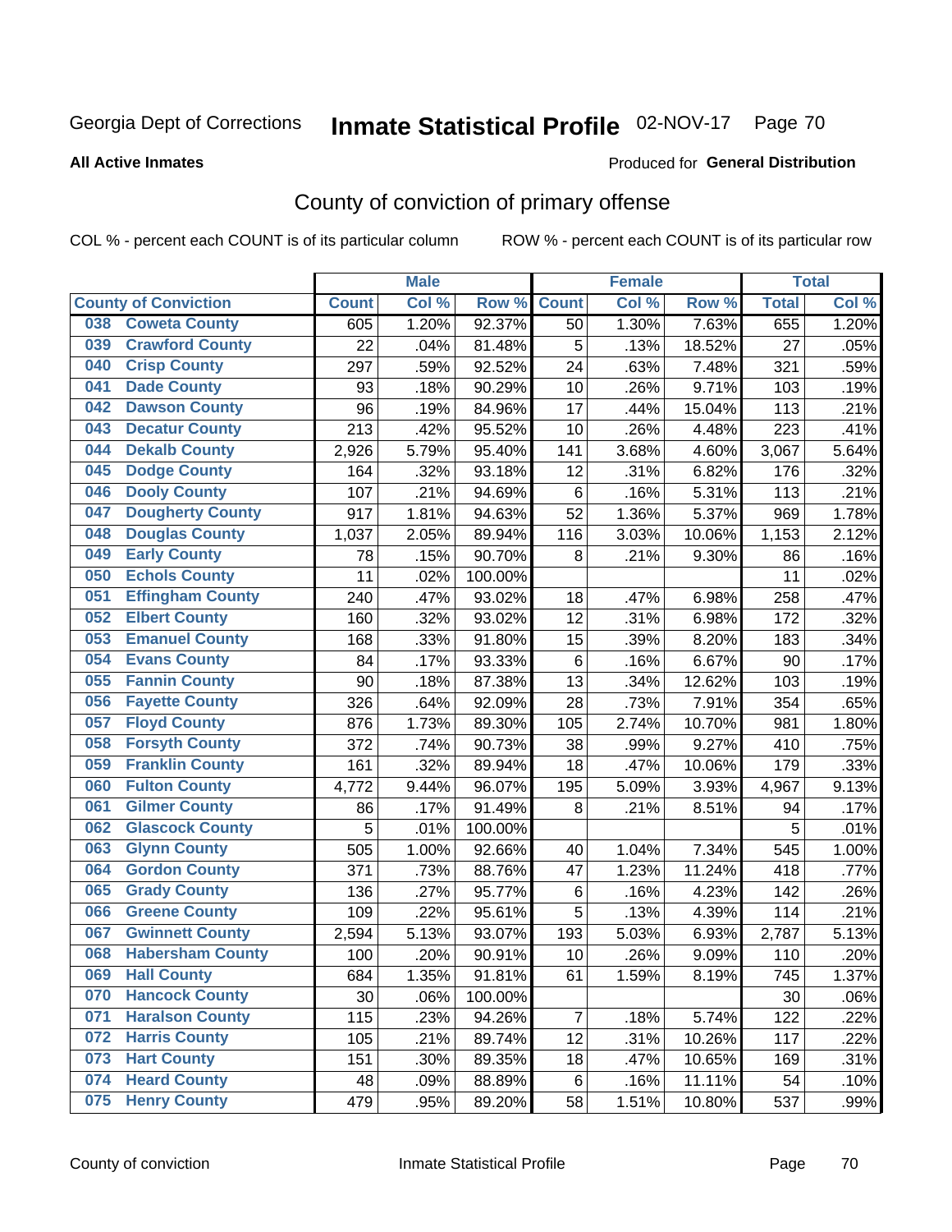Georgia Dept of Corrections **Inmate Statistical Profile** 02-NOV-17

**All Active Inmates**

Produced for **General Distribution**

## County of conviction of primary offense

COL % - percent each COUNT is of its particular column

ROW % - percent each COUNT is of its particular row

| County of Conviction | Male | | | Female | | | Total | |
|---|---|---|---|---|---|---|---|---|
| | Count | Col % | Row % | Count | Col % | Row % | Total | Col % |
| 038 Coweta County | 605 | 1.20% | 92.37% | 50 | 1.30% | 7.63% | 655 | 1.20% |
| 039 Crawford County | 22 | .04% | 81.48% | 5 | .13% | 18.52% | 27 | .05% |
| 040 Crisp County | 297 | .59% | 92.52% | 24 | .63% | 7.48% | 321 | .59% |
| 041 Dade County | 93 | .18% | 90.29% | 10 | .26% | 9.71% | 103 | .19% |
| 042 Dawson County | 96 | .19% | 84.96% | 17 | .44% | 15.04% | 113 | .21% |
| 043 Decatur County | 213 | .42% | 95.52% | 10 | .26% | 4.48% | 223 | .41% |
| 044 Dekalb County | 2,926 | 5.79% | 95.40% | 141 | 3.68% | 4.60% | 3,067 | 5.64% |
| 045 Dodge County | 164 | .32% | 93.18% | 12 | .31% | 6.82% | 176 | .32% |
| 046 Dooly County | 107 | .21% | 94.69% | 6 | .16% | 5.31% | 113 | .21% |
| 047 Dougherty County | 917 | 1.81% | 94.63% | 52 | 1.36% | 5.37% | 969 | 1.78% |
| 048 Douglas County | 1,037 | 2.05% | 89.94% | 116 | 3.03% | 10.06% | 1,153 | 2.12% |
| 049 Early County | 78 | .15% | 90.70% | 8 | .21% | 9.30% | 86 | .16% |
| 050 Echols County | 11 | .02% | 100.00% | | | | 11 | .02% |
| 051 Effingham County | 240 | .47% | 93.02% | 18 | .47% | 6.98% | 258 | .47% |
| 052 Elbert County | 160 | .32% | 93.02% | 12 | .31% | 6.98% | 172 | .32% |
| 053 Emanuel County | 168 | .33% | 91.80% | 15 | .39% | 8.20% | 183 | .34% |
| 054 Evans County | 84 | .17% | 93.33% | 6 | .16% | 6.67% | 90 | .17% |
| 055 Fannin County | 90 | .18% | 87.38% | 13 | .34% | 12.62% | 103 | .19% |
| 056 Fayette County | 326 | .64% | 92.09% | 28 | .73% | 7.91% | 354 | .65% |
| 057 Floyd County | 876 | 1.73% | 89.30% | 105 | 2.74% | 10.70% | 981 | 1.80% |
| 058 Forsyth County | 372 | .74% | 90.73% | 38 | .99% | 9.27% | 410 | .75% |
| 059 Franklin County | 161 | .32% | 89.94% | 18 | .47% | 10.06% | 179 | .33% |
| 060 Fulton County | 4,772 | 9.44% | 96.07% | 195 | 5.09% | 3.93% | 4,967 | 9.13% |
| 061 Gilmer County | 86 | .17% | 91.49% | 8 | .21% | 8.51% | 94 | .17% |
| 062 Glascock County | 5 | .01% | 100.00% | | | | 5 | .01% |
| 063 Glynn County | 505 | 1.00% | 92.66% | 40 | 1.04% | 7.34% | 545 | 1.00% |
| 064 Gordon County | 371 | .73% | 88.76% | 47 | 1.23% | 11.24% | 418 | .77% |
| 065 Grady County | 136 | .27% | 95.77% | 6 | .16% | 4.23% | 142 | .26% |
| 066 Greene County | 109 | .22% | 95.61% | 5 | .13% | 4.39% | 114 | .21% |
| 067 Gwinnett County | 2,594 | 5.13% | 93.07% | 193 | 5.03% | 6.93% | 2,787 | 5.13% |
| 068 Habersham County | 100 | .20% | 90.91% | 10 | .26% | 9.09% | 110 | .20% |
| 069 Hall County | 684 | 1.35% | 91.81% | 61 | 1.59% | 8.19% | 745 | 1.37% |
| 070 Hancock County | 30 | .06% | 100.00% | | | | 30 | .06% |
| 071 Haralson County | 115 | .23% | 94.26% | 7 | .18% | 5.74% | 122 | .22% |
| 072 Harris County | 105 | .21% | 89.74% | 12 | .31% | 10.26% | 117 | .22% |
| 073 Hart County | 151 | .30% | 89.35% | 18 | .47% | 10.65% | 169 | .31% |
| 074 Heard County | 48 | .09% | 88.89% | 6 | .16% | 11.11% | 54 | .10% |
| 075 Henry County | 479 | .95% | 89.20% | 58 | 1.51% | 10.80% | 537 | .99% |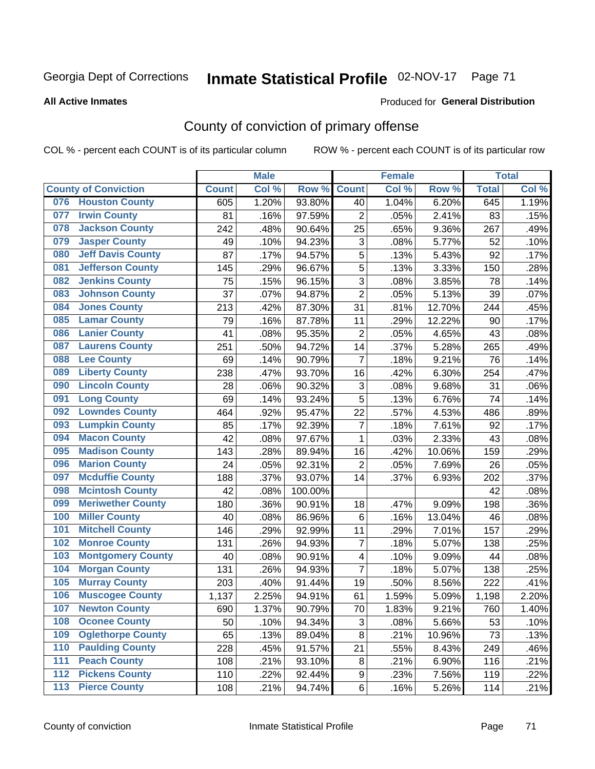Georgia Dept of Corrections **Inmate Statistical Profile** 02-NOV-17

**All Active Inmates**

Produced for **General Distribution**

## County of conviction of primary offense

COL % - percent each COUNT is of its particular column ROW % - percent each COUNT is of its particular row

| County of Conviction | Male | | | Female | | | Total | |
|---|---|---|---|---|---|---|---|---|
| | Count | Col % | Row % | Count | Col % | Row % | Total | Col % |
| 076 Houston County | 605 | 1.20% | 93.80% | 40 | 1.04% | 6.20% | 645 | 1.19% |
| 077 Irwin County | 81 | .16% | 97.59% | 2 | .05% | 2.41% | 83 | .15% |
| 078 Jackson County | 242 | .48% | 90.64% | 25 | .65% | 9.36% | 267 | .49% |
| 079 Jasper County | 49 | .10% | 94.23% | 3 | .08% | 5.77% | 52 | .10% |
| 080 Jeff Davis County | 87 | .17% | 94.57% | 5 | .13% | 5.43% | 92 | .17% |
| 081 Jefferson County | 145 | .29% | 96.67% | 5 | .13% | 3.33% | 150 | .28% |
| 082 Jenkins County | 75 | .15% | 96.15% | 3 | .08% | 3.85% | 78 | .14% |
| 083 Johnson County | 37 | .07% | 94.87% | 2 | .05% | 5.13% | 39 | .07% |
| 084 Jones County | 213 | .42% | 87.30% | 31 | .81% | 12.70% | 244 | .45% |
| 085 Lamar County | 79 | .16% | 87.78% | 11 | .29% | 12.22% | 90 | .17% |
| 086 Lanier County | 41 | .08% | 95.35% | 2 | .05% | 4.65% | 43 | .08% |
| 087 Laurens County | 251 | .50% | 94.72% | 14 | .37% | 5.28% | 265 | .49% |
| 088 Lee County | 69 | .14% | 90.79% | 7 | .18% | 9.21% | 76 | .14% |
| 089 Liberty County | 238 | .47% | 93.70% | 16 | .42% | 6.30% | 254 | .47% |
| 090 Lincoln County | 28 | .06% | 90.32% | 3 | .08% | 9.68% | 31 | .06% |
| 091 Long County | 69 | .14% | 93.24% | 5 | .13% | 6.76% | 74 | .14% |
| 092 Lowndes County | 464 | .92% | 95.47% | 22 | .57% | 4.53% | 486 | .89% |
| 093 Lumpkin County | 85 | .17% | 92.39% | 7 | .18% | 7.61% | 92 | .17% |
| 094 Macon County | 42 | .08% | 97.67% | 1 | .03% | 2.33% | 43 | .08% |
| 095 Madison County | 143 | .28% | 89.94% | 16 | .42% | 10.06% | 159 | .29% |
| 096 Marion County | 24 | .05% | 92.31% | 2 | .05% | 7.69% | 26 | .05% |
| 097 Mcduffie County | 188 | .37% | 93.07% | 14 | .37% | 6.93% | 202 | .37% |
| 098 Mcintosh County | 42 | .08% | 100.00% | | | | 42 | .08% |
| 099 Meriwether County | 180 | .36% | 90.91% | 18 | .47% | 9.09% | 198 | .36% |
| 100 Miller County | 40 | .08% | 86.96% | 6 | .16% | 13.04% | 46 | .08% |
| 101 Mitchell County | 146 | .29% | 92.99% | 11 | .29% | 7.01% | 157 | .29% |
| 102 Monroe County | 131 | .26% | 94.93% | 7 | .18% | 5.07% | 138 | .25% |
| 103 Montgomery County | 40 | .08% | 90.91% | 4 | .10% | 9.09% | 44 | .08% |
| 104 Morgan County | 131 | .26% | 94.93% | 7 | .18% | 5.07% | 138 | .25% |
| 105 Murray County | 203 | .40% | 91.44% | 19 | .50% | 8.56% | 222 | .41% |
| 106 Muscogee County | 1,137 | 2.25% | 94.91% | 61 | 1.59% | 5.09% | 1,198 | 2.20% |
| 107 Newton County | 690 | 1.37% | 90.79% | 70 | 1.83% | 9.21% | 760 | 1.40% |
| 108 Oconee County | 50 | .10% | 94.34% | 3 | .08% | 5.66% | 53 | .10% |
| 109 Oglethorpe County | 65 | .13% | 89.04% | 8 | .21% | 10.96% | 73 | .13% |
| 110 Paulding County | 228 | .45% | 91.57% | 21 | .55% | 8.43% | 249 | .46% |
| 111 Peach County | 108 | .21% | 93.10% | 8 | .21% | 6.90% | 116 | .21% |
| 112 Pickens County | 110 | .22% | 92.44% | 9 | .23% | 7.56% | 119 | .22% |
| 113 Pierce County | 108 | .21% | 94.74% | 6 | .16% | 5.26% | 114 | .21% |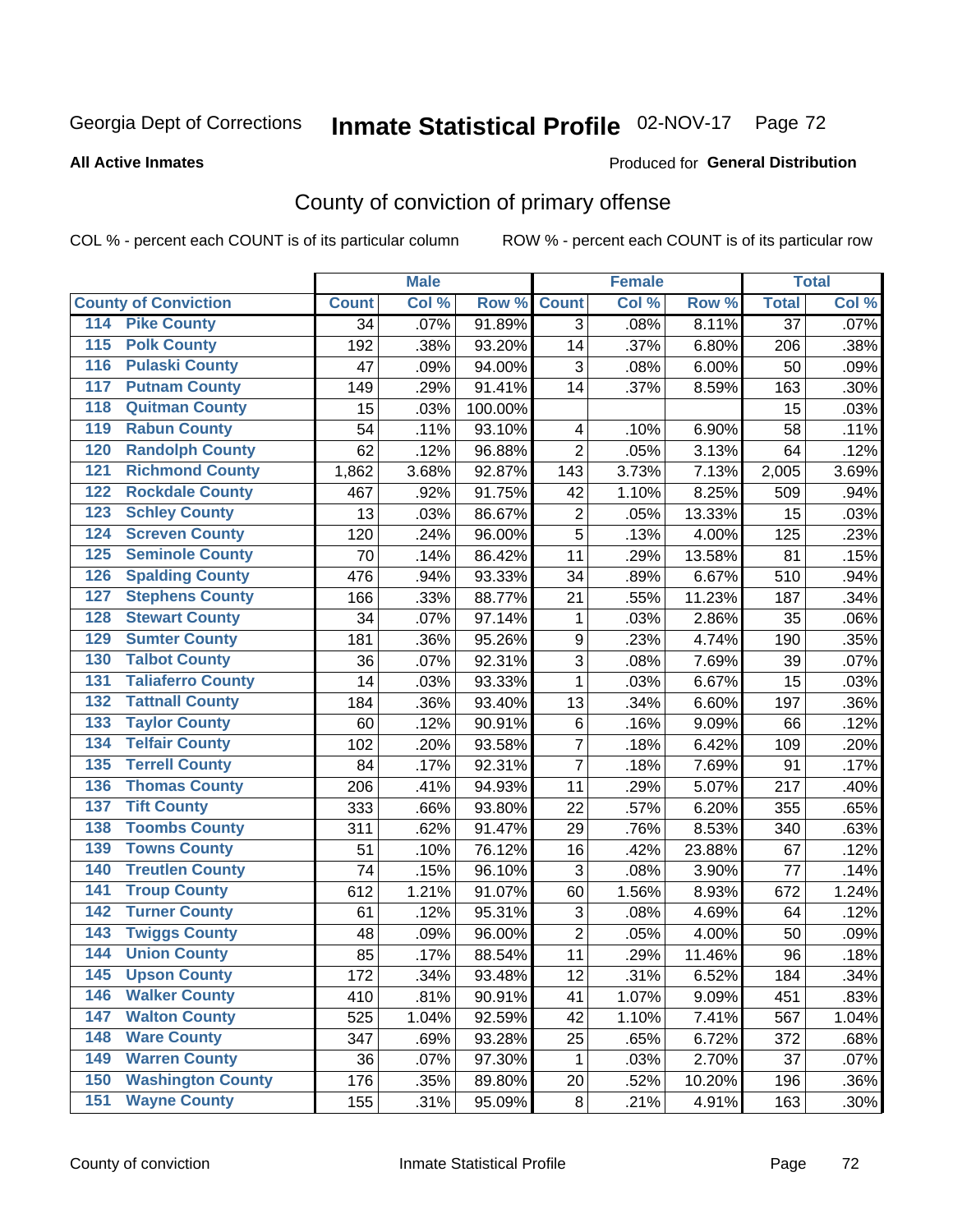Georgia Dept of Corrections **Inmate Statistical Profile** 02-NOV-17 Page 72

**All Active Inmates**

Produced for **General Distribution**

## County of conviction of primary offense

COL % - percent each COUNT is of its particular column ROW % - percent each COUNT is of its particular row

| | | Male | | | Female | | | Total | |
|---|---|---|---|---|---|---|---|---|---|
| **County of Conviction** | | **Count** | **Col %** | **Row %** | **Count** | **Col %** | **Row %** | **Total** | **Col %** |
| 114 | Pike County | 34 | .07% | 91.89% | 3 | .08% | 8.11% | 37 | .07% |
| 115 | Polk County | 192 | .38% | 93.20% | 14 | .37% | 6.80% | 206 | .38% |
| 116 | Pulaski County | 47 | .09% | 94.00% | 3 | .08% | 6.00% | 50 | .09% |
| 117 | Putnam County | 149 | .29% | 91.41% | 14 | .37% | 8.59% | 163 | .30% |
| 118 | Quitman County | 15 | .03% | 100.00% | | | | 15 | .03% |
| 119 | Rabun County | 54 | .11% | 93.10% | 4 | .10% | 6.90% | 58 | .11% |
| 120 | Randolph County | 62 | .12% | 96.88% | 2 | .05% | 3.13% | 64 | .12% |
| 121 | Richmond County | 1,862 | 3.68% | 92.87% | 143 | 3.73% | 7.13% | 2,005 | 3.69% |
| 122 | Rockdale County | 467 | .92% | 91.75% | 42 | 1.10% | 8.25% | 509 | .94% |
| 123 | Schley County | 13 | .03% | 86.67% | 2 | .05% | 13.33% | 15 | .03% |
| 124 | Screven County | 120 | .24% | 96.00% | 5 | .13% | 4.00% | 125 | .23% |
| 125 | Seminole County | 70 | .14% | 86.42% | 11 | .29% | 13.58% | 81 | .15% |
| 126 | Spalding County | 476 | .94% | 93.33% | 34 | .89% | 6.67% | 510 | .94% |
| 127 | Stephens County | 166 | .33% | 88.77% | 21 | .55% | 11.23% | 187 | .34% |
| 128 | Stewart County | 34 | .07% | 97.14% | 1 | .03% | 2.86% | 35 | .06% |
| 129 | Sumter County | 181 | .36% | 95.26% | 9 | .23% | 4.74% | 190 | .35% |
| 130 | Talbot County | 36 | .07% | 92.31% | 3 | .08% | 7.69% | 39 | .07% |
| 131 | Taliaferro County | 14 | .03% | 93.33% | 1 | .03% | 6.67% | 15 | .03% |
| 132 | Tattnall County | 184 | .36% | 93.40% | 13 | .34% | 6.60% | 197 | .36% |
| 133 | Taylor County | 60 | .12% | 90.91% | 6 | .16% | 9.09% | 66 | .12% |
| 134 | Telfair County | 102 | .20% | 93.58% | 7 | .18% | 6.42% | 109 | .20% |
| 135 | Terrell County | 84 | .17% | 92.31% | 7 | .18% | 7.69% | 91 | .17% |
| 136 | Thomas County | 206 | .41% | 94.93% | 11 | .29% | 5.07% | 217 | .40% |
| 137 | Tift County | 333 | .66% | 93.80% | 22 | .57% | 6.20% | 355 | .65% |
| 138 | Toombs County | 311 | .62% | 91.47% | 29 | .76% | 8.53% | 340 | .63% |
| 139 | Towns County | 51 | .10% | 76.12% | 16 | .42% | 23.88% | 67 | .12% |
| 140 | Treutlen County | 74 | .15% | 96.10% | 3 | .08% | 3.90% | 77 | .14% |
| 141 | Troup County | 612 | 1.21% | 91.07% | 60 | 1.56% | 8.93% | 672 | 1.24% |
| 142 | Turner County | 61 | .12% | 95.31% | 3 | .08% | 4.69% | 64 | .12% |
| 143 | Twiggs County | 48 | .09% | 96.00% | 2 | .05% | 4.00% | 50 | .09% |
| 144 | Union County | 85 | .17% | 88.54% | 11 | .29% | 11.46% | 96 | .18% |
| 145 | Upson County | 172 | .34% | 93.48% | 12 | .31% | 6.52% | 184 | .34% |
| 146 | Walker County | 410 | .81% | 90.91% | 41 | 1.07% | 9.09% | 451 | .83% |
| 147 | Walton County | 525 | 1.04% | 92.59% | 42 | 1.10% | 7.41% | 567 | 1.04% |
| 148 | Ware County | 347 | .69% | 93.28% | 25 | .65% | 6.72% | 372 | .68% |
| 149 | Warren County | 36 | .07% | 97.30% | 1 | .03% | 2.70% | 37 | .07% |
| 150 | Washington County | 176 | .35% | 89.80% | 20 | .52% | 10.20% | 196 | .36% |
| 151 | Wayne County | 155 | .31% | 95.09% | 8 | .21% | 4.91% | 163 | .30% |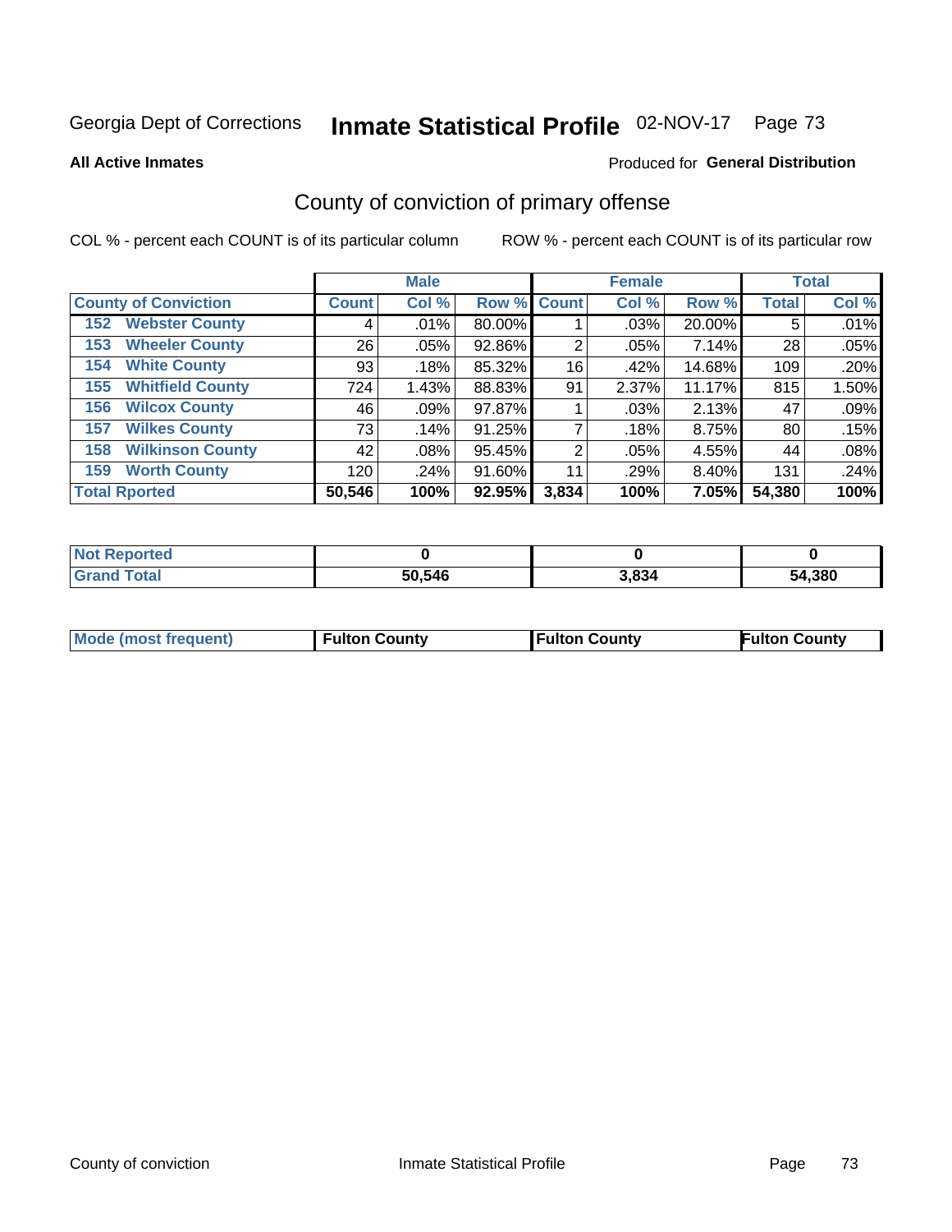Georgia Dept of Corrections **Inmate Statistical Profile** 02-NOV-17 Page 73

**All Active Inmates**

Produced for **General Distribution**

## County of conviction of primary offense

COL % - percent each COUNT is of its particular column

ROW % - percent each COUNT is of its particular row

| | Male | | | Female | | | Total | |
|---|---|---|---|---|---|---|---|---|
| **County of Conviction** | **Count** | **Col %** | **Row %** | **Count** | **Col %** | **Row %** | **Total** | **Col %** |
| 152 Webster County | 4 | .01% | 80.00% | 1 | .03% | 20.00% | 5 | .01% |
| 153 Wheeler County | 26 | .05% | 92.86% | 2 | .05% | 7.14% | 28 | .05% |
| 154 White County | 93 | .18% | 85.32% | 16 | .42% | 14.68% | 109 | .20% |
| 155 Whitfield County | 724 | 1.43% | 88.83% | 91 | 2.37% | 11.17% | 815 | 1.50% |
| 156 Wilcox County | 46 | .09% | 97.87% | 1 | .03% | 2.13% | 47 | .09% |
| 157 Wilkes County | 73 | .14% | 91.25% | 7 | .18% | 8.75% | 80 | .15% |
| 158 Wilkinson County | 42 | .08% | 95.45% | 2 | .05% | 4.55% | 44 | .08% |
| 159 Worth County | 120 | .24% | 91.60% | 11 | .29% | 8.40% | 131 | .24% |
| **Total Rported** | **50,546** | **100%** | **92.95%** | **3,834** | **100%** | **7.05%** | **54,380** | **100%** |

| | Male | Female | Total |
|---|---|---|---|
| Not Reported | **0** | **0** | **0** |
| Grand Total | **50,546** | **3,834** | **54,380** |

| | Male | Female | Total |
|---|---|---|---|
| Mode (most frequent) | **Fulton County** | **Fulton County** | **Fulton County** |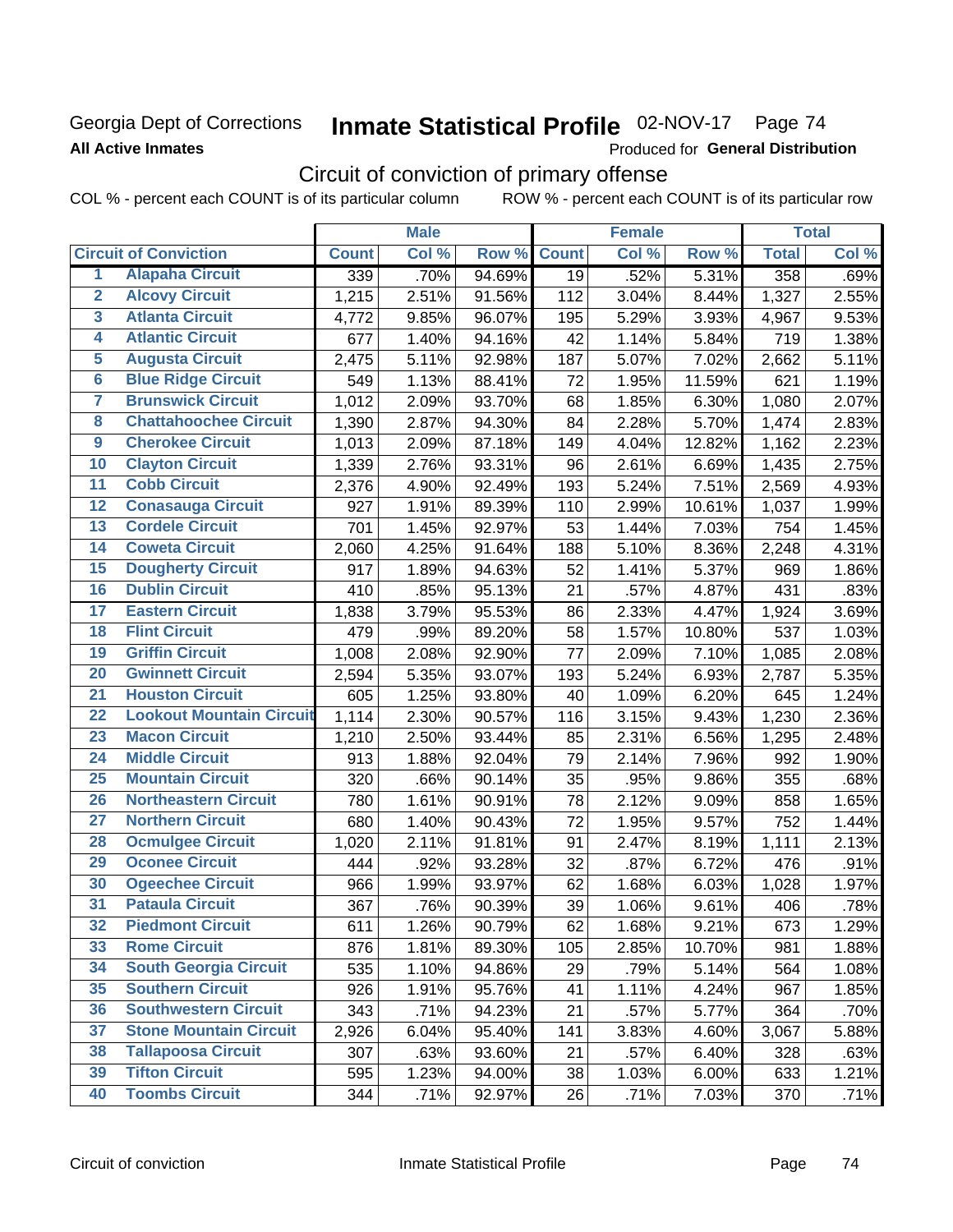Georgia Dept of Corrections
**All Active Inmates**

# Inmate Statistical Profile 02-NOV-17 Page 74

Produced for **General Distribution**

## Circuit of conviction of primary offense

COL % - percent each COUNT is of its particular column ROW % - percent each COUNT is of its particular row

| Circuit of Conviction | | Male | | | Female | | | Total | |
|---|---|---|---|---|---|---|---|---|---|
| | | Count | Col % | Row % | Count | Col % | Row % | Total | Col % |
| 1 | Alapaha Circuit | 339 | .70% | 94.69% | 19 | .52% | 5.31% | 358 | .69% |
| 2 | Alcovy Circuit | 1,215 | 2.51% | 91.56% | 112 | 3.04% | 8.44% | 1,327 | 2.55% |
| 3 | Atlanta Circuit | 4,772 | 9.85% | 96.07% | 195 | 5.29% | 3.93% | 4,967 | 9.53% |
| 4 | Atlantic Circuit | 677 | 1.40% | 94.16% | 42 | 1.14% | 5.84% | 719 | 1.38% |
| 5 | Augusta Circuit | 2,475 | 5.11% | 92.98% | 187 | 5.07% | 7.02% | 2,662 | 5.11% |
| 6 | Blue Ridge Circuit | 549 | 1.13% | 88.41% | 72 | 1.95% | 11.59% | 621 | 1.19% |
| 7 | Brunswick Circuit | 1,012 | 2.09% | 93.70% | 68 | 1.85% | 6.30% | 1,080 | 2.07% |
| 8 | Chattahoochee Circuit | 1,390 | 2.87% | 94.30% | 84 | 2.28% | 5.70% | 1,474 | 2.83% |
| 9 | Cherokee Circuit | 1,013 | 2.09% | 87.18% | 149 | 4.04% | 12.82% | 1,162 | 2.23% |
| 10 | Clayton Circuit | 1,339 | 2.76% | 93.31% | 96 | 2.61% | 6.69% | 1,435 | 2.75% |
| 11 | Cobb Circuit | 2,376 | 4.90% | 92.49% | 193 | 5.24% | 7.51% | 2,569 | 4.93% |
| 12 | Conasauga Circuit | 927 | 1.91% | 89.39% | 110 | 2.99% | 10.61% | 1,037 | 1.99% |
| 13 | Cordele Circuit | 701 | 1.45% | 92.97% | 53 | 1.44% | 7.03% | 754 | 1.45% |
| 14 | Coweta Circuit | 2,060 | 4.25% | 91.64% | 188 | 5.10% | 8.36% | 2,248 | 4.31% |
| 15 | Dougherty Circuit | 917 | 1.89% | 94.63% | 52 | 1.41% | 5.37% | 969 | 1.86% |
| 16 | Dublin Circuit | 410 | .85% | 95.13% | 21 | .57% | 4.87% | 431 | .83% |
| 17 | Eastern Circuit | 1,838 | 3.79% | 95.53% | 86 | 2.33% | 4.47% | 1,924 | 3.69% |
| 18 | Flint Circuit | 479 | .99% | 89.20% | 58 | 1.57% | 10.80% | 537 | 1.03% |
| 19 | Griffin Circuit | 1,008 | 2.08% | 92.90% | 77 | 2.09% | 7.10% | 1,085 | 2.08% |
| 20 | Gwinnett Circuit | 2,594 | 5.35% | 93.07% | 193 | 5.24% | 6.93% | 2,787 | 5.35% |
| 21 | Houston Circuit | 605 | 1.25% | 93.80% | 40 | 1.09% | 6.20% | 645 | 1.24% |
| 22 | Lookout Mountain Circuit | 1,114 | 2.30% | 90.57% | 116 | 3.15% | 9.43% | 1,230 | 2.36% |
| 23 | Macon Circuit | 1,210 | 2.50% | 93.44% | 85 | 2.31% | 6.56% | 1,295 | 2.48% |
| 24 | Middle Circuit | 913 | 1.88% | 92.04% | 79 | 2.14% | 7.96% | 992 | 1.90% |
| 25 | Mountain Circuit | 320 | .66% | 90.14% | 35 | .95% | 9.86% | 355 | .68% |
| 26 | Northeastern Circuit | 780 | 1.61% | 90.91% | 78 | 2.12% | 9.09% | 858 | 1.65% |
| 27 | Northern Circuit | 680 | 1.40% | 90.43% | 72 | 1.95% | 9.57% | 752 | 1.44% |
| 28 | Ocmulgee Circuit | 1,020 | 2.11% | 91.81% | 91 | 2.47% | 8.19% | 1,111 | 2.13% |
| 29 | Oconee Circuit | 444 | .92% | 93.28% | 32 | .87% | 6.72% | 476 | .91% |
| 30 | Ogeechee Circuit | 966 | 1.99% | 93.97% | 62 | 1.68% | 6.03% | 1,028 | 1.97% |
| 31 | Pataula Circuit | 367 | .76% | 90.39% | 39 | 1.06% | 9.61% | 406 | .78% |
| 32 | Piedmont Circuit | 611 | 1.26% | 90.79% | 62 | 1.68% | 9.21% | 673 | 1.29% |
| 33 | Rome Circuit | 876 | 1.81% | 89.30% | 105 | 2.85% | 10.70% | 981 | 1.88% |
| 34 | South Georgia Circuit | 535 | 1.10% | 94.86% | 29 | .79% | 5.14% | 564 | 1.08% |
| 35 | Southern Circuit | 926 | 1.91% | 95.76% | 41 | 1.11% | 4.24% | 967 | 1.85% |
| 36 | Southwestern Circuit | 343 | .71% | 94.23% | 21 | .57% | 5.77% | 364 | .70% |
| 37 | Stone Mountain Circuit | 2,926 | 6.04% | 95.40% | 141 | 3.83% | 4.60% | 3,067 | 5.88% |
| 38 | Tallapoosa Circuit | 307 | .63% | 93.60% | 21 | .57% | 6.40% | 328 | .63% |
| 39 | Tifton Circuit | 595 | 1.23% | 94.00% | 38 | 1.03% | 6.00% | 633 | 1.21% |
| 40 | Toombs Circuit | 344 | .71% | 92.97% | 26 | .71% | 7.03% | 370 | .71% |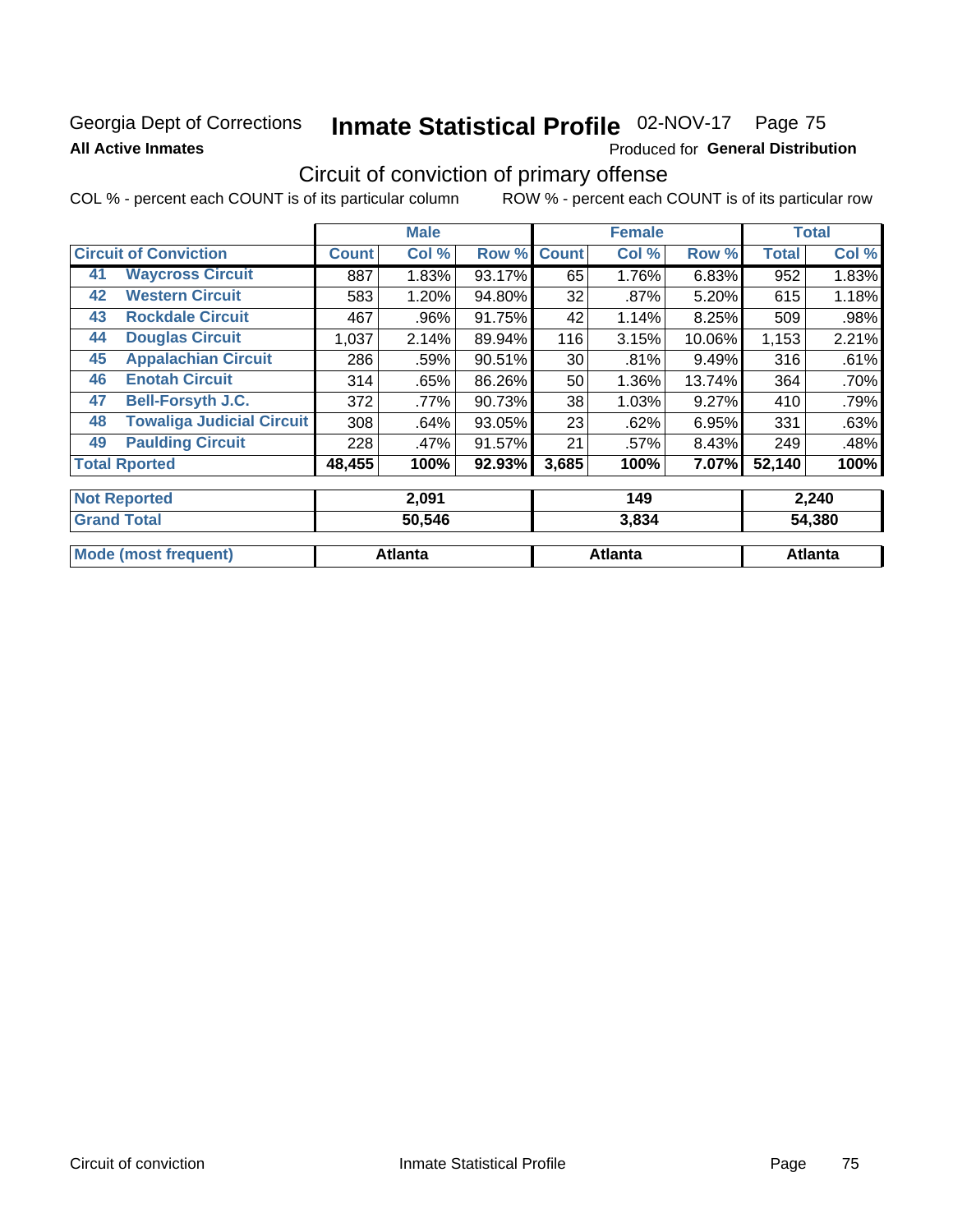Georgia Dept of Corrections **Inmate Statistical Profile** 02-NOV-17 Page 75

**All Active Inmates**

Produced for **General Distribution**

## Circuit of conviction of primary offense

COL % - percent each COUNT is of its particular column ROW % - percent each COUNT is of its particular row

| | | Male | | | Female | | | Total | |
|---|---|---|---|---|---|---|---|---|---|
| **Circuit of Conviction** | | **Count** | **Col %** | **Row %** | **Count** | **Col %** | **Row %** | **Total** | **Col %** |
| 41 | **Waycross Circuit** | 887 | 1.83% | 93.17% | 65 | 1.76% | 6.83% | 952 | 1.83% |
| 42 | **Western Circuit** | 583 | 1.20% | 94.80% | 32 | .87% | 5.20% | 615 | 1.18% |
| 43 | **Rockdale Circuit** | 467 | .96% | 91.75% | 42 | 1.14% | 8.25% | 509 | .98% |
| 44 | **Douglas Circuit** | 1,037 | 2.14% | 89.94% | 116 | 3.15% | 10.06% | 1,153 | 2.21% |
| 45 | **Appalachian Circuit** | 286 | .59% | 90.51% | 30 | .81% | 9.49% | 316 | .61% |
| 46 | **Enotah Circuit** | 314 | .65% | 86.26% | 50 | 1.36% | 13.74% | 364 | .70% |
| 47 | **Bell-Forsyth J.C.** | 372 | .77% | 90.73% | 38 | 1.03% | 9.27% | 410 | .79% |
| 48 | **Towaliga Judicial Circuit** | 308 | .64% | 93.05% | 23 | .62% | 6.95% | 331 | .63% |
| 49 | **Paulding Circuit** | 228 | .47% | 91.57% | 21 | .57% | 8.43% | 249 | .48% |
| **Total Rported** | | **48,455** | **100%** | **92.93%** | **3,685** | **100%** | **7.07%** | **52,140** | **100%** |
| **Not Reported** | | **2,091** | | | **149** | | | **2,240** | |
| **Grand Total** | | **50,546** | | | **3,834** | | | **54,380** | |
| **Mode (most frequent)** | | **Atlanta** | | | **Atlanta** | | | **Atlanta** | |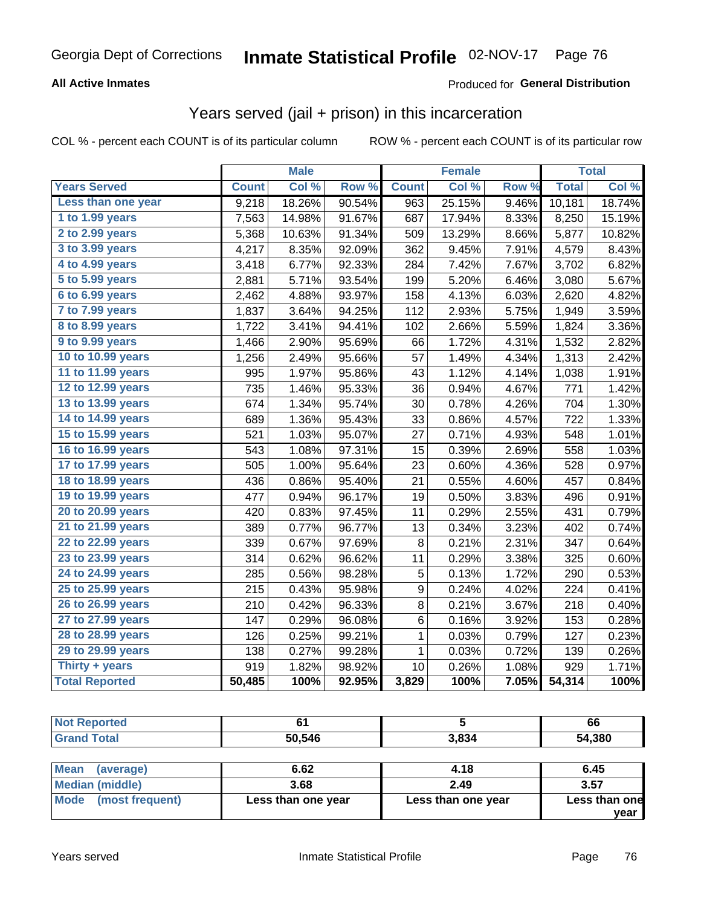Georgia Dept of Corrections **Inmate Statistical Profile** 02-NOV-17

**All Active Inmates**

Produced for **General Distribution**

## Years served (jail + prison) in this incarceration

COL % - percent each COUNT is of its particular column

ROW % - percent each COUNT is of its particular row

| | Male | | | Female | | | Total | |
|---|---|---|---|---|---|---|---|---|
| **Years Served** | **Count** | **Col %** | **Row %** | **Count** | **Col %** | **Row %** | **Total** | **Col %** |
| Less than one year | 9,218 | 18.26% | 90.54% | 963 | 25.15% | 9.46% | 10,181 | 18.74% |
| 1 to 1.99 years | 7,563 | 14.98% | 91.67% | 687 | 17.94% | 8.33% | 8,250 | 15.19% |
| 2 to 2.99 years | 5,368 | 10.63% | 91.34% | 509 | 13.29% | 8.66% | 5,877 | 10.82% |
| 3 to 3.99 years | 4,217 | 8.35% | 92.09% | 362 | 9.45% | 7.91% | 4,579 | 8.43% |
| 4 to 4.99 years | 3,418 | 6.77% | 92.33% | 284 | 7.42% | 7.67% | 3,702 | 6.82% |
| 5 to 5.99 years | 2,881 | 5.71% | 93.54% | 199 | 5.20% | 6.46% | 3,080 | 5.67% |
| 6 to 6.99 years | 2,462 | 4.88% | 93.97% | 158 | 4.13% | 6.03% | 2,620 | 4.82% |
| 7 to 7.99 years | 1,837 | 3.64% | 94.25% | 112 | 2.93% | 5.75% | 1,949 | 3.59% |
| 8 to 8.99 years | 1,722 | 3.41% | 94.41% | 102 | 2.66% | 5.59% | 1,824 | 3.36% |
| 9 to 9.99 years | 1,466 | 2.90% | 95.69% | 66 | 1.72% | 4.31% | 1,532 | 2.82% |
| 10 to 10.99 years | 1,256 | 2.49% | 95.66% | 57 | 1.49% | 4.34% | 1,313 | 2.42% |
| 11 to 11.99 years | 995 | 1.97% | 95.86% | 43 | 1.12% | 4.14% | 1,038 | 1.91% |
| 12 to 12.99 years | 735 | 1.46% | 95.33% | 36 | 0.94% | 4.67% | 771 | 1.42% |
| 13 to 13.99 years | 674 | 1.34% | 95.74% | 30 | 0.78% | 4.26% | 704 | 1.30% |
| 14 to 14.99 years | 689 | 1.36% | 95.43% | 33 | 0.86% | 4.57% | 722 | 1.33% |
| 15 to 15.99 years | 521 | 1.03% | 95.07% | 27 | 0.71% | 4.93% | 548 | 1.01% |
| 16 to 16.99 years | 543 | 1.08% | 97.31% | 15 | 0.39% | 2.69% | 558 | 1.03% |
| 17 to 17.99 years | 505 | 1.00% | 95.64% | 23 | 0.60% | 4.36% | 528 | 0.97% |
| 18 to 18.99 years | 436 | 0.86% | 95.40% | 21 | 0.55% | 4.60% | 457 | 0.84% |
| 19 to 19.99 years | 477 | 0.94% | 96.17% | 19 | 0.50% | 3.83% | 496 | 0.91% |
| 20 to 20.99 years | 420 | 0.83% | 97.45% | 11 | 0.29% | 2.55% | 431 | 0.79% |
| 21 to 21.99 years | 389 | 0.77% | 96.77% | 13 | 0.34% | 3.23% | 402 | 0.74% |
| 22 to 22.99 years | 339 | 0.67% | 97.69% | 8 | 0.21% | 2.31% | 347 | 0.64% |
| 23 to 23.99 years | 314 | 0.62% | 96.62% | 11 | 0.29% | 3.38% | 325 | 0.60% |
| 24 to 24.99 years | 285 | 0.56% | 98.28% | 5 | 0.13% | 1.72% | 290 | 0.53% |
| 25 to 25.99 years | 215 | 0.43% | 95.98% | 9 | 0.24% | 4.02% | 224 | 0.41% |
| 26 to 26.99 years | 210 | 0.42% | 96.33% | 8 | 0.21% | 3.67% | 218 | 0.40% |
| 27 to 27.99 years | 147 | 0.29% | 96.08% | 6 | 0.16% | 3.92% | 153 | 0.28% |
| 28 to 28.99 years | 126 | 0.25% | 99.21% | 1 | 0.03% | 0.79% | 127 | 0.23% |
| 29 to 29.99 years | 138 | 0.27% | 99.28% | 1 | 0.03% | 0.72% | 139 | 0.26% |
| Thirty + years | 919 | 1.82% | 98.92% | 10 | 0.26% | 1.08% | 929 | 1.71% |
| **Total Reported** | **50,485** | **100%** | **92.95%** | **3,829** | **100%** | **7.05%** | **54,314** | **100%** |

| | Male | Female | Total |
|---|---|---|---|
| Not Reported | 61 | 5 | 66 |
| Grand Total | 50,546 | 3,834 | 54,380 |

| | Male | Female | Total |
|---|---|---|---|
| Mean (average) | 6.62 | 4.18 | 6.45 |
| Median (middle) | 3.68 | 2.49 | 3.57 |
| Mode (most frequent) | Less than one year | Less than one year | Less than one year |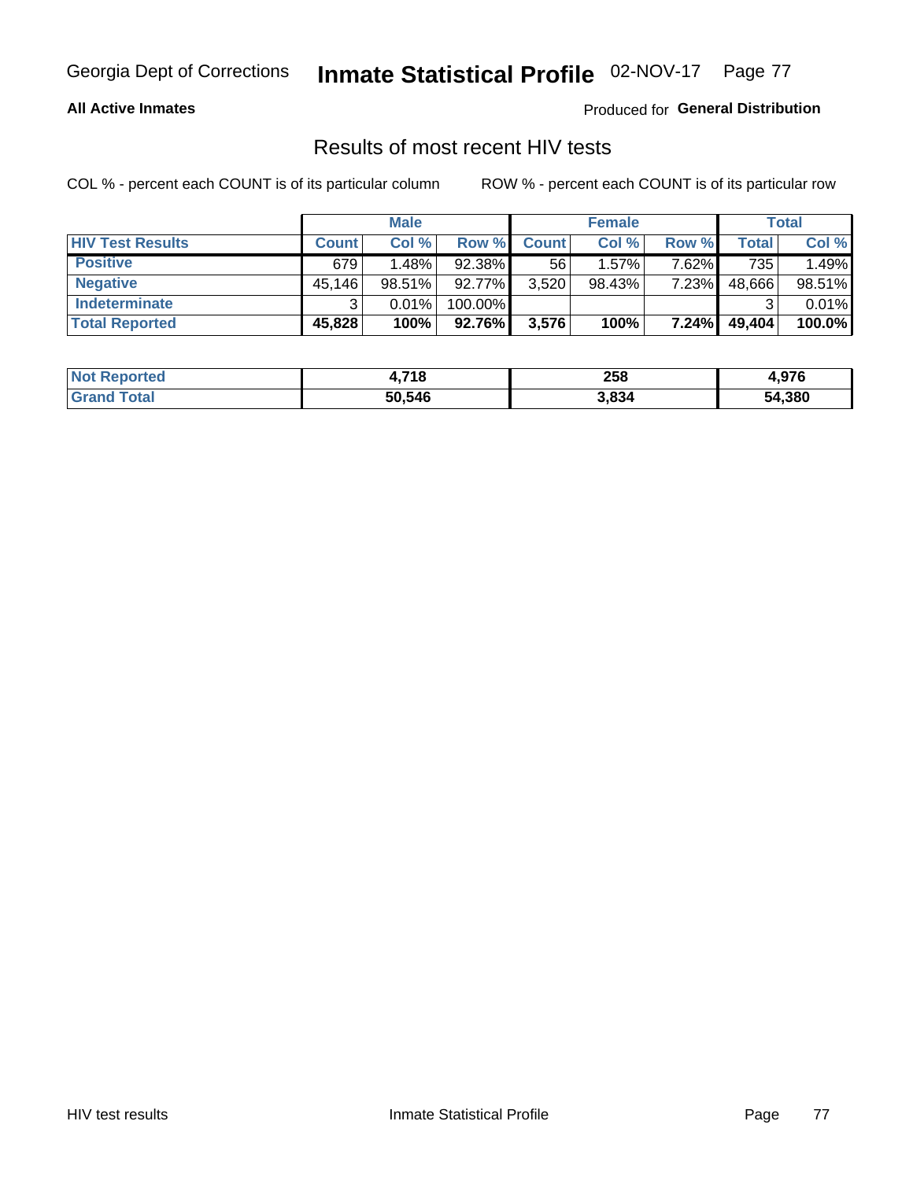Georgia Dept of Corrections **Inmate Statistical Profile** 02-NOV-17

**All Active Inmates**

Produced for **General Distribution**

## Results of most recent HIV tests

COL % - percent each COUNT is of its particular column ROW % - percent each COUNT is of its particular row

| | Male | | | Female | | | Total | |
|---|---|---|---|---|---|---|---|---|
| **HIV Test Results** | **Count** | **Col %** | **Row %** | **Count** | **Col %** | **Row %** | **Total** | **Col %** |
| **Positive** | 679 | 1.48% | 92.38% | 56 | 1.57% | 7.62% | 735 | 1.49% |
| **Negative** | 45,146 | 98.51% | 92.77% | 3,520 | 98.43% | 7.23% | 48,666 | 98.51% |
| **Indeterminate** | 3 | 0.01% | 100.00% | | | | 3 | 0.01% |
| **Total Reported** | **45,828** | **100%** | **92.76%** | **3,576** | **100%** | **7.24%** | **49,404** | **100.0%** |

| | Male | Female | Total |
|---|---|---|---|
| **Not Reported** | **4,718** | **258** | **4,976** |
| **Grand Total** | **50,546** | **3,834** | **54,380** |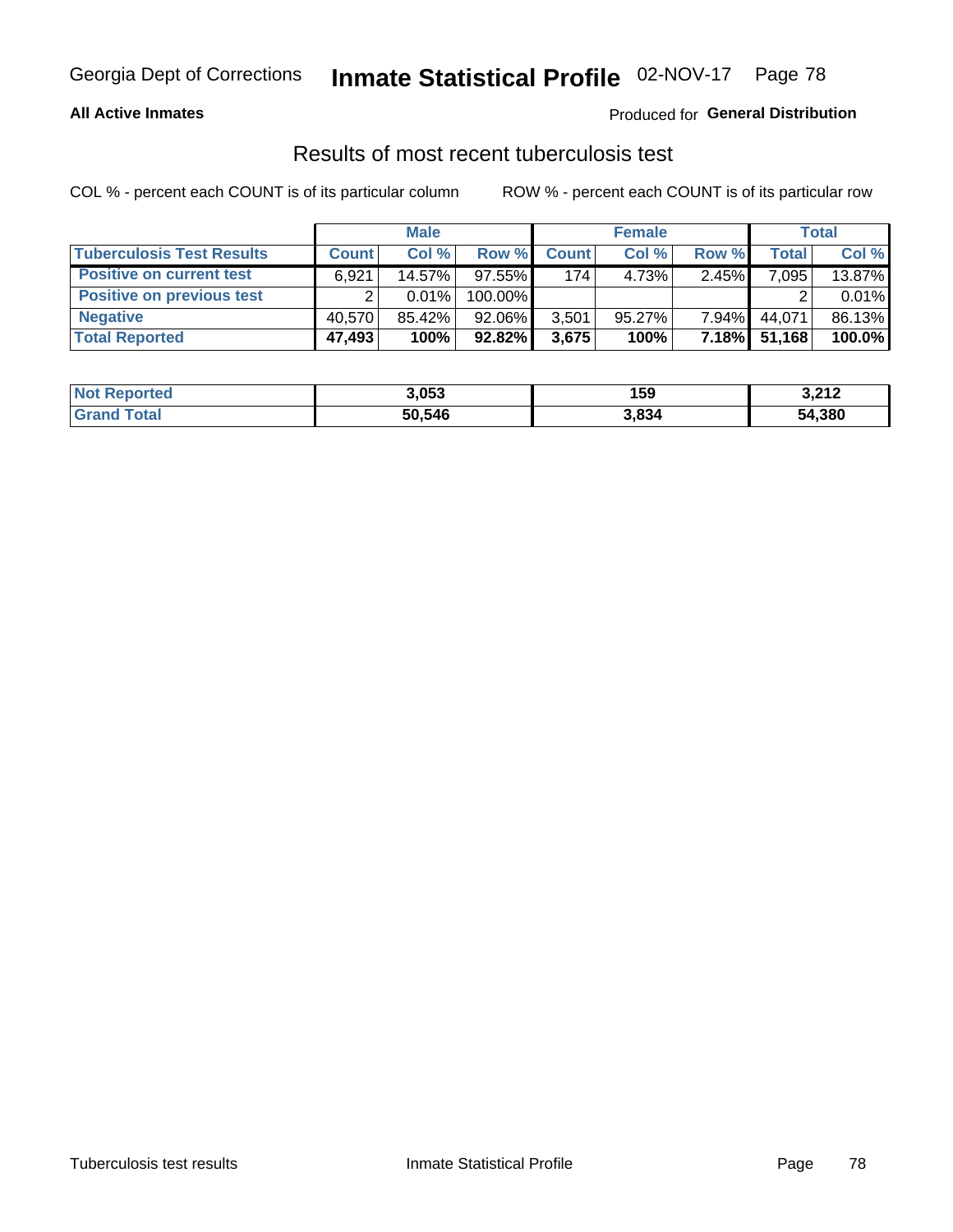## All Active Inmates

Produced for **General Distribution**

# Results of most recent tuberculosis test

COL % - percent each COUNT is of its particular column

ROW % - percent each COUNT is of its particular row

| | Male | | | Female | | | Total | |
|---|---|---|---|---|---|---|---|---|
| **Tuberculosis Test Results** | **Count** | **Col %** | **Row %** | **Count** | **Col %** | **Row %** | **Total** | **Col %** |
| **Positive on current test** | 6,921 | 14.57% | 97.55% | 174 | 4.73% | 2.45% | 7,095 | 13.87% |
| **Positive on previous test** | 2 | 0.01% | 100.00% | | | | 2 | 0.01% |
| **Negative** | 40,570 | 85.42% | 92.06% | 3,501 | 95.27% | 7.94% | 44,071 | 86.13% |
| **Total Reported** | **47,493** | **100%** | **92.82%** | **3,675** | **100%** | **7.18%** | **51,168** | **100.0%** |

| | Male | Female | Total |
|---|---|---|---|
| **Not Reported** | **3,053** | **159** | **3,212** |
| **Grand Total** | **50,546** | **3,834** | **54,380** |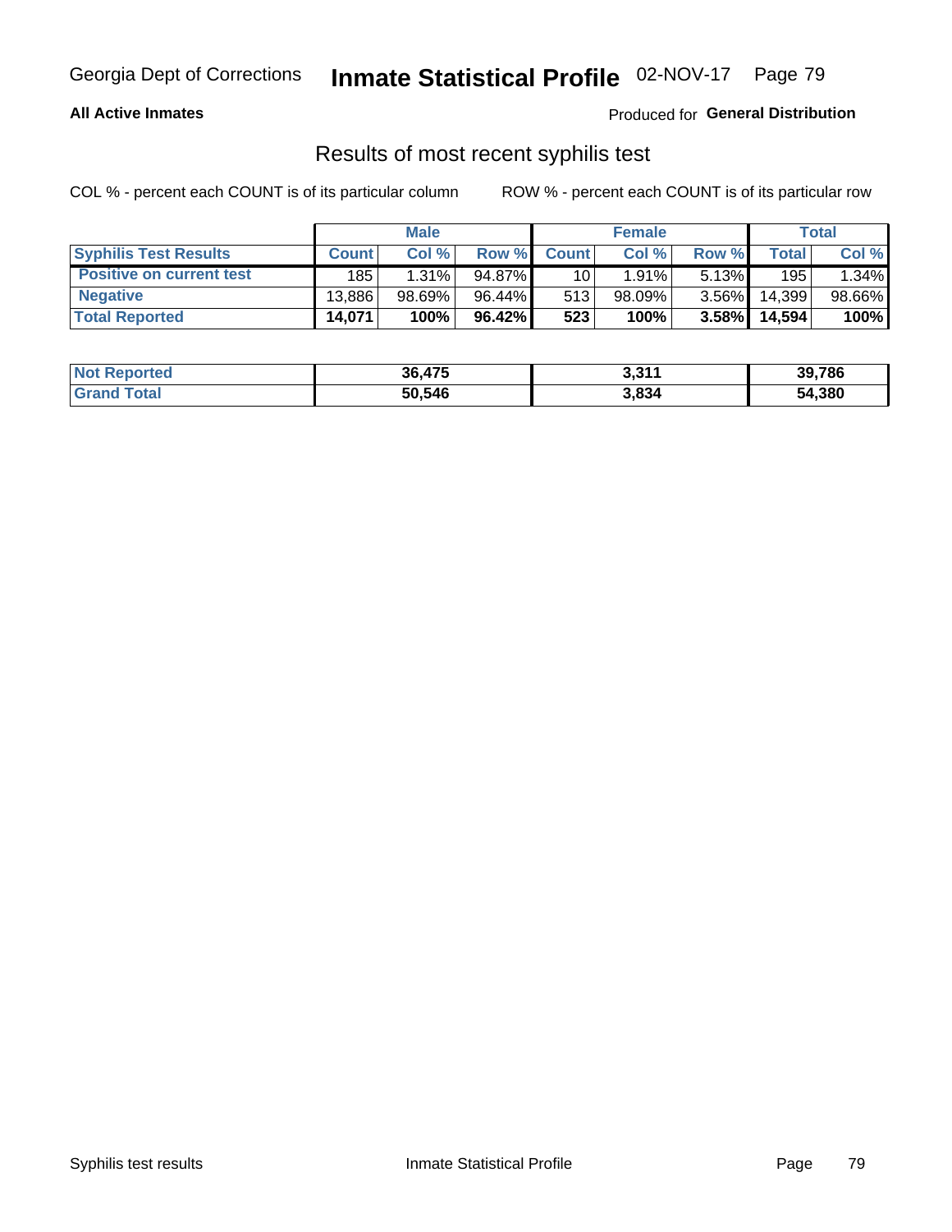Georgia Dept of Corrections **Inmate Statistical Profile** 02-NOV-17

**All Active Inmates**

Produced for **General Distribution**

## Results of most recent syphilis test

COL % - percent each COUNT is of its particular column

ROW % - percent each COUNT is of its particular row

| | Male | | | Female | | | Total | |
|---|---|---|---|---|---|---|---|---|
| **Syphilis Test Results** | **Count** | **Col %** | **Row %** | **Count** | **Col %** | **Row %** | **Total** | **Col %** |
| **Positive on current test** | 185 | 1.31% | 94.87% | 10 | 1.91% | 5.13% | 195 | 1.34% |
| **Negative** | 13,886 | 98.69% | 96.44% | 513 | 98.09% | 3.56% | 14,399 | 98.66% |
| **Total Reported** | **14,071** | **100%** | **96.42%** | **523** | **100%** | **3.58%** | **14,594** | **100%** |

| | Male | Female | Total |
|---|---|---|---|
| **Not Reported** | **36,475** | **3,311** | **39,786** |
| **Grand Total** | **50,546** | **3,834** | **54,380** |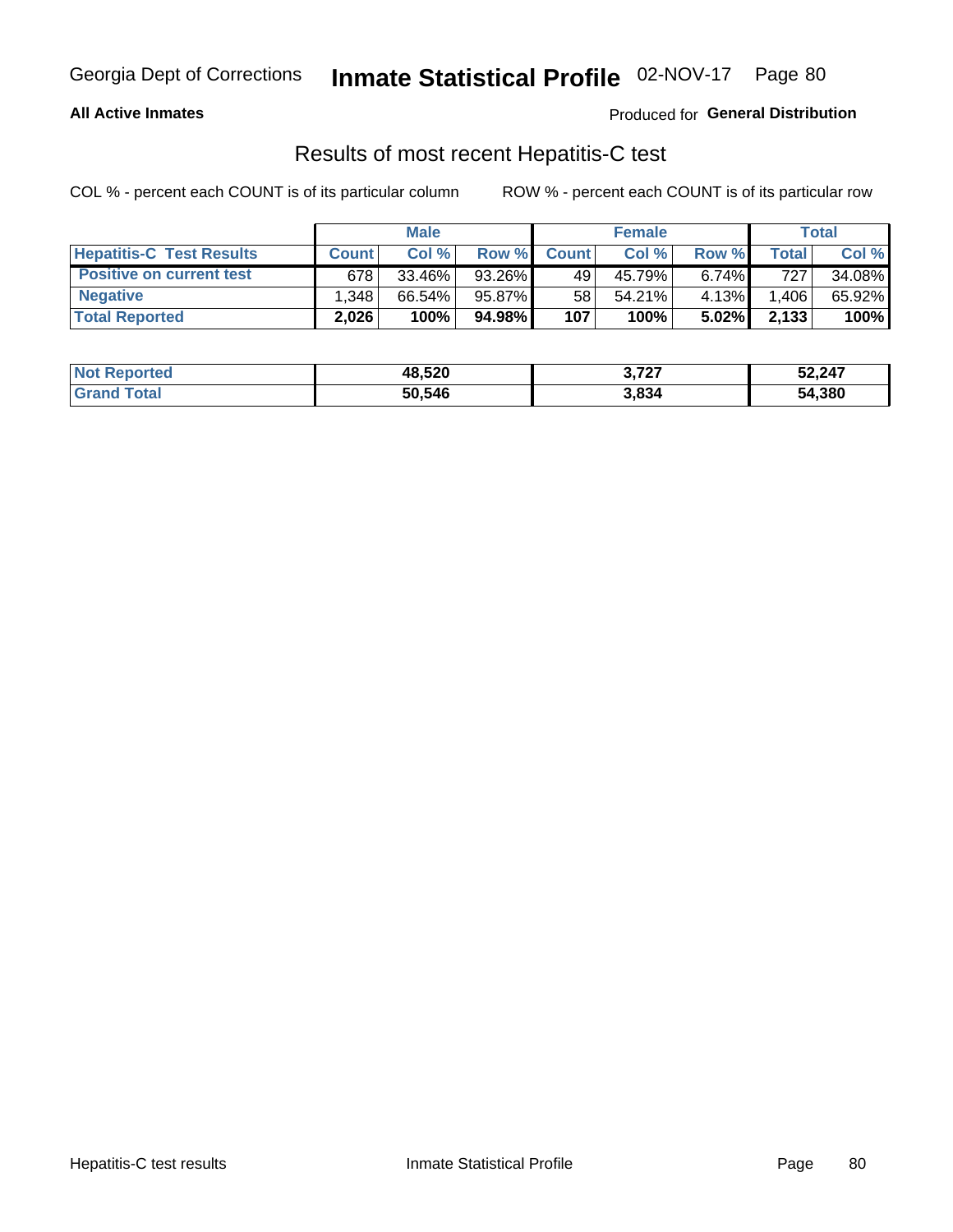Georgia Dept of Corrections **Inmate Statistical Profile** 02-NOV-17

**All Active Inmates**

Produced for **General Distribution**

## Results of most recent Hepatitis-C test

COL % - percent each COUNT is of its particular column

ROW % - percent each COUNT is of its particular row

| | Male | | | Female | | | Total | |
|---|---|---|---|---|---|---|---|---|
| **Hepatitis-C Test Results** | **Count** | **Col %** | **Row %** | **Count** | **Col %** | **Row %** | **Total** | **Col %** |
| **Positive on current test** | 678 | 33.46% | 93.26% | 49 | 45.79% | 6.74% | 727 | 34.08% |
| **Negative** | 1,348 | 66.54% | 95.87% | 58 | 54.21% | 4.13% | 1,406 | 65.92% |
| **Total Reported** | **2,026** | **100%** | **94.98%** | **107** | **100%** | **5.02%** | **2,133** | **100%** |

| | Male | Female | Total |
|---|---|---|---|
| **Not Reported** | **48,520** | **3,727** | **52,247** |
| **Grand Total** | **50,546** | **3,834** | **54,380** |

Hepatitis-C test results